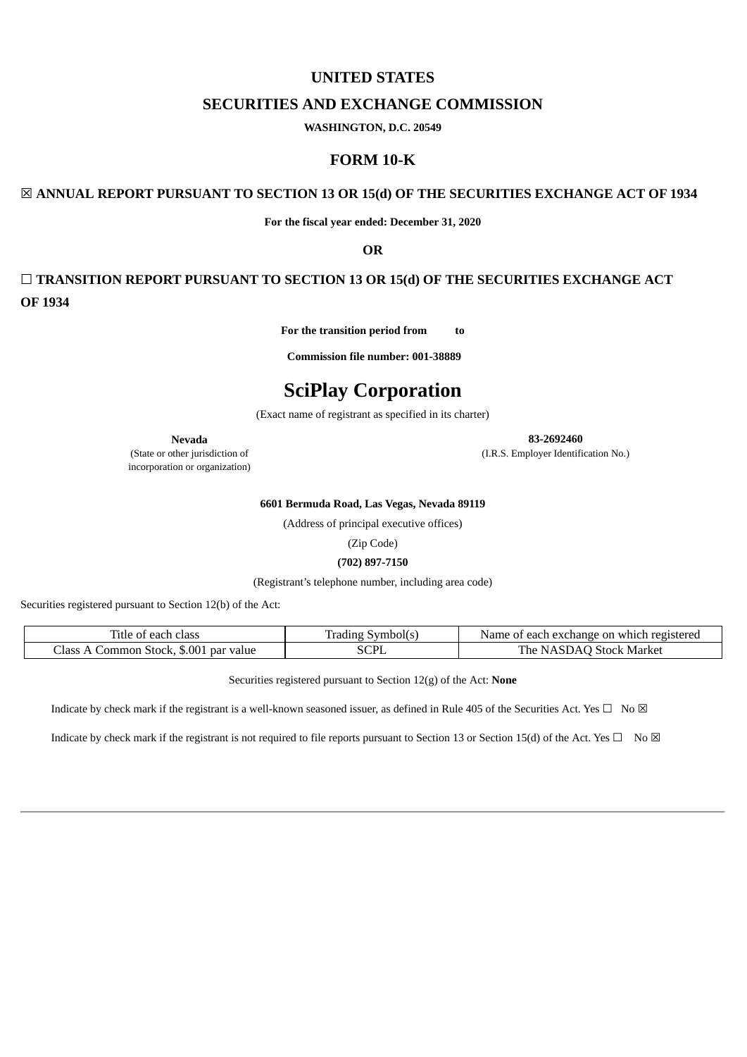# UNITED STATES

# SECURITIES AND EXCHANGE COMMISSION

**WASHINGTON, D.C. 20549**

## FORM 10-K

**☒ ANNUAL REPORT PURSUANT TO SECTION 13 OR 15(d) OF THE SECURITIES EXCHANGE ACT OF 1934**

**For the fiscal year ended: December 31, 2020**

**OR**

**☐ TRANSITION REPORT PURSUANT TO SECTION 13 OR 15(d) OF THE SECURITIES EXCHANGE ACT OF 1934**

**For the transition period from to**

**Commission file number: 001-38889**

# SciPlay Corporation

(Exact name of registrant as specified in its charter)

**Nevada**
(State or other jurisdiction of incorporation or organization)

**83-2692460**
(I.R.S. Employer Identification No.)

**6601 Bermuda Road, Las Vegas, Nevada 89119**

(Address of principal executive offices)

(Zip Code)

**(702) 897-7150**

(Registrant's telephone number, including area code)

Securities registered pursuant to Section 12(b) of the Act:

| Title of each class | Trading Symbol(s) | Name of each exchange on which registered |
|---|---|---|
| Class A Common Stock, $.001 par value | SCPL | The NASDAQ Stock Market |

Securities registered pursuant to Section 12(g) of the Act: **None**

Indicate by check mark if the registrant is a well-known seasoned issuer, as defined in Rule 405 of the Securities Act. Yes ☐ No ☒

Indicate by check mark if the registrant is not required to file reports pursuant to Section 13 or Section 15(d) of the Act. Yes ☐ No ☒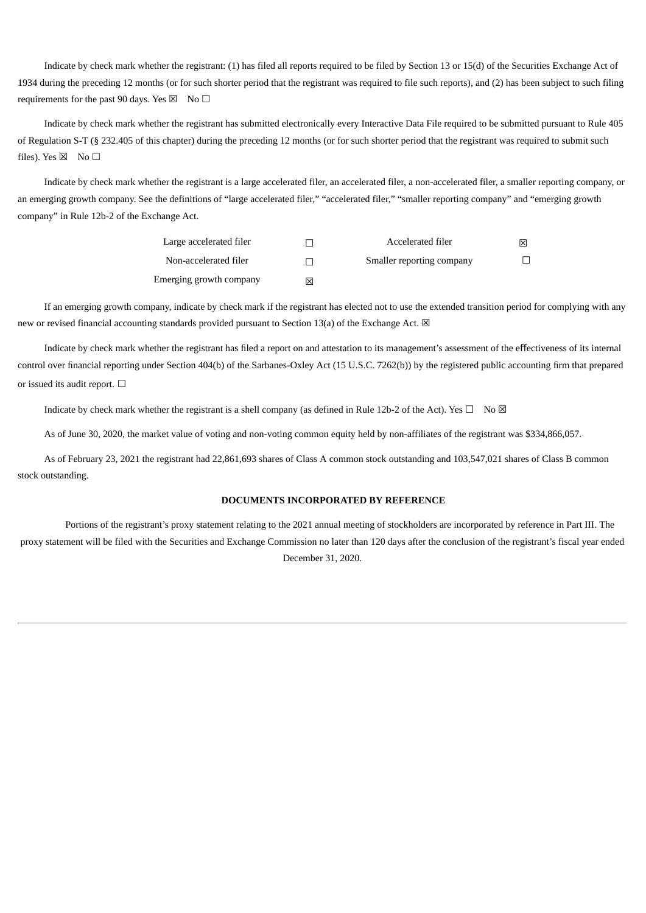Indicate by check mark whether the registrant: (1) has filed all reports required to be filed by Section 13 or 15(d) of the Securities Exchange Act of 1934 during the preceding 12 months (or for such shorter period that the registrant was required to file such reports), and (2) has been subject to such filing requirements for the past 90 days. Yes ☒ No ☐

Indicate by check mark whether the registrant has submitted electronically every Interactive Data File required to be submitted pursuant to Rule 405 of Regulation S-T (§ 232.405 of this chapter) during the preceding 12 months (or for such shorter period that the registrant was required to submit such files). Yes ☒ No ☐

Indicate by check mark whether the registrant is a large accelerated filer, an accelerated filer, a non-accelerated filer, a smaller reporting company, or an emerging growth company. See the definitions of "large accelerated filer," "accelerated filer," "smaller reporting company" and "emerging growth company" in Rule 12b-2 of the Exchange Act.

| | | | |
|---|---|---|---|
| Large accelerated filer | ☐ | Accelerated filer | ☒ |
| Non-accelerated filer | ☐ | Smaller reporting company | ☐ |
| Emerging growth company | ☒ | | |

If an emerging growth company, indicate by check mark if the registrant has elected not to use the extended transition period for complying with any new or revised financial accounting standards provided pursuant to Section 13(a) of the Exchange Act. ☒

Indicate by check mark whether the registrant has filed a report on and attestation to its management's assessment of the effectiveness of its internal control over financial reporting under Section 404(b) of the Sarbanes-Oxley Act (15 U.S.C. 7262(b)) by the registered public accounting firm that prepared or issued its audit report. ☐

Indicate by check mark whether the registrant is a shell company (as defined in Rule 12b-2 of the Act). Yes ☐ No ☒

As of June 30, 2020, the market value of voting and non-voting common equity held by non-affiliates of the registrant was $334,866,057.

As of February 23, 2021 the registrant had 22,861,693 shares of Class A common stock outstanding and 103,547,021 shares of Class B common stock outstanding.

**DOCUMENTS INCORPORATED BY REFERENCE**

Portions of the registrant's proxy statement relating to the 2021 annual meeting of stockholders are incorporated by reference in Part III. The proxy statement will be filed with the Securities and Exchange Commission no later than 120 days after the conclusion of the registrant's fiscal year ended December 31, 2020.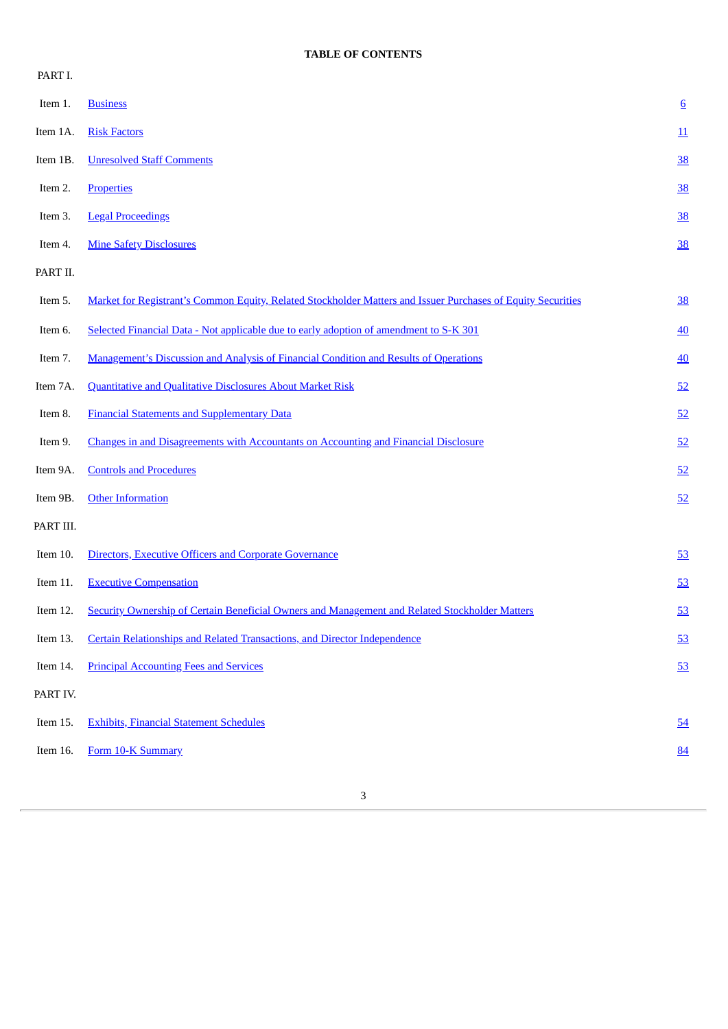**TABLE OF CONTENTS**

| | | |
|---|---|---|
| PART I. | | |
| Item 1. | Business | 6 |
| Item 1A. | Risk Factors | 11 |
| Item 1B. | Unresolved Staff Comments | 38 |
| Item 2. | Properties | 38 |
| Item 3. | Legal Proceedings | 38 |
| Item 4. | Mine Safety Disclosures | 38 |
| PART II. | | |
| Item 5. | Market for Registrant's Common Equity, Related Stockholder Matters and Issuer Purchases of Equity Securities | 38 |
| Item 6. | Selected Financial Data - Not applicable due to early adoption of amendment to S-K 301 | 40 |
| Item 7. | Management's Discussion and Analysis of Financial Condition and Results of Operations | 40 |
| Item 7A. | Quantitative and Qualitative Disclosures About Market Risk | 52 |
| Item 8. | Financial Statements and Supplementary Data | 52 |
| Item 9. | Changes in and Disagreements with Accountants on Accounting and Financial Disclosure | 52 |
| Item 9A. | Controls and Procedures | 52 |
| Item 9B. | Other Information | 52 |
| PART III. | | |
| Item 10. | Directors, Executive Officers and Corporate Governance | 53 |
| Item 11. | Executive Compensation | 53 |
| Item 12. | Security Ownership of Certain Beneficial Owners and Management and Related Stockholder Matters | 53 |
| Item 13. | Certain Relationships and Related Transactions, and Director Independence | 53 |
| Item 14. | Principal Accounting Fees and Services | 53 |
| PART IV. | | |
| Item 15. | Exhibits, Financial Statement Schedules | 54 |
| Item 16. | Form 10-K Summary | 84 |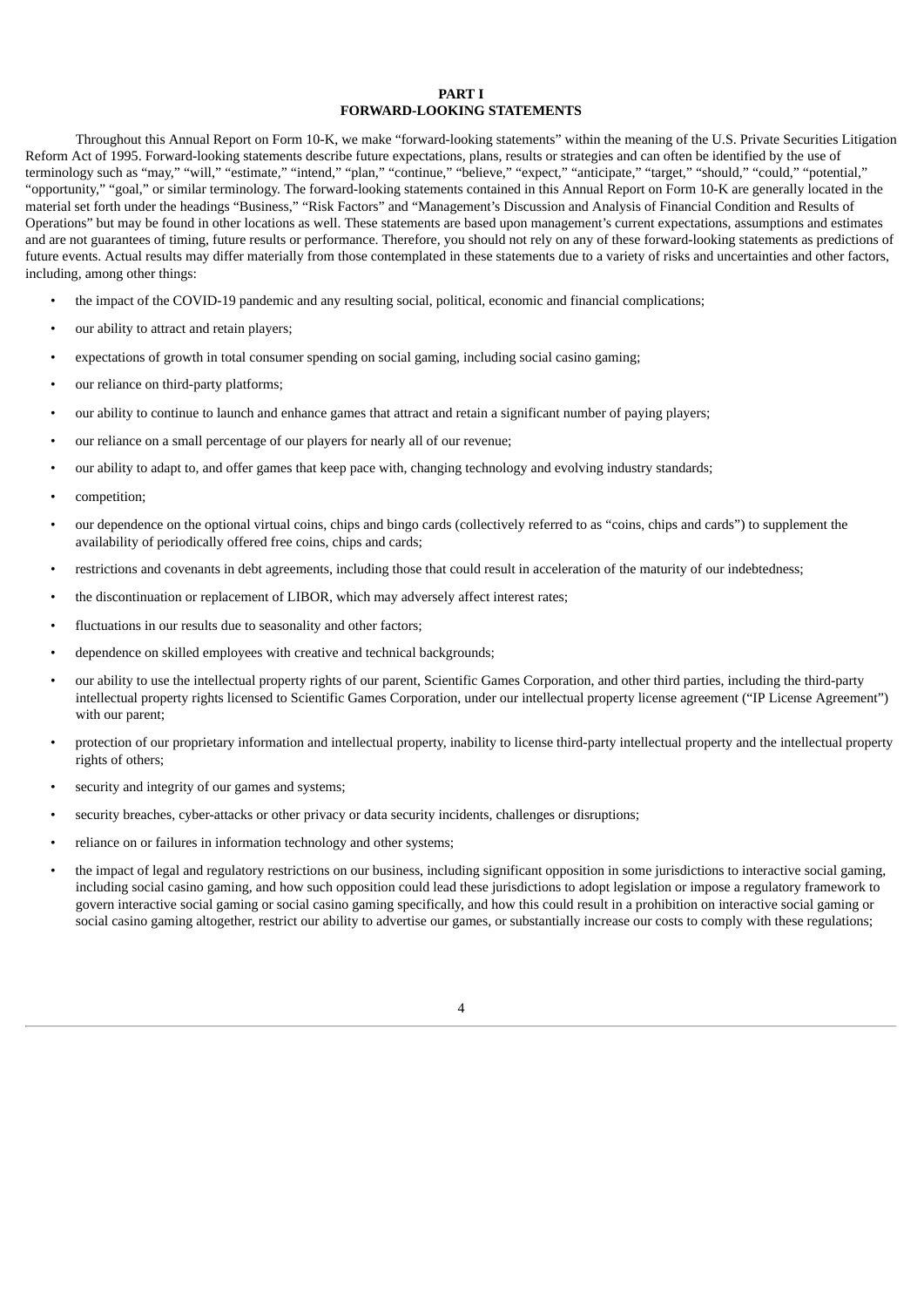# PART I

## FORWARD-LOOKING STATEMENTS

Throughout this Annual Report on Form 10-K, we make "forward-looking statements" within the meaning of the U.S. Private Securities Litigation Reform Act of 1995. Forward-looking statements describe future expectations, plans, results or strategies and can often be identified by the use of terminology such as "may," "will," "estimate," "intend," "plan," "continue," "believe," "expect," "anticipate," "target," "should," "could," "potential," "opportunity," "goal," or similar terminology. The forward-looking statements contained in this Annual Report on Form 10-K are generally located in the material set forth under the headings "Business," "Risk Factors" and "Management's Discussion and Analysis of Financial Condition and Results of Operations" but may be found in other locations as well. These statements are based upon management's current expectations, assumptions and estimates and are not guarantees of timing, future results or performance. Therefore, you should not rely on any of these forward-looking statements as predictions of future events. Actual results may differ materially from those contemplated in these statements due to a variety of risks and uncertainties and other factors, including, among other things:

- the impact of the COVID-19 pandemic and any resulting social, political, economic and financial complications;
- our ability to attract and retain players;
- expectations of growth in total consumer spending on social gaming, including social casino gaming;
- our reliance on third-party platforms;
- our ability to continue to launch and enhance games that attract and retain a significant number of paying players;
- our reliance on a small percentage of our players for nearly all of our revenue;
- our ability to adapt to, and offer games that keep pace with, changing technology and evolving industry standards;
- competition;
- our dependence on the optional virtual coins, chips and bingo cards (collectively referred to as "coins, chips and cards") to supplement the availability of periodically offered free coins, chips and cards;
- restrictions and covenants in debt agreements, including those that could result in acceleration of the maturity of our indebtedness;
- the discontinuation or replacement of LIBOR, which may adversely affect interest rates;
- fluctuations in our results due to seasonality and other factors;
- dependence on skilled employees with creative and technical backgrounds;
- our ability to use the intellectual property rights of our parent, Scientific Games Corporation, and other third parties, including the third-party intellectual property rights licensed to Scientific Games Corporation, under our intellectual property license agreement ("IP License Agreement") with our parent;
- protection of our proprietary information and intellectual property, inability to license third-party intellectual property and the intellectual property rights of others;
- security and integrity of our games and systems;
- security breaches, cyber-attacks or other privacy or data security incidents, challenges or disruptions;
- reliance on or failures in information technology and other systems;
- the impact of legal and regulatory restrictions on our business, including significant opposition in some jurisdictions to interactive social gaming, including social casino gaming, and how such opposition could lead these jurisdictions to adopt legislation or impose a regulatory framework to govern interactive social gaming or social casino gaming specifically, and how this could result in a prohibition on interactive social gaming or social casino gaming altogether, restrict our ability to advertise our games, or substantially increase our costs to comply with these regulations;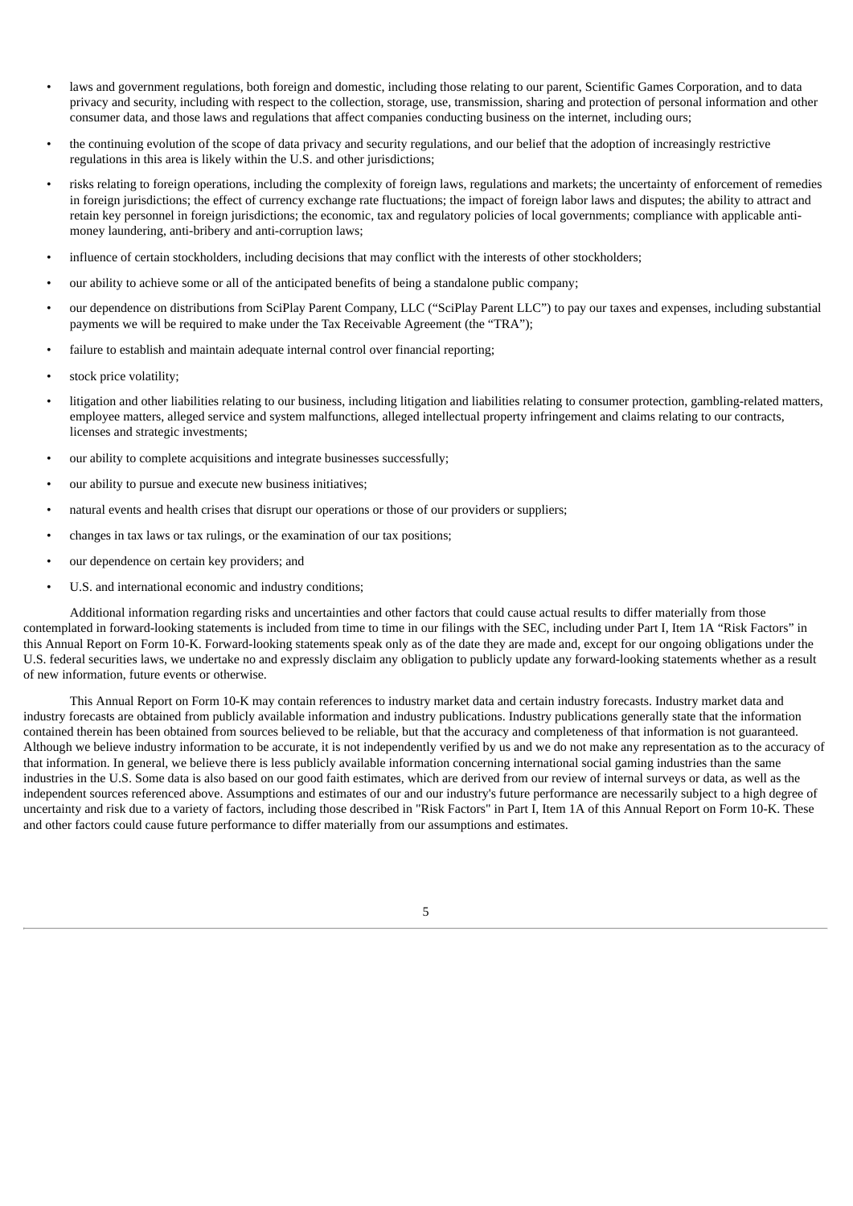- laws and government regulations, both foreign and domestic, including those relating to our parent, Scientific Games Corporation, and to data privacy and security, including with respect to the collection, storage, use, transmission, sharing and protection of personal information and other consumer data, and those laws and regulations that affect companies conducting business on the internet, including ours;
- the continuing evolution of the scope of data privacy and security regulations, and our belief that the adoption of increasingly restrictive regulations in this area is likely within the U.S. and other jurisdictions;
- risks relating to foreign operations, including the complexity of foreign laws, regulations and markets; the uncertainty of enforcement of remedies in foreign jurisdictions; the effect of currency exchange rate fluctuations; the impact of foreign labor laws and disputes; the ability to attract and retain key personnel in foreign jurisdictions; the economic, tax and regulatory policies of local governments; compliance with applicable anti-money laundering, anti-bribery and anti-corruption laws;
- influence of certain stockholders, including decisions that may conflict with the interests of other stockholders;
- our ability to achieve some or all of the anticipated benefits of being a standalone public company;
- our dependence on distributions from SciPlay Parent Company, LLC ("SciPlay Parent LLC") to pay our taxes and expenses, including substantial payments we will be required to make under the Tax Receivable Agreement (the "TRA");
- failure to establish and maintain adequate internal control over financial reporting;
- stock price volatility;
- litigation and other liabilities relating to our business, including litigation and liabilities relating to consumer protection, gambling-related matters, employee matters, alleged service and system malfunctions, alleged intellectual property infringement and claims relating to our contracts, licenses and strategic investments;
- our ability to complete acquisitions and integrate businesses successfully;
- our ability to pursue and execute new business initiatives;
- natural events and health crises that disrupt our operations or those of our providers or suppliers;
- changes in tax laws or tax rulings, or the examination of our tax positions;
- our dependence on certain key providers; and
- U.S. and international economic and industry conditions;

Additional information regarding risks and uncertainties and other factors that could cause actual results to differ materially from those contemplated in forward-looking statements is included from time to time in our filings with the SEC, including under Part I, Item 1A "Risk Factors" in this Annual Report on Form 10-K. Forward-looking statements speak only as of the date they are made and, except for our ongoing obligations under the U.S. federal securities laws, we undertake no and expressly disclaim any obligation to publicly update any forward-looking statements whether as a result of new information, future events or otherwise.

This Annual Report on Form 10-K may contain references to industry market data and certain industry forecasts. Industry market data and industry forecasts are obtained from publicly available information and industry publications. Industry publications generally state that the information contained therein has been obtained from sources believed to be reliable, but that the accuracy and completeness of that information is not guaranteed. Although we believe industry information to be accurate, it is not independently verified by us and we do not make any representation as to the accuracy of that information. In general, we believe there is less publicly available information concerning international social gaming industries than the same industries in the U.S. Some data is also based on our good faith estimates, which are derived from our review of internal surveys or data, as well as the independent sources referenced above. Assumptions and estimates of our and our industry's future performance are necessarily subject to a high degree of uncertainty and risk due to a variety of factors, including those described in "Risk Factors" in Part I, Item 1A of this Annual Report on Form 10-K. These and other factors could cause future performance to differ materially from our assumptions and estimates.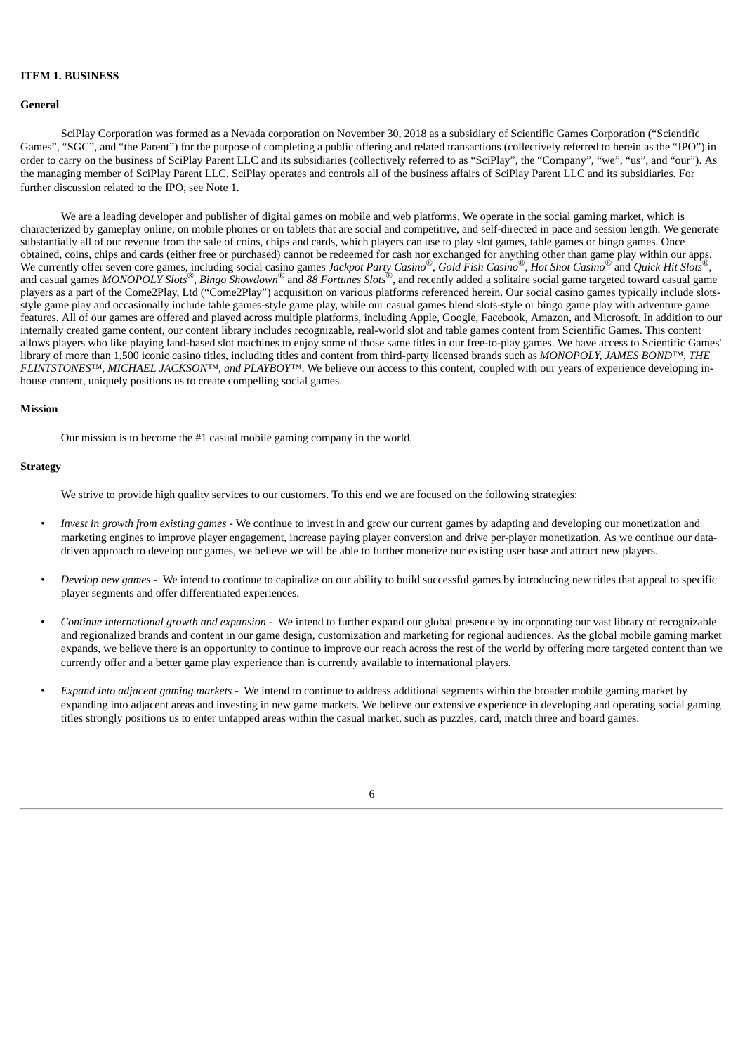## ITEM 1. BUSINESS

### General

SciPlay Corporation was formed as a Nevada corporation on November 30, 2018 as a subsidiary of Scientific Games Corporation ("Scientific Games", "SGC", and "the Parent") for the purpose of completing a public offering and related transactions (collectively referred to herein as the "IPO") in order to carry on the business of SciPlay Parent LLC and its subsidiaries (collectively referred to as "SciPlay", the "Company", "we", "us", and "our"). As the managing member of SciPlay Parent LLC, SciPlay operates and controls all of the business affairs of SciPlay Parent LLC and its subsidiaries. For further discussion related to the IPO, see Note 1.

We are a leading developer and publisher of digital games on mobile and web platforms. We operate in the social gaming market, which is characterized by gameplay online, on mobile phones or on tablets that are social and competitive, and self-directed in pace and session length. We generate substantially all of our revenue from the sale of coins, chips and cards, which players can use to play slot games, table games or bingo games. Once obtained, coins, chips and cards (either free or purchased) cannot be redeemed for cash nor exchanged for anything other than game play within our apps. We currently offer seven core games, including social casino games *Jackpot Party Casino®*, *Gold Fish Casino®*, *Hot Shot Casino®* and *Quick Hit Slots®*, and casual games *MONOPOLY Slots®*, *Bingo Showdown®* and *88 Fortunes Slots®*, and recently added a solitaire social game targeted toward casual game players as a part of the Come2Play, Ltd ("Come2Play") acquisition on various platforms referenced herein. Our social casino games typically include slots-style game play and occasionally include table games-style game play, while our casual games blend slots-style or bingo game play with adventure game features. All of our games are offered and played across multiple platforms, including Apple, Google, Facebook, Amazon, and Microsoft. In addition to our internally created game content, our content library includes recognizable, real-world slot and table games content from Scientific Games. This content allows players who like playing land-based slot machines to enjoy some of those same titles in our free-to-play games. We have access to Scientific Games' library of more than 1,500 iconic casino titles, including titles and content from third-party licensed brands such as *MONOPOLY, JAMES BOND™, THE FLINTSTONES™, MICHAEL JACKSON™, and PLAYBOY™*. We believe our access to this content, coupled with our years of experience developing in-house content, uniquely positions us to create compelling social games.

### Mission

Our mission is to become the #1 casual mobile gaming company in the world.

### Strategy

We strive to provide high quality services to our customers. To this end we are focused on the following strategies:

- *Invest in growth from existing games* - We continue to invest in and grow our current games by adapting and developing our monetization and marketing engines to improve player engagement, increase paying player conversion and drive per-player monetization. As we continue our data-driven approach to develop our games, we believe we will be able to further monetize our existing user base and attract new players.
- *Develop new games* - We intend to continue to capitalize on our ability to build successful games by introducing new titles that appeal to specific player segments and offer differentiated experiences.
- *Continue international growth and expansion* - We intend to further expand our global presence by incorporating our vast library of recognizable and regionalized brands and content in our game design, customization and marketing for regional audiences. As the global mobile gaming market expands, we believe there is an opportunity to continue to improve our reach across the rest of the world by offering more targeted content than we currently offer and a better game play experience than is currently available to international players.
- *Expand into adjacent gaming markets* - We intend to continue to address additional segments within the broader mobile gaming market by expanding into adjacent areas and investing in new game markets. We believe our extensive experience in developing and operating social gaming titles strongly positions us to enter untapped areas within the casual market, such as puzzles, card, match three and board games.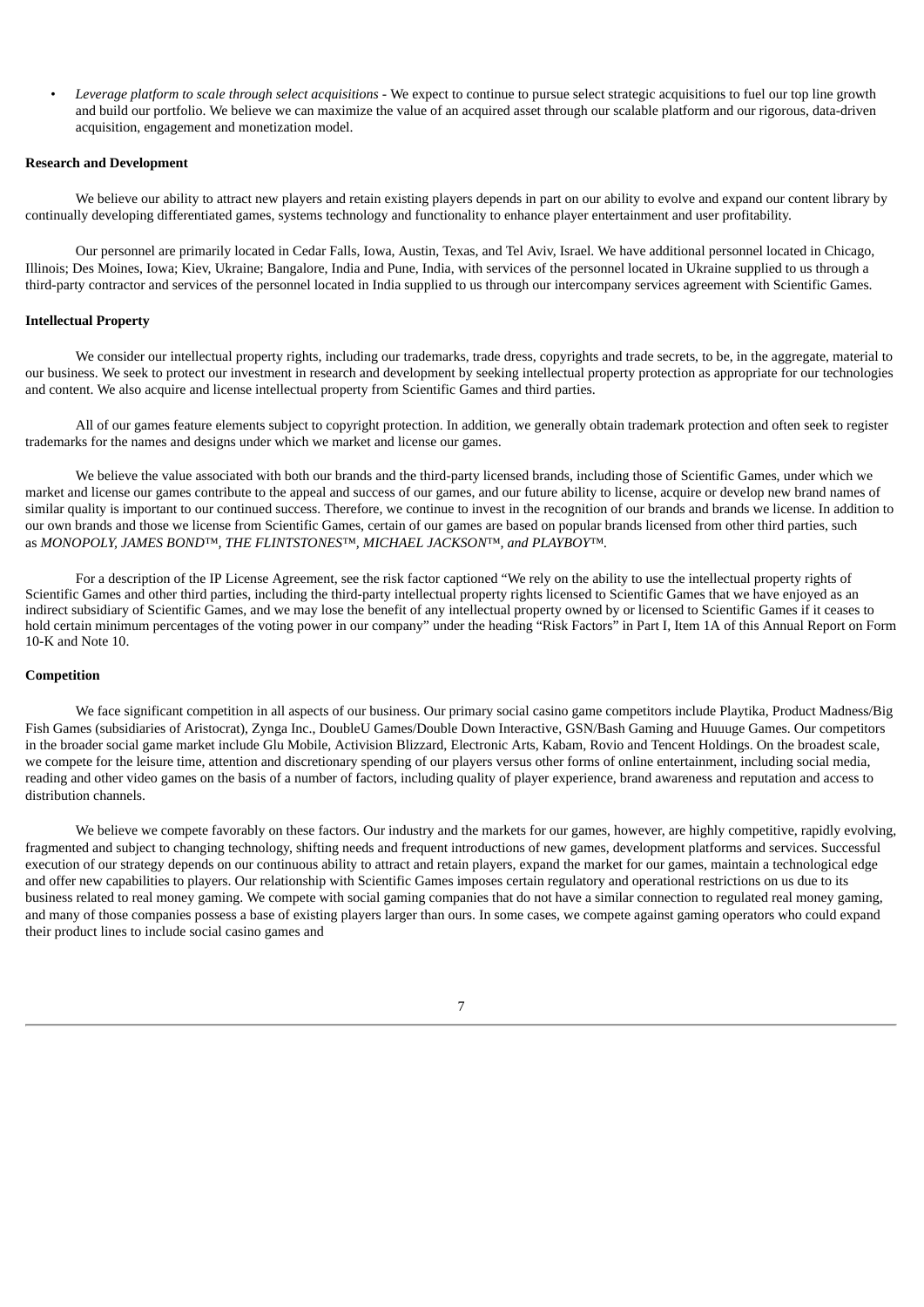- *Leverage platform to scale through select acquisitions* - We expect to continue to pursue select strategic acquisitions to fuel our top line growth and build our portfolio. We believe we can maximize the value of an acquired asset through our scalable platform and our rigorous, data-driven acquisition, engagement and monetization model.

**Research and Development**

We believe our ability to attract new players and retain existing players depends in part on our ability to evolve and expand our content library by continually developing differentiated games, systems technology and functionality to enhance player entertainment and user profitability.

Our personnel are primarily located in Cedar Falls, Iowa, Austin, Texas, and Tel Aviv, Israel. We have additional personnel located in Chicago, Illinois; Des Moines, Iowa; Kiev, Ukraine; Bangalore, India and Pune, India, with services of the personnel located in Ukraine supplied to us through a third-party contractor and services of the personnel located in India supplied to us through our intercompany services agreement with Scientific Games.

**Intellectual Property**

We consider our intellectual property rights, including our trademarks, trade dress, copyrights and trade secrets, to be, in the aggregate, material to our business. We seek to protect our investment in research and development by seeking intellectual property protection as appropriate for our technologies and content. We also acquire and license intellectual property from Scientific Games and third parties.

All of our games feature elements subject to copyright protection. In addition, we generally obtain trademark protection and often seek to register trademarks for the names and designs under which we market and license our games.

We believe the value associated with both our brands and the third-party licensed brands, including those of Scientific Games, under which we market and license our games contribute to the appeal and success of our games, and our future ability to license, acquire or develop new brand names of similar quality is important to our continued success. Therefore, we continue to invest in the recognition of our brands and brands we license. In addition to our own brands and those we license from Scientific Games, certain of our games are based on popular brands licensed from other third parties, such as *MONOPOLY, JAMES BOND™, THE FLINTSTONES™, MICHAEL JACKSON™, and PLAYBOY™*.

For a description of the IP License Agreement, see the risk factor captioned "We rely on the ability to use the intellectual property rights of Scientific Games and other third parties, including the third-party intellectual property rights licensed to Scientific Games that we have enjoyed as an indirect subsidiary of Scientific Games, and we may lose the benefit of any intellectual property owned by or licensed to Scientific Games if it ceases to hold certain minimum percentages of the voting power in our company" under the heading "Risk Factors" in Part I, Item 1A of this Annual Report on Form 10-K and Note 10.

**Competition**

We face significant competition in all aspects of our business. Our primary social casino game competitors include Playtika, Product Madness/Big Fish Games (subsidiaries of Aristocrat), Zynga Inc., DoubleU Games/Double Down Interactive, GSN/Bash Gaming and Huuuge Games. Our competitors in the broader social game market include Glu Mobile, Activision Blizzard, Electronic Arts, Kabam, Rovio and Tencent Holdings. On the broadest scale, we compete for the leisure time, attention and discretionary spending of our players versus other forms of online entertainment, including social media, reading and other video games on the basis of a number of factors, including quality of player experience, brand awareness and reputation and access to distribution channels.

We believe we compete favorably on these factors. Our industry and the markets for our games, however, are highly competitive, rapidly evolving, fragmented and subject to changing technology, shifting needs and frequent introductions of new games, development platforms and services. Successful execution of our strategy depends on our continuous ability to attract and retain players, expand the market for our games, maintain a technological edge and offer new capabilities to players. Our relationship with Scientific Games imposes certain regulatory and operational restrictions on us due to its business related to real money gaming. We compete with social gaming companies that do not have a similar connection to regulated real money gaming, and many of those companies possess a base of existing players larger than ours. In some cases, we compete against gaming operators who could expand their product lines to include social casino games and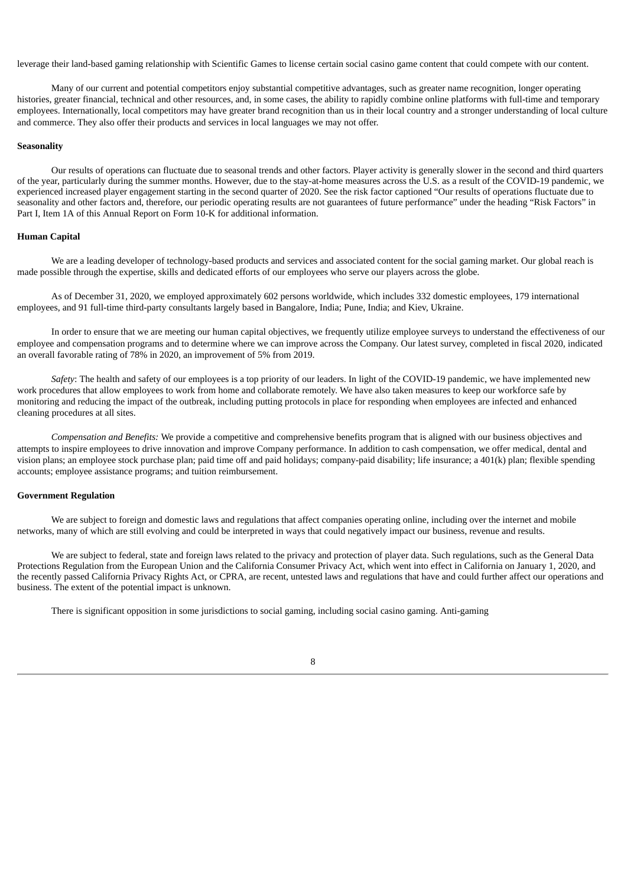leverage their land-based gaming relationship with Scientific Games to license certain social casino game content that could compete with our content.

Many of our current and potential competitors enjoy substantial competitive advantages, such as greater name recognition, longer operating histories, greater financial, technical and other resources, and, in some cases, the ability to rapidly combine online platforms with full-time and temporary employees. Internationally, local competitors may have greater brand recognition than us in their local country and a stronger understanding of local culture and commerce. They also offer their products and services in local languages we may not offer.

**Seasonality**

Our results of operations can fluctuate due to seasonal trends and other factors. Player activity is generally slower in the second and third quarters of the year, particularly during the summer months. However, due to the stay-at-home measures across the U.S. as a result of the COVID-19 pandemic, we experienced increased player engagement starting in the second quarter of 2020. See the risk factor captioned "Our results of operations fluctuate due to seasonality and other factors and, therefore, our periodic operating results are not guarantees of future performance" under the heading "Risk Factors" in Part I, Item 1A of this Annual Report on Form 10-K for additional information.

**Human Capital**

We are a leading developer of technology-based products and services and associated content for the social gaming market. Our global reach is made possible through the expertise, skills and dedicated efforts of our employees who serve our players across the globe.

As of December 31, 2020, we employed approximately 602 persons worldwide, which includes 332 domestic employees, 179 international employees, and 91 full-time third-party consultants largely based in Bangalore, India; Pune, India; and Kiev, Ukraine.

In order to ensure that we are meeting our human capital objectives, we frequently utilize employee surveys to understand the effectiveness of our employee and compensation programs and to determine where we can improve across the Company. Our latest survey, completed in fiscal 2020, indicated an overall favorable rating of 78% in 2020, an improvement of 5% from 2019.

*Safety*: The health and safety of our employees is a top priority of our leaders. In light of the COVID-19 pandemic, we have implemented new work procedures that allow employees to work from home and collaborate remotely. We have also taken measures to keep our workforce safe by monitoring and reducing the impact of the outbreak, including putting protocols in place for responding when employees are infected and enhanced cleaning procedures at all sites.

*Compensation and Benefits:* We provide a competitive and comprehensive benefits program that is aligned with our business objectives and attempts to inspire employees to drive innovation and improve Company performance. In addition to cash compensation, we offer medical, dental and vision plans; an employee stock purchase plan; paid time off and paid holidays; company-paid disability; life insurance; a 401(k) plan; flexible spending accounts; employee assistance programs; and tuition reimbursement.

**Government Regulation**

We are subject to foreign and domestic laws and regulations that affect companies operating online, including over the internet and mobile networks, many of which are still evolving and could be interpreted in ways that could negatively impact our business, revenue and results.

We are subject to federal, state and foreign laws related to the privacy and protection of player data. Such regulations, such as the General Data Protections Regulation from the European Union and the California Consumer Privacy Act, which went into effect in California on January 1, 2020, and the recently passed California Privacy Rights Act, or CPRA, are recent, untested laws and regulations that have and could further affect our operations and business. The extent of the potential impact is unknown.

There is significant opposition in some jurisdictions to social gaming, including social casino gaming. Anti-gaming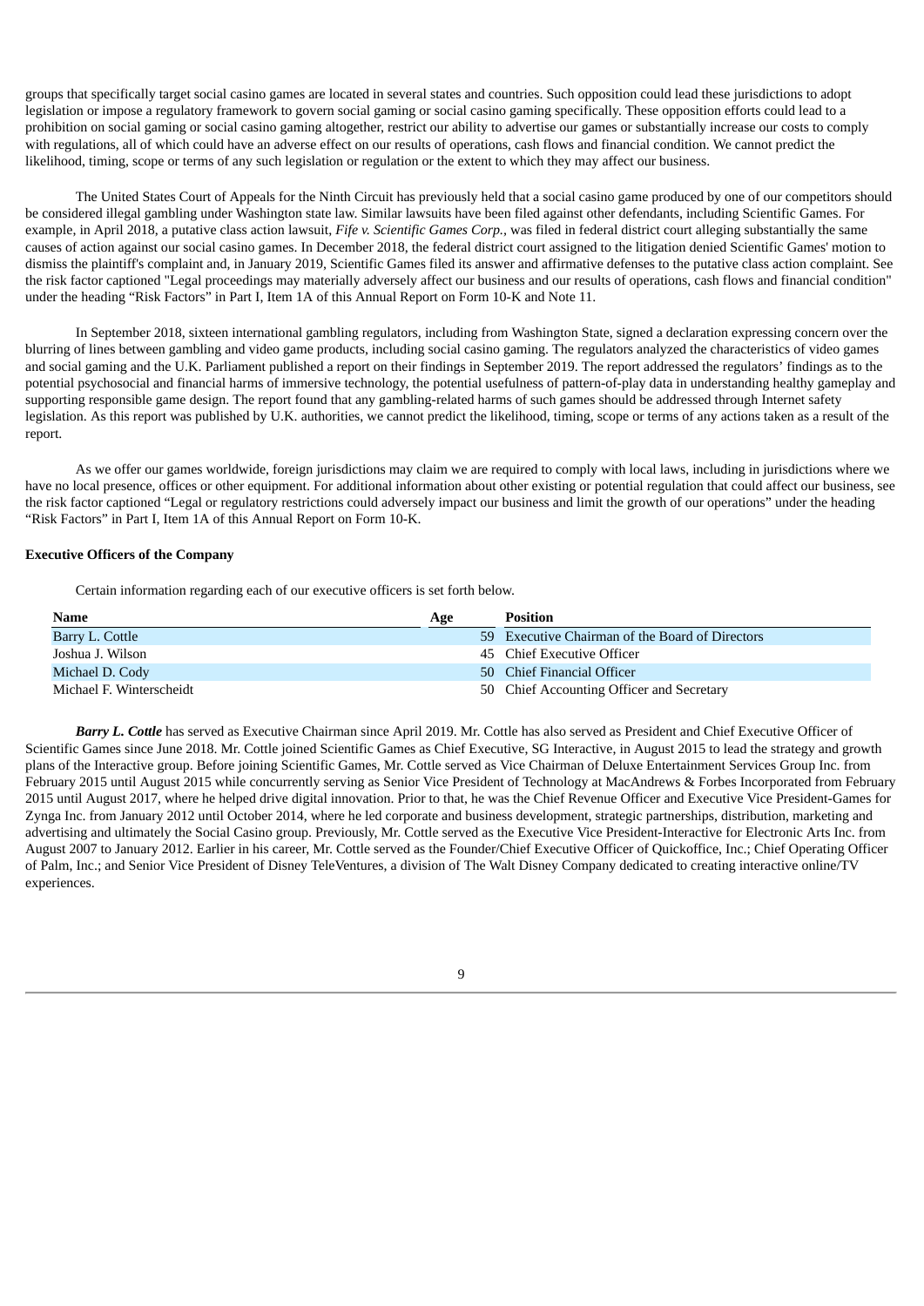groups that specifically target social casino games are located in several states and countries. Such opposition could lead these jurisdictions to adopt legislation or impose a regulatory framework to govern social gaming or social casino gaming specifically. These opposition efforts could lead to a prohibition on social gaming or social casino gaming altogether, restrict our ability to advertise our games or substantially increase our costs to comply with regulations, all of which could have an adverse effect on our results of operations, cash flows and financial condition. We cannot predict the likelihood, timing, scope or terms of any such legislation or regulation or the extent to which they may affect our business.

The United States Court of Appeals for the Ninth Circuit has previously held that a social casino game produced by one of our competitors should be considered illegal gambling under Washington state law. Similar lawsuits have been filed against other defendants, including Scientific Games. For example, in April 2018, a putative class action lawsuit, *Fife v. Scientific Games Corp.*, was filed in federal district court alleging substantially the same causes of action against our social casino games. In December 2018, the federal district court assigned to the litigation denied Scientific Games' motion to dismiss the plaintiff's complaint and, in January 2019, Scientific Games filed its answer and affirmative defenses to the putative class action complaint. See the risk factor captioned "Legal proceedings may materially adversely affect our business and our results of operations, cash flows and financial condition" under the heading "Risk Factors" in Part I, Item 1A of this Annual Report on Form 10-K and Note 11.

In September 2018, sixteen international gambling regulators, including from Washington State, signed a declaration expressing concern over the blurring of lines between gambling and video game products, including social casino gaming. The regulators analyzed the characteristics of video games and social gaming and the U.K. Parliament published a report on their findings in September 2019. The report addressed the regulators' findings as to the potential psychosocial and financial harms of immersive technology, the potential usefulness of pattern-of-play data in understanding healthy gameplay and supporting responsible game design. The report found that any gambling-related harms of such games should be addressed through Internet safety legislation. As this report was published by U.K. authorities, we cannot predict the likelihood, timing, scope or terms of any actions taken as a result of the report.

As we offer our games worldwide, foreign jurisdictions may claim we are required to comply with local laws, including in jurisdictions where we have no local presence, offices or other equipment. For additional information about other existing or potential regulation that could affect our business, see the risk factor captioned "Legal or regulatory restrictions could adversely impact our business and limit the growth of our operations" under the heading "Risk Factors" in Part I, Item 1A of this Annual Report on Form 10-K.

**Executive Officers of the Company**

Certain information regarding each of our executive officers is set forth below.

| Name | Age | Position |
|---|---|---|
| Barry L. Cottle | 59 | Executive Chairman of the Board of Directors |
| Joshua J. Wilson | 45 | Chief Executive Officer |
| Michael D. Cody | 50 | Chief Financial Officer |
| Michael F. Winterscheidt | 50 | Chief Accounting Officer and Secretary |

***Barry L. Cottle*** has served as Executive Chairman since April 2019. Mr. Cottle has also served as President and Chief Executive Officer of Scientific Games since June 2018. Mr. Cottle joined Scientific Games as Chief Executive, SG Interactive, in August 2015 to lead the strategy and growth plans of the Interactive group. Before joining Scientific Games, Mr. Cottle served as Vice Chairman of Deluxe Entertainment Services Group Inc. from February 2015 until August 2015 while concurrently serving as Senior Vice President of Technology at MacAndrews & Forbes Incorporated from February 2015 until August 2017, where he helped drive digital innovation. Prior to that, he was the Chief Revenue Officer and Executive Vice President-Games for Zynga Inc. from January 2012 until October 2014, where he led corporate and business development, strategic partnerships, distribution, marketing and advertising and ultimately the Social Casino group. Previously, Mr. Cottle served as the Executive Vice President-Interactive for Electronic Arts Inc. from August 2007 to January 2012. Earlier in his career, Mr. Cottle served as the Founder/Chief Executive Officer of Quickoffice, Inc.; Chief Operating Officer of Palm, Inc.; and Senior Vice President of Disney TeleVentures, a division of The Walt Disney Company dedicated to creating interactive online/TV experiences.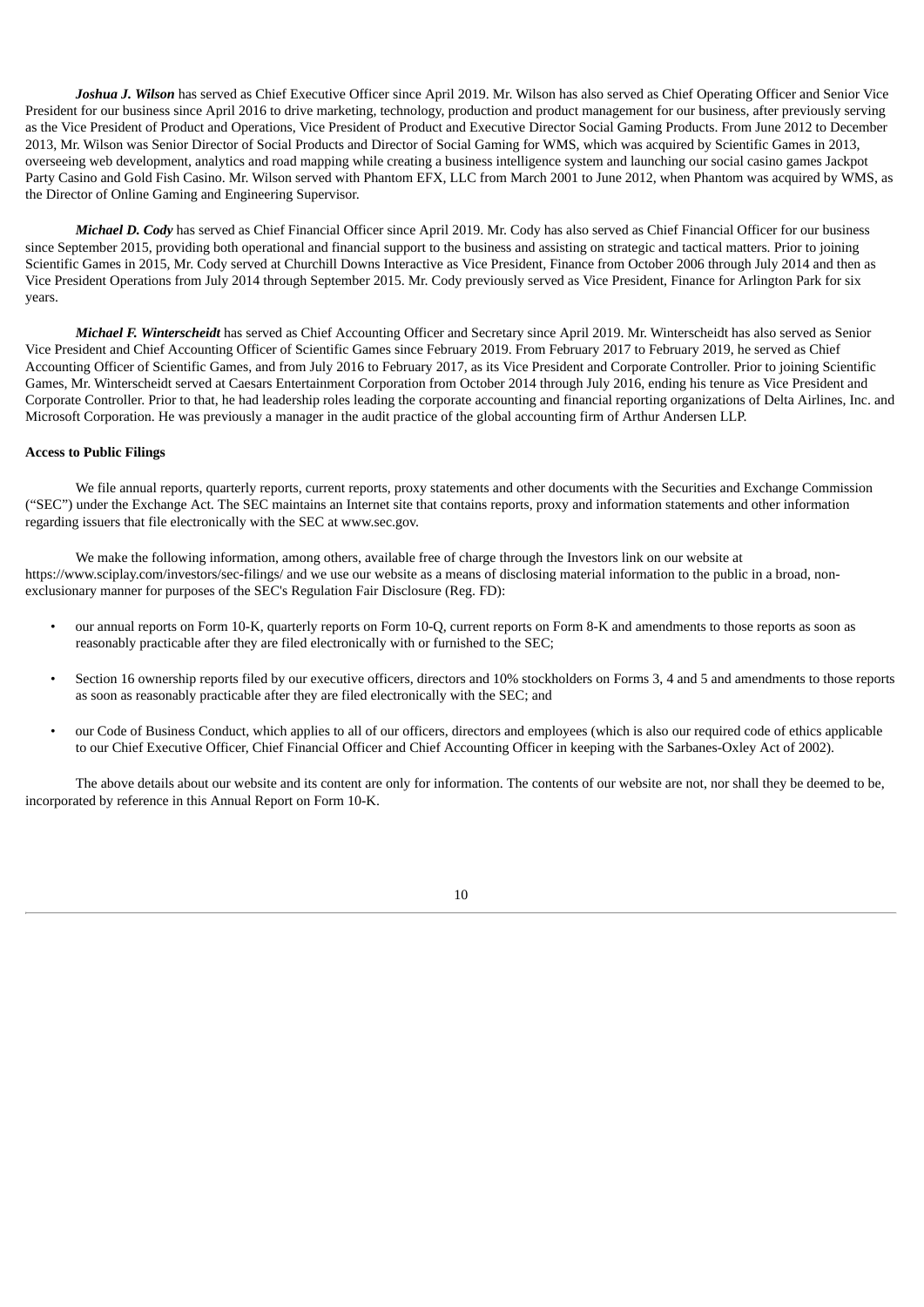***Joshua J. Wilson*** has served as Chief Executive Officer since April 2019. Mr. Wilson has also served as Chief Operating Officer and Senior Vice President for our business since April 2016 to drive marketing, technology, production and product management for our business, after previously serving as the Vice President of Product and Operations, Vice President of Product and Executive Director Social Gaming Products. From June 2012 to December 2013, Mr. Wilson was Senior Director of Social Products and Director of Social Gaming for WMS, which was acquired by Scientific Games in 2013, overseeing web development, analytics and road mapping while creating a business intelligence system and launching our social casino games Jackpot Party Casino and Gold Fish Casino. Mr. Wilson served with Phantom EFX, LLC from March 2001 to June 2012, when Phantom was acquired by WMS, as the Director of Online Gaming and Engineering Supervisor.

***Michael D. Cody*** has served as Chief Financial Officer since April 2019. Mr. Cody has also served as Chief Financial Officer for our business since September 2015, providing both operational and financial support to the business and assisting on strategic and tactical matters. Prior to joining Scientific Games in 2015, Mr. Cody served at Churchill Downs Interactive as Vice President, Finance from October 2006 through July 2014 and then as Vice President Operations from July 2014 through September 2015. Mr. Cody previously served as Vice President, Finance for Arlington Park for six years.

***Michael F. Winterscheidt*** has served as Chief Accounting Officer and Secretary since April 2019. Mr. Winterscheidt has also served as Senior Vice President and Chief Accounting Officer of Scientific Games since February 2019. From February 2017 to February 2019, he served as Chief Accounting Officer of Scientific Games, and from July 2016 to February 2017, as its Vice President and Corporate Controller. Prior to joining Scientific Games, Mr. Winterscheidt served at Caesars Entertainment Corporation from October 2014 through July 2016, ending his tenure as Vice President and Corporate Controller. Prior to that, he had leadership roles leading the corporate accounting and financial reporting organizations of Delta Airlines, Inc. and Microsoft Corporation. He was previously a manager in the audit practice of the global accounting firm of Arthur Andersen LLP.

**Access to Public Filings**

We file annual reports, quarterly reports, current reports, proxy statements and other documents with the Securities and Exchange Commission ("SEC") under the Exchange Act. The SEC maintains an Internet site that contains reports, proxy and information statements and other information regarding issuers that file electronically with the SEC at www.sec.gov.

We make the following information, among others, available free of charge through the Investors link on our website at https://www.sciplay.com/investors/sec-filings/ and we use our website as a means of disclosing material information to the public in a broad, non-exclusionary manner for purposes of the SEC's Regulation Fair Disclosure (Reg. FD):

- our annual reports on Form 10-K, quarterly reports on Form 10-Q, current reports on Form 8-K and amendments to those reports as soon as reasonably practicable after they are filed electronically with or furnished to the SEC;
- Section 16 ownership reports filed by our executive officers, directors and 10% stockholders on Forms 3, 4 and 5 and amendments to those reports as soon as reasonably practicable after they are filed electronically with the SEC; and
- our Code of Business Conduct, which applies to all of our officers, directors and employees (which is also our required code of ethics applicable to our Chief Executive Officer, Chief Financial Officer and Chief Accounting Officer in keeping with the Sarbanes-Oxley Act of 2002).

The above details about our website and its content are only for information. The contents of our website are not, nor shall they be deemed to be, incorporated by reference in this Annual Report on Form 10-K.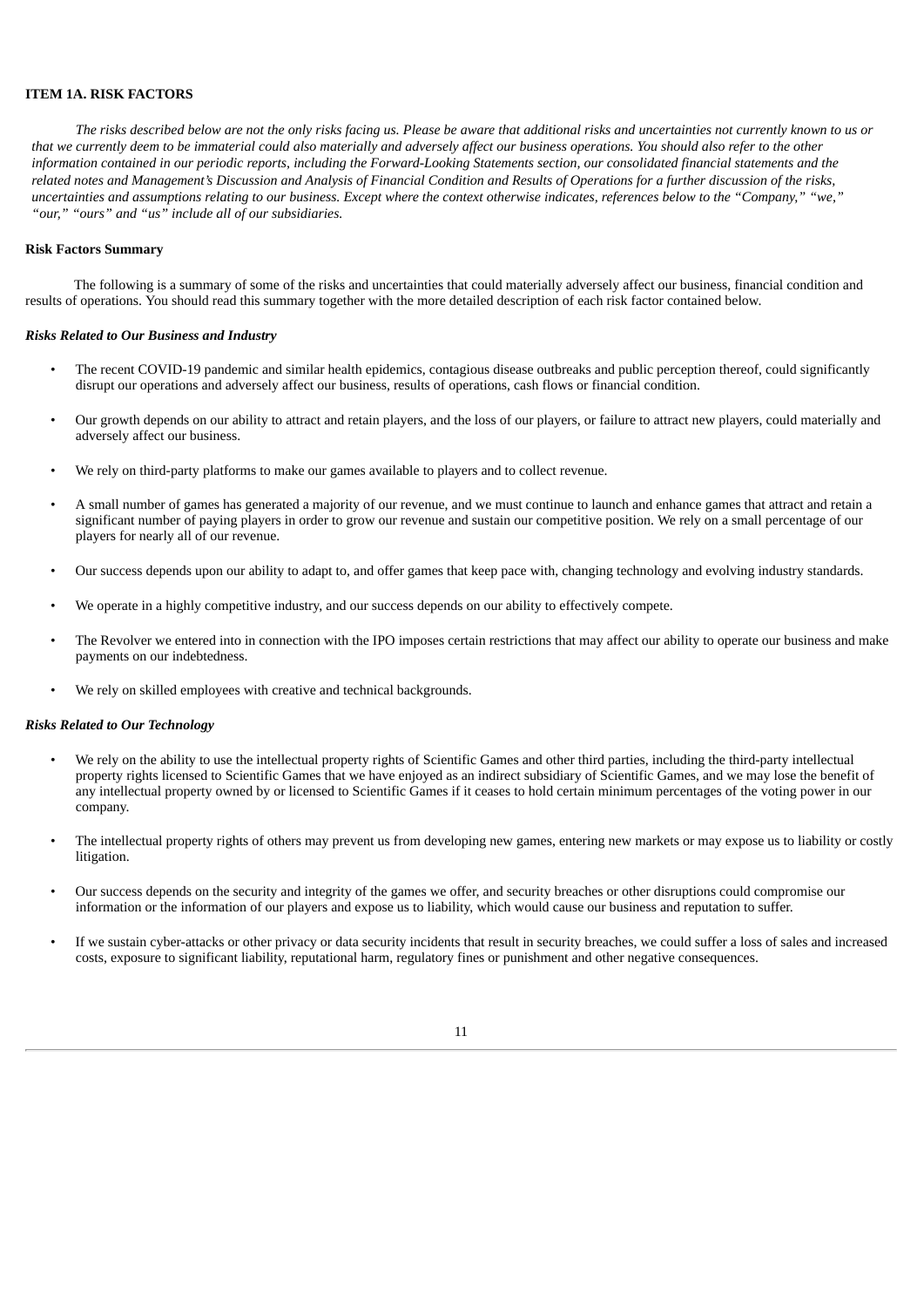## ITEM 1A. RISK FACTORS

*The risks described below are not the only risks facing us. Please be aware that additional risks and uncertainties not currently known to us or that we currently deem to be immaterial could also materially and adversely affect our business operations. You should also refer to the other information contained in our periodic reports, including the Forward-Looking Statements section, our consolidated financial statements and the related notes and Management's Discussion and Analysis of Financial Condition and Results of Operations for a further discussion of the risks, uncertainties and assumptions relating to our business. Except where the context otherwise indicates, references below to the "Company," "we," "our," "ours" and "us" include all of our subsidiaries.*

### Risk Factors Summary

The following is a summary of some of the risks and uncertainties that could materially adversely affect our business, financial condition and results of operations. You should read this summary together with the more detailed description of each risk factor contained below.

#### *Risks Related to Our Business and Industry*

- The recent COVID-19 pandemic and similar health epidemics, contagious disease outbreaks and public perception thereof, could significantly disrupt our operations and adversely affect our business, results of operations, cash flows or financial condition.
- Our growth depends on our ability to attract and retain players, and the loss of our players, or failure to attract new players, could materially and adversely affect our business.
- We rely on third-party platforms to make our games available to players and to collect revenue.
- A small number of games has generated a majority of our revenue, and we must continue to launch and enhance games that attract and retain a significant number of paying players in order to grow our revenue and sustain our competitive position. We rely on a small percentage of our players for nearly all of our revenue.
- Our success depends upon our ability to adapt to, and offer games that keep pace with, changing technology and evolving industry standards.
- We operate in a highly competitive industry, and our success depends on our ability to effectively compete.
- The Revolver we entered into in connection with the IPO imposes certain restrictions that may affect our ability to operate our business and make payments on our indebtedness.
- We rely on skilled employees with creative and technical backgrounds.

#### *Risks Related to Our Technology*

- We rely on the ability to use the intellectual property rights of Scientific Games and other third parties, including the third-party intellectual property rights licensed to Scientific Games that we have enjoyed as an indirect subsidiary of Scientific Games, and we may lose the benefit of any intellectual property owned by or licensed to Scientific Games if it ceases to hold certain minimum percentages of the voting power in our company.
- The intellectual property rights of others may prevent us from developing new games, entering new markets or may expose us to liability or costly litigation.
- Our success depends on the security and integrity of the games we offer, and security breaches or other disruptions could compromise our information or the information of our players and expose us to liability, which would cause our business and reputation to suffer.
- If we sustain cyber-attacks or other privacy or data security incidents that result in security breaches, we could suffer a loss of sales and increased costs, exposure to significant liability, reputational harm, regulatory fines or punishment and other negative consequences.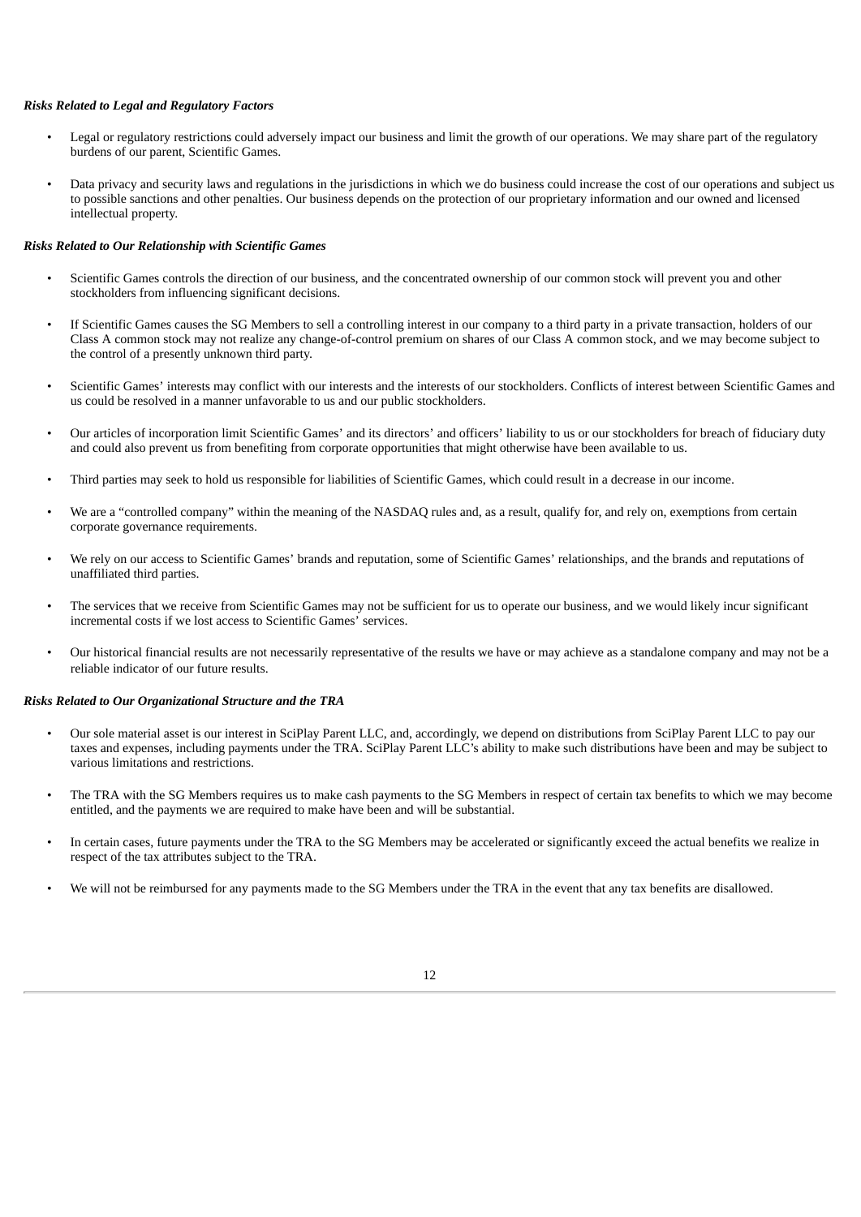***Risks Related to Legal and Regulatory Factors***

- Legal or regulatory restrictions could adversely impact our business and limit the growth of our operations. We may share part of the regulatory burdens of our parent, Scientific Games.
- Data privacy and security laws and regulations in the jurisdictions in which we do business could increase the cost of our operations and subject us to possible sanctions and other penalties. Our business depends on the protection of our proprietary information and our owned and licensed intellectual property.

***Risks Related to Our Relationship with Scientific Games***

- Scientific Games controls the direction of our business, and the concentrated ownership of our common stock will prevent you and other stockholders from influencing significant decisions.
- If Scientific Games causes the SG Members to sell a controlling interest in our company to a third party in a private transaction, holders of our Class A common stock may not realize any change-of-control premium on shares of our Class A common stock, and we may become subject to the control of a presently unknown third party.
- Scientific Games' interests may conflict with our interests and the interests of our stockholders. Conflicts of interest between Scientific Games and us could be resolved in a manner unfavorable to us and our public stockholders.
- Our articles of incorporation limit Scientific Games' and its directors' and officers' liability to us or our stockholders for breach of fiduciary duty and could also prevent us from benefiting from corporate opportunities that might otherwise have been available to us.
- Third parties may seek to hold us responsible for liabilities of Scientific Games, which could result in a decrease in our income.
- We are a "controlled company" within the meaning of the NASDAQ rules and, as a result, qualify for, and rely on, exemptions from certain corporate governance requirements.
- We rely on our access to Scientific Games' brands and reputation, some of Scientific Games' relationships, and the brands and reputations of unaffiliated third parties.
- The services that we receive from Scientific Games may not be sufficient for us to operate our business, and we would likely incur significant incremental costs if we lost access to Scientific Games' services.
- Our historical financial results are not necessarily representative of the results we have or may achieve as a standalone company and may not be a reliable indicator of our future results.

***Risks Related to Our Organizational Structure and the TRA***

- Our sole material asset is our interest in SciPlay Parent LLC, and, accordingly, we depend on distributions from SciPlay Parent LLC to pay our taxes and expenses, including payments under the TRA. SciPlay Parent LLC's ability to make such distributions have been and may be subject to various limitations and restrictions.
- The TRA with the SG Members requires us to make cash payments to the SG Members in respect of certain tax benefits to which we may become entitled, and the payments we are required to make have been and will be substantial.
- In certain cases, future payments under the TRA to the SG Members may be accelerated or significantly exceed the actual benefits we realize in respect of the tax attributes subject to the TRA.
- We will not be reimbursed for any payments made to the SG Members under the TRA in the event that any tax benefits are disallowed.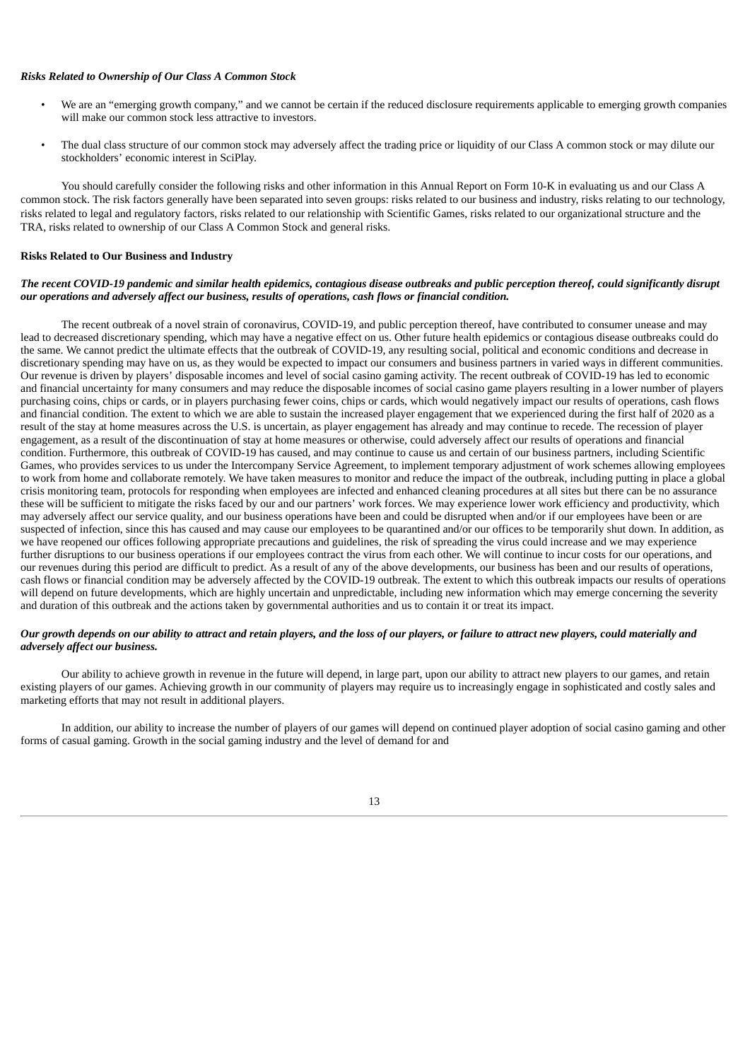***Risks Related to Ownership of Our Class A Common Stock***

- We are an "emerging growth company," and we cannot be certain if the reduced disclosure requirements applicable to emerging growth companies will make our common stock less attractive to investors.
- The dual class structure of our common stock may adversely affect the trading price or liquidity of our Class A common stock or may dilute our stockholders' economic interest in SciPlay.

You should carefully consider the following risks and other information in this Annual Report on Form 10-K in evaluating us and our Class A common stock. The risk factors generally have been separated into seven groups: risks related to our business and industry, risks relating to our technology, risks related to legal and regulatory factors, risks related to our relationship with Scientific Games, risks related to our organizational structure and the TRA, risks related to ownership of our Class A Common Stock and general risks.

**Risks Related to Our Business and Industry**

***The recent COVID-19 pandemic and similar health epidemics, contagious disease outbreaks and public perception thereof, could significantly disrupt our operations and adversely affect our business, results of operations, cash flows or financial condition.***

The recent outbreak of a novel strain of coronavirus, COVID-19, and public perception thereof, have contributed to consumer unease and may lead to decreased discretionary spending, which may have a negative effect on us. Other future health epidemics or contagious disease outbreaks could do the same. We cannot predict the ultimate effects that the outbreak of COVID-19, any resulting social, political and economic conditions and decrease in discretionary spending may have on us, as they would be expected to impact our consumers and business partners in varied ways in different communities. Our revenue is driven by players' disposable incomes and level of social casino gaming activity. The recent outbreak of COVID-19 has led to economic and financial uncertainty for many consumers and may reduce the disposable incomes of social casino game players resulting in a lower number of players purchasing coins, chips or cards, or in players purchasing fewer coins, chips or cards, which would negatively impact our results of operations, cash flows and financial condition. The extent to which we are able to sustain the increased player engagement that we experienced during the first half of 2020 as a result of the stay at home measures across the U.S. is uncertain, as player engagement has already and may continue to recede. The recession of player engagement, as a result of the discontinuation of stay at home measures or otherwise, could adversely affect our results of operations and financial condition. Furthermore, this outbreak of COVID-19 has caused, and may continue to cause us and certain of our business partners, including Scientific Games, who provides services to us under the Intercompany Service Agreement, to implement temporary adjustment of work schemes allowing employees to work from home and collaborate remotely. We have taken measures to monitor and reduce the impact of the outbreak, including putting in place a global crisis monitoring team, protocols for responding when employees are infected and enhanced cleaning procedures at all sites but there can be no assurance these will be sufficient to mitigate the risks faced by our and our partners' work forces. We may experience lower work efficiency and productivity, which may adversely affect our service quality, and our business operations have been and could be disrupted when and/or if our employees have been or are suspected of infection, since this has caused and may cause our employees to be quarantined and/or our offices to be temporarily shut down. In addition, as we have reopened our offices following appropriate precautions and guidelines, the risk of spreading the virus could increase and we may experience further disruptions to our business operations if our employees contract the virus from each other. We will continue to incur costs for our operations, and our revenues during this period are difficult to predict. As a result of any of the above developments, our business has been and our results of operations, cash flows or financial condition may be adversely affected by the COVID-19 outbreak. The extent to which this outbreak impacts our results of operations will depend on future developments, which are highly uncertain and unpredictable, including new information which may emerge concerning the severity and duration of this outbreak and the actions taken by governmental authorities and us to contain it or treat its impact.

***Our growth depends on our ability to attract and retain players, and the loss of our players, or failure to attract new players, could materially and adversely affect our business.***

Our ability to achieve growth in revenue in the future will depend, in large part, upon our ability to attract new players to our games, and retain existing players of our games. Achieving growth in our community of players may require us to increasingly engage in sophisticated and costly sales and marketing efforts that may not result in additional players.

In addition, our ability to increase the number of players of our games will depend on continued player adoption of social casino gaming and other forms of casual gaming. Growth in the social gaming industry and the level of demand for and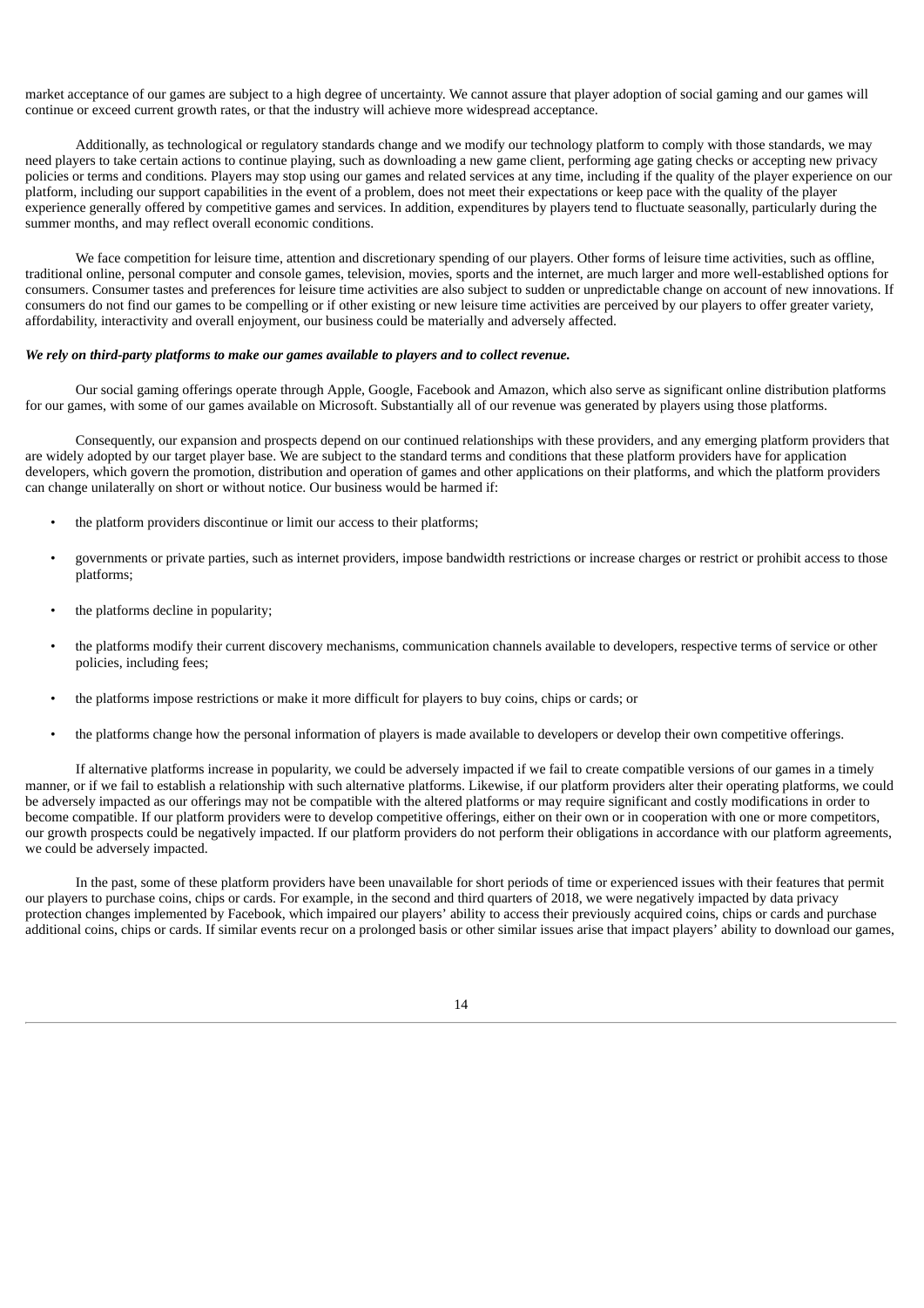market acceptance of our games are subject to a high degree of uncertainty. We cannot assure that player adoption of social gaming and our games will continue or exceed current growth rates, or that the industry will achieve more widespread acceptance.

Additionally, as technological or regulatory standards change and we modify our technology platform to comply with those standards, we may need players to take certain actions to continue playing, such as downloading a new game client, performing age gating checks or accepting new privacy policies or terms and conditions. Players may stop using our games and related services at any time, including if the quality of the player experience on our platform, including our support capabilities in the event of a problem, does not meet their expectations or keep pace with the quality of the player experience generally offered by competitive games and services. In addition, expenditures by players tend to fluctuate seasonally, particularly during the summer months, and may reflect overall economic conditions.

We face competition for leisure time, attention and discretionary spending of our players. Other forms of leisure time activities, such as offline, traditional online, personal computer and console games, television, movies, sports and the internet, are much larger and more well-established options for consumers. Consumer tastes and preferences for leisure time activities are also subject to sudden or unpredictable change on account of new innovations. If consumers do not find our games to be compelling or if other existing or new leisure time activities are perceived by our players to offer greater variety, affordability, interactivity and overall enjoyment, our business could be materially and adversely affected.

***We rely on third-party platforms to make our games available to players and to collect revenue.***

Our social gaming offerings operate through Apple, Google, Facebook and Amazon, which also serve as significant online distribution platforms for our games, with some of our games available on Microsoft. Substantially all of our revenue was generated by players using those platforms.

Consequently, our expansion and prospects depend on our continued relationships with these providers, and any emerging platform providers that are widely adopted by our target player base. We are subject to the standard terms and conditions that these platform providers have for application developers, which govern the promotion, distribution and operation of games and other applications on their platforms, and which the platform providers can change unilaterally on short or without notice. Our business would be harmed if:

- the platform providers discontinue or limit our access to their platforms;
- governments or private parties, such as internet providers, impose bandwidth restrictions or increase charges or restrict or prohibit access to those platforms;
- the platforms decline in popularity;
- the platforms modify their current discovery mechanisms, communication channels available to developers, respective terms of service or other policies, including fees;
- the platforms impose restrictions or make it more difficult for players to buy coins, chips or cards; or
- the platforms change how the personal information of players is made available to developers or develop their own competitive offerings.

If alternative platforms increase in popularity, we could be adversely impacted if we fail to create compatible versions of our games in a timely manner, or if we fail to establish a relationship with such alternative platforms. Likewise, if our platform providers alter their operating platforms, we could be adversely impacted as our offerings may not be compatible with the altered platforms or may require significant and costly modifications in order to become compatible. If our platform providers were to develop competitive offerings, either on their own or in cooperation with one or more competitors, our growth prospects could be negatively impacted. If our platform providers do not perform their obligations in accordance with our platform agreements, we could be adversely impacted.

In the past, some of these platform providers have been unavailable for short periods of time or experienced issues with their features that permit our players to purchase coins, chips or cards. For example, in the second and third quarters of 2018, we were negatively impacted by data privacy protection changes implemented by Facebook, which impaired our players' ability to access their previously acquired coins, chips or cards and purchase additional coins, chips or cards. If similar events recur on a prolonged basis or other similar issues arise that impact players' ability to download our games,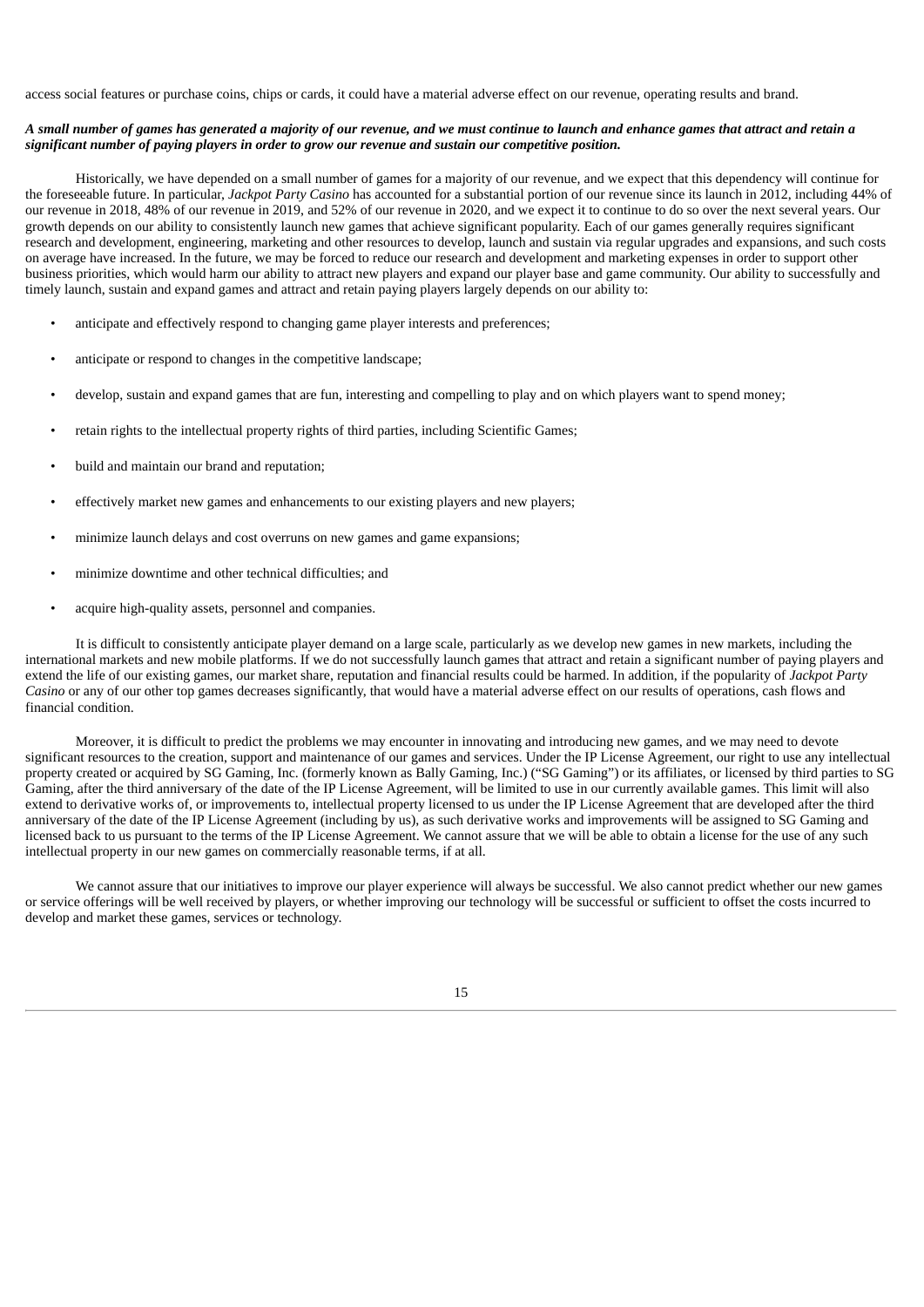access social features or purchase coins, chips or cards, it could have a material adverse effect on our revenue, operating results and brand.

***A small number of games has generated a majority of our revenue, and we must continue to launch and enhance games that attract and retain a significant number of paying players in order to grow our revenue and sustain our competitive position.***

Historically, we have depended on a small number of games for a majority of our revenue, and we expect that this dependency will continue for the foreseeable future. In particular, *Jackpot Party Casino* has accounted for a substantial portion of our revenue since its launch in 2012, including 44% of our revenue in 2018, 48% of our revenue in 2019, and 52% of our revenue in 2020, and we expect it to continue to do so over the next several years. Our growth depends on our ability to consistently launch new games that achieve significant popularity. Each of our games generally requires significant research and development, engineering, marketing and other resources to develop, launch and sustain via regular upgrades and expansions, and such costs on average have increased. In the future, we may be forced to reduce our research and development and marketing expenses in order to support other business priorities, which would harm our ability to attract new players and expand our player base and game community. Our ability to successfully and timely launch, sustain and expand games and attract and retain paying players largely depends on our ability to:

- anticipate and effectively respond to changing game player interests and preferences;
- anticipate or respond to changes in the competitive landscape;
- develop, sustain and expand games that are fun, interesting and compelling to play and on which players want to spend money;
- retain rights to the intellectual property rights of third parties, including Scientific Games;
- build and maintain our brand and reputation;
- effectively market new games and enhancements to our existing players and new players;
- minimize launch delays and cost overruns on new games and game expansions;
- minimize downtime and other technical difficulties; and
- acquire high-quality assets, personnel and companies.

It is difficult to consistently anticipate player demand on a large scale, particularly as we develop new games in new markets, including the international markets and new mobile platforms. If we do not successfully launch games that attract and retain a significant number of paying players and extend the life of our existing games, our market share, reputation and financial results could be harmed. In addition, if the popularity of *Jackpot Party Casino* or any of our other top games decreases significantly, that would have a material adverse effect on our results of operations, cash flows and financial condition.

Moreover, it is difficult to predict the problems we may encounter in innovating and introducing new games, and we may need to devote significant resources to the creation, support and maintenance of our games and services. Under the IP License Agreement, our right to use any intellectual property created or acquired by SG Gaming, Inc. (formerly known as Bally Gaming, Inc.) ("SG Gaming") or its affiliates, or licensed by third parties to SG Gaming, after the third anniversary of the date of the IP License Agreement, will be limited to use in our currently available games. This limit will also extend to derivative works of, or improvements to, intellectual property licensed to us under the IP License Agreement that are developed after the third anniversary of the date of the IP License Agreement (including by us), as such derivative works and improvements will be assigned to SG Gaming and licensed back to us pursuant to the terms of the IP License Agreement. We cannot assure that we will be able to obtain a license for the use of any such intellectual property in our new games on commercially reasonable terms, if at all.

We cannot assure that our initiatives to improve our player experience will always be successful. We also cannot predict whether our new games or service offerings will be well received by players, or whether improving our technology will be successful or sufficient to offset the costs incurred to develop and market these games, services or technology.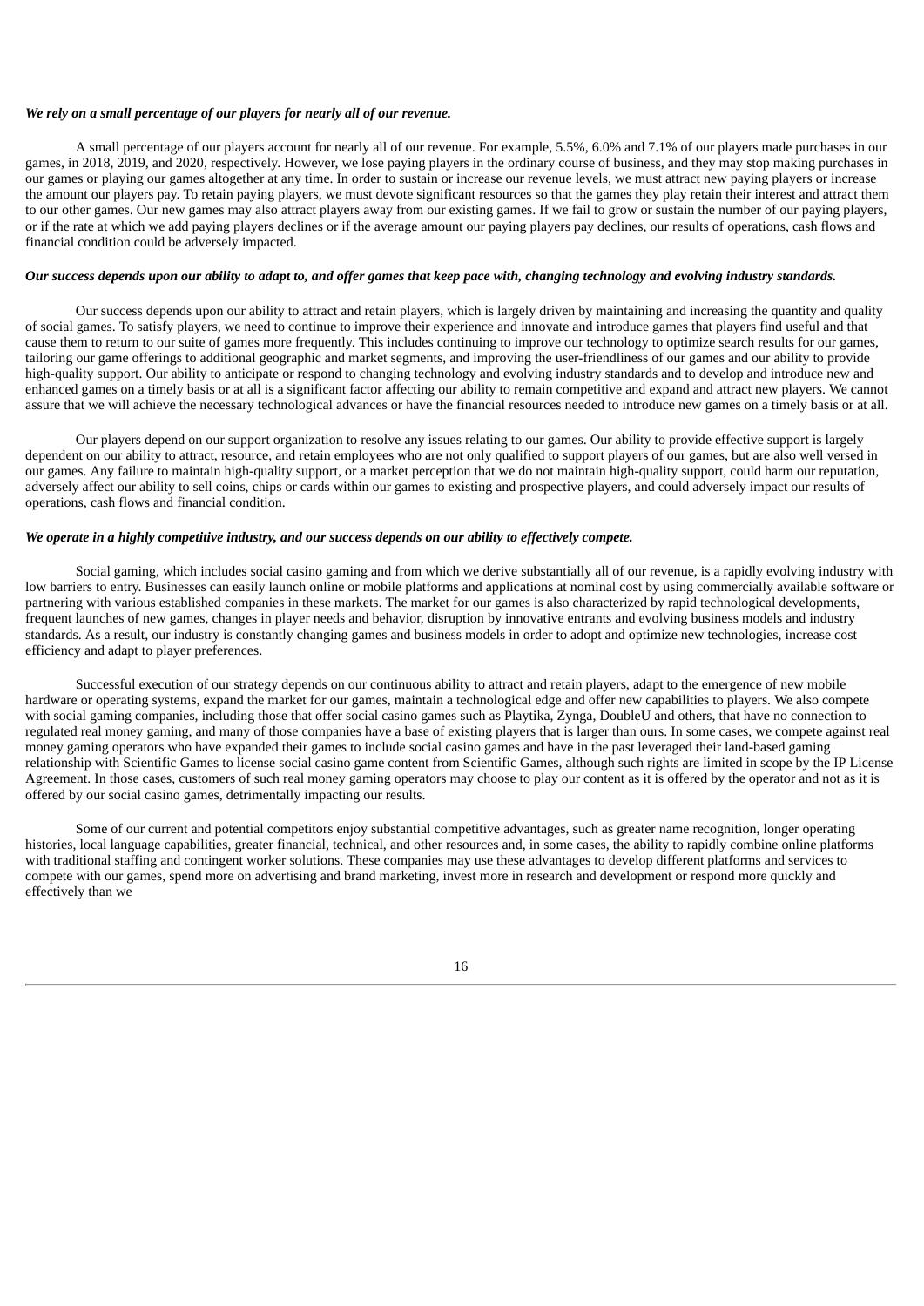***We rely on a small percentage of our players for nearly all of our revenue.***

A small percentage of our players account for nearly all of our revenue. For example, 5.5%, 6.0% and 7.1% of our players made purchases in our games, in 2018, 2019, and 2020, respectively. However, we lose paying players in the ordinary course of business, and they may stop making purchases in our games or playing our games altogether at any time. In order to sustain or increase our revenue levels, we must attract new paying players or increase the amount our players pay. To retain paying players, we must devote significant resources so that the games they play retain their interest and attract them to our other games. Our new games may also attract players away from our existing games. If we fail to grow or sustain the number of our paying players, or if the rate at which we add paying players declines or if the average amount our paying players pay declines, our results of operations, cash flows and financial condition could be adversely impacted.

***Our success depends upon our ability to adapt to, and offer games that keep pace with, changing technology and evolving industry standards.***

Our success depends upon our ability to attract and retain players, which is largely driven by maintaining and increasing the quantity and quality of social games. To satisfy players, we need to continue to improve their experience and innovate and introduce games that players find useful and that cause them to return to our suite of games more frequently. This includes continuing to improve our technology to optimize search results for our games, tailoring our game offerings to additional geographic and market segments, and improving the user-friendliness of our games and our ability to provide high-quality support. Our ability to anticipate or respond to changing technology and evolving industry standards and to develop and introduce new and enhanced games on a timely basis or at all is a significant factor affecting our ability to remain competitive and expand and attract new players. We cannot assure that we will achieve the necessary technological advances or have the financial resources needed to introduce new games on a timely basis or at all.

Our players depend on our support organization to resolve any issues relating to our games. Our ability to provide effective support is largely dependent on our ability to attract, resource, and retain employees who are not only qualified to support players of our games, but are also well versed in our games. Any failure to maintain high-quality support, or a market perception that we do not maintain high-quality support, could harm our reputation, adversely affect our ability to sell coins, chips or cards within our games to existing and prospective players, and could adversely impact our results of operations, cash flows and financial condition.

***We operate in a highly competitive industry, and our success depends on our ability to effectively compete.***

Social gaming, which includes social casino gaming and from which we derive substantially all of our revenue, is a rapidly evolving industry with low barriers to entry. Businesses can easily launch online or mobile platforms and applications at nominal cost by using commercially available software or partnering with various established companies in these markets. The market for our games is also characterized by rapid technological developments, frequent launches of new games, changes in player needs and behavior, disruption by innovative entrants and evolving business models and industry standards. As a result, our industry is constantly changing games and business models in order to adopt and optimize new technologies, increase cost efficiency and adapt to player preferences.

Successful execution of our strategy depends on our continuous ability to attract and retain players, adapt to the emergence of new mobile hardware or operating systems, expand the market for our games, maintain a technological edge and offer new capabilities to players. We also compete with social gaming companies, including those that offer social casino games such as Playtika, Zynga, DoubleU and others, that have no connection to regulated real money gaming, and many of those companies have a base of existing players that is larger than ours. In some cases, we compete against real money gaming operators who have expanded their games to include social casino games and have in the past leveraged their land-based gaming relationship with Scientific Games to license social casino game content from Scientific Games, although such rights are limited in scope by the IP License Agreement. In those cases, customers of such real money gaming operators may choose to play our content as it is offered by the operator and not as it is offered by our social casino games, detrimentally impacting our results.

Some of our current and potential competitors enjoy substantial competitive advantages, such as greater name recognition, longer operating histories, local language capabilities, greater financial, technical, and other resources and, in some cases, the ability to rapidly combine online platforms with traditional staffing and contingent worker solutions. These companies may use these advantages to develop different platforms and services to compete with our games, spend more on advertising and brand marketing, invest more in research and development or respond more quickly and effectively than we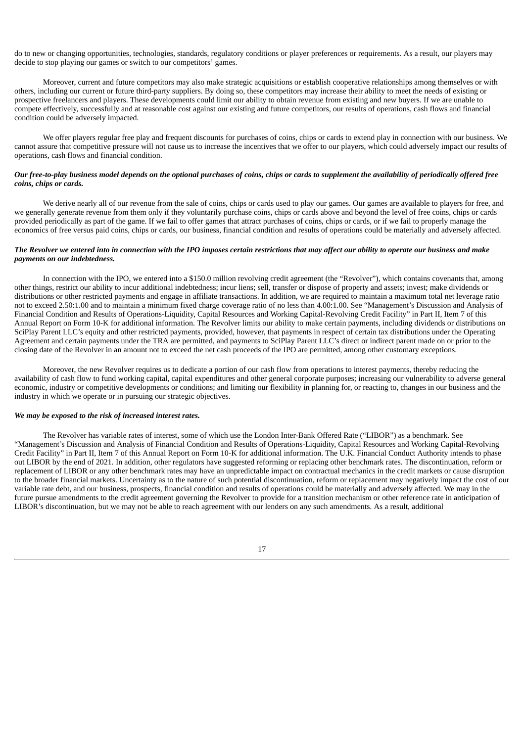do to new or changing opportunities, technologies, standards, regulatory conditions or player preferences or requirements. As a result, our players may decide to stop playing our games or switch to our competitors' games.

Moreover, current and future competitors may also make strategic acquisitions or establish cooperative relationships among themselves or with others, including our current or future third-party suppliers. By doing so, these competitors may increase their ability to meet the needs of existing or prospective freelancers and players. These developments could limit our ability to obtain revenue from existing and new buyers. If we are unable to compete effectively, successfully and at reasonable cost against our existing and future competitors, our results of operations, cash flows and financial condition could be adversely impacted.

We offer players regular free play and frequent discounts for purchases of coins, chips or cards to extend play in connection with our business. We cannot assure that competitive pressure will not cause us to increase the incentives that we offer to our players, which could adversely impact our results of operations, cash flows and financial condition.

***Our free-to-play business model depends on the optional purchases of coins, chips or cards to supplement the availability of periodically offered free coins, chips or cards.***

We derive nearly all of our revenue from the sale of coins, chips or cards used to play our games. Our games are available to players for free, and we generally generate revenue from them only if they voluntarily purchase coins, chips or cards above and beyond the level of free coins, chips or cards provided periodically as part of the game. If we fail to offer games that attract purchases of coins, chips or cards, or if we fail to properly manage the economics of free versus paid coins, chips or cards, our business, financial condition and results of operations could be materially and adversely affected.

***The Revolver we entered into in connection with the IPO imposes certain restrictions that may affect our ability to operate our business and make payments on our indebtedness.***

In connection with the IPO, we entered into a $150.0 million revolving credit agreement (the "Revolver"), which contains covenants that, among other things, restrict our ability to incur additional indebtedness; incur liens; sell, transfer or dispose of property and assets; invest; make dividends or distributions or other restricted payments and engage in affiliate transactions. In addition, we are required to maintain a maximum total net leverage ratio not to exceed 2.50:1.00 and to maintain a minimum fixed charge coverage ratio of no less than 4.00:1.00. See "Management's Discussion and Analysis of Financial Condition and Results of Operations-Liquidity, Capital Resources and Working Capital-Revolving Credit Facility" in Part II, Item 7 of this Annual Report on Form 10-K for additional information. The Revolver limits our ability to make certain payments, including dividends or distributions on SciPlay Parent LLC's equity and other restricted payments, provided, however, that payments in respect of certain tax distributions under the Operating Agreement and certain payments under the TRA are permitted, and payments to SciPlay Parent LLC's direct or indirect parent made on or prior to the closing date of the Revolver in an amount not to exceed the net cash proceeds of the IPO are permitted, among other customary exceptions.

Moreover, the new Revolver requires us to dedicate a portion of our cash flow from operations to interest payments, thereby reducing the availability of cash flow to fund working capital, capital expenditures and other general corporate purposes; increasing our vulnerability to adverse general economic, industry or competitive developments or conditions; and limiting our flexibility in planning for, or reacting to, changes in our business and the industry in which we operate or in pursuing our strategic objectives.

***We may be exposed to the risk of increased interest rates.***

The Revolver has variable rates of interest, some of which use the London Inter-Bank Offered Rate ("LIBOR") as a benchmark. See "Management's Discussion and Analysis of Financial Condition and Results of Operations-Liquidity, Capital Resources and Working Capital-Revolving Credit Facility" in Part II, Item 7 of this Annual Report on Form 10-K for additional information. The U.K. Financial Conduct Authority intends to phase out LIBOR by the end of 2021. In addition, other regulators have suggested reforming or replacing other benchmark rates. The discontinuation, reform or replacement of LIBOR or any other benchmark rates may have an unpredictable impact on contractual mechanics in the credit markets or cause disruption to the broader financial markets. Uncertainty as to the nature of such potential discontinuation, reform or replacement may negatively impact the cost of our variable rate debt, and our business, prospects, financial condition and results of operations could be materially and adversely affected. We may in the future pursue amendments to the credit agreement governing the Revolver to provide for a transition mechanism or other reference rate in anticipation of LIBOR's discontinuation, but we may not be able to reach agreement with our lenders on any such amendments. As a result, additional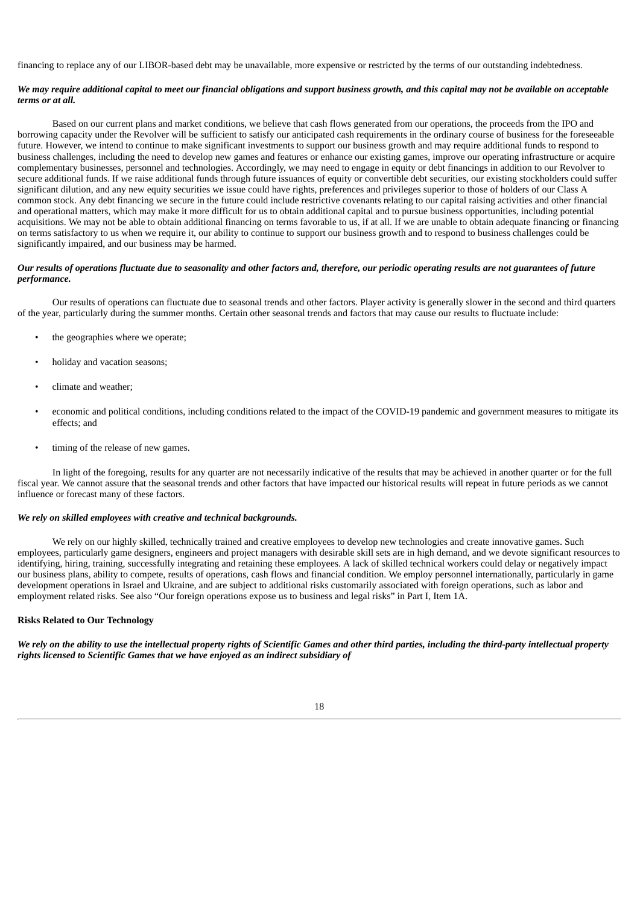financing to replace any of our LIBOR-based debt may be unavailable, more expensive or restricted by the terms of our outstanding indebtedness.

***We may require additional capital to meet our financial obligations and support business growth, and this capital may not be available on acceptable terms or at all.***

Based on our current plans and market conditions, we believe that cash flows generated from our operations, the proceeds from the IPO and borrowing capacity under the Revolver will be sufficient to satisfy our anticipated cash requirements in the ordinary course of business for the foreseeable future. However, we intend to continue to make significant investments to support our business growth and may require additional funds to respond to business challenges, including the need to develop new games and features or enhance our existing games, improve our operating infrastructure or acquire complementary businesses, personnel and technologies. Accordingly, we may need to engage in equity or debt financings in addition to our Revolver to secure additional funds. If we raise additional funds through future issuances of equity or convertible debt securities, our existing stockholders could suffer significant dilution, and any new equity securities we issue could have rights, preferences and privileges superior to those of holders of our Class A common stock. Any debt financing we secure in the future could include restrictive covenants relating to our capital raising activities and other financial and operational matters, which may make it more difficult for us to obtain additional capital and to pursue business opportunities, including potential acquisitions. We may not be able to obtain additional financing on terms favorable to us, if at all. If we are unable to obtain adequate financing or financing on terms satisfactory to us when we require it, our ability to continue to support our business growth and to respond to business challenges could be significantly impaired, and our business may be harmed.

***Our results of operations fluctuate due to seasonality and other factors and, therefore, our periodic operating results are not guarantees of future performance.***

Our results of operations can fluctuate due to seasonal trends and other factors. Player activity is generally slower in the second and third quarters of the year, particularly during the summer months. Certain other seasonal trends and factors that may cause our results to fluctuate include:

- the geographies where we operate;
- holiday and vacation seasons;
- climate and weather;
- economic and political conditions, including conditions related to the impact of the COVID-19 pandemic and government measures to mitigate its effects; and
- timing of the release of new games.

In light of the foregoing, results for any quarter are not necessarily indicative of the results that may be achieved in another quarter or for the full fiscal year. We cannot assure that the seasonal trends and other factors that have impacted our historical results will repeat in future periods as we cannot influence or forecast many of these factors.

***We rely on skilled employees with creative and technical backgrounds.***

We rely on our highly skilled, technically trained and creative employees to develop new technologies and create innovative games. Such employees, particularly game designers, engineers and project managers with desirable skill sets are in high demand, and we devote significant resources to identifying, hiring, training, successfully integrating and retaining these employees. A lack of skilled technical workers could delay or negatively impact our business plans, ability to compete, results of operations, cash flows and financial condition. We employ personnel internationally, particularly in game development operations in Israel and Ukraine, and are subject to additional risks customarily associated with foreign operations, such as labor and employment related risks. See also "Our foreign operations expose us to business and legal risks" in Part I, Item 1A.

**Risks Related to Our Technology**

***We rely on the ability to use the intellectual property rights of Scientific Games and other third parties, including the third-party intellectual property rights licensed to Scientific Games that we have enjoyed as an indirect subsidiary of***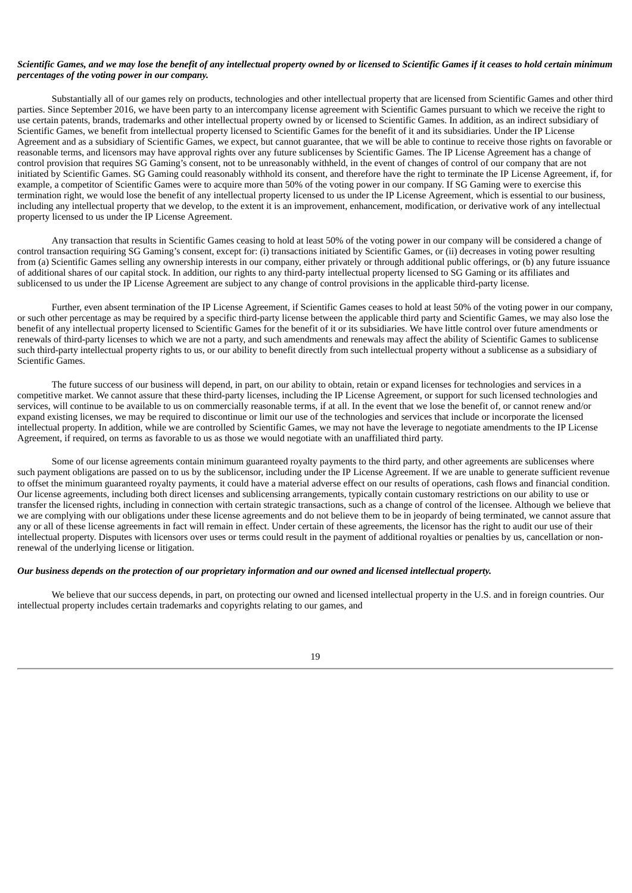***Scientific Games, and we may lose the benefit of any intellectual property owned by or licensed to Scientific Games if it ceases to hold certain minimum percentages of the voting power in our company.***

Substantially all of our games rely on products, technologies and other intellectual property that are licensed from Scientific Games and other third parties. Since September 2016, we have been party to an intercompany license agreement with Scientific Games pursuant to which we receive the right to use certain patents, brands, trademarks and other intellectual property owned by or licensed to Scientific Games. In addition, as an indirect subsidiary of Scientific Games, we benefit from intellectual property licensed to Scientific Games for the benefit of it and its subsidiaries. Under the IP License Agreement and as a subsidiary of Scientific Games, we expect, but cannot guarantee, that we will be able to continue to receive those rights on favorable or reasonable terms, and licensors may have approval rights over any future sublicenses by Scientific Games. The IP License Agreement has a change of control provision that requires SG Gaming's consent, not to be unreasonably withheld, in the event of changes of control of our company that are not initiated by Scientific Games. SG Gaming could reasonably withhold its consent, and therefore have the right to terminate the IP License Agreement, if, for example, a competitor of Scientific Games were to acquire more than 50% of the voting power in our company. If SG Gaming were to exercise this termination right, we would lose the benefit of any intellectual property licensed to us under the IP License Agreement, which is essential to our business, including any intellectual property that we develop, to the extent it is an improvement, enhancement, modification, or derivative work of any intellectual property licensed to us under the IP License Agreement.

Any transaction that results in Scientific Games ceasing to hold at least 50% of the voting power in our company will be considered a change of control transaction requiring SG Gaming's consent, except for: (i) transactions initiated by Scientific Games, or (ii) decreases in voting power resulting from (a) Scientific Games selling any ownership interests in our company, either privately or through additional public offerings, or (b) any future issuance of additional shares of our capital stock. In addition, our rights to any third-party intellectual property licensed to SG Gaming or its affiliates and sublicensed to us under the IP License Agreement are subject to any change of control provisions in the applicable third-party license.

Further, even absent termination of the IP License Agreement, if Scientific Games ceases to hold at least 50% of the voting power in our company, or such other percentage as may be required by a specific third-party license between the applicable third party and Scientific Games, we may also lose the benefit of any intellectual property licensed to Scientific Games for the benefit of it or its subsidiaries. We have little control over future amendments or renewals of third-party licenses to which we are not a party, and such amendments and renewals may affect the ability of Scientific Games to sublicense such third-party intellectual property rights to us, or our ability to benefit directly from such intellectual property without a sublicense as a subsidiary of Scientific Games.

The future success of our business will depend, in part, on our ability to obtain, retain or expand licenses for technologies and services in a competitive market. We cannot assure that these third-party licenses, including the IP License Agreement, or support for such licensed technologies and services, will continue to be available to us on commercially reasonable terms, if at all. In the event that we lose the benefit of, or cannot renew and/or expand existing licenses, we may be required to discontinue or limit our use of the technologies and services that include or incorporate the licensed intellectual property. In addition, while we are controlled by Scientific Games, we may not have the leverage to negotiate amendments to the IP License Agreement, if required, on terms as favorable to us as those we would negotiate with an unaffiliated third party.

Some of our license agreements contain minimum guaranteed royalty payments to the third party, and other agreements are sublicenses where such payment obligations are passed on to us by the sublicensor, including under the IP License Agreement. If we are unable to generate sufficient revenue to offset the minimum guaranteed royalty payments, it could have a material adverse effect on our results of operations, cash flows and financial condition. Our license agreements, including both direct licenses and sublicensing arrangements, typically contain customary restrictions on our ability to use or transfer the licensed rights, including in connection with certain strategic transactions, such as a change of control of the licensee. Although we believe that we are complying with our obligations under these license agreements and do not believe them to be in jeopardy of being terminated, we cannot assure that any or all of these license agreements in fact will remain in effect. Under certain of these agreements, the licensor has the right to audit our use of their intellectual property. Disputes with licensors over uses or terms could result in the payment of additional royalties or penalties by us, cancellation or non-renewal of the underlying license or litigation.

***Our business depends on the protection of our proprietary information and our owned and licensed intellectual property.***

We believe that our success depends, in part, on protecting our owned and licensed intellectual property in the U.S. and in foreign countries. Our intellectual property includes certain trademarks and copyrights relating to our games, and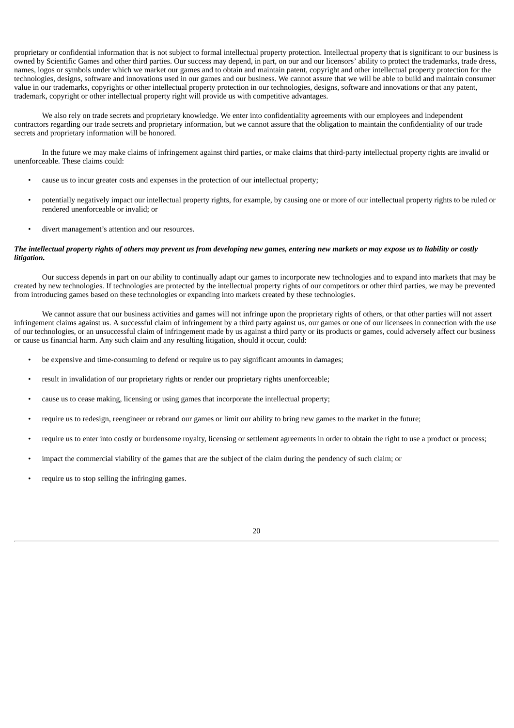proprietary or confidential information that is not subject to formal intellectual property protection. Intellectual property that is significant to our business is owned by Scientific Games and other third parties. Our success may depend, in part, on our and our licensors' ability to protect the trademarks, trade dress, names, logos or symbols under which we market our games and to obtain and maintain patent, copyright and other intellectual property protection for the technologies, designs, software and innovations used in our games and our business. We cannot assure that we will be able to build and maintain consumer value in our trademarks, copyrights or other intellectual property protection in our technologies, designs, software and innovations or that any patent, trademark, copyright or other intellectual property right will provide us with competitive advantages.

We also rely on trade secrets and proprietary knowledge. We enter into confidentiality agreements with our employees and independent contractors regarding our trade secrets and proprietary information, but we cannot assure that the obligation to maintain the confidentiality of our trade secrets and proprietary information will be honored.

In the future we may make claims of infringement against third parties, or make claims that third-party intellectual property rights are invalid or unenforceable. These claims could:

- cause us to incur greater costs and expenses in the protection of our intellectual property;
- potentially negatively impact our intellectual property rights, for example, by causing one or more of our intellectual property rights to be ruled or rendered unenforceable or invalid; or
- divert management's attention and our resources.

***The intellectual property rights of others may prevent us from developing new games, entering new markets or may expose us to liability or costly litigation.***

Our success depends in part on our ability to continually adapt our games to incorporate new technologies and to expand into markets that may be created by new technologies. If technologies are protected by the intellectual property rights of our competitors or other third parties, we may be prevented from introducing games based on these technologies or expanding into markets created by these technologies.

We cannot assure that our business activities and games will not infringe upon the proprietary rights of others, or that other parties will not assert infringement claims against us. A successful claim of infringement by a third party against us, our games or one of our licensees in connection with the use of our technologies, or an unsuccessful claim of infringement made by us against a third party or its products or games, could adversely affect our business or cause us financial harm. Any such claim and any resulting litigation, should it occur, could:

- be expensive and time-consuming to defend or require us to pay significant amounts in damages;
- result in invalidation of our proprietary rights or render our proprietary rights unenforceable;
- cause us to cease making, licensing or using games that incorporate the intellectual property;
- require us to redesign, reengineer or rebrand our games or limit our ability to bring new games to the market in the future;
- require us to enter into costly or burdensome royalty, licensing or settlement agreements in order to obtain the right to use a product or process;
- impact the commercial viability of the games that are the subject of the claim during the pendency of such claim; or
- require us to stop selling the infringing games.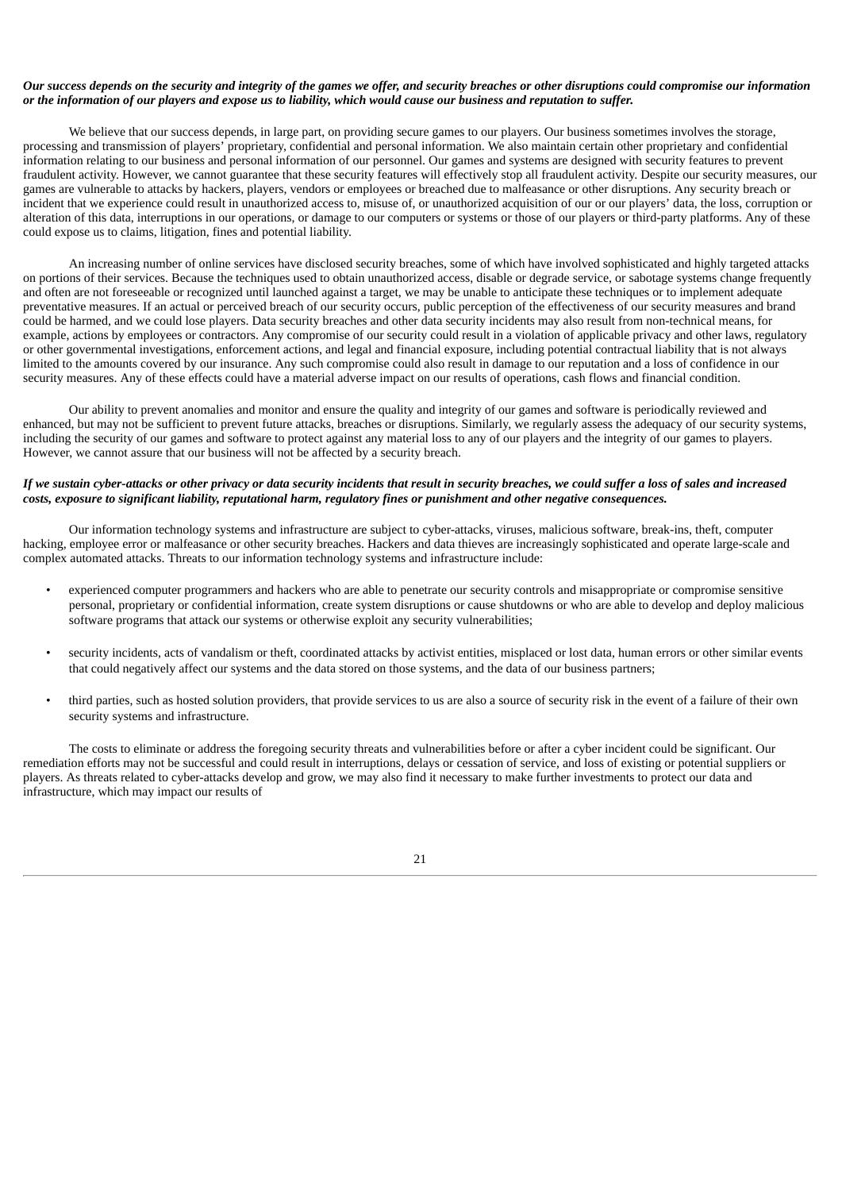***Our success depends on the security and integrity of the games we offer, and security breaches or other disruptions could compromise our information or the information of our players and expose us to liability, which would cause our business and reputation to suffer.***

We believe that our success depends, in large part, on providing secure games to our players. Our business sometimes involves the storage, processing and transmission of players' proprietary, confidential and personal information. We also maintain certain other proprietary and confidential information relating to our business and personal information of our personnel. Our games and systems are designed with security features to prevent fraudulent activity. However, we cannot guarantee that these security features will effectively stop all fraudulent activity. Despite our security measures, our games are vulnerable to attacks by hackers, players, vendors or employees or breached due to malfeasance or other disruptions. Any security breach or incident that we experience could result in unauthorized access to, misuse of, or unauthorized acquisition of our or our players' data, the loss, corruption or alteration of this data, interruptions in our operations, or damage to our computers or systems or those of our players or third-party platforms. Any of these could expose us to claims, litigation, fines and potential liability.

An increasing number of online services have disclosed security breaches, some of which have involved sophisticated and highly targeted attacks on portions of their services. Because the techniques used to obtain unauthorized access, disable or degrade service, or sabotage systems change frequently and often are not foreseeable or recognized until launched against a target, we may be unable to anticipate these techniques or to implement adequate preventative measures. If an actual or perceived breach of our security occurs, public perception of the effectiveness of our security measures and brand could be harmed, and we could lose players. Data security breaches and other data security incidents may also result from non-technical means, for example, actions by employees or contractors. Any compromise of our security could result in a violation of applicable privacy and other laws, regulatory or other governmental investigations, enforcement actions, and legal and financial exposure, including potential contractual liability that is not always limited to the amounts covered by our insurance. Any such compromise could also result in damage to our reputation and a loss of confidence in our security measures. Any of these effects could have a material adverse impact on our results of operations, cash flows and financial condition.

Our ability to prevent anomalies and monitor and ensure the quality and integrity of our games and software is periodically reviewed and enhanced, but may not be sufficient to prevent future attacks, breaches or disruptions. Similarly, we regularly assess the adequacy of our security systems, including the security of our games and software to protect against any material loss to any of our players and the integrity of our games to players. However, we cannot assure that our business will not be affected by a security breach.

***If we sustain cyber-attacks or other privacy or data security incidents that result in security breaches, we could suffer a loss of sales and increased costs, exposure to significant liability, reputational harm, regulatory fines or punishment and other negative consequences.***

Our information technology systems and infrastructure are subject to cyber-attacks, viruses, malicious software, break-ins, theft, computer hacking, employee error or malfeasance or other security breaches. Hackers and data thieves are increasingly sophisticated and operate large-scale and complex automated attacks. Threats to our information technology systems and infrastructure include:

- experienced computer programmers and hackers who are able to penetrate our security controls and misappropriate or compromise sensitive personal, proprietary or confidential information, create system disruptions or cause shutdowns or who are able to develop and deploy malicious software programs that attack our systems or otherwise exploit any security vulnerabilities;
- security incidents, acts of vandalism or theft, coordinated attacks by activist entities, misplaced or lost data, human errors or other similar events that could negatively affect our systems and the data stored on those systems, and the data of our business partners;
- third parties, such as hosted solution providers, that provide services to us are also a source of security risk in the event of a failure of their own security systems and infrastructure.

The costs to eliminate or address the foregoing security threats and vulnerabilities before or after a cyber incident could be significant. Our remediation efforts may not be successful and could result in interruptions, delays or cessation of service, and loss of existing or potential suppliers or players. As threats related to cyber-attacks develop and grow, we may also find it necessary to make further investments to protect our data and infrastructure, which may impact our results of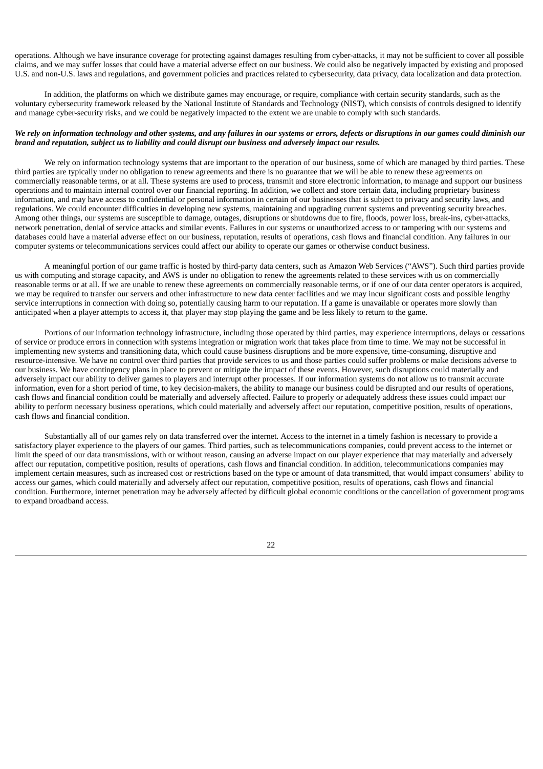operations. Although we have insurance coverage for protecting against damages resulting from cyber-attacks, it may not be sufficient to cover all possible claims, and we may suffer losses that could have a material adverse effect on our business. We could also be negatively impacted by existing and proposed U.S. and non-U.S. laws and regulations, and government policies and practices related to cybersecurity, data privacy, data localization and data protection.

In addition, the platforms on which we distribute games may encourage, or require, compliance with certain security standards, such as the voluntary cybersecurity framework released by the National Institute of Standards and Technology (NIST), which consists of controls designed to identify and manage cyber-security risks, and we could be negatively impacted to the extent we are unable to comply with such standards.

***We rely on information technology and other systems, and any failures in our systems or errors, defects or disruptions in our games could diminish our brand and reputation, subject us to liability and could disrupt our business and adversely impact our results.***

We rely on information technology systems that are important to the operation of our business, some of which are managed by third parties. These third parties are typically under no obligation to renew agreements and there is no guarantee that we will be able to renew these agreements on commercially reasonable terms, or at all. These systems are used to process, transmit and store electronic information, to manage and support our business operations and to maintain internal control over our financial reporting. In addition, we collect and store certain data, including proprietary business information, and may have access to confidential or personal information in certain of our businesses that is subject to privacy and security laws, and regulations. We could encounter difficulties in developing new systems, maintaining and upgrading current systems and preventing security breaches. Among other things, our systems are susceptible to damage, outages, disruptions or shutdowns due to fire, floods, power loss, break-ins, cyber-attacks, network penetration, denial of service attacks and similar events. Failures in our systems or unauthorized access to or tampering with our systems and databases could have a material adverse effect on our business, reputation, results of operations, cash flows and financial condition. Any failures in our computer systems or telecommunications services could affect our ability to operate our games or otherwise conduct business.

A meaningful portion of our game traffic is hosted by third-party data centers, such as Amazon Web Services ("AWS"). Such third parties provide us with computing and storage capacity, and AWS is under no obligation to renew the agreements related to these services with us on commercially reasonable terms or at all. If we are unable to renew these agreements on commercially reasonable terms, or if one of our data center operators is acquired, we may be required to transfer our servers and other infrastructure to new data center facilities and we may incur significant costs and possible lengthy service interruptions in connection with doing so, potentially causing harm to our reputation. If a game is unavailable or operates more slowly than anticipated when a player attempts to access it, that player may stop playing the game and be less likely to return to the game.

Portions of our information technology infrastructure, including those operated by third parties, may experience interruptions, delays or cessations of service or produce errors in connection with systems integration or migration work that takes place from time to time. We may not be successful in implementing new systems and transitioning data, which could cause business disruptions and be more expensive, time-consuming, disruptive and resource-intensive. We have no control over third parties that provide services to us and those parties could suffer problems or make decisions adverse to our business. We have contingency plans in place to prevent or mitigate the impact of these events. However, such disruptions could materially and adversely impact our ability to deliver games to players and interrupt other processes. If our information systems do not allow us to transmit accurate information, even for a short period of time, to key decision-makers, the ability to manage our business could be disrupted and our results of operations, cash flows and financial condition could be materially and adversely affected. Failure to properly or adequately address these issues could impact our ability to perform necessary business operations, which could materially and adversely affect our reputation, competitive position, results of operations, cash flows and financial condition.

Substantially all of our games rely on data transferred over the internet. Access to the internet in a timely fashion is necessary to provide a satisfactory player experience to the players of our games. Third parties, such as telecommunications companies, could prevent access to the internet or limit the speed of our data transmissions, with or without reason, causing an adverse impact on our player experience that may materially and adversely affect our reputation, competitive position, results of operations, cash flows and financial condition. In addition, telecommunications companies may implement certain measures, such as increased cost or restrictions based on the type or amount of data transmitted, that would impact consumers' ability to access our games, which could materially and adversely affect our reputation, competitive position, results of operations, cash flows and financial condition. Furthermore, internet penetration may be adversely affected by difficult global economic conditions or the cancellation of government programs to expand broadband access.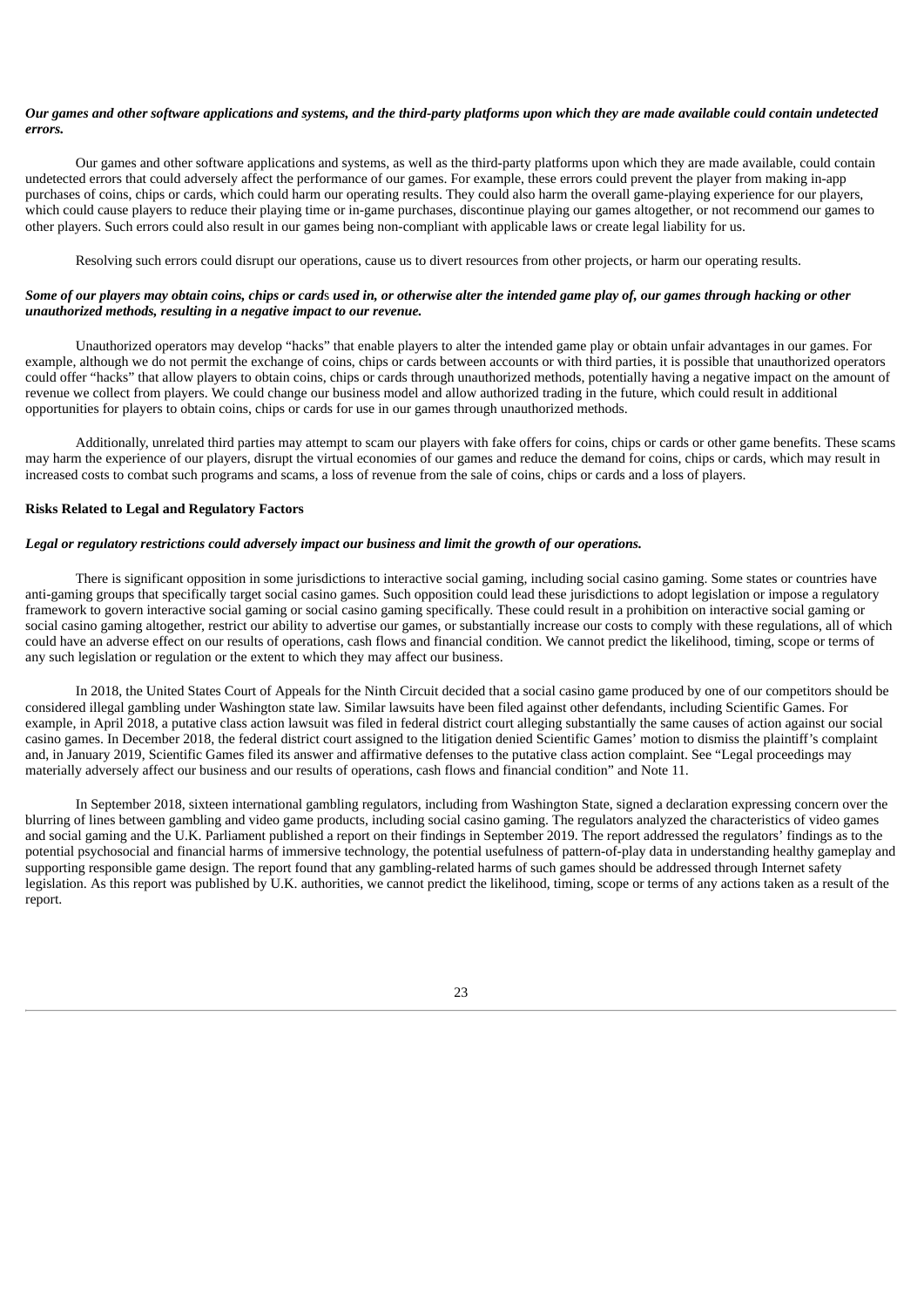***Our games and other software applications and systems, and the third-party platforms upon which they are made available could contain undetected errors.***

Our games and other software applications and systems, as well as the third-party platforms upon which they are made available, could contain undetected errors that could adversely affect the performance of our games. For example, these errors could prevent the player from making in-app purchases of coins, chips or cards, which could harm our operating results. They could also harm the overall game-playing experience for our players, which could cause players to reduce their playing time or in-game purchases, discontinue playing our games altogether, or not recommend our games to other players. Such errors could also result in our games being non-compliant with applicable laws or create legal liability for us.

Resolving such errors could disrupt our operations, cause us to divert resources from other projects, or harm our operating results.

***Some of our players may obtain coins, chips or cards used in, or otherwise alter the intended game play of, our games through hacking or other unauthorized methods, resulting in a negative impact to our revenue.***

Unauthorized operators may develop "hacks" that enable players to alter the intended game play or obtain unfair advantages in our games. For example, although we do not permit the exchange of coins, chips or cards between accounts or with third parties, it is possible that unauthorized operators could offer "hacks" that allow players to obtain coins, chips or cards through unauthorized methods, potentially having a negative impact on the amount of revenue we collect from players. We could change our business model and allow authorized trading in the future, which could result in additional opportunities for players to obtain coins, chips or cards for use in our games through unauthorized methods.

Additionally, unrelated third parties may attempt to scam our players with fake offers for coins, chips or cards or other game benefits. These scams may harm the experience of our players, disrupt the virtual economies of our games and reduce the demand for coins, chips or cards, which may result in increased costs to combat such programs and scams, a loss of revenue from the sale of coins, chips or cards and a loss of players.

**Risks Related to Legal and Regulatory Factors**

***Legal or regulatory restrictions could adversely impact our business and limit the growth of our operations.***

There is significant opposition in some jurisdictions to interactive social gaming, including social casino gaming. Some states or countries have anti-gaming groups that specifically target social casino games. Such opposition could lead these jurisdictions to adopt legislation or impose a regulatory framework to govern interactive social gaming or social casino gaming specifically. These could result in a prohibition on interactive social gaming or social casino gaming altogether, restrict our ability to advertise our games, or substantially increase our costs to comply with these regulations, all of which could have an adverse effect on our results of operations, cash flows and financial condition. We cannot predict the likelihood, timing, scope or terms of any such legislation or regulation or the extent to which they may affect our business.

In 2018, the United States Court of Appeals for the Ninth Circuit decided that a social casino game produced by one of our competitors should be considered illegal gambling under Washington state law. Similar lawsuits have been filed against other defendants, including Scientific Games. For example, in April 2018, a putative class action lawsuit was filed in federal district court alleging substantially the same causes of action against our social casino games. In December 2018, the federal district court assigned to the litigation denied Scientific Games' motion to dismiss the plaintiff's complaint and, in January 2019, Scientific Games filed its answer and affirmative defenses to the putative class action complaint. See "Legal proceedings may materially adversely affect our business and our results of operations, cash flows and financial condition" and Note 11.

In September 2018, sixteen international gambling regulators, including from Washington State, signed a declaration expressing concern over the blurring of lines between gambling and video game products, including social casino gaming. The regulators analyzed the characteristics of video games and social gaming and the U.K. Parliament published a report on their findings in September 2019. The report addressed the regulators' findings as to the potential psychosocial and financial harms of immersive technology, the potential usefulness of pattern-of-play data in understanding healthy gameplay and supporting responsible game design. The report found that any gambling-related harms of such games should be addressed through Internet safety legislation. As this report was published by U.K. authorities, we cannot predict the likelihood, timing, scope or terms of any actions taken as a result of the report.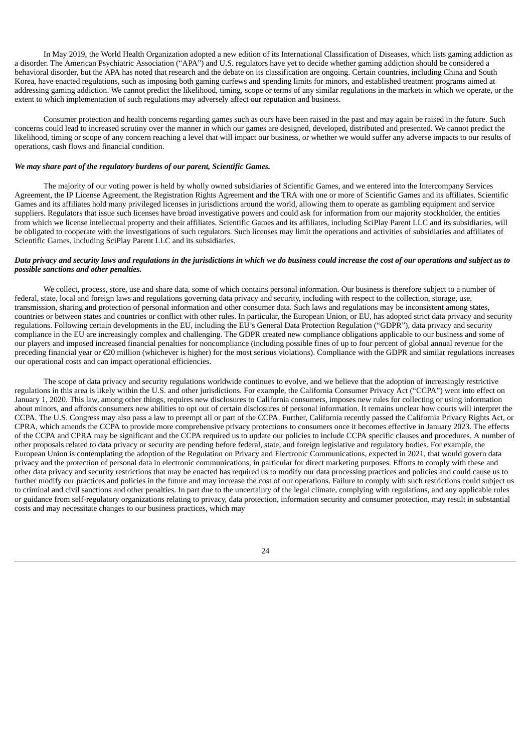In May 2019, the World Health Organization adopted a new edition of its International Classification of Diseases, which lists gaming addiction as a disorder. The American Psychiatric Association ("APA") and U.S. regulators have yet to decide whether gaming addiction should be considered a behavioral disorder, but the APA has noted that research and the debate on its classification are ongoing. Certain countries, including China and South Korea, have enacted regulations, such as imposing both gaming curfews and spending limits for minors, and established treatment programs aimed at addressing gaming addiction. We cannot predict the likelihood, timing, scope or terms of any similar regulations in the markets in which we operate, or the extent to which implementation of such regulations may adversely affect our reputation and business.

Consumer protection and health concerns regarding games such as ours have been raised in the past and may again be raised in the future. Such concerns could lead to increased scrutiny over the manner in which our games are designed, developed, distributed and presented. We cannot predict the likelihood, timing or scope of any concern reaching a level that will impact our business, or whether we would suffer any adverse impacts to our results of operations, cash flows and financial condition.

***We may share part of the regulatory burdens of our parent, Scientific Games.***

The majority of our voting power is held by wholly owned subsidiaries of Scientific Games, and we entered into the Intercompany Services Agreement, the IP License Agreement, the Registration Rights Agreement and the TRA with one or more of Scientific Games and its affiliates. Scientific Games and its affiliates hold many privileged licenses in jurisdictions around the world, allowing them to operate as gambling equipment and service suppliers. Regulators that issue such licenses have broad investigative powers and could ask for information from our majority stockholder, the entities from which we license intellectual property and their affiliates. Scientific Games and its affiliates, including SciPlay Parent LLC and its subsidiaries, will be obligated to cooperate with the investigations of such regulators. Such licenses may limit the operations and activities of subsidiaries and affiliates of Scientific Games, including SciPlay Parent LLC and its subsidiaries.

***Data privacy and security laws and regulations in the jurisdictions in which we do business could increase the cost of our operations and subject us to possible sanctions and other penalties.***

We collect, process, store, use and share data, some of which contains personal information. Our business is therefore subject to a number of federal, state, local and foreign laws and regulations governing data privacy and security, including with respect to the collection, storage, use, transmission, sharing and protection of personal information and other consumer data. Such laws and regulations may be inconsistent among states, countries or between states and countries or conflict with other rules. In particular, the European Union, or EU, has adopted strict data privacy and security regulations. Following certain developments in the EU, including the EU's General Data Protection Regulation ("GDPR"), data privacy and security compliance in the EU are increasingly complex and challenging. The GDPR created new compliance obligations applicable to our business and some of our players and imposed increased financial penalties for noncompliance (including possible fines of up to four percent of global annual revenue for the preceding financial year or €20 million (whichever is higher) for the most serious violations). Compliance with the GDPR and similar regulations increases our operational costs and can impact operational efficiencies.

The scope of data privacy and security regulations worldwide continues to evolve, and we believe that the adoption of increasingly restrictive regulations in this area is likely within the U.S. and other jurisdictions. For example, the California Consumer Privacy Act ("CCPA") went into effect on January 1, 2020. This law, among other things, requires new disclosures to California consumers, imposes new rules for collecting or using information about minors, and affords consumers new abilities to opt out of certain disclosures of personal information. It remains unclear how courts will interpret the CCPA. The U.S. Congress may also pass a law to preempt all or part of the CCPA. Further, California recently passed the California Privacy Rights Act, or CPRA, which amends the CCPA to provide more comprehensive privacy protections to consumers once it becomes effective in January 2023. The effects of the CCPA and CPRA may be significant and the CCPA required us to update our policies to include CCPA specific clauses and procedures. A number of other proposals related to data privacy or security are pending before federal, state, and foreign legislative and regulatory bodies. For example, the European Union is contemplating the adoption of the Regulation on Privacy and Electronic Communications, expected in 2021, that would govern data privacy and the protection of personal data in electronic communications, in particular for direct marketing purposes. Efforts to comply with these and other data privacy and security restrictions that may be enacted has required us to modify our data processing practices and policies and could cause us to further modify our practices and policies in the future and may increase the cost of our operations. Failure to comply with such restrictions could subject us to criminal and civil sanctions and other penalties. In part due to the uncertainty of the legal climate, complying with regulations, and any applicable rules or guidance from self-regulatory organizations relating to privacy, data protection, information security and consumer protection, may result in substantial costs and may necessitate changes to our business practices, which may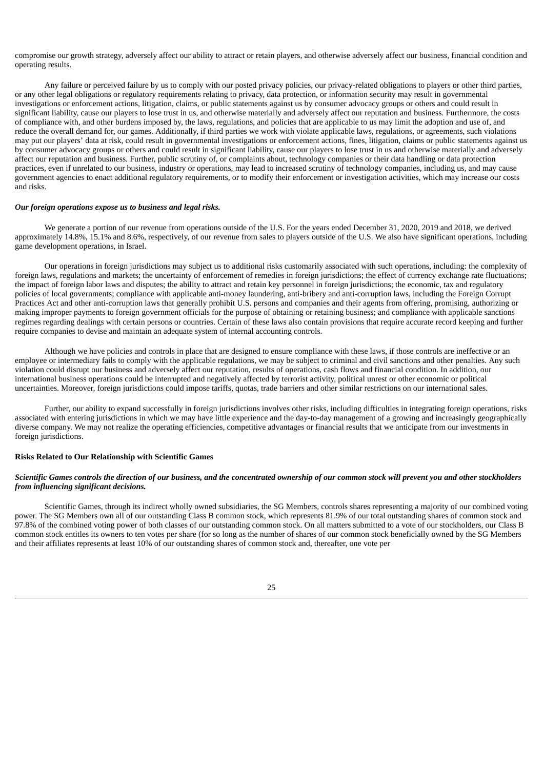compromise our growth strategy, adversely affect our ability to attract or retain players, and otherwise adversely affect our business, financial condition and operating results.

Any failure or perceived failure by us to comply with our posted privacy policies, our privacy-related obligations to players or other third parties, or any other legal obligations or regulatory requirements relating to privacy, data protection, or information security may result in governmental investigations or enforcement actions, litigation, claims, or public statements against us by consumer advocacy groups or others and could result in significant liability, cause our players to lose trust in us, and otherwise materially and adversely affect our reputation and business. Furthermore, the costs of compliance with, and other burdens imposed by, the laws, regulations, and policies that are applicable to us may limit the adoption and use of, and reduce the overall demand for, our games. Additionally, if third parties we work with violate applicable laws, regulations, or agreements, such violations may put our players' data at risk, could result in governmental investigations or enforcement actions, fines, litigation, claims or public statements against us by consumer advocacy groups or others and could result in significant liability, cause our players to lose trust in us and otherwise materially and adversely affect our reputation and business. Further, public scrutiny of, or complaints about, technology companies or their data handling or data protection practices, even if unrelated to our business, industry or operations, may lead to increased scrutiny of technology companies, including us, and may cause government agencies to enact additional regulatory requirements, or to modify their enforcement or investigation activities, which may increase our costs and risks.

***Our foreign operations expose us to business and legal risks.***

We generate a portion of our revenue from operations outside of the U.S. For the years ended December 31, 2020, 2019 and 2018, we derived approximately 14.8%, 15.1% and 8.6%, respectively, of our revenue from sales to players outside of the U.S. We also have significant operations, including game development operations, in Israel.

Our operations in foreign jurisdictions may subject us to additional risks customarily associated with such operations, including: the complexity of foreign laws, regulations and markets; the uncertainty of enforcement of remedies in foreign jurisdictions; the effect of currency exchange rate fluctuations; the impact of foreign labor laws and disputes; the ability to attract and retain key personnel in foreign jurisdictions; the economic, tax and regulatory policies of local governments; compliance with applicable anti-money laundering, anti-bribery and anti-corruption laws, including the Foreign Corrupt Practices Act and other anti-corruption laws that generally prohibit U.S. persons and companies and their agents from offering, promising, authorizing or making improper payments to foreign government officials for the purpose of obtaining or retaining business; and compliance with applicable sanctions regimes regarding dealings with certain persons or countries. Certain of these laws also contain provisions that require accurate record keeping and further require companies to devise and maintain an adequate system of internal accounting controls.

Although we have policies and controls in place that are designed to ensure compliance with these laws, if those controls are ineffective or an employee or intermediary fails to comply with the applicable regulations, we may be subject to criminal and civil sanctions and other penalties. Any such violation could disrupt our business and adversely affect our reputation, results of operations, cash flows and financial condition. In addition, our international business operations could be interrupted and negatively affected by terrorist activity, political unrest or other economic or political uncertainties. Moreover, foreign jurisdictions could impose tariffs, quotas, trade barriers and other similar restrictions on our international sales.

Further, our ability to expand successfully in foreign jurisdictions involves other risks, including difficulties in integrating foreign operations, risks associated with entering jurisdictions in which we may have little experience and the day-to-day management of a growing and increasingly geographically diverse company. We may not realize the operating efficiencies, competitive advantages or financial results that we anticipate from our investments in foreign jurisdictions.

**Risks Related to Our Relationship with Scientific Games**

***Scientific Games controls the direction of our business, and the concentrated ownership of our common stock will prevent you and other stockholders from influencing significant decisions.***

Scientific Games, through its indirect wholly owned subsidiaries, the SG Members, controls shares representing a majority of our combined voting power. The SG Members own all of our outstanding Class B common stock, which represents 81.9% of our total outstanding shares of common stock and 97.8% of the combined voting power of both classes of our outstanding common stock. On all matters submitted to a vote of our stockholders, our Class B common stock entitles its owners to ten votes per share (for so long as the number of shares of our common stock beneficially owned by the SG Members and their affiliates represents at least 10% of our outstanding shares of common stock and, thereafter, one vote per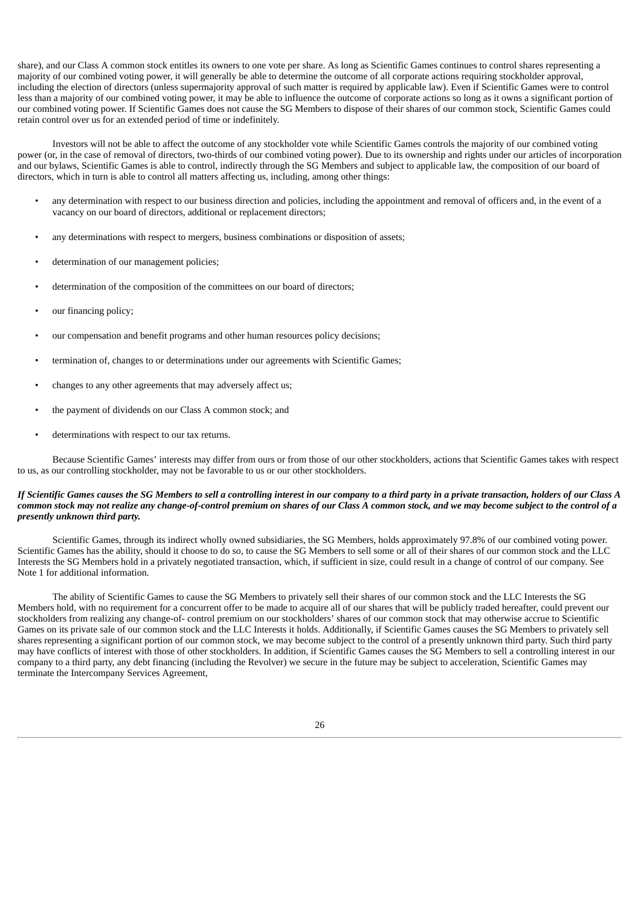share), and our Class A common stock entitles its owners to one vote per share. As long as Scientific Games continues to control shares representing a majority of our combined voting power, it will generally be able to determine the outcome of all corporate actions requiring stockholder approval, including the election of directors (unless supermajority approval of such matter is required by applicable law). Even if Scientific Games were to control less than a majority of our combined voting power, it may be able to influence the outcome of corporate actions so long as it owns a significant portion of our combined voting power. If Scientific Games does not cause the SG Members to dispose of their shares of our common stock, Scientific Games could retain control over us for an extended period of time or indefinitely.

Investors will not be able to affect the outcome of any stockholder vote while Scientific Games controls the majority of our combined voting power (or, in the case of removal of directors, two-thirds of our combined voting power). Due to its ownership and rights under our articles of incorporation and our bylaws, Scientific Games is able to control, indirectly through the SG Members and subject to applicable law, the composition of our board of directors, which in turn is able to control all matters affecting us, including, among other things:

- any determination with respect to our business direction and policies, including the appointment and removal of officers and, in the event of a vacancy on our board of directors, additional or replacement directors;
- any determinations with respect to mergers, business combinations or disposition of assets;
- determination of our management policies;
- determination of the composition of the committees on our board of directors;
- our financing policy;
- our compensation and benefit programs and other human resources policy decisions;
- termination of, changes to or determinations under our agreements with Scientific Games;
- changes to any other agreements that may adversely affect us;
- the payment of dividends on our Class A common stock; and
- determinations with respect to our tax returns.

Because Scientific Games' interests may differ from ours or from those of our other stockholders, actions that Scientific Games takes with respect to us, as our controlling stockholder, may not be favorable to us or our other stockholders.

***If Scientific Games causes the SG Members to sell a controlling interest in our company to a third party in a private transaction, holders of our Class A common stock may not realize any change-of-control premium on shares of our Class A common stock, and we may become subject to the control of a presently unknown third party.***

Scientific Games, through its indirect wholly owned subsidiaries, the SG Members, holds approximately 97.8% of our combined voting power. Scientific Games has the ability, should it choose to do so, to cause the SG Members to sell some or all of their shares of our common stock and the LLC Interests the SG Members hold in a privately negotiated transaction, which, if sufficient in size, could result in a change of control of our company. See Note 1 for additional information.

The ability of Scientific Games to cause the SG Members to privately sell their shares of our common stock and the LLC Interests the SG Members hold, with no requirement for a concurrent offer to be made to acquire all of our shares that will be publicly traded hereafter, could prevent our stockholders from realizing any change-of- control premium on our stockholders' shares of our common stock that may otherwise accrue to Scientific Games on its private sale of our common stock and the LLC Interests it holds. Additionally, if Scientific Games causes the SG Members to privately sell shares representing a significant portion of our common stock, we may become subject to the control of a presently unknown third party. Such third party may have conflicts of interest with those of other stockholders. In addition, if Scientific Games causes the SG Members to sell a controlling interest in our company to a third party, any debt financing (including the Revolver) we secure in the future may be subject to acceleration, Scientific Games may terminate the Intercompany Services Agreement,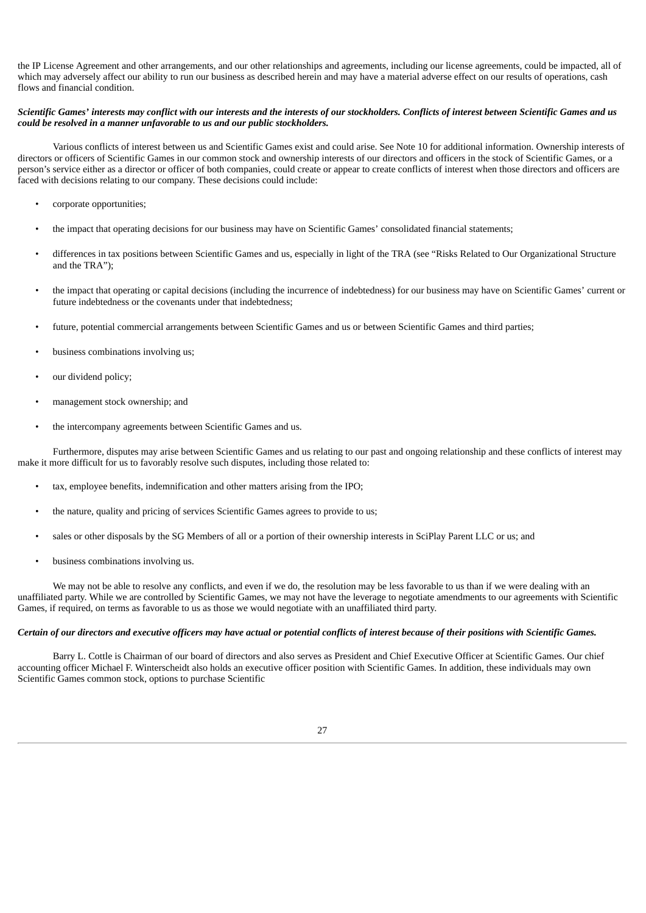the IP License Agreement and other arrangements, and our other relationships and agreements, including our license agreements, could be impacted, all of which may adversely affect our ability to run our business as described herein and may have a material adverse effect on our results of operations, cash flows and financial condition.

***Scientific Games' interests may conflict with our interests and the interests of our stockholders. Conflicts of interest between Scientific Games and us could be resolved in a manner unfavorable to us and our public stockholders.***

Various conflicts of interest between us and Scientific Games exist and could arise. See Note 10 for additional information. Ownership interests of directors or officers of Scientific Games in our common stock and ownership interests of our directors and officers in the stock of Scientific Games, or a person's service either as a director or officer of both companies, could create or appear to create conflicts of interest when those directors and officers are faced with decisions relating to our company. These decisions could include:

- corporate opportunities;
- the impact that operating decisions for our business may have on Scientific Games' consolidated financial statements;
- differences in tax positions between Scientific Games and us, especially in light of the TRA (see "Risks Related to Our Organizational Structure and the TRA");
- the impact that operating or capital decisions (including the incurrence of indebtedness) for our business may have on Scientific Games' current or future indebtedness or the covenants under that indebtedness;
- future, potential commercial arrangements between Scientific Games and us or between Scientific Games and third parties;
- business combinations involving us;
- our dividend policy;
- management stock ownership; and
- the intercompany agreements between Scientific Games and us.

Furthermore, disputes may arise between Scientific Games and us relating to our past and ongoing relationship and these conflicts of interest may make it more difficult for us to favorably resolve such disputes, including those related to:

- tax, employee benefits, indemnification and other matters arising from the IPO;
- the nature, quality and pricing of services Scientific Games agrees to provide to us;
- sales or other disposals by the SG Members of all or a portion of their ownership interests in SciPlay Parent LLC or us; and
- business combinations involving us.

We may not be able to resolve any conflicts, and even if we do, the resolution may be less favorable to us than if we were dealing with an unaffiliated party. While we are controlled by Scientific Games, we may not have the leverage to negotiate amendments to our agreements with Scientific Games, if required, on terms as favorable to us as those we would negotiate with an unaffiliated third party.

***Certain of our directors and executive officers may have actual or potential conflicts of interest because of their positions with Scientific Games.***

Barry L. Cottle is Chairman of our board of directors and also serves as President and Chief Executive Officer at Scientific Games. Our chief accounting officer Michael F. Winterscheidt also holds an executive officer position with Scientific Games. In addition, these individuals may own Scientific Games common stock, options to purchase Scientific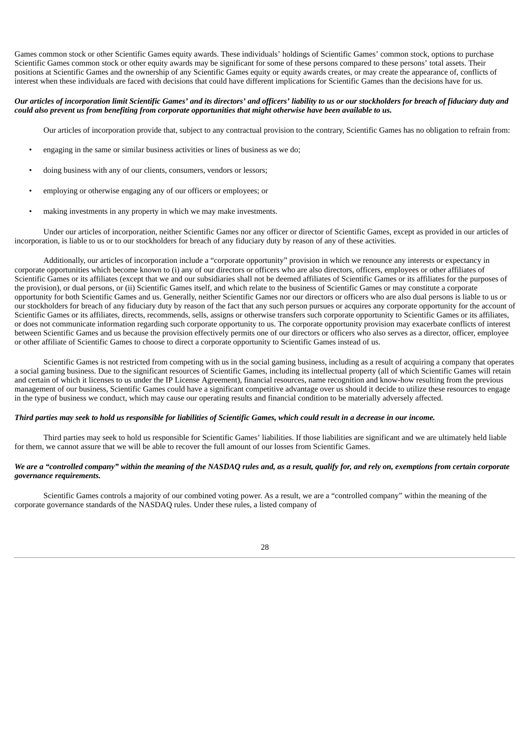Games common stock or other Scientific Games equity awards. These individuals' holdings of Scientific Games' common stock, options to purchase Scientific Games common stock or other equity awards may be significant for some of these persons compared to these persons' total assets. Their positions at Scientific Games and the ownership of any Scientific Games equity or equity awards creates, or may create the appearance of, conflicts of interest when these individuals are faced with decisions that could have different implications for Scientific Games than the decisions have for us.

***Our articles of incorporation limit Scientific Games' and its directors' and officers' liability to us or our stockholders for breach of fiduciary duty and could also prevent us from benefiting from corporate opportunities that might otherwise have been available to us.***

Our articles of incorporation provide that, subject to any contractual provision to the contrary, Scientific Games has no obligation to refrain from:

- engaging in the same or similar business activities or lines of business as we do;
- doing business with any of our clients, consumers, vendors or lessors;
- employing or otherwise engaging any of our officers or employees; or
- making investments in any property in which we may make investments.

Under our articles of incorporation, neither Scientific Games nor any officer or director of Scientific Games, except as provided in our articles of incorporation, is liable to us or to our stockholders for breach of any fiduciary duty by reason of any of these activities.

Additionally, our articles of incorporation include a "corporate opportunity" provision in which we renounce any interests or expectancy in corporate opportunities which become known to (i) any of our directors or officers who are also directors, officers, employees or other affiliates of Scientific Games or its affiliates (except that we and our subsidiaries shall not be deemed affiliates of Scientific Games or its affiliates for the purposes of the provision), or dual persons, or (ii) Scientific Games itself, and which relate to the business of Scientific Games or may constitute a corporate opportunity for both Scientific Games and us. Generally, neither Scientific Games nor our directors or officers who are also dual persons is liable to us or our stockholders for breach of any fiduciary duty by reason of the fact that any such person pursues or acquires any corporate opportunity for the account of Scientific Games or its affiliates, directs, recommends, sells, assigns or otherwise transfers such corporate opportunity to Scientific Games or its affiliates, or does not communicate information regarding such corporate opportunity to us. The corporate opportunity provision may exacerbate conflicts of interest between Scientific Games and us because the provision effectively permits one of our directors or officers who also serves as a director, officer, employee or other affiliate of Scientific Games to choose to direct a corporate opportunity to Scientific Games instead of us.

Scientific Games is not restricted from competing with us in the social gaming business, including as a result of acquiring a company that operates a social gaming business. Due to the significant resources of Scientific Games, including its intellectual property (all of which Scientific Games will retain and certain of which it licenses to us under the IP License Agreement), financial resources, name recognition and know-how resulting from the previous management of our business, Scientific Games could have a significant competitive advantage over us should it decide to utilize these resources to engage in the type of business we conduct, which may cause our operating results and financial condition to be materially adversely affected.

***Third parties may seek to hold us responsible for liabilities of Scientific Games, which could result in a decrease in our income.***

Third parties may seek to hold us responsible for Scientific Games' liabilities. If those liabilities are significant and we are ultimately held liable for them, we cannot assure that we will be able to recover the full amount of our losses from Scientific Games.

***We are a "controlled company" within the meaning of the NASDAQ rules and, as a result, qualify for, and rely on, exemptions from certain corporate governance requirements.***

Scientific Games controls a majority of our combined voting power. As a result, we are a "controlled company" within the meaning of the corporate governance standards of the NASDAQ rules. Under these rules, a listed company of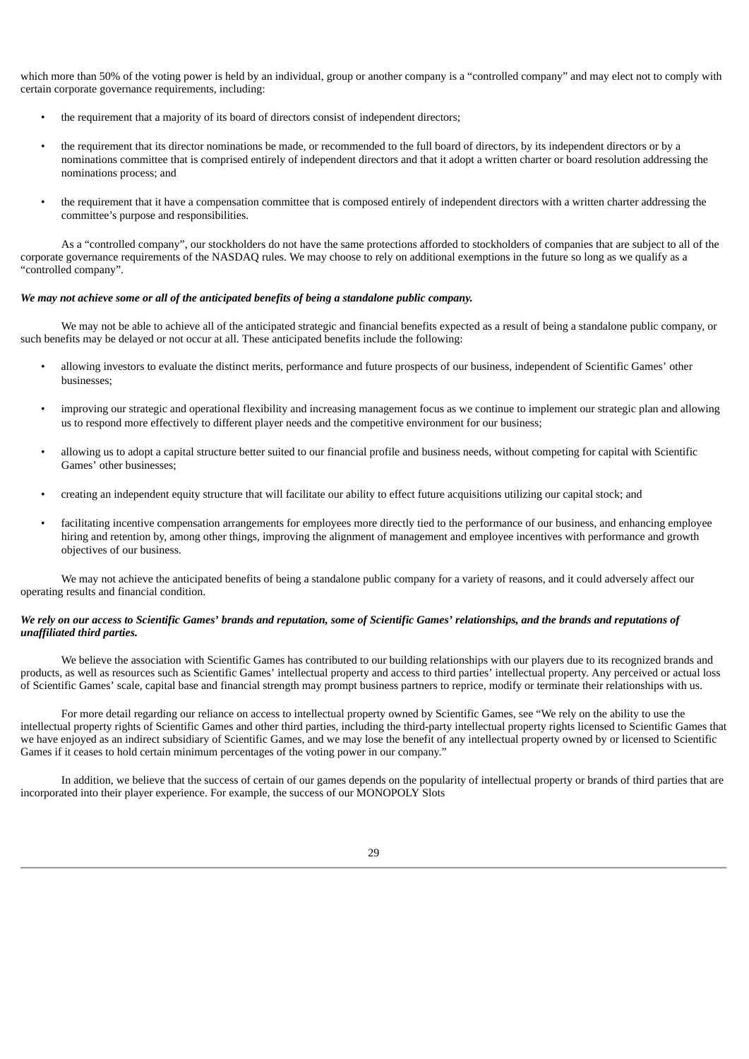which more than 50% of the voting power is held by an individual, group or another company is a "controlled company" and may elect not to comply with certain corporate governance requirements, including:

- the requirement that a majority of its board of directors consist of independent directors;
- the requirement that its director nominations be made, or recommended to the full board of directors, by its independent directors or by a nominations committee that is comprised entirely of independent directors and that it adopt a written charter or board resolution addressing the nominations process; and
- the requirement that it have a compensation committee that is composed entirely of independent directors with a written charter addressing the committee's purpose and responsibilities.

As a "controlled company", our stockholders do not have the same protections afforded to stockholders of companies that are subject to all of the corporate governance requirements of the NASDAQ rules. We may choose to rely on additional exemptions in the future so long as we qualify as a "controlled company".

***We may not achieve some or all of the anticipated benefits of being a standalone public company.***

We may not be able to achieve all of the anticipated strategic and financial benefits expected as a result of being a standalone public company, or such benefits may be delayed or not occur at all. These anticipated benefits include the following:

- allowing investors to evaluate the distinct merits, performance and future prospects of our business, independent of Scientific Games' other businesses;
- improving our strategic and operational flexibility and increasing management focus as we continue to implement our strategic plan and allowing us to respond more effectively to different player needs and the competitive environment for our business;
- allowing us to adopt a capital structure better suited to our financial profile and business needs, without competing for capital with Scientific Games' other businesses;
- creating an independent equity structure that will facilitate our ability to effect future acquisitions utilizing our capital stock; and
- facilitating incentive compensation arrangements for employees more directly tied to the performance of our business, and enhancing employee hiring and retention by, among other things, improving the alignment of management and employee incentives with performance and growth objectives of our business.

We may not achieve the anticipated benefits of being a standalone public company for a variety of reasons, and it could adversely affect our operating results and financial condition.

***We rely on our access to Scientific Games' brands and reputation, some of Scientific Games' relationships, and the brands and reputations of unaffiliated third parties.***

We believe the association with Scientific Games has contributed to our building relationships with our players due to its recognized brands and products, as well as resources such as Scientific Games' intellectual property and access to third parties' intellectual property. Any perceived or actual loss of Scientific Games' scale, capital base and financial strength may prompt business partners to reprice, modify or terminate their relationships with us.

For more detail regarding our reliance on access to intellectual property owned by Scientific Games, see "We rely on the ability to use the intellectual property rights of Scientific Games and other third parties, including the third-party intellectual property rights licensed to Scientific Games that we have enjoyed as an indirect subsidiary of Scientific Games, and we may lose the benefit of any intellectual property owned by or licensed to Scientific Games if it ceases to hold certain minimum percentages of the voting power in our company."

In addition, we believe that the success of certain of our games depends on the popularity of intellectual property or brands of third parties that are incorporated into their player experience. For example, the success of our MONOPOLY Slots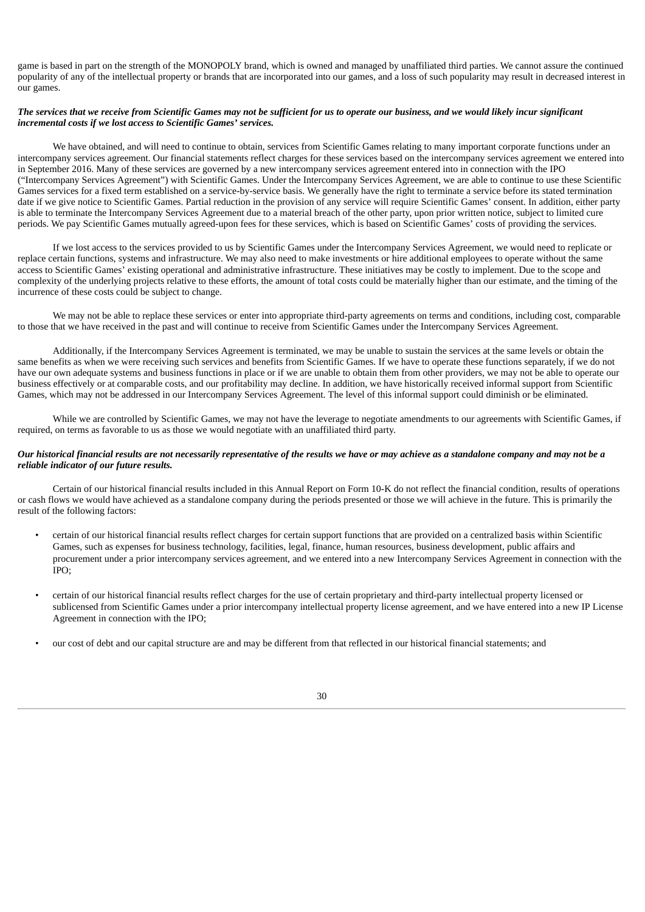game is based in part on the strength of the MONOPOLY brand, which is owned and managed by unaffiliated third parties. We cannot assure the continued popularity of any of the intellectual property or brands that are incorporated into our games, and a loss of such popularity may result in decreased interest in our games.

***The services that we receive from Scientific Games may not be sufficient for us to operate our business, and we would likely incur significant incremental costs if we lost access to Scientific Games' services.***

We have obtained, and will need to continue to obtain, services from Scientific Games relating to many important corporate functions under an intercompany services agreement. Our financial statements reflect charges for these services based on the intercompany services agreement we entered into in September 2016. Many of these services are governed by a new intercompany services agreement entered into in connection with the IPO ("Intercompany Services Agreement") with Scientific Games. Under the Intercompany Services Agreement, we are able to continue to use these Scientific Games services for a fixed term established on a service-by-service basis. We generally have the right to terminate a service before its stated termination date if we give notice to Scientific Games. Partial reduction in the provision of any service will require Scientific Games' consent. In addition, either party is able to terminate the Intercompany Services Agreement due to a material breach of the other party, upon prior written notice, subject to limited cure periods. We pay Scientific Games mutually agreed-upon fees for these services, which is based on Scientific Games' costs of providing the services.

If we lost access to the services provided to us by Scientific Games under the Intercompany Services Agreement, we would need to replicate or replace certain functions, systems and infrastructure. We may also need to make investments or hire additional employees to operate without the same access to Scientific Games' existing operational and administrative infrastructure. These initiatives may be costly to implement. Due to the scope and complexity of the underlying projects relative to these efforts, the amount of total costs could be materially higher than our estimate, and the timing of the incurrence of these costs could be subject to change.

We may not be able to replace these services or enter into appropriate third-party agreements on terms and conditions, including cost, comparable to those that we have received in the past and will continue to receive from Scientific Games under the Intercompany Services Agreement.

Additionally, if the Intercompany Services Agreement is terminated, we may be unable to sustain the services at the same levels or obtain the same benefits as when we were receiving such services and benefits from Scientific Games. If we have to operate these functions separately, if we do not have our own adequate systems and business functions in place or if we are unable to obtain them from other providers, we may not be able to operate our business effectively or at comparable costs, and our profitability may decline. In addition, we have historically received informal support from Scientific Games, which may not be addressed in our Intercompany Services Agreement. The level of this informal support could diminish or be eliminated.

While we are controlled by Scientific Games, we may not have the leverage to negotiate amendments to our agreements with Scientific Games, if required, on terms as favorable to us as those we would negotiate with an unaffiliated third party.

***Our historical financial results are not necessarily representative of the results we have or may achieve as a standalone company and may not be a reliable indicator of our future results.***

Certain of our historical financial results included in this Annual Report on Form 10-K do not reflect the financial condition, results of operations or cash flows we would have achieved as a standalone company during the periods presented or those we will achieve in the future. This is primarily the result of the following factors:

- certain of our historical financial results reflect charges for certain support functions that are provided on a centralized basis within Scientific Games, such as expenses for business technology, facilities, legal, finance, human resources, business development, public affairs and procurement under a prior intercompany services agreement, and we entered into a new Intercompany Services Agreement in connection with the IPO;
- certain of our historical financial results reflect charges for the use of certain proprietary and third-party intellectual property licensed or sublicensed from Scientific Games under a prior intercompany intellectual property license agreement, and we have entered into a new IP License Agreement in connection with the IPO;
- our cost of debt and our capital structure are and may be different from that reflected in our historical financial statements; and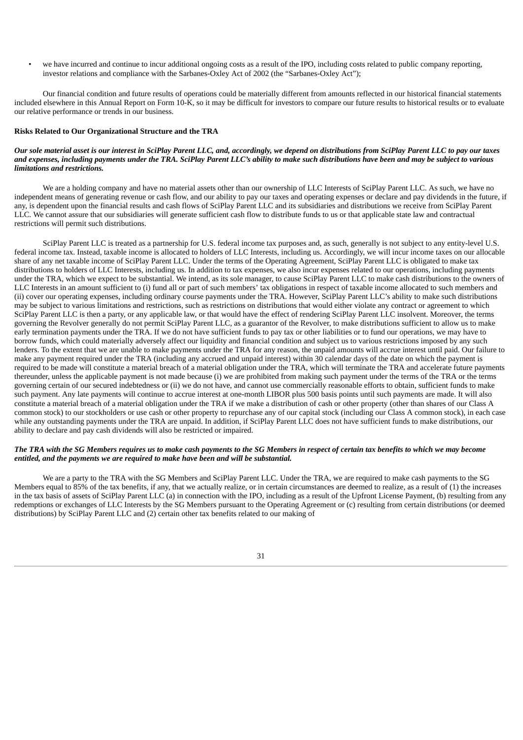- we have incurred and continue to incur additional ongoing costs as a result of the IPO, including costs related to public company reporting, investor relations and compliance with the Sarbanes-Oxley Act of 2002 (the "Sarbanes-Oxley Act");

Our financial condition and future results of operations could be materially different from amounts reflected in our historical financial statements included elsewhere in this Annual Report on Form 10-K, so it may be difficult for investors to compare our future results to historical results or to evaluate our relative performance or trends in our business.

**Risks Related to Our Organizational Structure and the TRA**

***Our sole material asset is our interest in SciPlay Parent LLC, and, accordingly, we depend on distributions from SciPlay Parent LLC to pay our taxes and expenses, including payments under the TRA. SciPlay Parent LLC's ability to make such distributions have been and may be subject to various limitations and restrictions.***

We are a holding company and have no material assets other than our ownership of LLC Interests of SciPlay Parent LLC. As such, we have no independent means of generating revenue or cash flow, and our ability to pay our taxes and operating expenses or declare and pay dividends in the future, if any, is dependent upon the financial results and cash flows of SciPlay Parent LLC and its subsidiaries and distributions we receive from SciPlay Parent LLC. We cannot assure that our subsidiaries will generate sufficient cash flow to distribute funds to us or that applicable state law and contractual restrictions will permit such distributions.

SciPlay Parent LLC is treated as a partnership for U.S. federal income tax purposes and, as such, generally is not subject to any entity-level U.S. federal income tax. Instead, taxable income is allocated to holders of LLC Interests, including us. Accordingly, we will incur income taxes on our allocable share of any net taxable income of SciPlay Parent LLC. Under the terms of the Operating Agreement, SciPlay Parent LLC is obligated to make tax distributions to holders of LLC Interests, including us. In addition to tax expenses, we also incur expenses related to our operations, including payments under the TRA, which we expect to be substantial. We intend, as its sole manager, to cause SciPlay Parent LLC to make cash distributions to the owners of LLC Interests in an amount sufficient to (i) fund all or part of such members' tax obligations in respect of taxable income allocated to such members and (ii) cover our operating expenses, including ordinary course payments under the TRA. However, SciPlay Parent LLC's ability to make such distributions may be subject to various limitations and restrictions, such as restrictions on distributions that would either violate any contract or agreement to which SciPlay Parent LLC is then a party, or any applicable law, or that would have the effect of rendering SciPlay Parent LLC insolvent. Moreover, the terms governing the Revolver generally do not permit SciPlay Parent LLC, as a guarantor of the Revolver, to make distributions sufficient to allow us to make early termination payments under the TRA. If we do not have sufficient funds to pay tax or other liabilities or to fund our operations, we may have to borrow funds, which could materially adversely affect our liquidity and financial condition and subject us to various restrictions imposed by any such lenders. To the extent that we are unable to make payments under the TRA for any reason, the unpaid amounts will accrue interest until paid. Our failure to make any payment required under the TRA (including any accrued and unpaid interest) within 30 calendar days of the date on which the payment is required to be made will constitute a material breach of a material obligation under the TRA, which will terminate the TRA and accelerate future payments thereunder, unless the applicable payment is not made because (i) we are prohibited from making such payment under the terms of the TRA or the terms governing certain of our secured indebtedness or (ii) we do not have, and cannot use commercially reasonable efforts to obtain, sufficient funds to make such payment. Any late payments will continue to accrue interest at one-month LIBOR plus 500 basis points until such payments are made. It will also constitute a material breach of a material obligation under the TRA if we make a distribution of cash or other property (other than shares of our Class A common stock) to our stockholders or use cash or other property to repurchase any of our capital stock (including our Class A common stock), in each case while any outstanding payments under the TRA are unpaid. In addition, if SciPlay Parent LLC does not have sufficient funds to make distributions, our ability to declare and pay cash dividends will also be restricted or impaired.

***The TRA with the SG Members requires us to make cash payments to the SG Members in respect of certain tax benefits to which we may become entitled, and the payments we are required to make have been and will be substantial.***

We are a party to the TRA with the SG Members and SciPlay Parent LLC. Under the TRA, we are required to make cash payments to the SG Members equal to 85% of the tax benefits, if any, that we actually realize, or in certain circumstances are deemed to realize, as a result of (1) the increases in the tax basis of assets of SciPlay Parent LLC (a) in connection with the IPO, including as a result of the Upfront License Payment, (b) resulting from any redemptions or exchanges of LLC Interests by the SG Members pursuant to the Operating Agreement or (c) resulting from certain distributions (or deemed distributions) by SciPlay Parent LLC and (2) certain other tax benefits related to our making of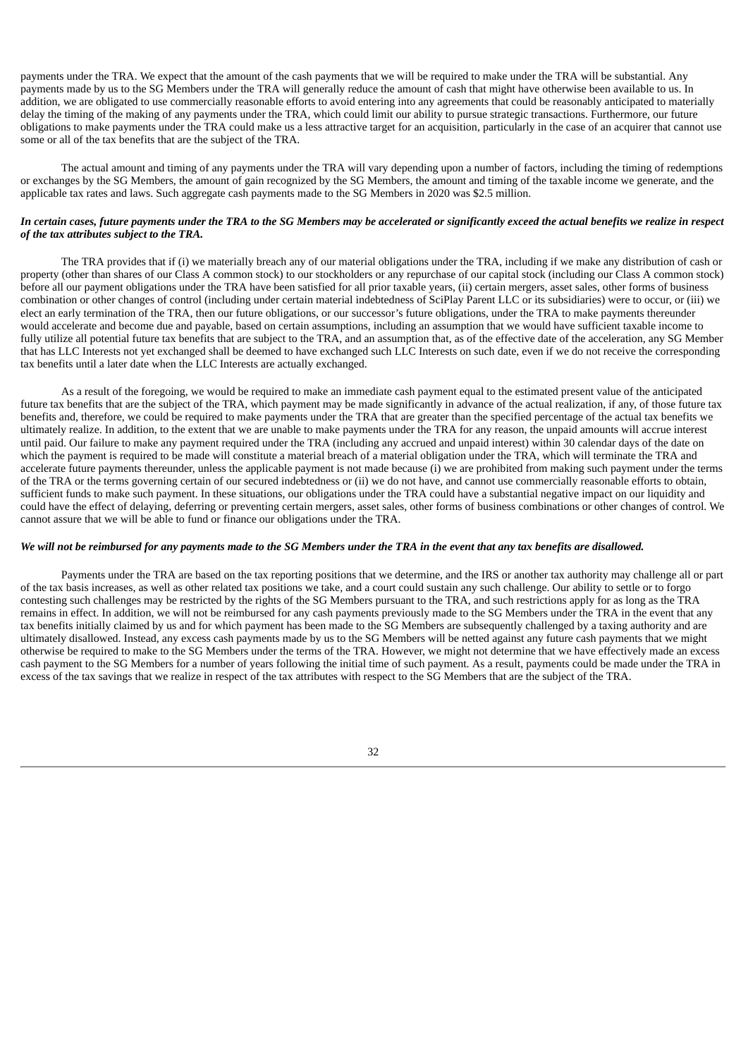payments under the TRA. We expect that the amount of the cash payments that we will be required to make under the TRA will be substantial. Any payments made by us to the SG Members under the TRA will generally reduce the amount of cash that might have otherwise been available to us. In addition, we are obligated to use commercially reasonable efforts to avoid entering into any agreements that could be reasonably anticipated to materially delay the timing of the making of any payments under the TRA, which could limit our ability to pursue strategic transactions. Furthermore, our future obligations to make payments under the TRA could make us a less attractive target for an acquisition, particularly in the case of an acquirer that cannot use some or all of the tax benefits that are the subject of the TRA.

The actual amount and timing of any payments under the TRA will vary depending upon a number of factors, including the timing of redemptions or exchanges by the SG Members, the amount of gain recognized by the SG Members, the amount and timing of the taxable income we generate, and the applicable tax rates and laws. Such aggregate cash payments made to the SG Members in 2020 was $2.5 million.

***In certain cases, future payments under the TRA to the SG Members may be accelerated or significantly exceed the actual benefits we realize in respect of the tax attributes subject to the TRA.***

The TRA provides that if (i) we materially breach any of our material obligations under the TRA, including if we make any distribution of cash or property (other than shares of our Class A common stock) to our stockholders or any repurchase of our capital stock (including our Class A common stock) before all our payment obligations under the TRA have been satisfied for all prior taxable years, (ii) certain mergers, asset sales, other forms of business combination or other changes of control (including under certain material indebtedness of SciPlay Parent LLC or its subsidiaries) were to occur, or (iii) we elect an early termination of the TRA, then our future obligations, or our successor's future obligations, under the TRA to make payments thereunder would accelerate and become due and payable, based on certain assumptions, including an assumption that we would have sufficient taxable income to fully utilize all potential future tax benefits that are subject to the TRA, and an assumption that, as of the effective date of the acceleration, any SG Member that has LLC Interests not yet exchanged shall be deemed to have exchanged such LLC Interests on such date, even if we do not receive the corresponding tax benefits until a later date when the LLC Interests are actually exchanged.

As a result of the foregoing, we would be required to make an immediate cash payment equal to the estimated present value of the anticipated future tax benefits that are the subject of the TRA, which payment may be made significantly in advance of the actual realization, if any, of those future tax benefits and, therefore, we could be required to make payments under the TRA that are greater than the specified percentage of the actual tax benefits we ultimately realize. In addition, to the extent that we are unable to make payments under the TRA for any reason, the unpaid amounts will accrue interest until paid. Our failure to make any payment required under the TRA (including any accrued and unpaid interest) within 30 calendar days of the date on which the payment is required to be made will constitute a material breach of a material obligation under the TRA, which will terminate the TRA and accelerate future payments thereunder, unless the applicable payment is not made because (i) we are prohibited from making such payment under the terms of the TRA or the terms governing certain of our secured indebtedness or (ii) we do not have, and cannot use commercially reasonable efforts to obtain, sufficient funds to make such payment. In these situations, our obligations under the TRA could have a substantial negative impact on our liquidity and could have the effect of delaying, deferring or preventing certain mergers, asset sales, other forms of business combinations or other changes of control. We cannot assure that we will be able to fund or finance our obligations under the TRA.

***We will not be reimbursed for any payments made to the SG Members under the TRA in the event that any tax benefits are disallowed.***

Payments under the TRA are based on the tax reporting positions that we determine, and the IRS or another tax authority may challenge all or part of the tax basis increases, as well as other related tax positions we take, and a court could sustain any such challenge. Our ability to settle or to forgo contesting such challenges may be restricted by the rights of the SG Members pursuant to the TRA, and such restrictions apply for as long as the TRA remains in effect. In addition, we will not be reimbursed for any cash payments previously made to the SG Members under the TRA in the event that any tax benefits initially claimed by us and for which payment has been made to the SG Members are subsequently challenged by a taxing authority and are ultimately disallowed. Instead, any excess cash payments made by us to the SG Members will be netted against any future cash payments that we might otherwise be required to make to the SG Members under the terms of the TRA. However, we might not determine that we have effectively made an excess cash payment to the SG Members for a number of years following the initial time of such payment. As a result, payments could be made under the TRA in excess of the tax savings that we realize in respect of the tax attributes with respect to the SG Members that are the subject of the TRA.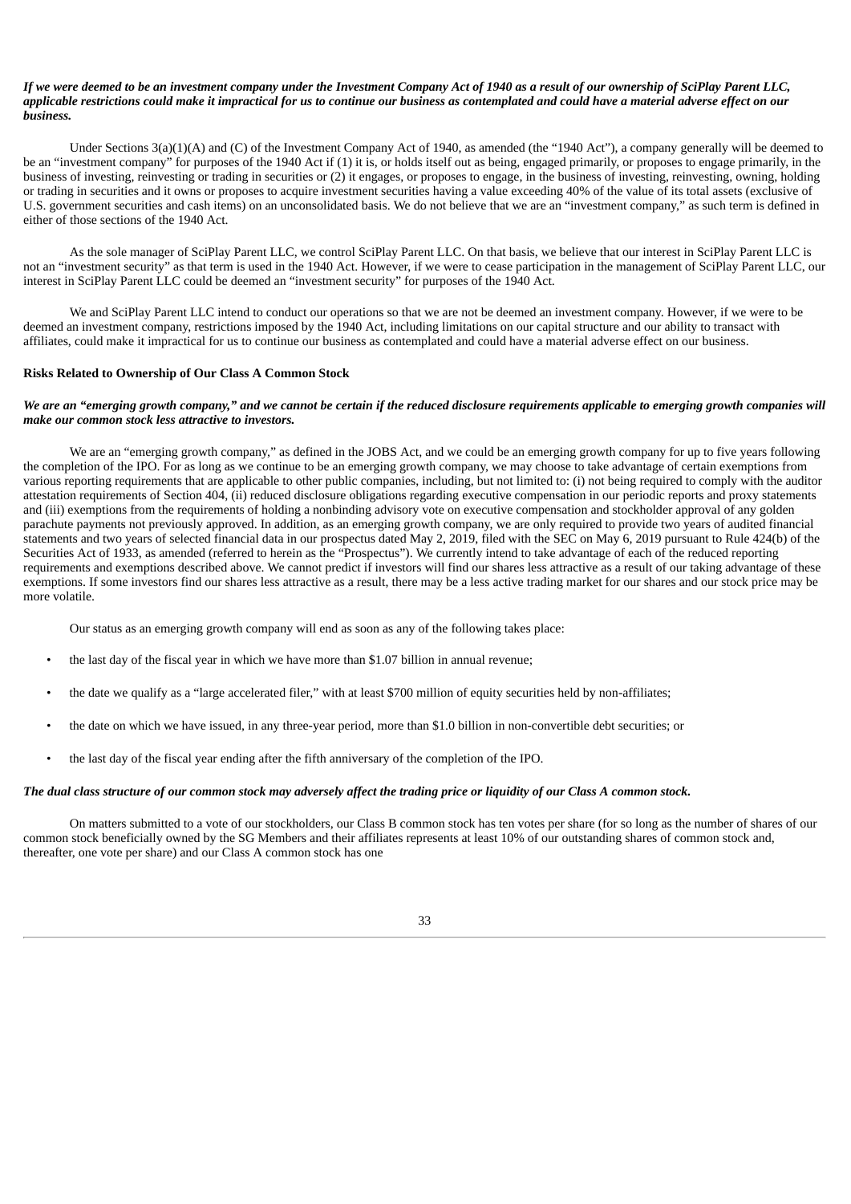***If we were deemed to be an investment company under the Investment Company Act of 1940 as a result of our ownership of SciPlay Parent LLC, applicable restrictions could make it impractical for us to continue our business as contemplated and could have a material adverse effect on our business.***

Under Sections 3(a)(1)(A) and (C) of the Investment Company Act of 1940, as amended (the "1940 Act"), a company generally will be deemed to be an "investment company" for purposes of the 1940 Act if (1) it is, or holds itself out as being, engaged primarily, or proposes to engage primarily, in the business of investing, reinvesting or trading in securities or (2) it engages, or proposes to engage, in the business of investing, reinvesting, owning, holding or trading in securities and it owns or proposes to acquire investment securities having a value exceeding 40% of the value of its total assets (exclusive of U.S. government securities and cash items) on an unconsolidated basis. We do not believe that we are an "investment company," as such term is defined in either of those sections of the 1940 Act.

As the sole manager of SciPlay Parent LLC, we control SciPlay Parent LLC. On that basis, we believe that our interest in SciPlay Parent LLC is not an "investment security" as that term is used in the 1940 Act. However, if we were to cease participation in the management of SciPlay Parent LLC, our interest in SciPlay Parent LLC could be deemed an "investment security" for purposes of the 1940 Act.

We and SciPlay Parent LLC intend to conduct our operations so that we are not be deemed an investment company. However, if we were to be deemed an investment company, restrictions imposed by the 1940 Act, including limitations on our capital structure and our ability to transact with affiliates, could make it impractical for us to continue our business as contemplated and could have a material adverse effect on our business.

**Risks Related to Ownership of Our Class A Common Stock**

***We are an "emerging growth company," and we cannot be certain if the reduced disclosure requirements applicable to emerging growth companies will make our common stock less attractive to investors.***

We are an "emerging growth company," as defined in the JOBS Act, and we could be an emerging growth company for up to five years following the completion of the IPO. For as long as we continue to be an emerging growth company, we may choose to take advantage of certain exemptions from various reporting requirements that are applicable to other public companies, including, but not limited to: (i) not being required to comply with the auditor attestation requirements of Section 404, (ii) reduced disclosure obligations regarding executive compensation in our periodic reports and proxy statements and (iii) exemptions from the requirements of holding a nonbinding advisory vote on executive compensation and stockholder approval of any golden parachute payments not previously approved. In addition, as an emerging growth company, we are only required to provide two years of audited financial statements and two years of selected financial data in our prospectus dated May 2, 2019, filed with the SEC on May 6, 2019 pursuant to Rule 424(b) of the Securities Act of 1933, as amended (referred to herein as the "Prospectus"). We currently intend to take advantage of each of the reduced reporting requirements and exemptions described above. We cannot predict if investors will find our shares less attractive as a result of our taking advantage of these exemptions. If some investors find our shares less attractive as a result, there may be a less active trading market for our shares and our stock price may be more volatile.

Our status as an emerging growth company will end as soon as any of the following takes place:

- the last day of the fiscal year in which we have more than $1.07 billion in annual revenue;
- the date we qualify as a "large accelerated filer," with at least $700 million of equity securities held by non-affiliates;
- the date on which we have issued, in any three-year period, more than $1.0 billion in non-convertible debt securities; or
- the last day of the fiscal year ending after the fifth anniversary of the completion of the IPO.

***The dual class structure of our common stock may adversely affect the trading price or liquidity of our Class A common stock.***

On matters submitted to a vote of our stockholders, our Class B common stock has ten votes per share (for so long as the number of shares of our common stock beneficially owned by the SG Members and their affiliates represents at least 10% of our outstanding shares of common stock and, thereafter, one vote per share) and our Class A common stock has one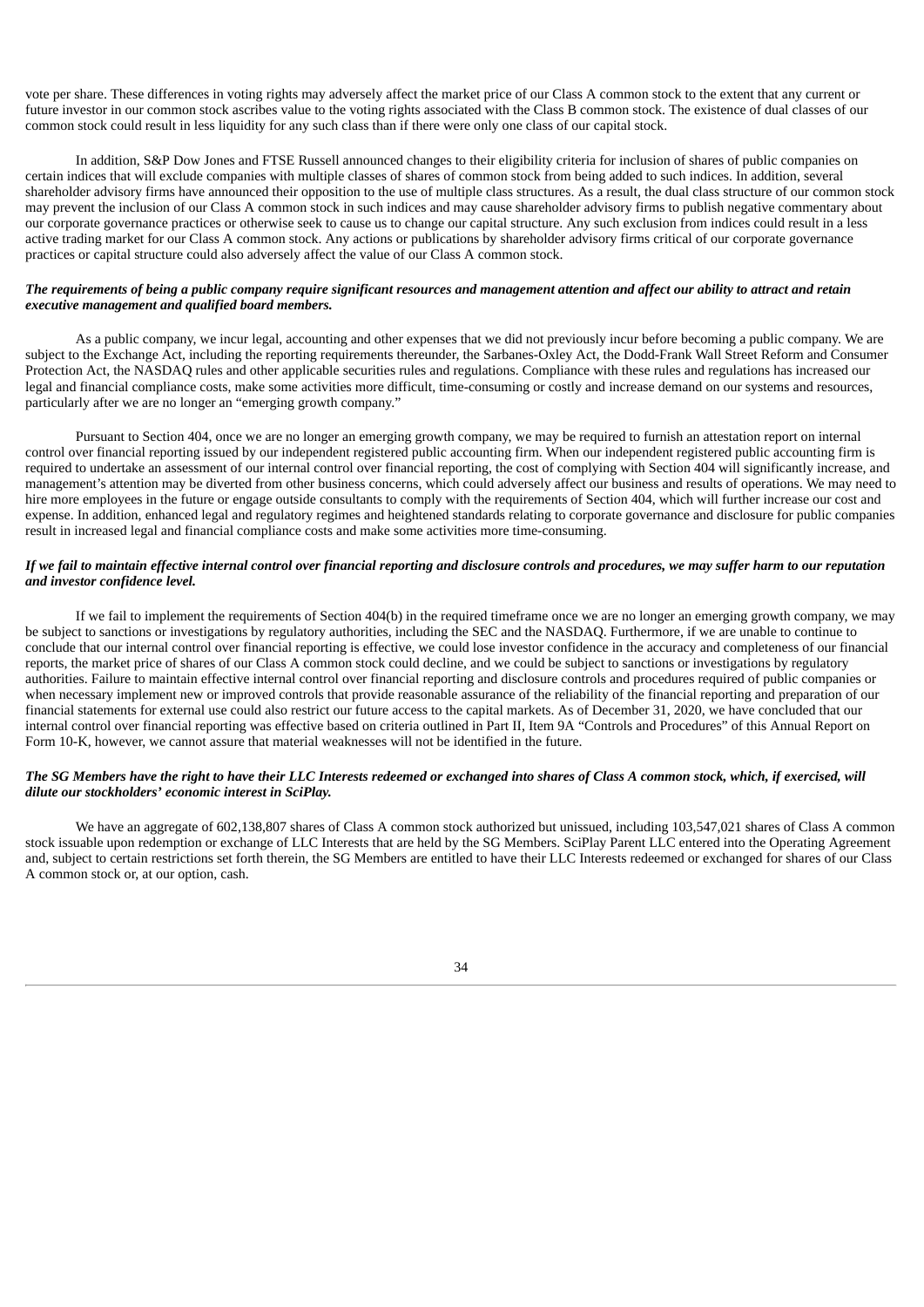vote per share. These differences in voting rights may adversely affect the market price of our Class A common stock to the extent that any current or future investor in our common stock ascribes value to the voting rights associated with the Class B common stock. The existence of dual classes of our common stock could result in less liquidity for any such class than if there were only one class of our capital stock.

In addition, S&P Dow Jones and FTSE Russell announced changes to their eligibility criteria for inclusion of shares of public companies on certain indices that will exclude companies with multiple classes of shares of common stock from being added to such indices. In addition, several shareholder advisory firms have announced their opposition to the use of multiple class structures. As a result, the dual class structure of our common stock may prevent the inclusion of our Class A common stock in such indices and may cause shareholder advisory firms to publish negative commentary about our corporate governance practices or otherwise seek to cause us to change our capital structure. Any such exclusion from indices could result in a less active trading market for our Class A common stock. Any actions or publications by shareholder advisory firms critical of our corporate governance practices or capital structure could also adversely affect the value of our Class A common stock.

***The requirements of being a public company require significant resources and management attention and affect our ability to attract and retain executive management and qualified board members.***

As a public company, we incur legal, accounting and other expenses that we did not previously incur before becoming a public company. We are subject to the Exchange Act, including the reporting requirements thereunder, the Sarbanes-Oxley Act, the Dodd-Frank Wall Street Reform and Consumer Protection Act, the NASDAQ rules and other applicable securities rules and regulations. Compliance with these rules and regulations has increased our legal and financial compliance costs, make some activities more difficult, time-consuming or costly and increase demand on our systems and resources, particularly after we are no longer an "emerging growth company."

Pursuant to Section 404, once we are no longer an emerging growth company, we may be required to furnish an attestation report on internal control over financial reporting issued by our independent registered public accounting firm. When our independent registered public accounting firm is required to undertake an assessment of our internal control over financial reporting, the cost of complying with Section 404 will significantly increase, and management's attention may be diverted from other business concerns, which could adversely affect our business and results of operations. We may need to hire more employees in the future or engage outside consultants to comply with the requirements of Section 404, which will further increase our cost and expense. In addition, enhanced legal and regulatory regimes and heightened standards relating to corporate governance and disclosure for public companies result in increased legal and financial compliance costs and make some activities more time-consuming.

***If we fail to maintain effective internal control over financial reporting and disclosure controls and procedures, we may suffer harm to our reputation and investor confidence level.***

If we fail to implement the requirements of Section 404(b) in the required timeframe once we are no longer an emerging growth company, we may be subject to sanctions or investigations by regulatory authorities, including the SEC and the NASDAQ. Furthermore, if we are unable to continue to conclude that our internal control over financial reporting is effective, we could lose investor confidence in the accuracy and completeness of our financial reports, the market price of shares of our Class A common stock could decline, and we could be subject to sanctions or investigations by regulatory authorities. Failure to maintain effective internal control over financial reporting and disclosure controls and procedures required of public companies or when necessary implement new or improved controls that provide reasonable assurance of the reliability of the financial reporting and preparation of our financial statements for external use could also restrict our future access to the capital markets. As of December 31, 2020, we have concluded that our internal control over financial reporting was effective based on criteria outlined in Part II, Item 9A "Controls and Procedures" of this Annual Report on Form 10-K, however, we cannot assure that material weaknesses will not be identified in the future.

***The SG Members have the right to have their LLC Interests redeemed or exchanged into shares of Class A common stock, which, if exercised, will dilute our stockholders' economic interest in SciPlay.***

We have an aggregate of 602,138,807 shares of Class A common stock authorized but unissued, including 103,547,021 shares of Class A common stock issuable upon redemption or exchange of LLC Interests that are held by the SG Members. SciPlay Parent LLC entered into the Operating Agreement and, subject to certain restrictions set forth therein, the SG Members are entitled to have their LLC Interests redeemed or exchanged for shares of our Class A common stock or, at our option, cash.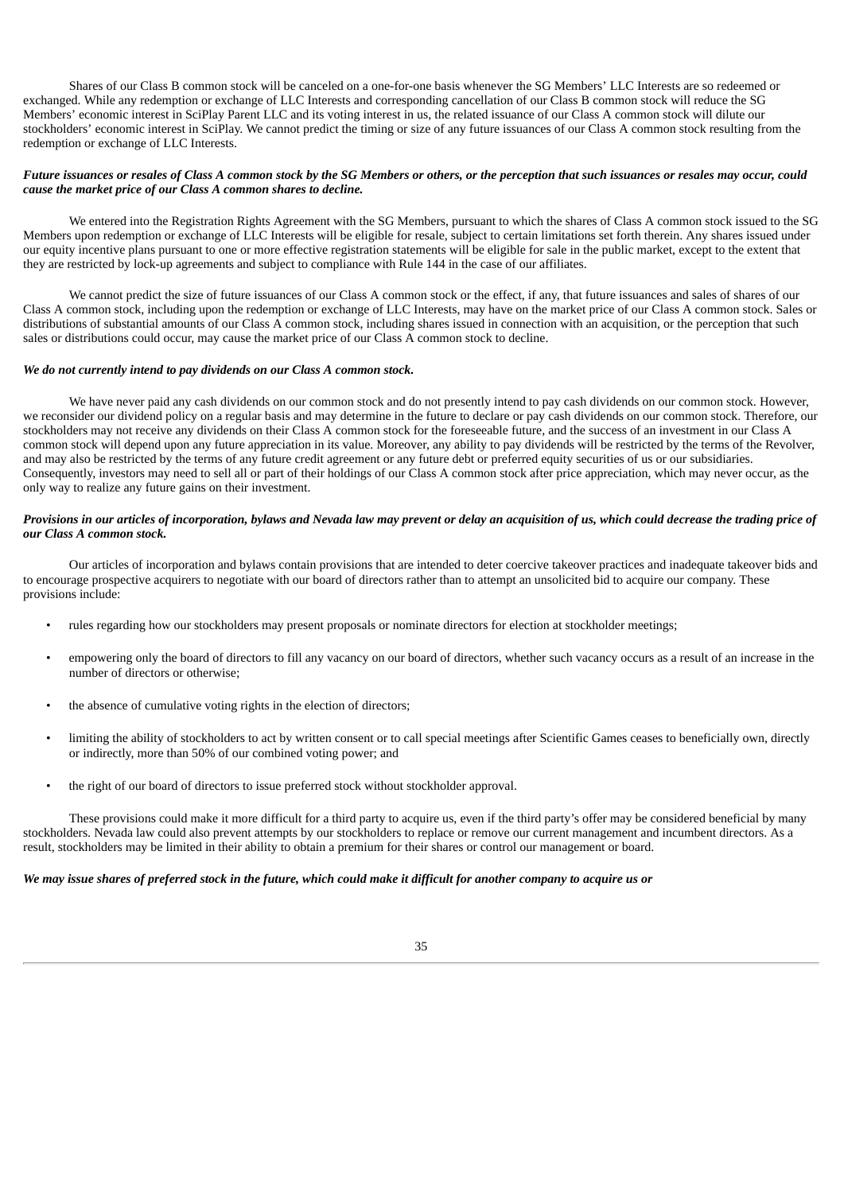Shares of our Class B common stock will be canceled on a one-for-one basis whenever the SG Members' LLC Interests are so redeemed or exchanged. While any redemption or exchange of LLC Interests and corresponding cancellation of our Class B common stock will reduce the SG Members' economic interest in SciPlay Parent LLC and its voting interest in us, the related issuance of our Class A common stock will dilute our stockholders' economic interest in SciPlay. We cannot predict the timing or size of any future issuances of our Class A common stock resulting from the redemption or exchange of LLC Interests.

***Future issuances or resales of Class A common stock by the SG Members or others, or the perception that such issuances or resales may occur, could cause the market price of our Class A common shares to decline.***

We entered into the Registration Rights Agreement with the SG Members, pursuant to which the shares of Class A common stock issued to the SG Members upon redemption or exchange of LLC Interests will be eligible for resale, subject to certain limitations set forth therein. Any shares issued under our equity incentive plans pursuant to one or more effective registration statements will be eligible for sale in the public market, except to the extent that they are restricted by lock-up agreements and subject to compliance with Rule 144 in the case of our affiliates.

We cannot predict the size of future issuances of our Class A common stock or the effect, if any, that future issuances and sales of shares of our Class A common stock, including upon the redemption or exchange of LLC Interests, may have on the market price of our Class A common stock. Sales or distributions of substantial amounts of our Class A common stock, including shares issued in connection with an acquisition, or the perception that such sales or distributions could occur, may cause the market price of our Class A common stock to decline.

***We do not currently intend to pay dividends on our Class A common stock.***

We have never paid any cash dividends on our common stock and do not presently intend to pay cash dividends on our common stock. However, we reconsider our dividend policy on a regular basis and may determine in the future to declare or pay cash dividends on our common stock. Therefore, our stockholders may not receive any dividends on their Class A common stock for the foreseeable future, and the success of an investment in our Class A common stock will depend upon any future appreciation in its value. Moreover, any ability to pay dividends will be restricted by the terms of the Revolver, and may also be restricted by the terms of any future credit agreement or any future debt or preferred equity securities of us or our subsidiaries. Consequently, investors may need to sell all or part of their holdings of our Class A common stock after price appreciation, which may never occur, as the only way to realize any future gains on their investment.

***Provisions in our articles of incorporation, bylaws and Nevada law may prevent or delay an acquisition of us, which could decrease the trading price of our Class A common stock.***

Our articles of incorporation and bylaws contain provisions that are intended to deter coercive takeover practices and inadequate takeover bids and to encourage prospective acquirers to negotiate with our board of directors rather than to attempt an unsolicited bid to acquire our company. These provisions include:

- rules regarding how our stockholders may present proposals or nominate directors for election at stockholder meetings;
- empowering only the board of directors to fill any vacancy on our board of directors, whether such vacancy occurs as a result of an increase in the number of directors or otherwise;
- the absence of cumulative voting rights in the election of directors;
- limiting the ability of stockholders to act by written consent or to call special meetings after Scientific Games ceases to beneficially own, directly or indirectly, more than 50% of our combined voting power; and
- the right of our board of directors to issue preferred stock without stockholder approval.

These provisions could make it more difficult for a third party to acquire us, even if the third party's offer may be considered beneficial by many stockholders. Nevada law could also prevent attempts by our stockholders to replace or remove our current management and incumbent directors. As a result, stockholders may be limited in their ability to obtain a premium for their shares or control our management or board.

***We may issue shares of preferred stock in the future, which could make it difficult for another company to acquire us or***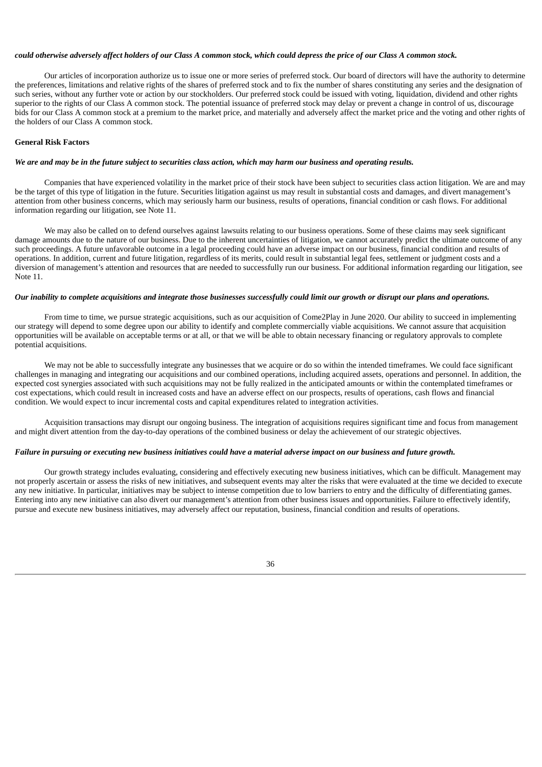*could otherwise adversely affect holders of our Class A common stock, which could depress the price of our Class A common stock.*

Our articles of incorporation authorize us to issue one or more series of preferred stock. Our board of directors will have the authority to determine the preferences, limitations and relative rights of the shares of preferred stock and to fix the number of shares constituting any series and the designation of such series, without any further vote or action by our stockholders. Our preferred stock could be issued with voting, liquidation, dividend and other rights superior to the rights of our Class A common stock. The potential issuance of preferred stock may delay or prevent a change in control of us, discourage bids for our Class A common stock at a premium to the market price, and materially and adversely affect the market price and the voting and other rights of the holders of our Class A common stock.

**General Risk Factors**

***We are and may be in the future subject to securities class action, which may harm our business and operating results.***

Companies that have experienced volatility in the market price of their stock have been subject to securities class action litigation. We are and may be the target of this type of litigation in the future. Securities litigation against us may result in substantial costs and damages, and divert management's attention from other business concerns, which may seriously harm our business, results of operations, financial condition or cash flows. For additional information regarding our litigation, see Note 11.

We may also be called on to defend ourselves against lawsuits relating to our business operations. Some of these claims may seek significant damage amounts due to the nature of our business. Due to the inherent uncertainties of litigation, we cannot accurately predict the ultimate outcome of any such proceedings. A future unfavorable outcome in a legal proceeding could have an adverse impact on our business, financial condition and results of operations. In addition, current and future litigation, regardless of its merits, could result in substantial legal fees, settlement or judgment costs and a diversion of management's attention and resources that are needed to successfully run our business. For additional information regarding our litigation, see Note 11.

***Our inability to complete acquisitions and integrate those businesses successfully could limit our growth or disrupt our plans and operations.***

From time to time, we pursue strategic acquisitions, such as our acquisition of Come2Play in June 2020. Our ability to succeed in implementing our strategy will depend to some degree upon our ability to identify and complete commercially viable acquisitions. We cannot assure that acquisition opportunities will be available on acceptable terms or at all, or that we will be able to obtain necessary financing or regulatory approvals to complete potential acquisitions.

We may not be able to successfully integrate any businesses that we acquire or do so within the intended timeframes. We could face significant challenges in managing and integrating our acquisitions and our combined operations, including acquired assets, operations and personnel. In addition, the expected cost synergies associated with such acquisitions may not be fully realized in the anticipated amounts or within the contemplated timeframes or cost expectations, which could result in increased costs and have an adverse effect on our prospects, results of operations, cash flows and financial condition. We would expect to incur incremental costs and capital expenditures related to integration activities.

Acquisition transactions may disrupt our ongoing business. The integration of acquisitions requires significant time and focus from management and might divert attention from the day-to-day operations of the combined business or delay the achievement of our strategic objectives.

***Failure in pursuing or executing new business initiatives could have a material adverse impact on our business and future growth.***

Our growth strategy includes evaluating, considering and effectively executing new business initiatives, which can be difficult. Management may not properly ascertain or assess the risks of new initiatives, and subsequent events may alter the risks that were evaluated at the time we decided to execute any new initiative. In particular, initiatives may be subject to intense competition due to low barriers to entry and the difficulty of differentiating games. Entering into any new initiative can also divert our management's attention from other business issues and opportunities. Failure to effectively identify, pursue and execute new business initiatives, may adversely affect our reputation, business, financial condition and results of operations.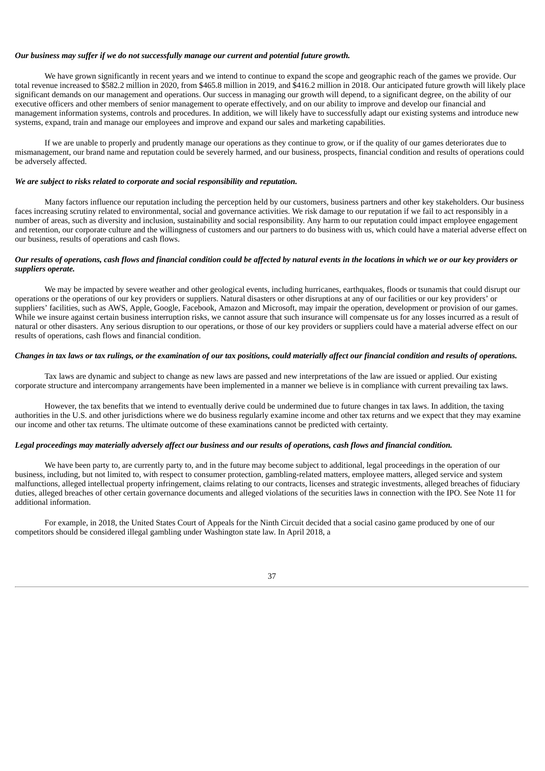***Our business may suffer if we do not successfully manage our current and potential future growth.***

We have grown significantly in recent years and we intend to continue to expand the scope and geographic reach of the games we provide. Our total revenue increased to $582.2 million in 2020, from $465.8 million in 2019, and $416.2 million in 2018. Our anticipated future growth will likely place significant demands on our management and operations. Our success in managing our growth will depend, to a significant degree, on the ability of our executive officers and other members of senior management to operate effectively, and on our ability to improve and develop our financial and management information systems, controls and procedures. In addition, we will likely have to successfully adapt our existing systems and introduce new systems, expand, train and manage our employees and improve and expand our sales and marketing capabilities.

If we are unable to properly and prudently manage our operations as they continue to grow, or if the quality of our games deteriorates due to mismanagement, our brand name and reputation could be severely harmed, and our business, prospects, financial condition and results of operations could be adversely affected.

***We are subject to risks related to corporate and social responsibility and reputation.***

Many factors influence our reputation including the perception held by our customers, business partners and other key stakeholders. Our business faces increasing scrutiny related to environmental, social and governance activities. We risk damage to our reputation if we fail to act responsibly in a number of areas, such as diversity and inclusion, sustainability and social responsibility. Any harm to our reputation could impact employee engagement and retention, our corporate culture and the willingness of customers and our partners to do business with us, which could have a material adverse effect on our business, results of operations and cash flows.

***Our results of operations, cash flows and financial condition could be affected by natural events in the locations in which we or our key providers or suppliers operate.***

We may be impacted by severe weather and other geological events, including hurricanes, earthquakes, floods or tsunamis that could disrupt our operations or the operations of our key providers or suppliers. Natural disasters or other disruptions at any of our facilities or our key providers' or suppliers' facilities, such as AWS, Apple, Google, Facebook, Amazon and Microsoft, may impair the operation, development or provision of our games. While we insure against certain business interruption risks, we cannot assure that such insurance will compensate us for any losses incurred as a result of natural or other disasters. Any serious disruption to our operations, or those of our key providers or suppliers could have a material adverse effect on our results of operations, cash flows and financial condition.

***Changes in tax laws or tax rulings, or the examination of our tax positions, could materially affect our financial condition and results of operations.***

Tax laws are dynamic and subject to change as new laws are passed and new interpretations of the law are issued or applied. Our existing corporate structure and intercompany arrangements have been implemented in a manner we believe is in compliance with current prevailing tax laws.

However, the tax benefits that we intend to eventually derive could be undermined due to future changes in tax laws. In addition, the taxing authorities in the U.S. and other jurisdictions where we do business regularly examine income and other tax returns and we expect that they may examine our income and other tax returns. The ultimate outcome of these examinations cannot be predicted with certainty.

***Legal proceedings may materially adversely affect our business and our results of operations, cash flows and financial condition.***

We have been party to, are currently party to, and in the future may become subject to additional, legal proceedings in the operation of our business, including, but not limited to, with respect to consumer protection, gambling-related matters, employee matters, alleged service and system malfunctions, alleged intellectual property infringement, claims relating to our contracts, licenses and strategic investments, alleged breaches of fiduciary duties, alleged breaches of other certain governance documents and alleged violations of the securities laws in connection with the IPO. See Note 11 for additional information.

For example, in 2018, the United States Court of Appeals for the Ninth Circuit decided that a social casino game produced by one of our competitors should be considered illegal gambling under Washington state law. In April 2018, a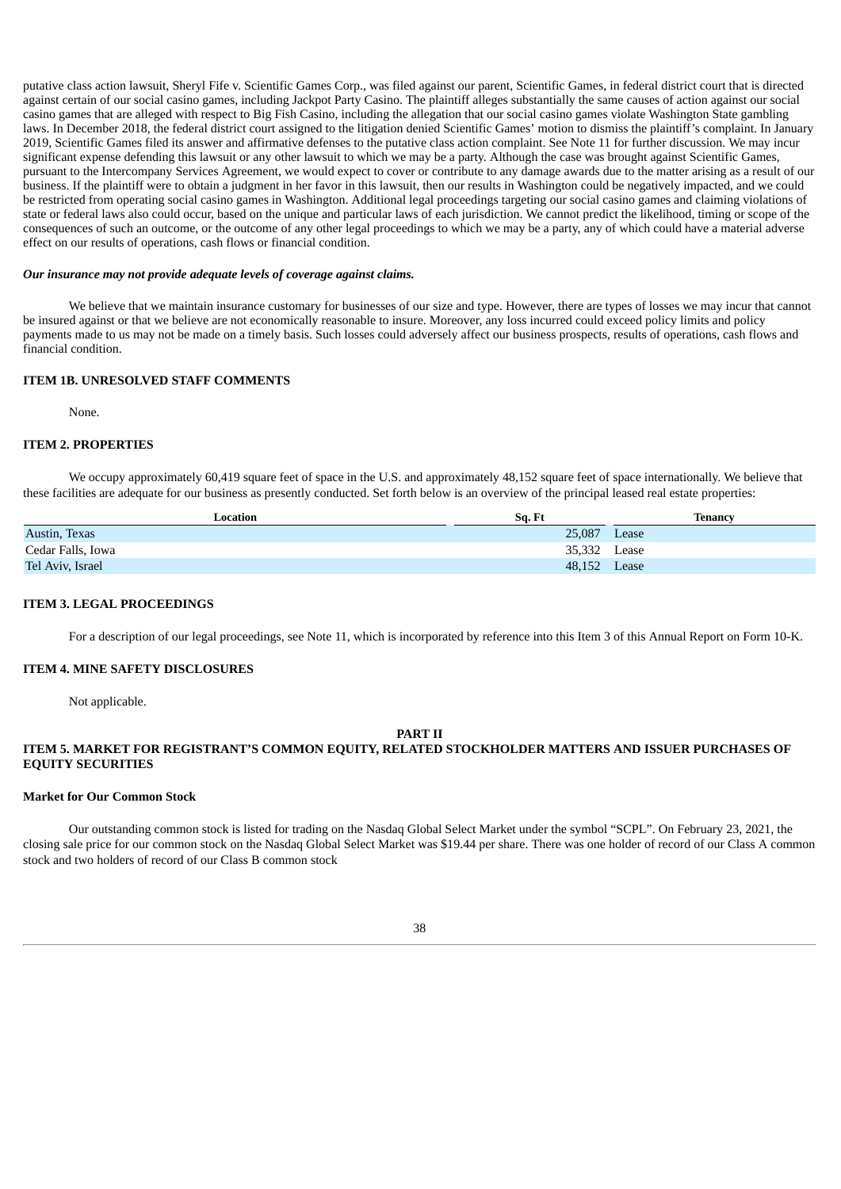putative class action lawsuit, Sheryl Fife v. Scientific Games Corp., was filed against our parent, Scientific Games, in federal district court that is directed against certain of our social casino games, including Jackpot Party Casino. The plaintiff alleges substantially the same causes of action against our social casino games that are alleged with respect to Big Fish Casino, including the allegation that our social casino games violate Washington State gambling laws. In December 2018, the federal district court assigned to the litigation denied Scientific Games' motion to dismiss the plaintiff's complaint. In January 2019, Scientific Games filed its answer and affirmative defenses to the putative class action complaint. See Note 11 for further discussion. We may incur significant expense defending this lawsuit or any other lawsuit to which we may be a party. Although the case was brought against Scientific Games, pursuant to the Intercompany Services Agreement, we would expect to cover or contribute to any damage awards due to the matter arising as a result of our business. If the plaintiff were to obtain a judgment in her favor in this lawsuit, then our results in Washington could be negatively impacted, and we could be restricted from operating social casino games in Washington. Additional legal proceedings targeting our social casino games and claiming violations of state or federal laws also could occur, based on the unique and particular laws of each jurisdiction. We cannot predict the likelihood, timing or scope of the consequences of such an outcome, or the outcome of any other legal proceedings to which we may be a party, any of which could have a material adverse effect on our results of operations, cash flows or financial condition.

***Our insurance may not provide adequate levels of coverage against claims.***

We believe that we maintain insurance customary for businesses of our size and type. However, there are types of losses we may incur that cannot be insured against or that we believe are not economically reasonable to insure. Moreover, any loss incurred could exceed policy limits and policy payments made to us may not be made on a timely basis. Such losses could adversely affect our business prospects, results of operations, cash flows and financial condition.

## ITEM 1B. UNRESOLVED STAFF COMMENTS

None.

## ITEM 2. PROPERTIES

We occupy approximately 60,419 square feet of space in the U.S. and approximately 48,152 square feet of space internationally. We believe that these facilities are adequate for our business as presently conducted. Set forth below is an overview of the principal leased real estate properties:

| Location | Sq. Ft | Tenancy |
|---|---|---|
| Austin, Texas | 25,087 | Lease |
| Cedar Falls, Iowa | 35,332 | Lease |
| Tel Aviv, Israel | 48,152 | Lease |

## ITEM 3. LEGAL PROCEEDINGS

For a description of our legal proceedings, see Note 11, which is incorporated by reference into this Item 3 of this Annual Report on Form 10-K.

## ITEM 4. MINE SAFETY DISCLOSURES

Not applicable.

# PART II

## ITEM 5. MARKET FOR REGISTRANT'S COMMON EQUITY, RELATED STOCKHOLDER MATTERS AND ISSUER PURCHASES OF EQUITY SECURITIES

### Market for Our Common Stock

Our outstanding common stock is listed for trading on the Nasdaq Global Select Market under the symbol "SCPL". On February 23, 2021, the closing sale price for our common stock on the Nasdaq Global Select Market was $19.44 per share. There was one holder of record of our Class A common stock and two holders of record of our Class B common stock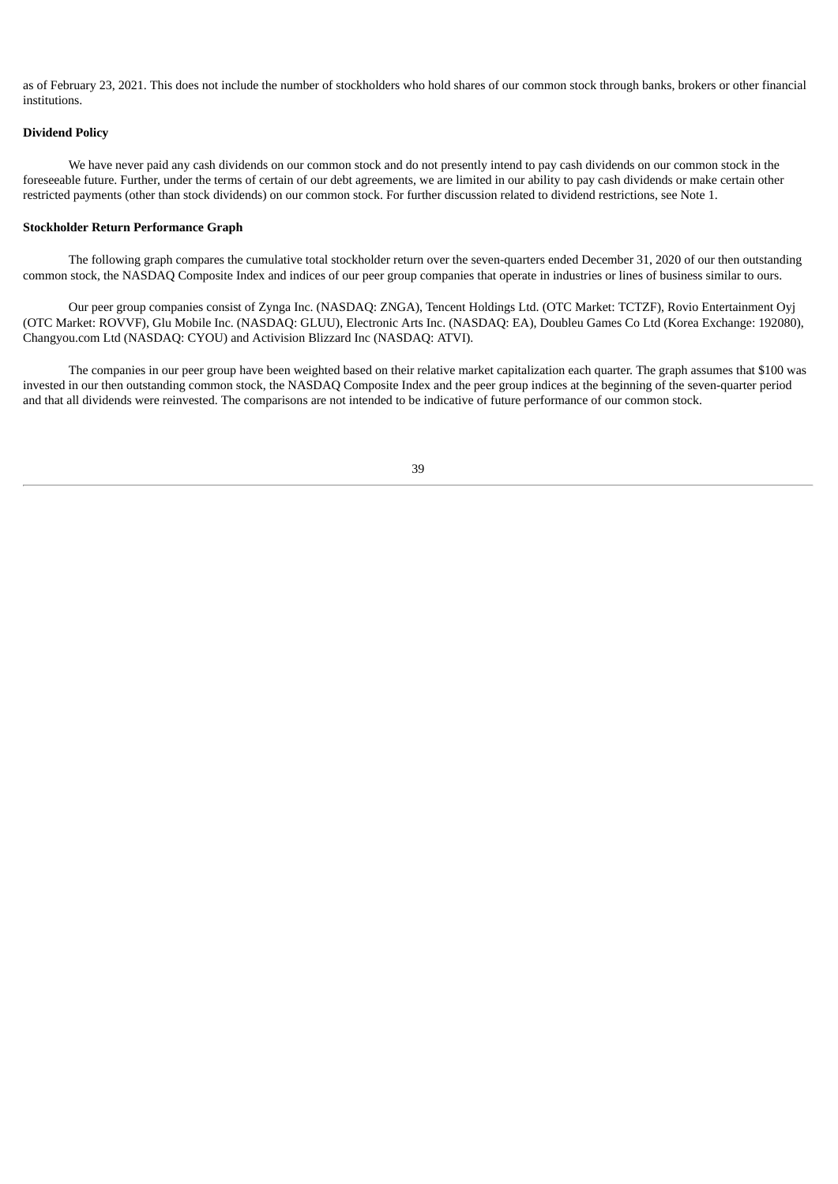as of February 23, 2021. This does not include the number of stockholders who hold shares of our common stock through banks, brokers or other financial institutions.

**Dividend Policy**

We have never paid any cash dividends on our common stock and do not presently intend to pay cash dividends on our common stock in the foreseeable future. Further, under the terms of certain of our debt agreements, we are limited in our ability to pay cash dividends or make certain other restricted payments (other than stock dividends) on our common stock. For further discussion related to dividend restrictions, see Note 1.

**Stockholder Return Performance Graph**

The following graph compares the cumulative total stockholder return over the seven-quarters ended December 31, 2020 of our then outstanding common stock, the NASDAQ Composite Index and indices of our peer group companies that operate in industries or lines of business similar to ours.

Our peer group companies consist of Zynga Inc. (NASDAQ: ZNGA), Tencent Holdings Ltd. (OTC Market: TCTZF), Rovio Entertainment Oyj (OTC Market: ROVVF), Glu Mobile Inc. (NASDAQ: GLUU), Electronic Arts Inc. (NASDAQ: EA), Doubleu Games Co Ltd (Korea Exchange: 192080), Changyou.com Ltd (NASDAQ: CYOU) and Activision Blizzard Inc (NASDAQ: ATVI).

The companies in our peer group have been weighted based on their relative market capitalization each quarter. The graph assumes that $100 was invested in our then outstanding common stock, the NASDAQ Composite Index and the peer group indices at the beginning of the seven-quarter period and that all dividends were reinvested. The comparisons are not intended to be indicative of future performance of our common stock.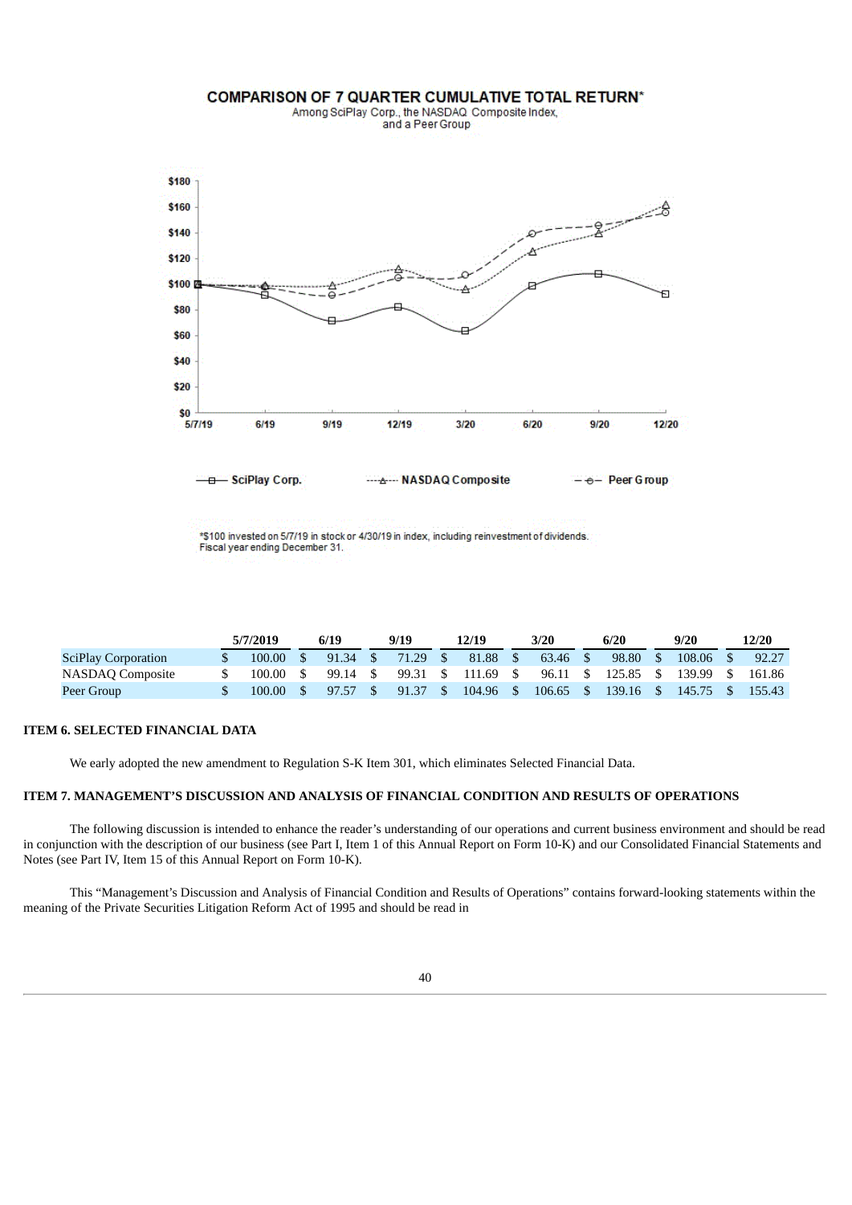**COMPARISON OF 7 QUARTER CUMULATIVE TOTAL RETURN***

Among SciPlay Corp., the NASDAQ Composite Index, and a Peer Group

*$100 invested on 5/7/19 in stock or 4/30/19 in index, including reinvestment of dividends. Fiscal year ending December 31.

| | 5/7/2019 | 6/19 | 9/19 | 12/19 | 3/20 | 6/20 | 9/20 | 12/20 |
|---|---|---|---|---|---|---|---|---|
| SciPlay Corporation | $ 100.00 | $ 91.34 | $ 71.29 | $ 81.88 | $ 63.46 | $ 98.80 | $ 108.06 | $ 92.27 |
| NASDAQ Composite | $ 100.00 | $ 99.14 | $ 99.31 | $ 111.69 | $ 96.11 | $ 125.85 | $ 139.99 | $ 161.86 |
| Peer Group | $ 100.00 | $ 97.57 | $ 91.37 | $ 104.96 | $ 106.65 | $ 139.16 | $ 145.75 | $ 155.43 |

### ITEM 6. SELECTED FINANCIAL DATA

We early adopted the new amendment to Regulation S-K Item 301, which eliminates Selected Financial Data.

### ITEM 7. MANAGEMENT'S DISCUSSION AND ANALYSIS OF FINANCIAL CONDITION AND RESULTS OF OPERATIONS

The following discussion is intended to enhance the reader's understanding of our operations and current business environment and should be read in conjunction with the description of our business (see Part I, Item 1 of this Annual Report on Form 10-K) and our Consolidated Financial Statements and Notes (see Part IV, Item 15 of this Annual Report on Form 10-K).

This "Management's Discussion and Analysis of Financial Condition and Results of Operations" contains forward-looking statements within the meaning of the Private Securities Litigation Reform Act of 1995 and should be read in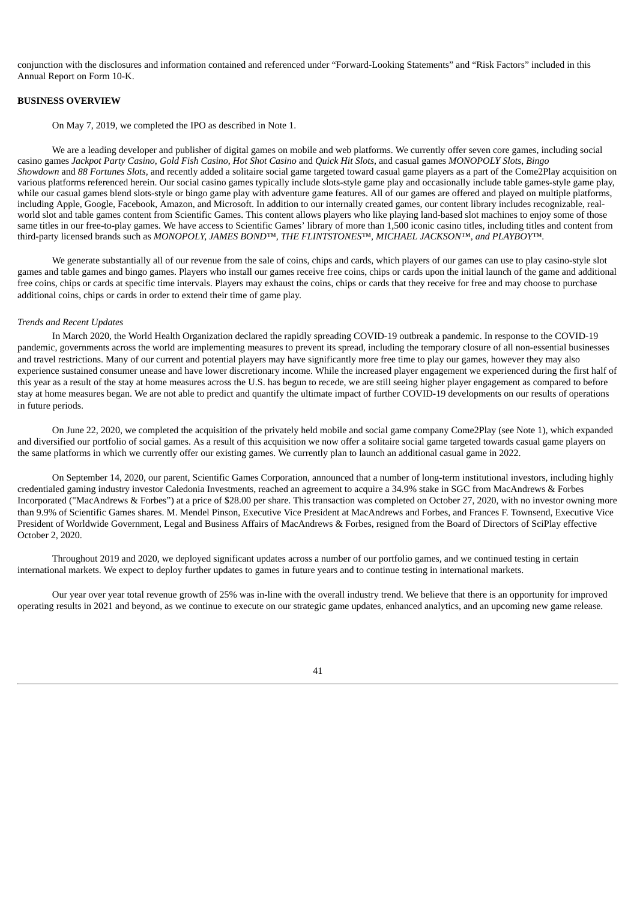conjunction with the disclosures and information contained and referenced under "Forward-Looking Statements" and "Risk Factors" included in this Annual Report on Form 10-K.

**BUSINESS OVERVIEW**

On May 7, 2019, we completed the IPO as described in Note 1.

We are a leading developer and publisher of digital games on mobile and web platforms. We currently offer seven core games, including social casino games *Jackpot Party Casino*, *Gold Fish Casino*, *Hot Shot Casino* and *Quick Hit Slots*, and casual games *MONOPOLY Slots*, *Bingo Showdown* and *88 Fortunes Slots*, and recently added a solitaire social game targeted toward casual game players as a part of the Come2Play acquisition on various platforms referenced herein. Our social casino games typically include slots-style game play and occasionally include table games-style game play, while our casual games blend slots-style or bingo game play with adventure game features. All of our games are offered and played on multiple platforms, including Apple, Google, Facebook, Amazon, and Microsoft. In addition to our internally created games, our content library includes recognizable, real-world slot and table games content from Scientific Games. This content allows players who like playing land-based slot machines to enjoy some of those same titles in our free-to-play games. We have access to Scientific Games' library of more than 1,500 iconic casino titles, including titles and content from third-party licensed brands such as *MONOPOLY, JAMES BOND™, THE FLINTSTONES™, MICHAEL JACKSON™, and PLAYBOY™.*

We generate substantially all of our revenue from the sale of coins, chips and cards, which players of our games can use to play casino-style slot games and table games and bingo games. Players who install our games receive free coins, chips or cards upon the initial launch of the game and additional free coins, chips or cards at specific time intervals. Players may exhaust the coins, chips or cards that they receive for free and may choose to purchase additional coins, chips or cards in order to extend their time of game play.

*Trends and Recent Updates*

In March 2020, the World Health Organization declared the rapidly spreading COVID-19 outbreak a pandemic. In response to the COVID-19 pandemic, governments across the world are implementing measures to prevent its spread, including the temporary closure of all non-essential businesses and travel restrictions. Many of our current and potential players may have significantly more free time to play our games, however they may also experience sustained consumer unease and have lower discretionary income. While the increased player engagement we experienced during the first half of this year as a result of the stay at home measures across the U.S. has begun to recede, we are still seeing higher player engagement as compared to before stay at home measures began. We are not able to predict and quantify the ultimate impact of further COVID-19 developments on our results of operations in future periods.

On June 22, 2020, we completed the acquisition of the privately held mobile and social game company Come2Play (see Note 1), which expanded and diversified our portfolio of social games. As a result of this acquisition we now offer a solitaire social game targeted towards casual game players on the same platforms in which we currently offer our existing games. We currently plan to launch an additional casual game in 2022.

On September 14, 2020, our parent, Scientific Games Corporation, announced that a number of long-term institutional investors, including highly credentialed gaming industry investor Caledonia Investments, reached an agreement to acquire a 34.9% stake in SGC from MacAndrews & Forbes Incorporated ("MacAndrews & Forbes") at a price of $28.00 per share. This transaction was completed on October 27, 2020, with no investor owning more than 9.9% of Scientific Games shares. M. Mendel Pinson, Executive Vice President at MacAndrews and Forbes, and Frances F. Townsend, Executive Vice President of Worldwide Government, Legal and Business Affairs of MacAndrews & Forbes, resigned from the Board of Directors of SciPlay effective October 2, 2020.

Throughout 2019 and 2020, we deployed significant updates across a number of our portfolio games, and we continued testing in certain international markets. We expect to deploy further updates to games in future years and to continue testing in international markets.

Our year over year total revenue growth of 25% was in-line with the overall industry trend. We believe that there is an opportunity for improved operating results in 2021 and beyond, as we continue to execute on our strategic game updates, enhanced analytics, and an upcoming new game release.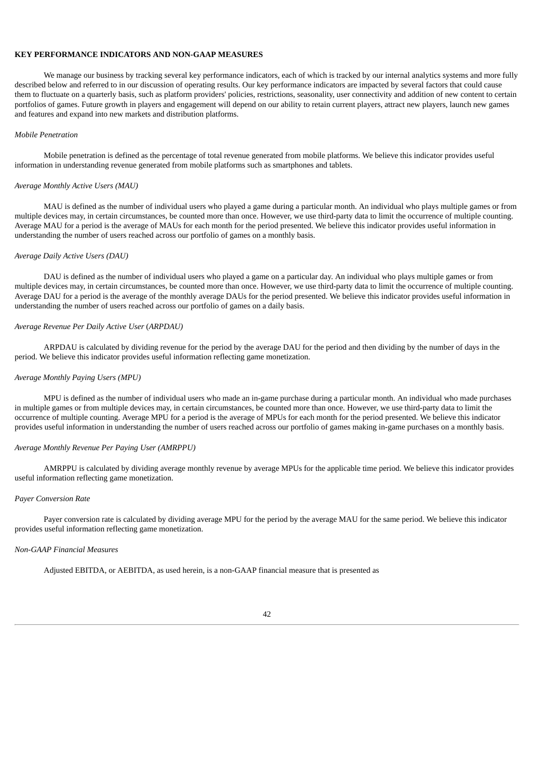**KEY PERFORMANCE INDICATORS AND NON-GAAP MEASURES**

We manage our business by tracking several key performance indicators, each of which is tracked by our internal analytics systems and more fully described below and referred to in our discussion of operating results. Our key performance indicators are impacted by several factors that could cause them to fluctuate on a quarterly basis, such as platform providers' policies, restrictions, seasonality, user connectivity and addition of new content to certain portfolios of games. Future growth in players and engagement will depend on our ability to retain current players, attract new players, launch new games and features and expand into new markets and distribution platforms.

*Mobile Penetration*

Mobile penetration is defined as the percentage of total revenue generated from mobile platforms. We believe this indicator provides useful information in understanding revenue generated from mobile platforms such as smartphones and tablets.

*Average Monthly Active Users (MAU)*

MAU is defined as the number of individual users who played a game during a particular month. An individual who plays multiple games or from multiple devices may, in certain circumstances, be counted more than once. However, we use third-party data to limit the occurrence of multiple counting. Average MAU for a period is the average of MAUs for each month for the period presented. We believe this indicator provides useful information in understanding the number of users reached across our portfolio of games on a monthly basis.

*Average Daily Active Users (DAU)*

DAU is defined as the number of individual users who played a game on a particular day. An individual who plays multiple games or from multiple devices may, in certain circumstances, be counted more than once. However, we use third-party data to limit the occurrence of multiple counting. Average DAU for a period is the average of the monthly average DAUs for the period presented. We believe this indicator provides useful information in understanding the number of users reached across our portfolio of games on a daily basis.

*Average Revenue Per Daily Active User (ARPDAU)*

ARPDAU is calculated by dividing revenue for the period by the average DAU for the period and then dividing by the number of days in the period. We believe this indicator provides useful information reflecting game monetization.

*Average Monthly Paying Users (MPU)*

MPU is defined as the number of individual users who made an in-game purchase during a particular month. An individual who made purchases in multiple games or from multiple devices may, in certain circumstances, be counted more than once. However, we use third-party data to limit the occurrence of multiple counting. Average MPU for a period is the average of MPUs for each month for the period presented. We believe this indicator provides useful information in understanding the number of users reached across our portfolio of games making in-game purchases on a monthly basis.

*Average Monthly Revenue Per Paying User (AMRPPU)*

AMRPPU is calculated by dividing average monthly revenue by average MPUs for the applicable time period. We believe this indicator provides useful information reflecting game monetization.

*Payer Conversion Rate*

Payer conversion rate is calculated by dividing average MPU for the period by the average MAU for the same period. We believe this indicator provides useful information reflecting game monetization.

*Non-GAAP Financial Measures*

Adjusted EBITDA, or AEBITDA, as used herein, is a non-GAAP financial measure that is presented as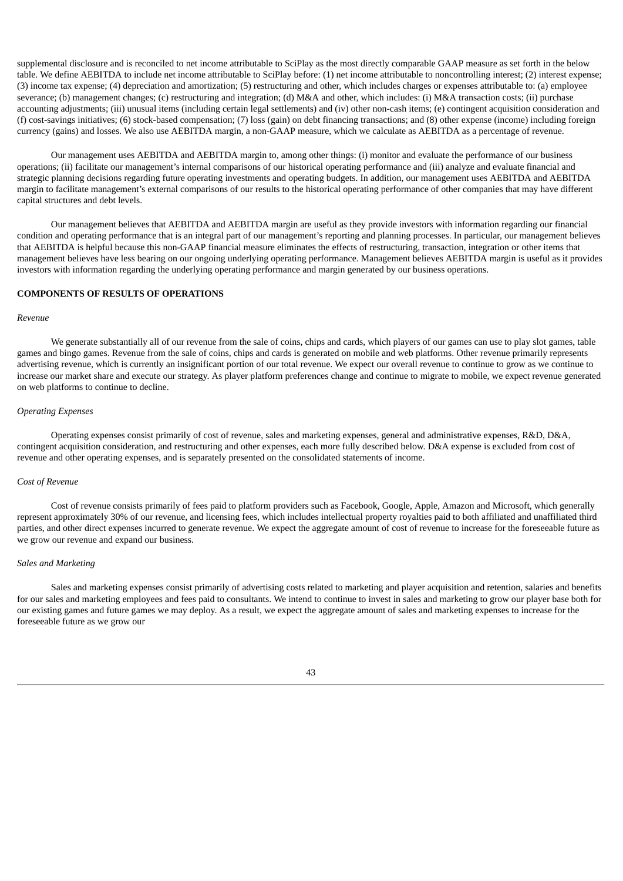supplemental disclosure and is reconciled to net income attributable to SciPlay as the most directly comparable GAAP measure as set forth in the below table. We define AEBITDA to include net income attributable to SciPlay before: (1) net income attributable to noncontrolling interest; (2) interest expense; (3) income tax expense; (4) depreciation and amortization; (5) restructuring and other, which includes charges or expenses attributable to: (a) employee severance; (b) management changes; (c) restructuring and integration; (d) M&A and other, which includes: (i) M&A transaction costs; (ii) purchase accounting adjustments; (iii) unusual items (including certain legal settlements) and (iv) other non-cash items; (e) contingent acquisition consideration and (f) cost-savings initiatives; (6) stock-based compensation; (7) loss (gain) on debt financing transactions; and (8) other expense (income) including foreign currency (gains) and losses. We also use AEBITDA margin, a non-GAAP measure, which we calculate as AEBITDA as a percentage of revenue.

Our management uses AEBITDA and AEBITDA margin to, among other things: (i) monitor and evaluate the performance of our business operations; (ii) facilitate our management's internal comparisons of our historical operating performance and (iii) analyze and evaluate financial and strategic planning decisions regarding future operating investments and operating budgets. In addition, our management uses AEBITDA and AEBITDA margin to facilitate management's external comparisons of our results to the historical operating performance of other companies that may have different capital structures and debt levels.

Our management believes that AEBITDA and AEBITDA margin are useful as they provide investors with information regarding our financial condition and operating performance that is an integral part of our management's reporting and planning processes. In particular, our management believes that AEBITDA is helpful because this non-GAAP financial measure eliminates the effects of restructuring, transaction, integration or other items that management believes have less bearing on our ongoing underlying operating performance. Management believes AEBITDA margin is useful as it provides investors with information regarding the underlying operating performance and margin generated by our business operations.

**COMPONENTS OF RESULTS OF OPERATIONS**

*Revenue*

We generate substantially all of our revenue from the sale of coins, chips and cards, which players of our games can use to play slot games, table games and bingo games. Revenue from the sale of coins, chips and cards is generated on mobile and web platforms. Other revenue primarily represents advertising revenue, which is currently an insignificant portion of our total revenue. We expect our overall revenue to continue to grow as we continue to increase our market share and execute our strategy. As player platform preferences change and continue to migrate to mobile, we expect revenue generated on web platforms to continue to decline.

*Operating Expenses*

Operating expenses consist primarily of cost of revenue, sales and marketing expenses, general and administrative expenses, R&D, D&A, contingent acquisition consideration, and restructuring and other expenses, each more fully described below. D&A expense is excluded from cost of revenue and other operating expenses, and is separately presented on the consolidated statements of income.

*Cost of Revenue*

Cost of revenue consists primarily of fees paid to platform providers such as Facebook, Google, Apple, Amazon and Microsoft, which generally represent approximately 30% of our revenue, and licensing fees, which includes intellectual property royalties paid to both affiliated and unaffiliated third parties, and other direct expenses incurred to generate revenue. We expect the aggregate amount of cost of revenue to increase for the foreseeable future as we grow our revenue and expand our business.

*Sales and Marketing*

Sales and marketing expenses consist primarily of advertising costs related to marketing and player acquisition and retention, salaries and benefits for our sales and marketing employees and fees paid to consultants. We intend to continue to invest in sales and marketing to grow our player base both for our existing games and future games we may deploy. As a result, we expect the aggregate amount of sales and marketing expenses to increase for the foreseeable future as we grow our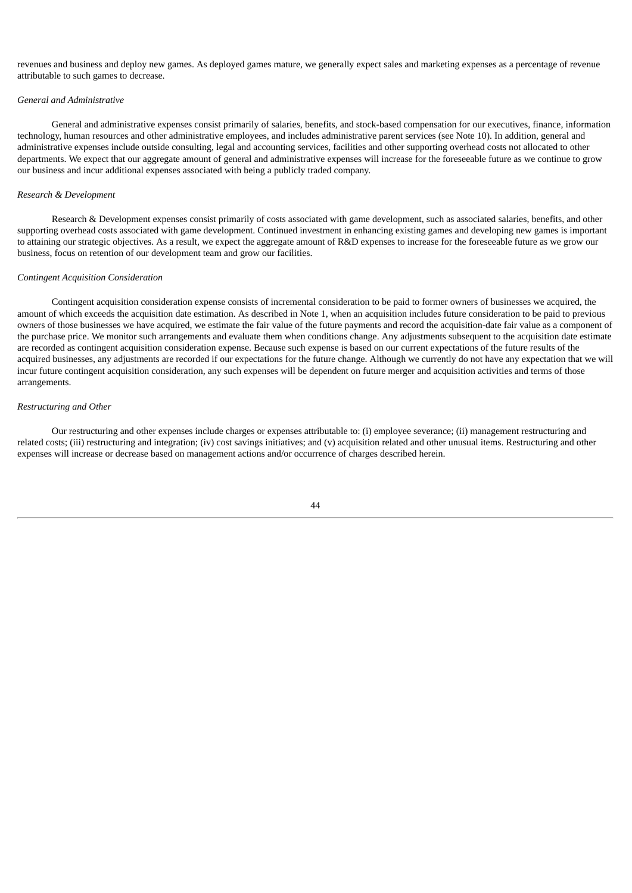revenues and business and deploy new games. As deployed games mature, we generally expect sales and marketing expenses as a percentage of revenue attributable to such games to decrease.

*General and Administrative*

General and administrative expenses consist primarily of salaries, benefits, and stock-based compensation for our executives, finance, information technology, human resources and other administrative employees, and includes administrative parent services (see Note 10). In addition, general and administrative expenses include outside consulting, legal and accounting services, facilities and other supporting overhead costs not allocated to other departments. We expect that our aggregate amount of general and administrative expenses will increase for the foreseeable future as we continue to grow our business and incur additional expenses associated with being a publicly traded company.

*Research & Development*

Research & Development expenses consist primarily of costs associated with game development, such as associated salaries, benefits, and other supporting overhead costs associated with game development. Continued investment in enhancing existing games and developing new games is important to attaining our strategic objectives. As a result, we expect the aggregate amount of R&D expenses to increase for the foreseeable future as we grow our business, focus on retention of our development team and grow our facilities.

*Contingent Acquisition Consideration*

Contingent acquisition consideration expense consists of incremental consideration to be paid to former owners of businesses we acquired, the amount of which exceeds the acquisition date estimation. As described in Note 1, when an acquisition includes future consideration to be paid to previous owners of those businesses we have acquired, we estimate the fair value of the future payments and record the acquisition-date fair value as a component of the purchase price. We monitor such arrangements and evaluate them when conditions change. Any adjustments subsequent to the acquisition date estimate are recorded as contingent acquisition consideration expense. Because such expense is based on our current expectations of the future results of the acquired businesses, any adjustments are recorded if our expectations for the future change. Although we currently do not have any expectation that we will incur future contingent acquisition consideration, any such expenses will be dependent on future merger and acquisition activities and terms of those arrangements.

*Restructuring and Other*

Our restructuring and other expenses include charges or expenses attributable to: (i) employee severance; (ii) management restructuring and related costs; (iii) restructuring and integration; (iv) cost savings initiatives; and (v) acquisition related and other unusual items. Restructuring and other expenses will increase or decrease based on management actions and/or occurrence of charges described herein.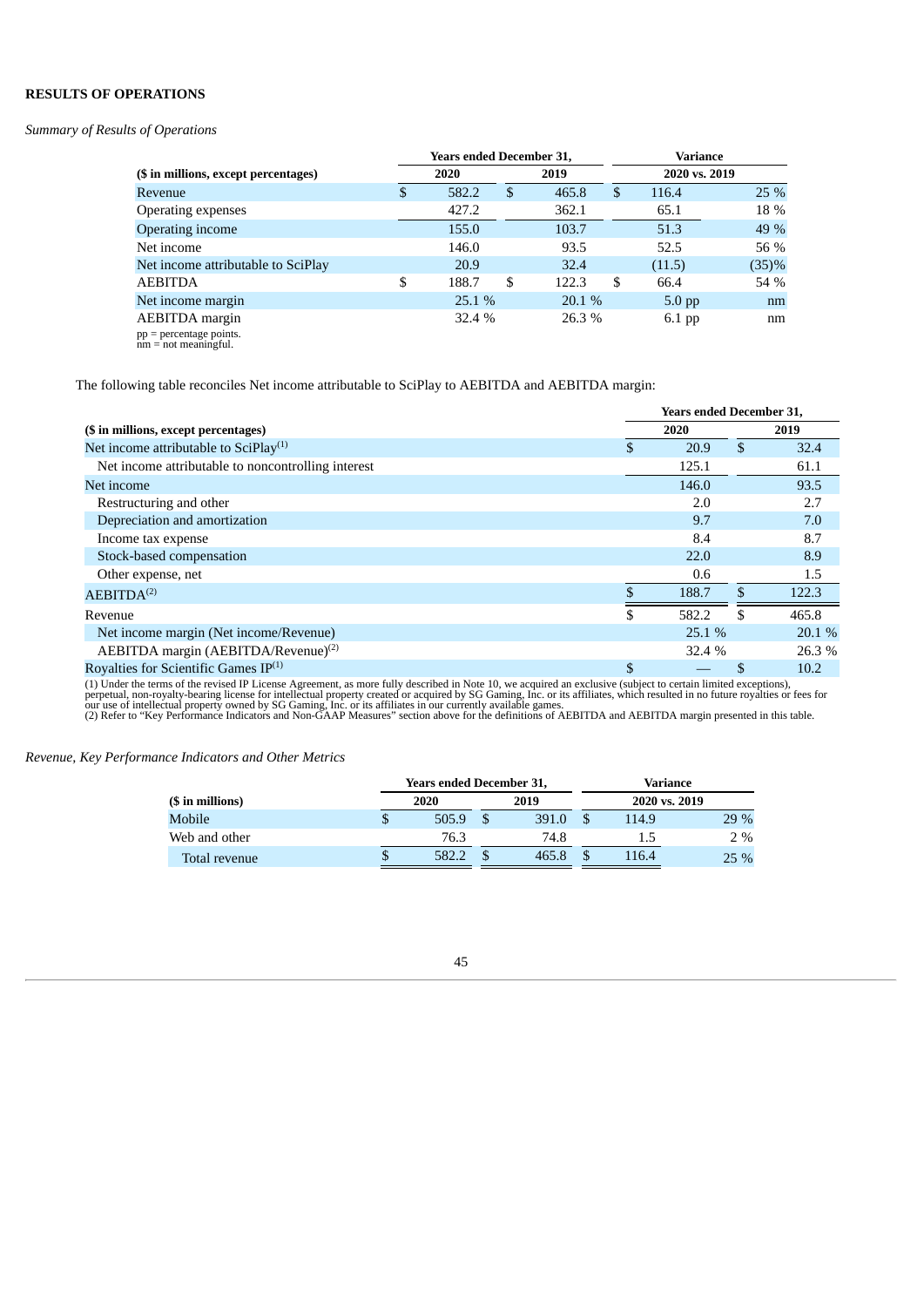## RESULTS OF OPERATIONS

*Summary of Results of Operations*

| ($ in millions, except percentages) | Years ended December 31, 2020 | 2019 | Variance 2020 vs. 2019 | |
|---|---|---|---|---|
| Revenue | $ 582.2 | $ 465.8 | $ 116.4 | 25 % |
| Operating expenses | 427.2 | 362.1 | 65.1 | 18 % |
| Operating income | 155.0 | 103.7 | 51.3 | 49 % |
| Net income | 146.0 | 93.5 | 52.5 | 56 % |
| Net income attributable to SciPlay | 20.9 | 32.4 | (11.5) | (35)% |
| AEBITDA | $ 188.7 | $ 122.3 | $ 66.4 | 54 % |
| Net income margin | 25.1 % | 20.1 % | 5.0 pp | nm |
| AEBITDA margin | 32.4 % | 26.3 % | 6.1 pp | nm |

pp = percentage points.
nm = not meaningful.

The following table reconciles Net income attributable to SciPlay to AEBITDA and AEBITDA margin:

| ($ in millions, except percentages) | Years ended December 31, 2020 | 2019 |
|---|---|---|
| Net income attributable to SciPlay[(1)] | $ 20.9 | $ 32.4 |
| Net income attributable to noncontrolling interest | 125.1 | 61.1 |
| Net income | 146.0 | 93.5 |
| Restructuring and other | 2.0 | 2.7 |
| Depreciation and amortization | 9.7 | 7.0 |
| Income tax expense | 8.4 | 8.7 |
| Stock-based compensation | 22.0 | 8.9 |
| Other expense, net | 0.6 | 1.5 |
| AEBITDA[(2)] | $ 188.7 | $ 122.3 |
| Revenue | $ 582.2 | $ 465.8 |
| Net income margin (Net income/Revenue) | 25.1 % | 20.1 % |
| AEBITDA margin (AEBITDA/Revenue)[(2)] | 32.4 % | 26.3 % |
| Royalties for Scientific Games IP[(1)] | $ — | $ 10.2 |

(1) Under the terms of the revised IP License Agreement, as more fully described in Note 10, we acquired an exclusive (subject to certain limited exceptions), perpetual, non-royalty-bearing license for intellectual property created or acquired by SG Gaming, Inc. or its affiliates, which resulted in no future royalties or fees for our use of intellectual property owned by SG Gaming, Inc. or its affiliates in our currently available games.
(2) Refer to "Key Performance Indicators and Non-GAAP Measures" section above for the definitions of AEBITDA and AEBITDA margin presented in this table.

*Revenue, Key Performance Indicators and Other Metrics*

| ($ in millions) | Years ended December 31, 2020 | 2019 | Variance 2020 vs. 2019 | |
|---|---|---|---|---|
| Mobile | $ 505.9 | $ 391.0 | $ 114.9 | 29 % |
| Web and other | 76.3 | 74.8 | 1.5 | 2 % |
| Total revenue | $ 582.2 | $ 465.8 | $ 116.4 | 25 % |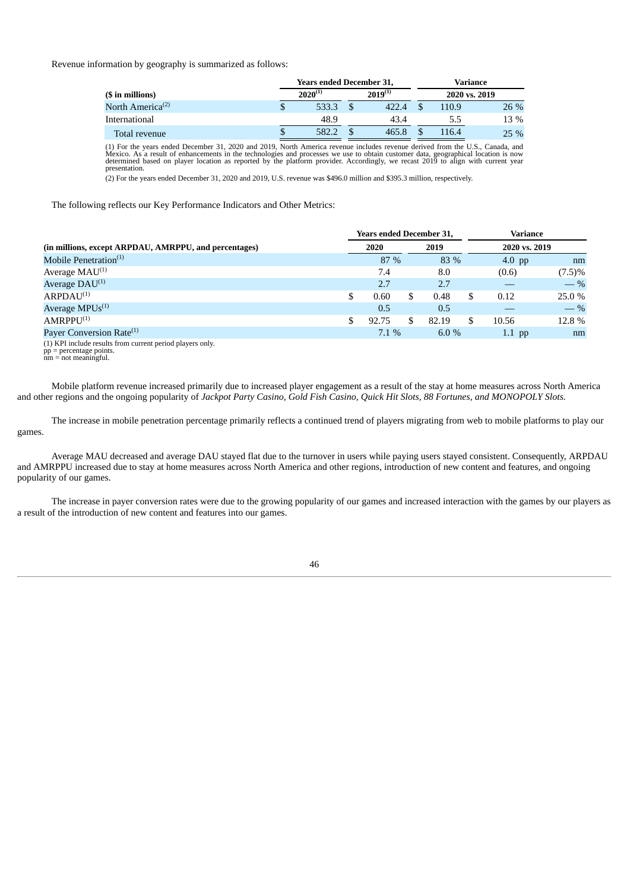Revenue information by geography is summarized as follows:

| ($ in millions) | Years ended December 31, 2020[(1)] | Years ended December 31, 2019[(1)] | Variance 2020 vs. 2019 | |
|---|---|---|---|---|
| North America[(2)] | $ 533.3 | $ 422.4 | $ 110.9 | 26 % |
| International | 48.9 | 43.4 | 5.5 | 13 % |
| Total revenue | $ 582.2 | $ 465.8 | $ 116.4 | 25 % |

(1) For the years ended December 31, 2020 and 2019, North America revenue includes revenue derived from the U.S., Canada, and Mexico. As a result of enhancements in the technologies and processes we use to obtain customer data, geographical location is now determined based on player location as reported by the platform provider. Accordingly, we recast 2019 to align with current year presentation.

(2) For the years ended December 31, 2020 and 2019, U.S. revenue was $496.0 million and $395.3 million, respectively.

The following reflects our Key Performance Indicators and Other Metrics:

| (in millions, except ARPDAU, AMRPPU, and percentages) | Years ended December 31, 2020 | Years ended December 31, 2019 | Variance 2020 vs. 2019 | |
|---|---|---|---|---|
| Mobile Penetration[(1)] | 87 % | 83 % | 4.0 pp | nm |
| Average MAU[(1)] | 7.4 | 8.0 | (0.6) | (7.5)% |
| Average DAU[(1)] | 2.7 | 2.7 | — | — % |
| ARPDAU[(1)] | $ 0.60 | $ 0.48 | $ 0.12 | 25.0 % |
| Average MPUs[(1)] | 0.5 | 0.5 | — | — % |
| AMRPPU[(1)] | $ 92.75 | $ 82.19 | $ 10.56 | 12.8 % |
| Payer Conversion Rate[(1)] | 7.1 % | 6.0 % | 1.1 pp | nm |

(1) KPI include results from current period players only.
pp = percentage points.
nm = not meaningful.

Mobile platform revenue increased primarily due to increased player engagement as a result of the stay at home measures across North America and other regions and the ongoing popularity of *Jackpot Party Casino, Gold Fish Casino, Quick Hit Slots, 88 Fortunes, and MONOPOLY Slots.*

The increase in mobile penetration percentage primarily reflects a continued trend of players migrating from web to mobile platforms to play our games.

Average MAU decreased and average DAU stayed flat due to the turnover in users while paying users stayed consistent. Consequently, ARPDAU and AMRPPU increased due to stay at home measures across North America and other regions, introduction of new content and features, and ongoing popularity of our games.

The increase in payer conversion rates were due to the growing popularity of our games and increased interaction with the games by our players as a result of the introduction of new content and features into our games.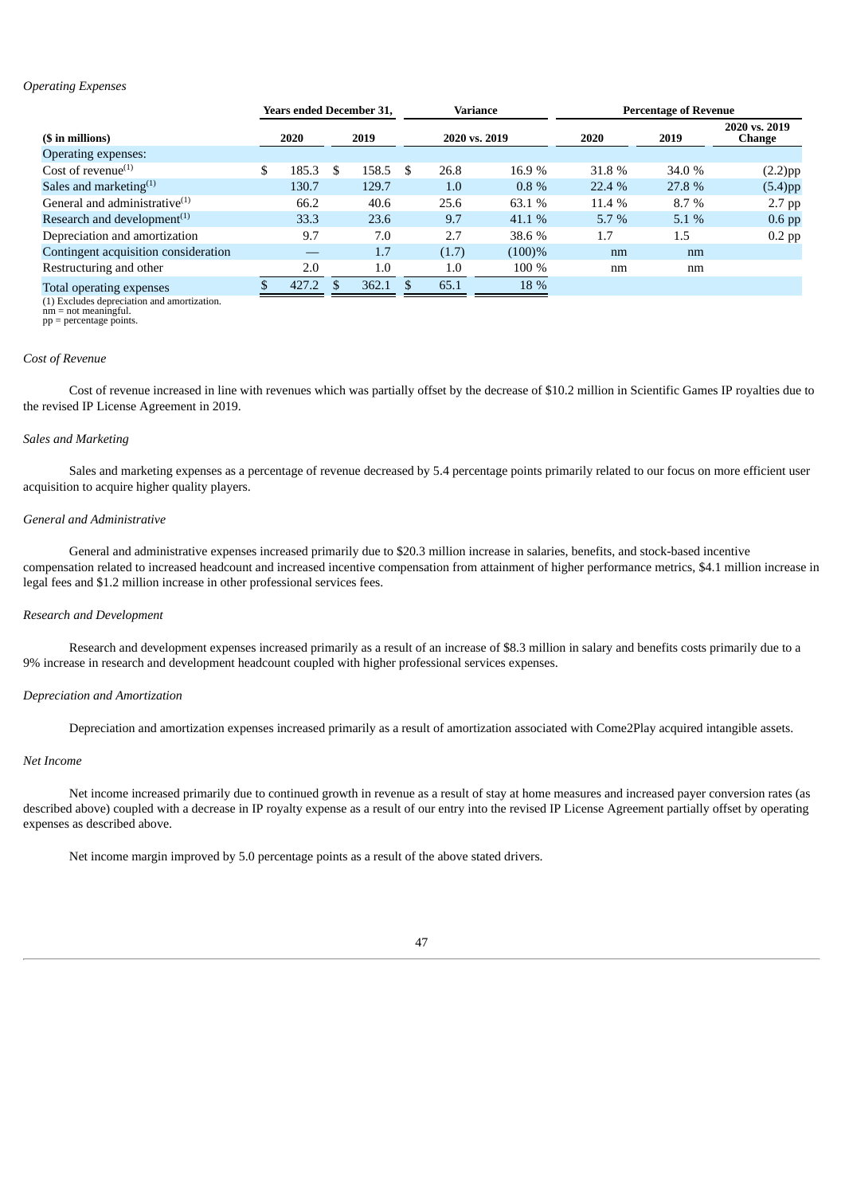*Operating Expenses*

| ($ in millions) | Years ended December 31, 2020 | Years ended December 31, 2019 | Variance 2020 vs. 2019 | | Percentage of Revenue 2020 | Percentage of Revenue 2019 | 2020 vs. 2019 Change |
|---|---|---|---|---|---|---|---|
| Operating expenses: | | | | | | | |
| Cost of revenue[(1)] | $ 185.3 | $ 158.5 | $ 26.8 | 16.9 % | 31.8 % | 34.0 % | (2.2)pp |
| Sales and marketing[(1)] | 130.7 | 129.7 | 1.0 | 0.8 % | 22.4 % | 27.8 % | (5.4)pp |
| General and administrative[(1)] | 66.2 | 40.6 | 25.6 | 63.1 % | 11.4 % | 8.7 % | 2.7 pp |
| Research and development[(1)] | 33.3 | 23.6 | 9.7 | 41.1 % | 5.7 % | 5.1 % | 0.6 pp |
| Depreciation and amortization | 9.7 | 7.0 | 2.7 | 38.6 % | 1.7 | 1.5 | 0.2 pp |
| Contingent acquisition consideration | — | 1.7 | (1.7) | (100)% | nm | nm | |
| Restructuring and other | 2.0 | 1.0 | 1.0 | 100 % | nm | nm | |
| Total operating expenses | $ 427.2 | $ 362.1 | $ 65.1 | 18 % | | | |

(1) Excludes depreciation and amortization.
nm = not meaningful.
pp = percentage points.

*Cost of Revenue*

Cost of revenue increased in line with revenues which was partially offset by the decrease of $10.2 million in Scientific Games IP royalties due to the revised IP License Agreement in 2019.

*Sales and Marketing*

Sales and marketing expenses as a percentage of revenue decreased by 5.4 percentage points primarily related to our focus on more efficient user acquisition to acquire higher quality players.

*General and Administrative*

General and administrative expenses increased primarily due to $20.3 million increase in salaries, benefits, and stock-based incentive compensation related to increased headcount and increased incentive compensation from attainment of higher performance metrics, $4.1 million increase in legal fees and $1.2 million increase in other professional services fees.

*Research and Development*

Research and development expenses increased primarily as a result of an increase of $8.3 million in salary and benefits costs primarily due to a 9% increase in research and development headcount coupled with higher professional services expenses.

*Depreciation and Amortization*

Depreciation and amortization expenses increased primarily as a result of amortization associated with Come2Play acquired intangible assets.

*Net Income*

Net income increased primarily due to continued growth in revenue as a result of stay at home measures and increased payer conversion rates (as described above) coupled with a decrease in IP royalty expense as a result of our entry into the revised IP License Agreement partially offset by operating expenses as described above.

Net income margin improved by 5.0 percentage points as a result of the above stated drivers.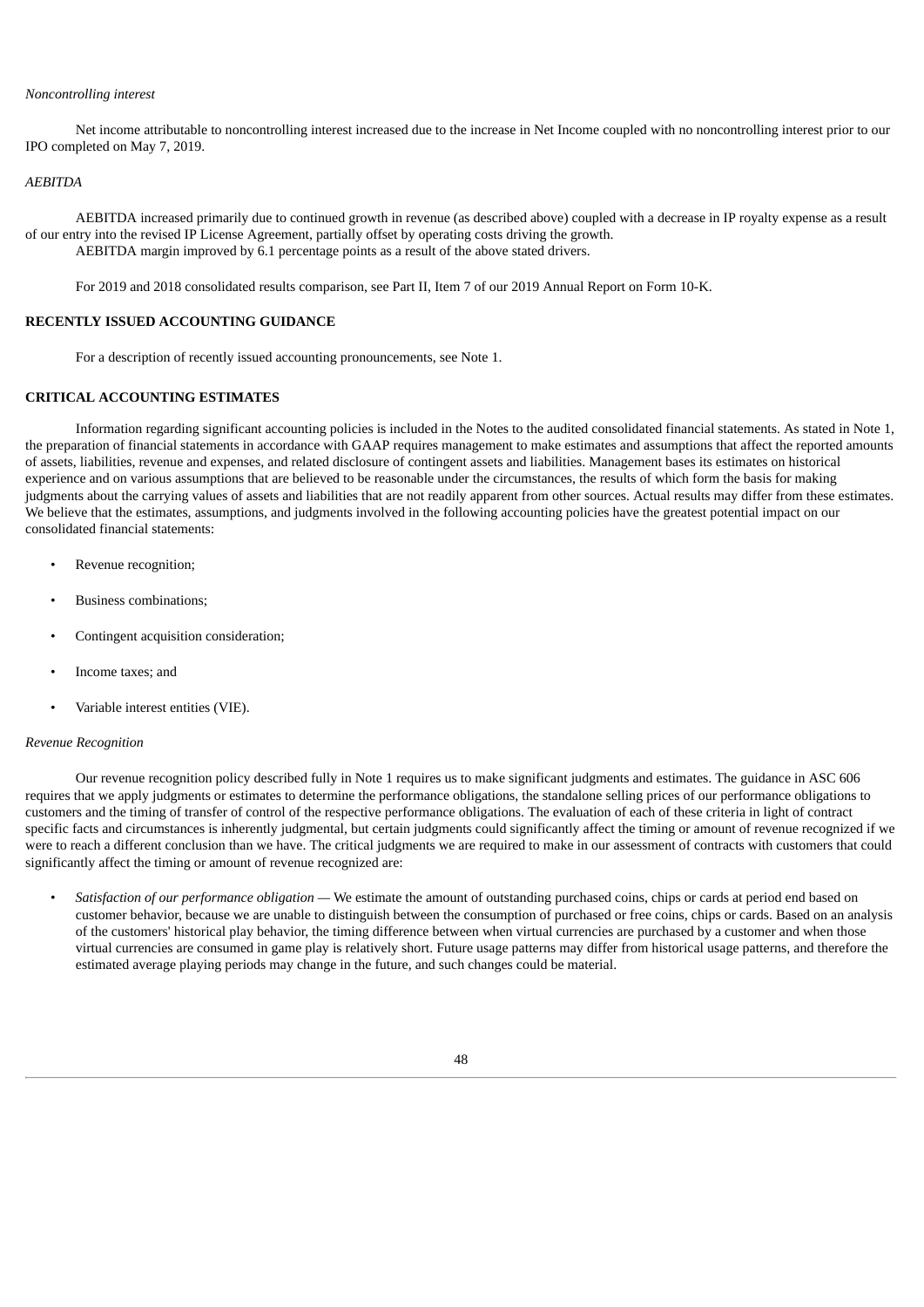*Noncontrolling interest*

Net income attributable to noncontrolling interest increased due to the increase in Net Income coupled with no noncontrolling interest prior to our IPO completed on May 7, 2019.

*AEBITDA*

AEBITDA increased primarily due to continued growth in revenue (as described above) coupled with a decrease in IP royalty expense as a result of our entry into the revised IP License Agreement, partially offset by operating costs driving the growth.

AEBITDA margin improved by 6.1 percentage points as a result of the above stated drivers.

For 2019 and 2018 consolidated results comparison, see Part II, Item 7 of our 2019 Annual Report on Form 10-K.

## RECENTLY ISSUED ACCOUNTING GUIDANCE

For a description of recently issued accounting pronouncements, see Note 1.

## CRITICAL ACCOUNTING ESTIMATES

Information regarding significant accounting policies is included in the Notes to the audited consolidated financial statements. As stated in Note 1, the preparation of financial statements in accordance with GAAP requires management to make estimates and assumptions that affect the reported amounts of assets, liabilities, revenue and expenses, and related disclosure of contingent assets and liabilities. Management bases its estimates on historical experience and on various assumptions that are believed to be reasonable under the circumstances, the results of which form the basis for making judgments about the carrying values of assets and liabilities that are not readily apparent from other sources. Actual results may differ from these estimates. We believe that the estimates, assumptions, and judgments involved in the following accounting policies have the greatest potential impact on our consolidated financial statements:

- Revenue recognition;
- Business combinations;
- Contingent acquisition consideration;
- Income taxes; and
- Variable interest entities (VIE).

*Revenue Recognition*

Our revenue recognition policy described fully in Note 1 requires us to make significant judgments and estimates. The guidance in ASC 606 requires that we apply judgments or estimates to determine the performance obligations, the standalone selling prices of our performance obligations to customers and the timing of transfer of control of the respective performance obligations. The evaluation of each of these criteria in light of contract specific facts and circumstances is inherently judgmental, but certain judgments could significantly affect the timing or amount of revenue recognized if we were to reach a different conclusion than we have. The critical judgments we are required to make in our assessment of contracts with customers that could significantly affect the timing or amount of revenue recognized are:

- *Satisfaction of our performance obligation* — We estimate the amount of outstanding purchased coins, chips or cards at period end based on customer behavior, because we are unable to distinguish between the consumption of purchased or free coins, chips or cards. Based on an analysis of the customers' historical play behavior, the timing difference between when virtual currencies are purchased by a customer and when those virtual currencies are consumed in game play is relatively short. Future usage patterns may differ from historical usage patterns, and therefore the estimated average playing periods may change in the future, and such changes could be material.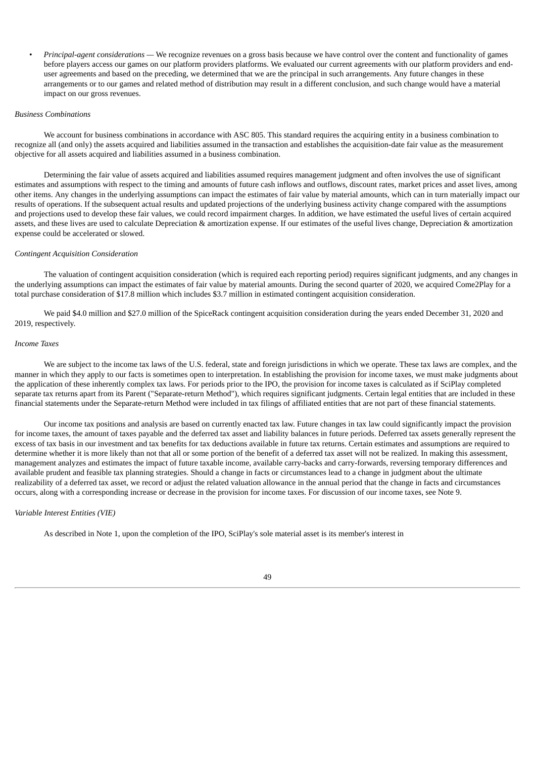- *Principal-agent considerations* — We recognize revenues on a gross basis because we have control over the content and functionality of games before players access our games on our platform providers platforms. We evaluated our current agreements with our platform providers and end-user agreements and based on the preceding, we determined that we are the principal in such arrangements. Any future changes in these arrangements or to our games and related method of distribution may result in a different conclusion, and such change would have a material impact on our gross revenues.

*Business Combinations*

We account for business combinations in accordance with ASC 805. This standard requires the acquiring entity in a business combination to recognize all (and only) the assets acquired and liabilities assumed in the transaction and establishes the acquisition-date fair value as the measurement objective for all assets acquired and liabilities assumed in a business combination.

Determining the fair value of assets acquired and liabilities assumed requires management judgment and often involves the use of significant estimates and assumptions with respect to the timing and amounts of future cash inflows and outflows, discount rates, market prices and asset lives, among other items. Any changes in the underlying assumptions can impact the estimates of fair value by material amounts, which can in turn materially impact our results of operations. If the subsequent actual results and updated projections of the underlying business activity change compared with the assumptions and projections used to develop these fair values, we could record impairment charges. In addition, we have estimated the useful lives of certain acquired assets, and these lives are used to calculate Depreciation & amortization expense. If our estimates of the useful lives change, Depreciation & amortization expense could be accelerated or slowed.

*Contingent Acquisition Consideration*

The valuation of contingent acquisition consideration (which is required each reporting period) requires significant judgments, and any changes in the underlying assumptions can impact the estimates of fair value by material amounts. During the second quarter of 2020, we acquired Come2Play for a total purchase consideration of $17.8 million which includes $3.7 million in estimated contingent acquisition consideration.

We paid $4.0 million and $27.0 million of the SpiceRack contingent acquisition consideration during the years ended December 31, 2020 and 2019, respectively.

*Income Taxes*

We are subject to the income tax laws of the U.S. federal, state and foreign jurisdictions in which we operate. These tax laws are complex, and the manner in which they apply to our facts is sometimes open to interpretation. In establishing the provision for income taxes, we must make judgments about the application of these inherently complex tax laws. For periods prior to the IPO, the provision for income taxes is calculated as if SciPlay completed separate tax returns apart from its Parent ("Separate-return Method"), which requires significant judgments. Certain legal entities that are included in these financial statements under the Separate-return Method were included in tax filings of affiliated entities that are not part of these financial statements.

Our income tax positions and analysis are based on currently enacted tax law. Future changes in tax law could significantly impact the provision for income taxes, the amount of taxes payable and the deferred tax asset and liability balances in future periods. Deferred tax assets generally represent the excess of tax basis in our investment and tax benefits for tax deductions available in future tax returns. Certain estimates and assumptions are required to determine whether it is more likely than not that all or some portion of the benefit of a deferred tax asset will not be realized. In making this assessment, management analyzes and estimates the impact of future taxable income, available carry-backs and carry-forwards, reversing temporary differences and available prudent and feasible tax planning strategies. Should a change in facts or circumstances lead to a change in judgment about the ultimate realizability of a deferred tax asset, we record or adjust the related valuation allowance in the annual period that the change in facts and circumstances occurs, along with a corresponding increase or decrease in the provision for income taxes. For discussion of our income taxes, see Note 9.

*Variable Interest Entities (VIE)*

As described in Note 1, upon the completion of the IPO, SciPlay's sole material asset is its member's interest in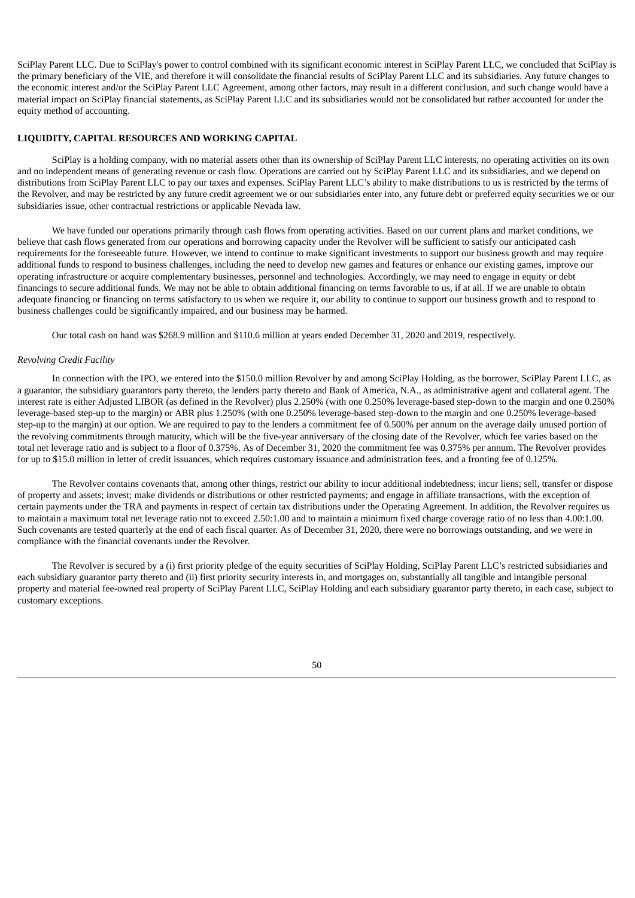SciPlay Parent LLC. Due to SciPlay's power to control combined with its significant economic interest in SciPlay Parent LLC, we concluded that SciPlay is the primary beneficiary of the VIE, and therefore it will consolidate the financial results of SciPlay Parent LLC and its subsidiaries. Any future changes to the economic interest and/or the SciPlay Parent LLC Agreement, among other factors, may result in a different conclusion, and such change would have a material impact on SciPlay financial statements, as SciPlay Parent LLC and its subsidiaries would not be consolidated but rather accounted for under the equity method of accounting.

## LIQUIDITY, CAPITAL RESOURCES AND WORKING CAPITAL

SciPlay is a holding company, with no material assets other than its ownership of SciPlay Parent LLC interests, no operating activities on its own and no independent means of generating revenue or cash flow. Operations are carried out by SciPlay Parent LLC and its subsidiaries, and we depend on distributions from SciPlay Parent LLC to pay our taxes and expenses. SciPlay Parent LLC's ability to make distributions to us is restricted by the terms of the Revolver, and may be restricted by any future credit agreement we or our subsidiaries enter into, any future debt or preferred equity securities we or our subsidiaries issue, other contractual restrictions or applicable Nevada law.

We have funded our operations primarily through cash flows from operating activities. Based on our current plans and market conditions, we believe that cash flows generated from our operations and borrowing capacity under the Revolver will be sufficient to satisfy our anticipated cash requirements for the foreseeable future. However, we intend to continue to make significant investments to support our business growth and may require additional funds to respond to business challenges, including the need to develop new games and features or enhance our existing games, improve our operating infrastructure or acquire complementary businesses, personnel and technologies. Accordingly, we may need to engage in equity or debt financings to secure additional funds. We may not be able to obtain additional financing on terms favorable to us, if at all. If we are unable to obtain adequate financing or financing on terms satisfactory to us when we require it, our ability to continue to support our business growth and to respond to business challenges could be significantly impaired, and our business may be harmed.

Our total cash on hand was $268.9 million and $110.6 million at years ended December 31, 2020 and 2019, respectively.

*Revolving Credit Facility*

In connection with the IPO, we entered into the $150.0 million Revolver by and among SciPlay Holding, as the borrower, SciPlay Parent LLC, as a guarantor, the subsidiary guarantors party thereto, the lenders party thereto and Bank of America, N.A., as administrative agent and collateral agent. The interest rate is either Adjusted LIBOR (as defined in the Revolver) plus 2.250% (with one 0.250% leverage-based step-down to the margin and one 0.250% leverage-based step-up to the margin) or ABR plus 1.250% (with one 0.250% leverage-based step-down to the margin and one 0.250% leverage-based step-up to the margin) at our option. We are required to pay to the lenders a commitment fee of 0.500% per annum on the average daily unused portion of the revolving commitments through maturity, which will be the five-year anniversary of the closing date of the Revolver, which fee varies based on the total net leverage ratio and is subject to a floor of 0.375%. As of December 31, 2020 the commitment fee was 0.375% per annum. The Revolver provides for up to $15.0 million in letter of credit issuances, which requires customary issuance and administration fees, and a fronting fee of 0.125%.

The Revolver contains covenants that, among other things, restrict our ability to incur additional indebtedness; incur liens; sell, transfer or dispose of property and assets; invest; make dividends or distributions or other restricted payments; and engage in affiliate transactions, with the exception of certain payments under the TRA and payments in respect of certain tax distributions under the Operating Agreement. In addition, the Revolver requires us to maintain a maximum total net leverage ratio not to exceed 2.50:1.00 and to maintain a minimum fixed charge coverage ratio of no less than 4.00:1.00. Such covenants are tested quarterly at the end of each fiscal quarter. As of December 31, 2020, there were no borrowings outstanding, and we were in compliance with the financial covenants under the Revolver.

The Revolver is secured by a (i) first priority pledge of the equity securities of SciPlay Holding, SciPlay Parent LLC's restricted subsidiaries and each subsidiary guarantor party thereto and (ii) first priority security interests in, and mortgages on, substantially all tangible and intangible personal property and material fee-owned real property of SciPlay Parent LLC, SciPlay Holding and each subsidiary guarantor party thereto, in each case, subject to customary exceptions.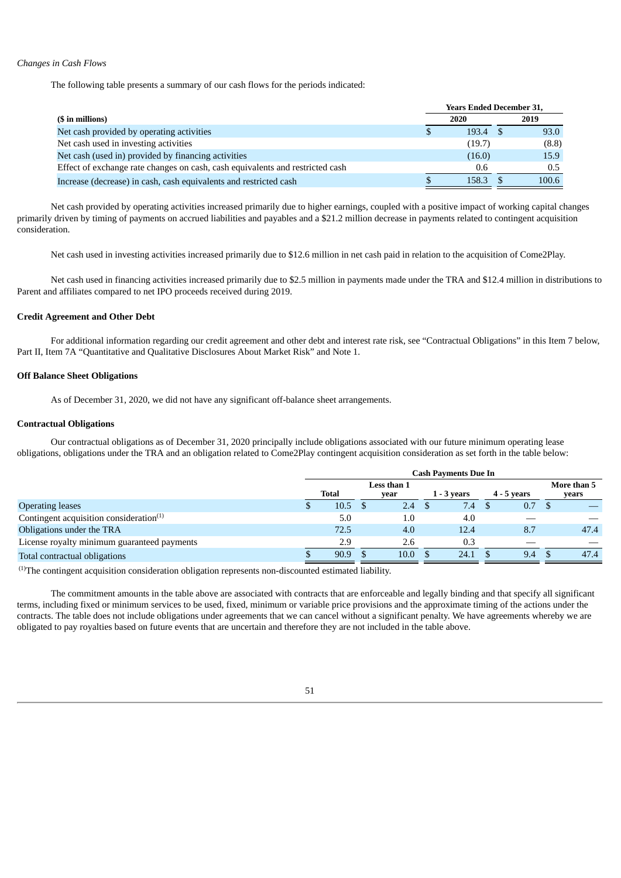*Changes in Cash Flows*

The following table presents a summary of our cash flows for the periods indicated:

| ($ in millions) | Years Ended December 31, 2020 | 2019 |
|---|---|---|
| Net cash provided by operating activities | $ 193.4 | $ 93.0 |
| Net cash used in investing activities | (19.7) | (8.8) |
| Net cash (used in) provided by financing activities | (16.0) | 15.9 |
| Effect of exchange rate changes on cash, cash equivalents and restricted cash | 0.6 | 0.5 |
| Increase (decrease) in cash, cash equivalents and restricted cash | $ 158.3 | $ 100.6 |

Net cash provided by operating activities increased primarily due to higher earnings, coupled with a positive impact of working capital changes primarily driven by timing of payments on accrued liabilities and payables and a $21.2 million decrease in payments related to contingent acquisition consideration.

Net cash used in investing activities increased primarily due to $12.6 million in net cash paid in relation to the acquisition of Come2Play.

Net cash used in financing activities increased primarily due to $2.5 million in payments made under the TRA and $12.4 million in distributions to Parent and affiliates compared to net IPO proceeds received during 2019.

**Credit Agreement and Other Debt**

For additional information regarding our credit agreement and other debt and interest rate risk, see "Contractual Obligations" in this Item 7 below, Part II, Item 7A "Quantitative and Qualitative Disclosures About Market Risk" and Note 1.

**Off Balance Sheet Obligations**

As of December 31, 2020, we did not have any significant off-balance sheet arrangements.

**Contractual Obligations**

Our contractual obligations as of December 31, 2020 principally include obligations associated with our future minimum operating lease obligations, obligations under the TRA and an obligation related to Come2Play contingent acquisition consideration as set forth in the table below:

| | Cash Payments Due In | | | | |
|---|---|---|---|---|---|
| | Total | Less than 1 year | 1 - 3 years | 4 - 5 years | More than 5 years |
| Operating leases | $ 10.5 | $ 2.4 | $ 7.4 | $ 0.7 | $ — |
| Contingent acquisition consideration[1] | 5.0 | 1.0 | 4.0 | — | — |
| Obligations under the TRA | 72.5 | 4.0 | 12.4 | 8.7 | 47.4 |
| License royalty minimum guaranteed payments | 2.9 | 2.6 | 0.3 | — | — |
| Total contractual obligations | $ 90.9 | $ 10.0 | $ 24.1 | $ 9.4 | $ 47.4 |

[1]The contingent acquisition consideration obligation represents non-discounted estimated liability.

The commitment amounts in the table above are associated with contracts that are enforceable and legally binding and that specify all significant terms, including fixed or minimum services to be used, fixed, minimum or variable price provisions and the approximate timing of the actions under the contracts. The table does not include obligations under agreements that we can cancel without a significant penalty. We have agreements whereby we are obligated to pay royalties based on future events that are uncertain and therefore they are not included in the table above.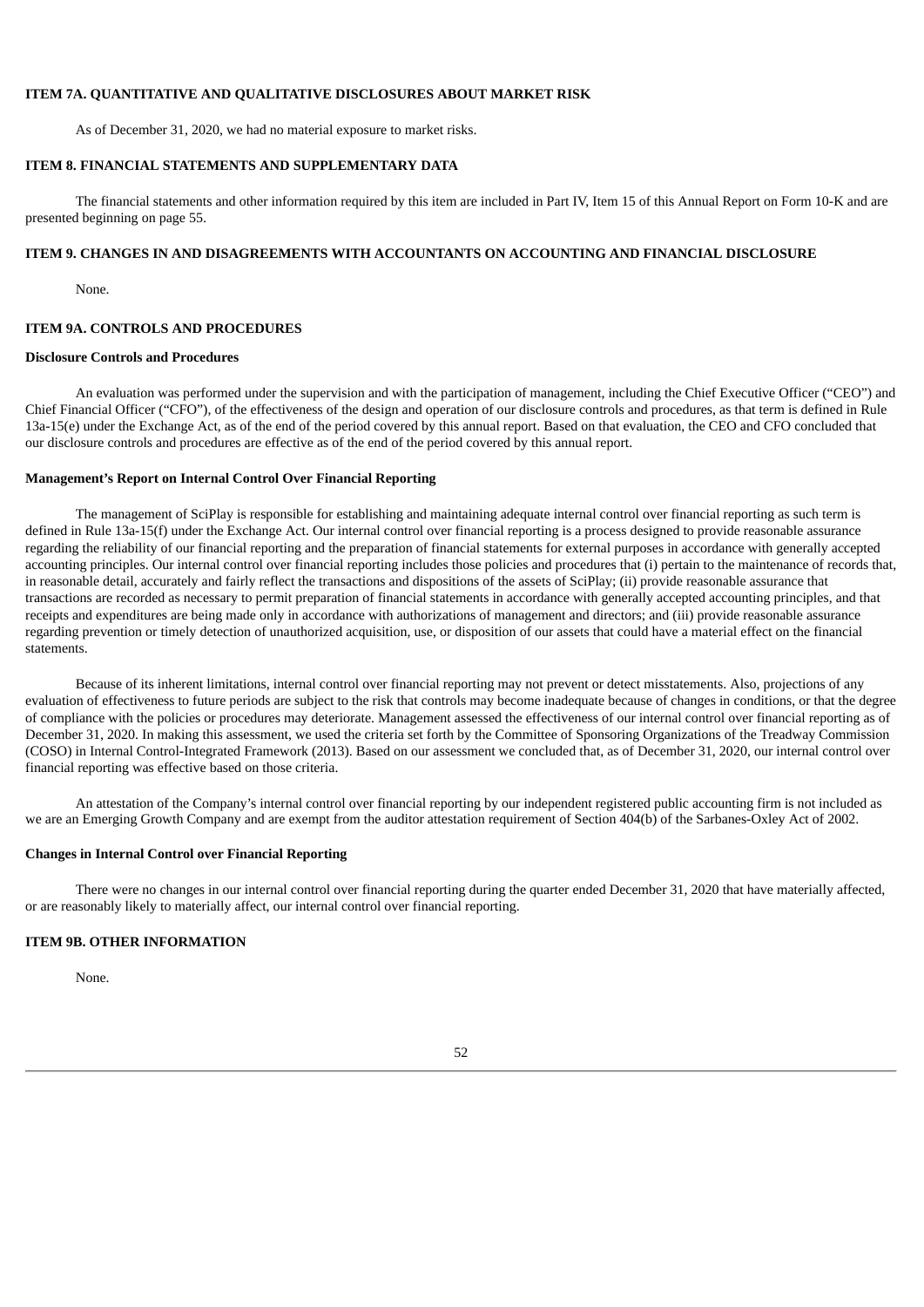## ITEM 7A. QUANTITATIVE AND QUALITATIVE DISCLOSURES ABOUT MARKET RISK

As of December 31, 2020, we had no material exposure to market risks.

## ITEM 8. FINANCIAL STATEMENTS AND SUPPLEMENTARY DATA

The financial statements and other information required by this item are included in Part IV, Item 15 of this Annual Report on Form 10-K and are presented beginning on page 55.

## ITEM 9. CHANGES IN AND DISAGREEMENTS WITH ACCOUNTANTS ON ACCOUNTING AND FINANCIAL DISCLOSURE

None.

## ITEM 9A. CONTROLS AND PROCEDURES

### Disclosure Controls and Procedures

An evaluation was performed under the supervision and with the participation of management, including the Chief Executive Officer ("CEO") and Chief Financial Officer ("CFO"), of the effectiveness of the design and operation of our disclosure controls and procedures, as that term is defined in Rule 13a-15(e) under the Exchange Act, as of the end of the period covered by this annual report. Based on that evaluation, the CEO and CFO concluded that our disclosure controls and procedures are effective as of the end of the period covered by this annual report.

### Management's Report on Internal Control Over Financial Reporting

The management of SciPlay is responsible for establishing and maintaining adequate internal control over financial reporting as such term is defined in Rule 13a-15(f) under the Exchange Act. Our internal control over financial reporting is a process designed to provide reasonable assurance regarding the reliability of our financial reporting and the preparation of financial statements for external purposes in accordance with generally accepted accounting principles. Our internal control over financial reporting includes those policies and procedures that (i) pertain to the maintenance of records that, in reasonable detail, accurately and fairly reflect the transactions and dispositions of the assets of SciPlay; (ii) provide reasonable assurance that transactions are recorded as necessary to permit preparation of financial statements in accordance with generally accepted accounting principles, and that receipts and expenditures are being made only in accordance with authorizations of management and directors; and (iii) provide reasonable assurance regarding prevention or timely detection of unauthorized acquisition, use, or disposition of our assets that could have a material effect on the financial statements.

Because of its inherent limitations, internal control over financial reporting may not prevent or detect misstatements. Also, projections of any evaluation of effectiveness to future periods are subject to the risk that controls may become inadequate because of changes in conditions, or that the degree of compliance with the policies or procedures may deteriorate. Management assessed the effectiveness of our internal control over financial reporting as of December 31, 2020. In making this assessment, we used the criteria set forth by the Committee of Sponsoring Organizations of the Treadway Commission (COSO) in Internal Control-Integrated Framework (2013). Based on our assessment we concluded that, as of December 31, 2020, our internal control over financial reporting was effective based on those criteria.

An attestation of the Company's internal control over financial reporting by our independent registered public accounting firm is not included as we are an Emerging Growth Company and are exempt from the auditor attestation requirement of Section 404(b) of the Sarbanes-Oxley Act of 2002.

### Changes in Internal Control over Financial Reporting

There were no changes in our internal control over financial reporting during the quarter ended December 31, 2020 that have materially affected, or are reasonably likely to materially affect, our internal control over financial reporting.

## ITEM 9B. OTHER INFORMATION

None.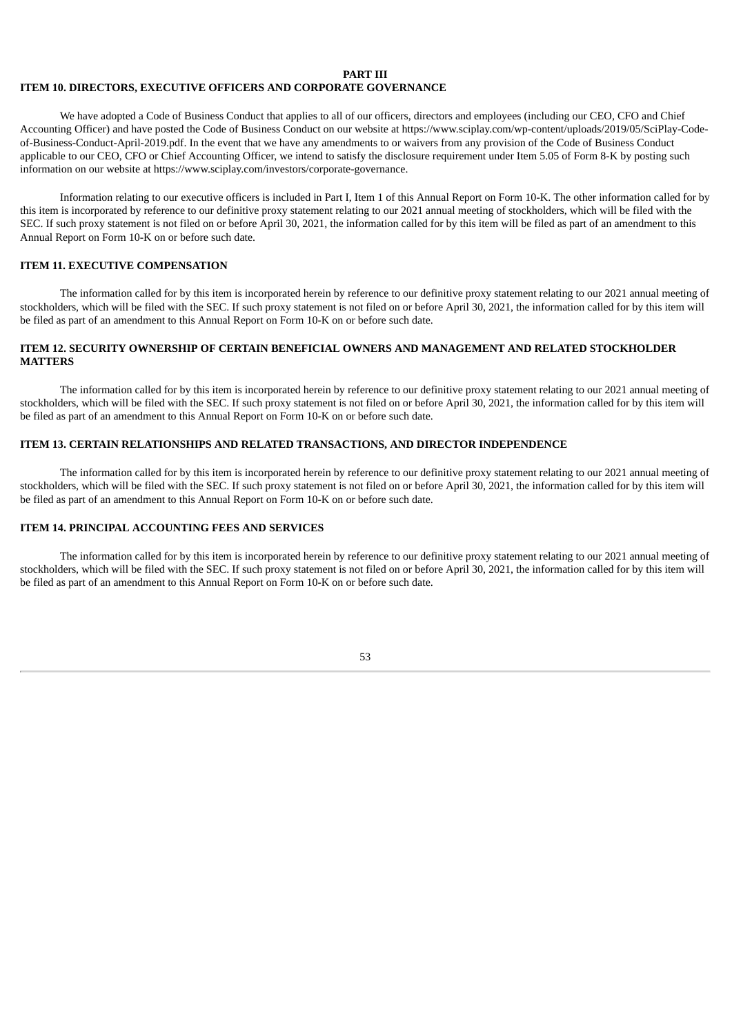# PART III

## ITEM 10. DIRECTORS, EXECUTIVE OFFICERS AND CORPORATE GOVERNANCE

We have adopted a Code of Business Conduct that applies to all of our officers, directors and employees (including our CEO, CFO and Chief Accounting Officer) and have posted the Code of Business Conduct on our website at https://www.sciplay.com/wp-content/uploads/2019/05/SciPlay-Code-of-Business-Conduct-April-2019.pdf. In the event that we have any amendments to or waivers from any provision of the Code of Business Conduct applicable to our CEO, CFO or Chief Accounting Officer, we intend to satisfy the disclosure requirement under Item 5.05 of Form 8-K by posting such information on our website at https://www.sciplay.com/investors/corporate-governance.

Information relating to our executive officers is included in Part I, Item 1 of this Annual Report on Form 10-K. The other information called for by this item is incorporated by reference to our definitive proxy statement relating to our 2021 annual meeting of stockholders, which will be filed with the SEC. If such proxy statement is not filed on or before April 30, 2021, the information called for by this item will be filed as part of an amendment to this Annual Report on Form 10-K on or before such date.

## ITEM 11. EXECUTIVE COMPENSATION

The information called for by this item is incorporated herein by reference to our definitive proxy statement relating to our 2021 annual meeting of stockholders, which will be filed with the SEC. If such proxy statement is not filed on or before April 30, 2021, the information called for by this item will be filed as part of an amendment to this Annual Report on Form 10-K on or before such date.

## ITEM 12. SECURITY OWNERSHIP OF CERTAIN BENEFICIAL OWNERS AND MANAGEMENT AND RELATED STOCKHOLDER MATTERS

The information called for by this item is incorporated herein by reference to our definitive proxy statement relating to our 2021 annual meeting of stockholders, which will be filed with the SEC. If such proxy statement is not filed on or before April 30, 2021, the information called for by this item will be filed as part of an amendment to this Annual Report on Form 10-K on or before such date.

## ITEM 13. CERTAIN RELATIONSHIPS AND RELATED TRANSACTIONS, AND DIRECTOR INDEPENDENCE

The information called for by this item is incorporated herein by reference to our definitive proxy statement relating to our 2021 annual meeting of stockholders, which will be filed with the SEC. If such proxy statement is not filed on or before April 30, 2021, the information called for by this item will be filed as part of an amendment to this Annual Report on Form 10-K on or before such date.

## ITEM 14. PRINCIPAL ACCOUNTING FEES AND SERVICES

The information called for by this item is incorporated herein by reference to our definitive proxy statement relating to our 2021 annual meeting of stockholders, which will be filed with the SEC. If such proxy statement is not filed on or before April 30, 2021, the information called for by this item will be filed as part of an amendment to this Annual Report on Form 10-K on or before such date.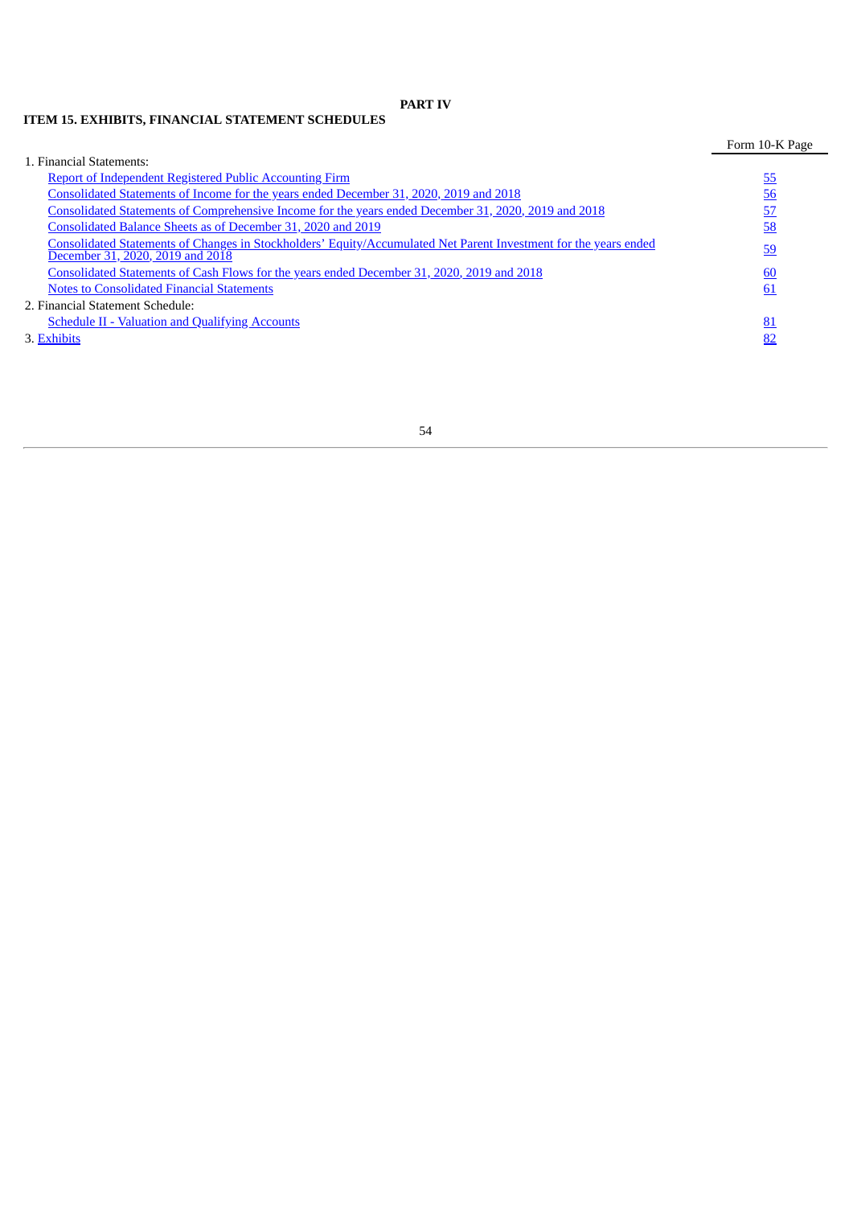# PART IV

## ITEM 15. EXHIBITS, FINANCIAL STATEMENT SCHEDULES

| | Form 10-K Page |
|---|---|
| 1. Financial Statements: | |
| Report of Independent Registered Public Accounting Firm | 55 |
| Consolidated Statements of Income for the years ended December 31, 2020, 2019 and 2018 | 56 |
| Consolidated Statements of Comprehensive Income for the years ended December 31, 2020, 2019 and 2018 | 57 |
| Consolidated Balance Sheets as of December 31, 2020 and 2019 | 58 |
| Consolidated Statements of Changes in Stockholders' Equity/Accumulated Net Parent Investment for the years ended December 31, 2020, 2019 and 2018 | 59 |
| Consolidated Statements of Cash Flows for the years ended December 31, 2020, 2019 and 2018 | 60 |
| Notes to Consolidated Financial Statements | 61 |
| 2. Financial Statement Schedule: | |
| Schedule II - Valuation and Qualifying Accounts | 81 |
| 3. Exhibits | 82 |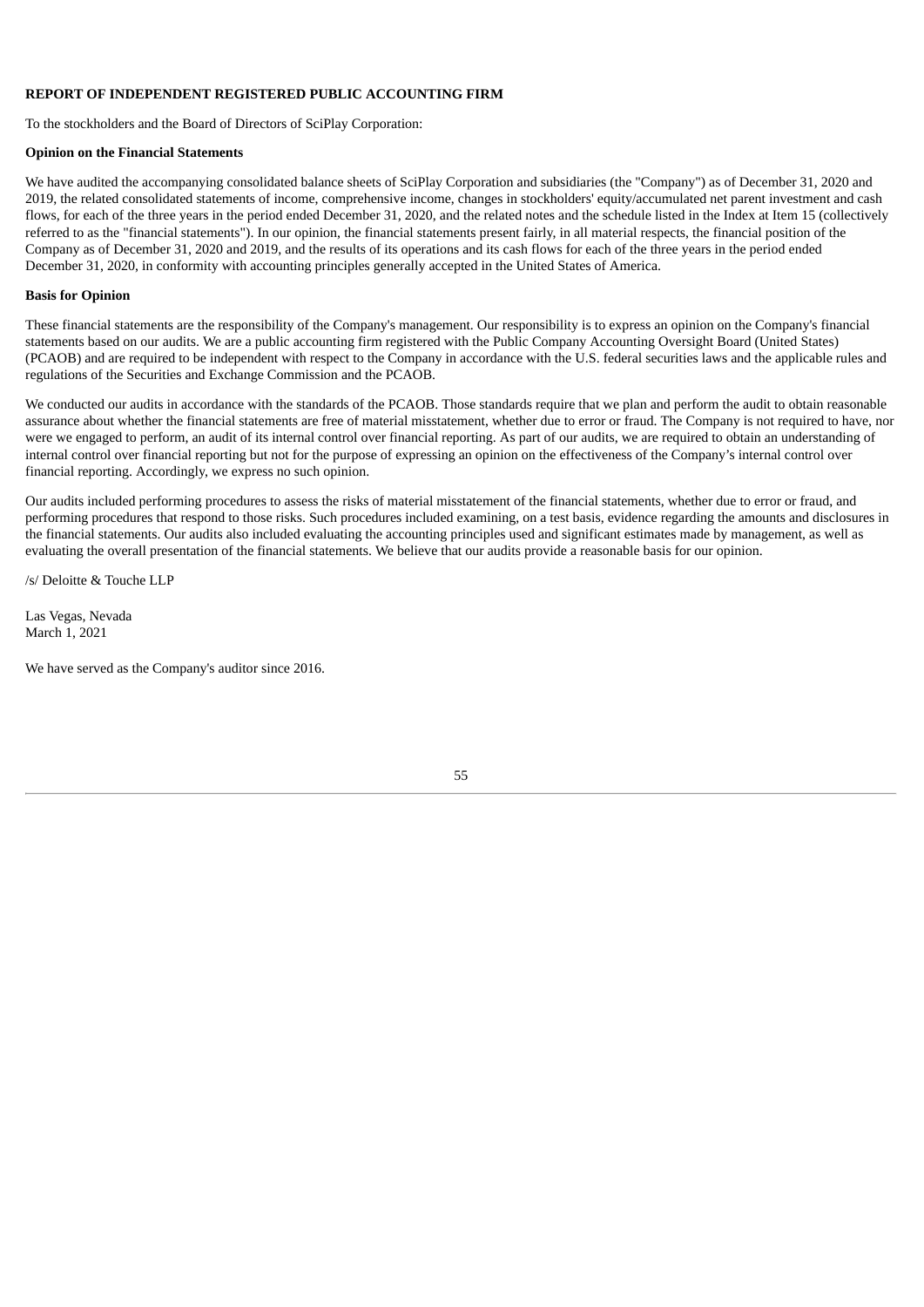**REPORT OF INDEPENDENT REGISTERED PUBLIC ACCOUNTING FIRM**

To the stockholders and the Board of Directors of SciPlay Corporation:

**Opinion on the Financial Statements**

We have audited the accompanying consolidated balance sheets of SciPlay Corporation and subsidiaries (the "Company") as of December 31, 2020 and 2019, the related consolidated statements of income, comprehensive income, changes in stockholders' equity/accumulated net parent investment and cash flows, for each of the three years in the period ended December 31, 2020, and the related notes and the schedule listed in the Index at Item 15 (collectively referred to as the "financial statements"). In our opinion, the financial statements present fairly, in all material respects, the financial position of the Company as of December 31, 2020 and 2019, and the results of its operations and its cash flows for each of the three years in the period ended December 31, 2020, in conformity with accounting principles generally accepted in the United States of America.

**Basis for Opinion**

These financial statements are the responsibility of the Company's management. Our responsibility is to express an opinion on the Company's financial statements based on our audits. We are a public accounting firm registered with the Public Company Accounting Oversight Board (United States) (PCAOB) and are required to be independent with respect to the Company in accordance with the U.S. federal securities laws and the applicable rules and regulations of the Securities and Exchange Commission and the PCAOB.

We conducted our audits in accordance with the standards of the PCAOB. Those standards require that we plan and perform the audit to obtain reasonable assurance about whether the financial statements are free of material misstatement, whether due to error or fraud. The Company is not required to have, nor were we engaged to perform, an audit of its internal control over financial reporting. As part of our audits, we are required to obtain an understanding of internal control over financial reporting but not for the purpose of expressing an opinion on the effectiveness of the Company's internal control over financial reporting. Accordingly, we express no such opinion.

Our audits included performing procedures to assess the risks of material misstatement of the financial statements, whether due to error or fraud, and performing procedures that respond to those risks. Such procedures included examining, on a test basis, evidence regarding the amounts and disclosures in the financial statements. Our audits also included evaluating the accounting principles used and significant estimates made by management, as well as evaluating the overall presentation of the financial statements. We believe that our audits provide a reasonable basis for our opinion.

/s/ Deloitte & Touche LLP

Las Vegas, Nevada
March 1, 2021

We have served as the Company's auditor since 2016.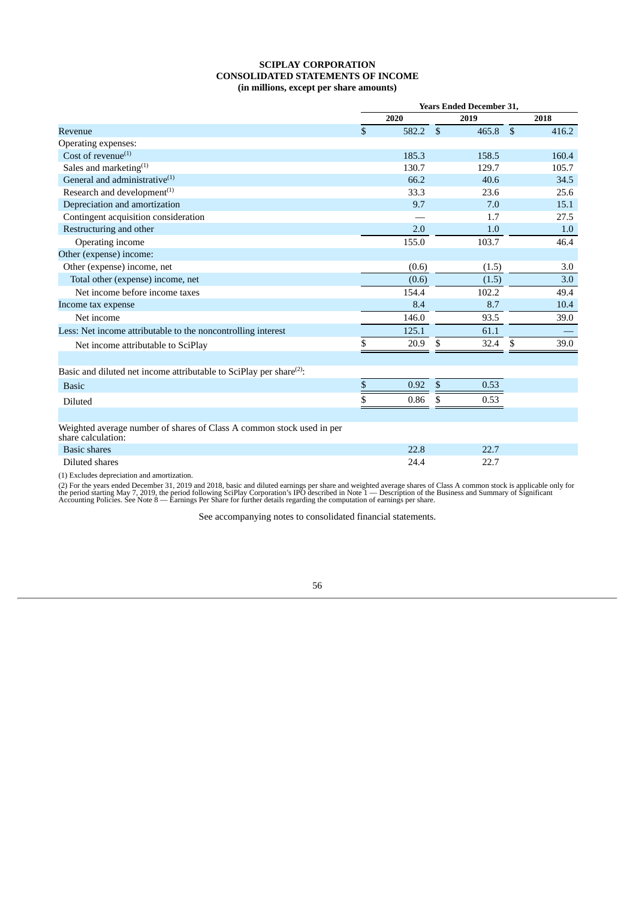**SCIPLAY CORPORATION**
**CONSOLIDATED STATEMENTS OF INCOME**
**(in millions, except per share amounts)**

| | Years Ended December 31, | | |
|---|---|---|---|
| | 2020 | 2019 | 2018 |
| Revenue | $ 582.2 | $ 465.8 | $ 416.2 |
| Operating expenses: | | | |
| Cost of revenue[(1)] | 185.3 | 158.5 | 160.4 |
| Sales and marketing[(1)] | 130.7 | 129.7 | 105.7 |
| General and administrative[(1)] | 66.2 | 40.6 | 34.5 |
| Research and development[(1)] | 33.3 | 23.6 | 25.6 |
| Depreciation and amortization | 9.7 | 7.0 | 15.1 |
| Contingent acquisition consideration | — | 1.7 | 27.5 |
| Restructuring and other | 2.0 | 1.0 | 1.0 |
| Operating income | 155.0 | 103.7 | 46.4 |
| Other (expense) income: | | | |
| Other (expense) income, net | (0.6) | (1.5) | 3.0 |
| Total other (expense) income, net | (0.6) | (1.5) | 3.0 |
| Net income before income taxes | 154.4 | 102.2 | 49.4 |
| Income tax expense | 8.4 | 8.7 | 10.4 |
| Net income | 146.0 | 93.5 | 39.0 |
| Less: Net income attributable to the noncontrolling interest | 125.1 | 61.1 | — |
| Net income attributable to SciPlay | $ 20.9 | $ 32.4 | $ 39.0 |
| | | | |
| Basic and diluted net income attributable to SciPlay per share[(2)]: | | | |
| Basic | $ 0.92 | $ 0.53 | |
| Diluted | $ 0.86 | $ 0.53 | |
| | | | |
| Weighted average number of shares of Class A common stock used in per share calculation: | | | |
| Basic shares | 22.8 | 22.7 | |
| Diluted shares | 24.4 | 22.7 | |

(1) Excludes depreciation and amortization.

(2) For the years ended December 31, 2019 and 2018, basic and diluted earnings per share and weighted average shares of Class A common stock is applicable only for the period starting May 7, 2019, the period following SciPlay Corporation's IPO described in Note 1 — Description of the Business and Summary of Significant Accounting Policies. See Note 8 — Earnings Per Share for further details regarding the computation of earnings per share.

See accompanying notes to consolidated financial statements.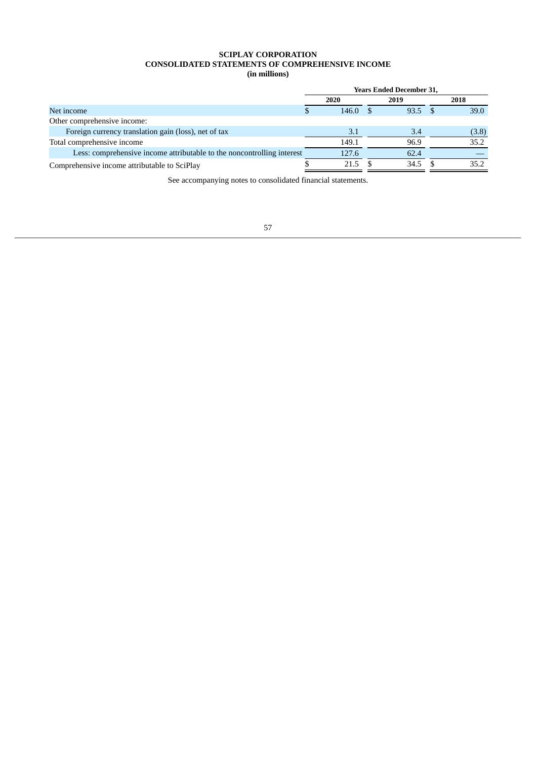**SCIPLAY CORPORATION**
**CONSOLIDATED STATEMENTS OF COMPREHENSIVE INCOME**
**(in millions)**

| | Years Ended December 31, | | |
|---|---|---|---|
| | 2020 | 2019 | 2018 |
| Net income | $ 146.0 | $ 93.5 | $ 39.0 |
| Other comprehensive income: | | | |
| Foreign currency translation gain (loss), net of tax | 3.1 | 3.4 | (3.8) |
| Total comprehensive income | 149.1 | 96.9 | 35.2 |
| Less: comprehensive income attributable to the noncontrolling interest | 127.6 | 62.4 | — |
| Comprehensive income attributable to SciPlay | $ 21.5 | $ 34.5 | $ 35.2 |

See accompanying notes to consolidated financial statements.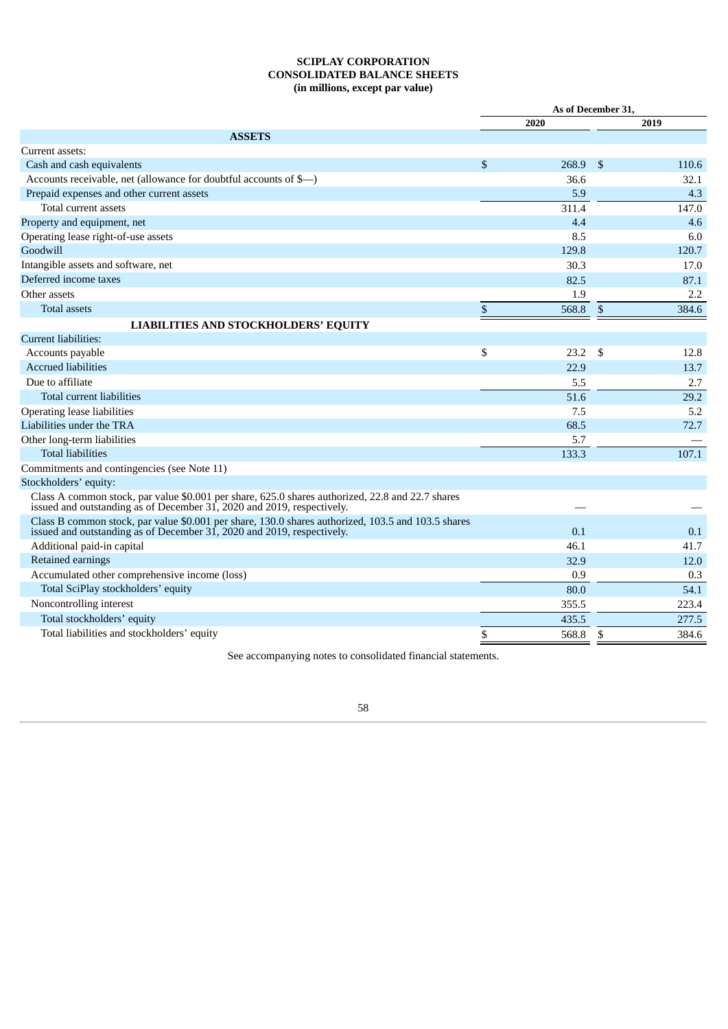**SCIPLAY CORPORATION**
**CONSOLIDATED BALANCE SHEETS**
**(in millions, except par value)**

| | As of December 31, | |
|---|---|---|
| | 2020 | 2019 |
| **ASSETS** | | |
| Current assets: | | |
| Cash and cash equivalents | $ 268.9 | $ 110.6 |
| Accounts receivable, net (allowance for doubtful accounts of $—) | 36.6 | 32.1 |
| Prepaid expenses and other current assets | 5.9 | 4.3 |
| Total current assets | 311.4 | 147.0 |
| Property and equipment, net | 4.4 | 4.6 |
| Operating lease right-of-use assets | 8.5 | 6.0 |
| Goodwill | 129.8 | 120.7 |
| Intangible assets and software, net | 30.3 | 17.0 |
| Deferred income taxes | 82.5 | 87.1 |
| Other assets | 1.9 | 2.2 |
| Total assets | $ 568.8 | $ 384.6 |
| **LIABILITIES AND STOCKHOLDERS' EQUITY** | | |
| Current liabilities: | | |
| Accounts payable | $ 23.2 | $ 12.8 |
| Accrued liabilities | 22.9 | 13.7 |
| Due to affiliate | 5.5 | 2.7 |
| Total current liabilities | 51.6 | 29.2 |
| Operating lease liabilities | 7.5 | 5.2 |
| Liabilities under the TRA | 68.5 | 72.7 |
| Other long-term liabilities | 5.7 | — |
| Total liabilities | 133.3 | 107.1 |
| Commitments and contingencies (see Note 11) | | |
| Stockholders' equity: | | |
| Class A common stock, par value $0.001 per share, 625.0 shares authorized, 22.8 and 22.7 shares issued and outstanding as of December 31, 2020 and 2019, respectively. | — | — |
| Class B common stock, par value $0.001 per share, 130.0 shares authorized, 103.5 and 103.5 shares issued and outstanding as of December 31, 2020 and 2019, respectively. | 0.1 | 0.1 |
| Additional paid-in capital | 46.1 | 41.7 |
| Retained earnings | 32.9 | 12.0 |
| Accumulated other comprehensive income (loss) | 0.9 | 0.3 |
| Total SciPlay stockholders' equity | 80.0 | 54.1 |
| Noncontrolling interest | 355.5 | 223.4 |
| Total stockholders' equity | 435.5 | 277.5 |
| Total liabilities and stockholders' equity | $ 568.8 | $ 384.6 |

See accompanying notes to consolidated financial statements.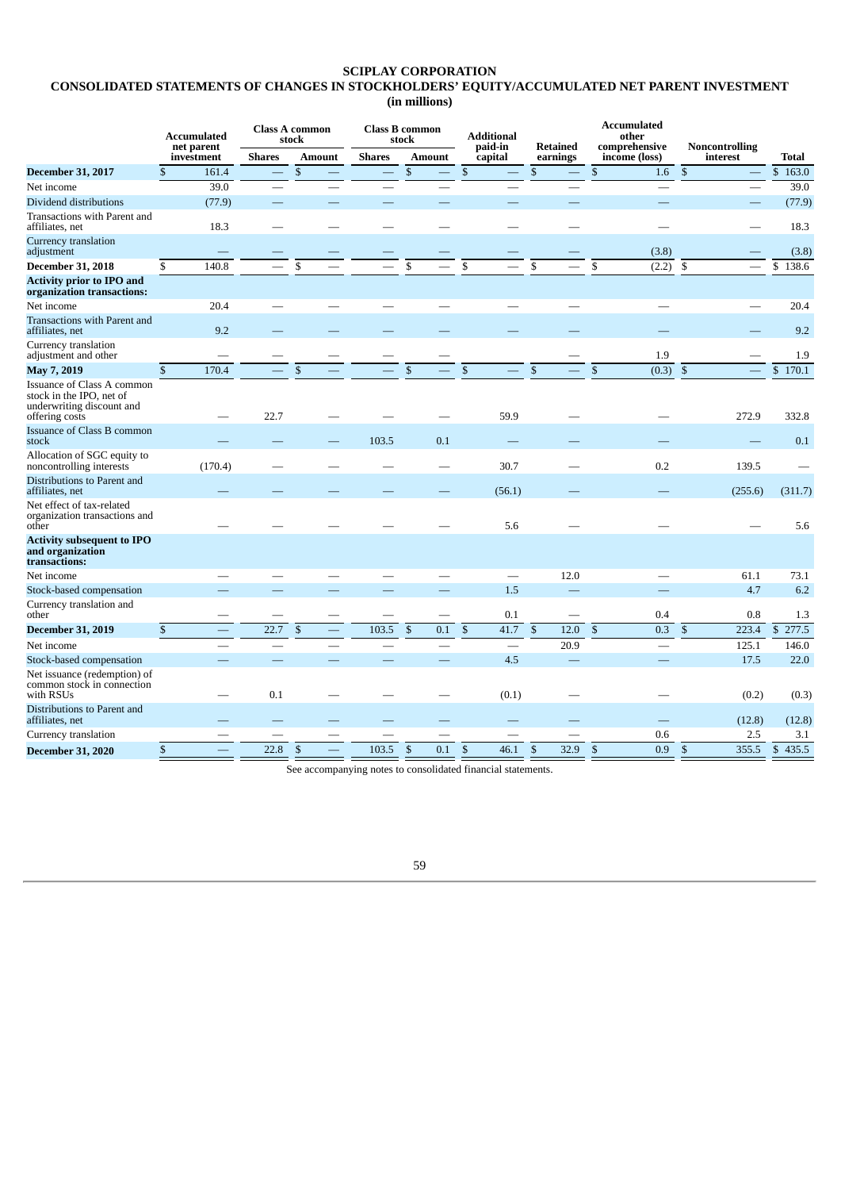# SCIPLAY CORPORATION

## CONSOLIDATED STATEMENTS OF CHANGES IN STOCKHOLDERS' EQUITY/ACCUMULATED NET PARENT INVESTMENT

(in millions)

| | Accumulated net parent investment | Class A common stock | | Class B common stock | | Additional paid-in capital | Retained earnings | Accumulated other comprehensive income (loss) | Noncontrolling interest | Total |
|---|---|---|---|---|---|---|---|---|---|---|
| | | Shares | Amount | Shares | Amount | | | | | |
| **December 31, 2017** | $ 161.4 | — | $ — | — | $ — | $ — | $ — | $ 1.6 | $ — | $ 163.0 |
| Net income | 39.0 | — | — | — | — | — | — | — | — | 39.0 |
| Dividend distributions | (77.9) | — | — | — | — | — | — | — | — | (77.9) |
| Transactions with Parent and affiliates, net | 18.3 | — | — | — | — | — | — | — | — | 18.3 |
| Currency translation adjustment | — | — | — | — | — | — | — | (3.8) | — | (3.8) |
| **December 31, 2018** | $ 140.8 | — | $ — | — | $ — | $ — | $ — | $ (2.2) | $ — | $ 138.6 |
| **Activity prior to IPO and organization transactions:** | | | | | | | | | | |
| Net income | 20.4 | — | — | — | — | — | — | — | — | 20.4 |
| Transactions with Parent and affiliates, net | 9.2 | — | — | — | — | — | — | — | — | 9.2 |
| Currency translation adjustment and other | — | — | — | — | — | | — | 1.9 | — | 1.9 |
| **May 7, 2019** | $ 170.4 | — | $ — | — | $ — | $ — | $ — | $ (0.3) | $ — | $ 170.1 |
| Issuance of Class A common stock in the IPO, net of underwriting discount and offering costs | — | 22.7 | — | — | — | 59.9 | — | — | 272.9 | 332.8 |
| Issuance of Class B common stock | — | — | — | 103.5 | 0.1 | — | — | — | — | 0.1 |
| Allocation of SGC equity to noncontrolling interests | (170.4) | — | — | — | — | 30.7 | — | 0.2 | 139.5 | — |
| Distributions to Parent and affiliates, net | — | — | — | — | — | (56.1) | — | — | (255.6) | (311.7) |
| Net effect of tax-related organization transactions and other | — | — | — | — | — | 5.6 | — | — | — | 5.6 |
| **Activity subsequent to IPO and organization transactions:** | | | | | | | | | | |
| Net income | — | — | — | — | — | — | 12.0 | — | 61.1 | 73.1 |
| Stock-based compensation | — | — | — | — | — | 1.5 | — | — | 4.7 | 6.2 |
| Currency translation and other | — | — | — | — | — | 0.1 | — | 0.4 | 0.8 | 1.3 |
| **December 31, 2019** | $ — | 22.7 | $ — | 103.5 | $ 0.1 | $ 41.7 | $ 12.0 | $ 0.3 | $ 223.4 | $ 277.5 |
| Net income | — | — | — | — | — | — | 20.9 | — | 125.1 | 146.0 |
| Stock-based compensation | — | — | — | — | — | 4.5 | — | — | 17.5 | 22.0 |
| Net issuance (redemption) of common stock in connection with RSUs | — | 0.1 | — | — | — | (0.1) | — | — | (0.2) | (0.3) |
| Distributions to Parent and affiliates, net | — | — | — | — | — | — | — | — | (12.8) | (12.8) |
| Currency translation | — | — | — | — | — | — | — | 0.6 | 2.5 | 3.1 |
| **December 31, 2020** | $ — | 22.8 | $ — | 103.5 | $ 0.1 | $ 46.1 | $ 32.9 | $ 0.9 | $ 355.5 | $ 435.5 |

See accompanying notes to consolidated financial statements.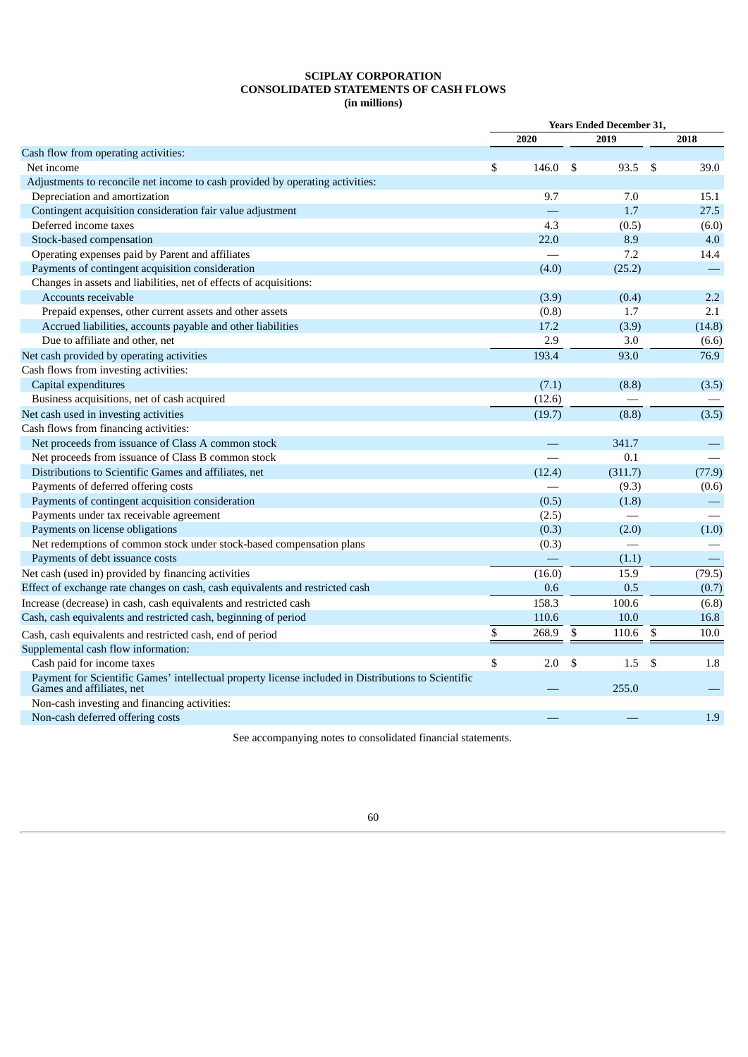**SCIPLAY CORPORATION**
**CONSOLIDATED STATEMENTS OF CASH FLOWS**
**(in millions)**

| | Years Ended December 31, | | |
|---|---|---|---|
| | 2020 | 2019 | 2018 |
| Cash flow from operating activities: | | | |
| Net income | $ 146.0 | $ 93.5 | $ 39.0 |
| Adjustments to reconcile net income to cash provided by operating activities: | | | |
| Depreciation and amortization | 9.7 | 7.0 | 15.1 |
| Contingent acquisition consideration fair value adjustment | — | 1.7 | 27.5 |
| Deferred income taxes | 4.3 | (0.5) | (6.0) |
| Stock-based compensation | 22.0 | 8.9 | 4.0 |
| Operating expenses paid by Parent and affiliates | — | 7.2 | 14.4 |
| Payments of contingent acquisition consideration | (4.0) | (25.2) | — |
| Changes in assets and liabilities, net of effects of acquisitions: | | | |
| Accounts receivable | (3.9) | (0.4) | 2.2 |
| Prepaid expenses, other current assets and other assets | (0.8) | 1.7 | 2.1 |
| Accrued liabilities, accounts payable and other liabilities | 17.2 | (3.9) | (14.8) |
| Due to affiliate and other, net | 2.9 | 3.0 | (6.6) |
| Net cash provided by operating activities | 193.4 | 93.0 | 76.9 |
| Cash flows from investing activities: | | | |
| Capital expenditures | (7.1) | (8.8) | (3.5) |
| Business acquisitions, net of cash acquired | (12.6) | — | — |
| Net cash used in investing activities | (19.7) | (8.8) | (3.5) |
| Cash flows from financing activities: | | | |
| Net proceeds from issuance of Class A common stock | — | 341.7 | — |
| Net proceeds from issuance of Class B common stock | — | 0.1 | — |
| Distributions to Scientific Games and affiliates, net | (12.4) | (311.7) | (77.9) |
| Payments of deferred offering costs | — | (9.3) | (0.6) |
| Payments of contingent acquisition consideration | (0.5) | (1.8) | — |
| Payments under tax receivable agreement | (2.5) | — | — |
| Payments on license obligations | (0.3) | (2.0) | (1.0) |
| Net redemptions of common stock under stock-based compensation plans | (0.3) | — | — |
| Payments of debt issuance costs | — | (1.1) | — |
| Net cash (used in) provided by financing activities | (16.0) | 15.9 | (79.5) |
| Effect of exchange rate changes on cash, cash equivalents and restricted cash | 0.6 | 0.5 | (0.7) |
| Increase (decrease) in cash, cash equivalents and restricted cash | 158.3 | 100.6 | (6.8) |
| Cash, cash equivalents and restricted cash, beginning of period | 110.6 | 10.0 | 16.8 |
| Cash, cash equivalents and restricted cash, end of period | $ 268.9 | $ 110.6 | $ 10.0 |
| Supplemental cash flow information: | | | |
| Cash paid for income taxes | $ 2.0 | $ 1.5 | $ 1.8 |
| Payment for Scientific Games' intellectual property license included in Distributions to Scientific Games and affiliates, net | — | 255.0 | — |
| Non-cash investing and financing activities: | | | |
| Non-cash deferred offering costs | — | — | 1.9 |

See accompanying notes to consolidated financial statements.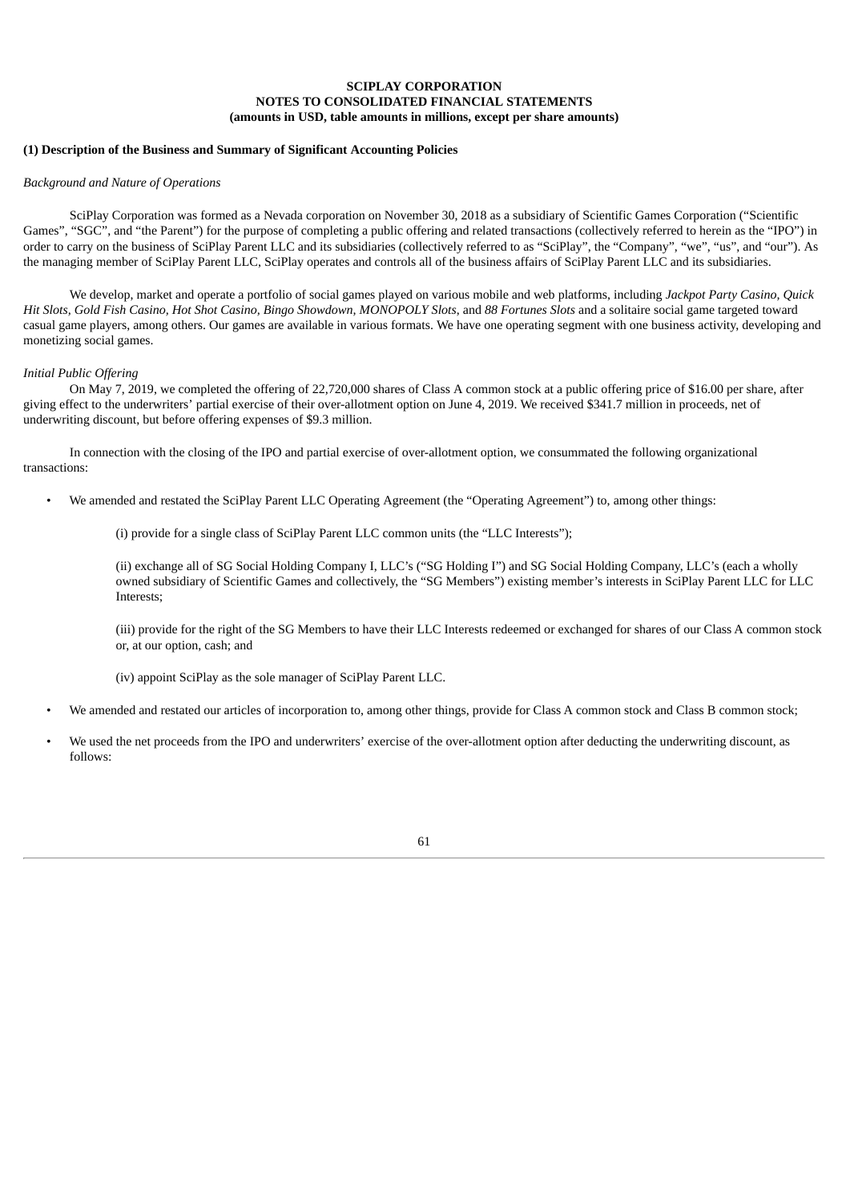**SCIPLAY CORPORATION**
**NOTES TO CONSOLIDATED FINANCIAL STATEMENTS**
**(amounts in USD, table amounts in millions, except per share amounts)**

**(1) Description of the Business and Summary of Significant Accounting Policies**

*Background and Nature of Operations*

SciPlay Corporation was formed as a Nevada corporation on November 30, 2018 as a subsidiary of Scientific Games Corporation ("Scientific Games", "SGC", and "the Parent") for the purpose of completing a public offering and related transactions (collectively referred to herein as the "IPO") in order to carry on the business of SciPlay Parent LLC and its subsidiaries (collectively referred to as "SciPlay", the "Company", "we", "us", and "our"). As the managing member of SciPlay Parent LLC, SciPlay operates and controls all of the business affairs of SciPlay Parent LLC and its subsidiaries.

We develop, market and operate a portfolio of social games played on various mobile and web platforms, including *Jackpot Party Casino, Quick Hit Slots, Gold Fish Casino, Hot Shot Casino, Bingo Showdown, MONOPOLY Slots*, and *88 Fortunes Slots* and a solitaire social game targeted toward casual game players, among others. Our games are available in various formats. We have one operating segment with one business activity, developing and monetizing social games.

*Initial Public Offering*

On May 7, 2019, we completed the offering of 22,720,000 shares of Class A common stock at a public offering price of $16.00 per share, after giving effect to the underwriters' partial exercise of their over-allotment option on June 4, 2019. We received $341.7 million in proceeds, net of underwriting discount, but before offering expenses of $9.3 million.

In connection with the closing of the IPO and partial exercise of over-allotment option, we consummated the following organizational transactions:

- We amended and restated the SciPlay Parent LLC Operating Agreement (the "Operating Agreement") to, among other things:

  (i) provide for a single class of SciPlay Parent LLC common units (the "LLC Interests");

  (ii) exchange all of SG Social Holding Company I, LLC's ("SG Holding I") and SG Social Holding Company, LLC's (each a wholly owned subsidiary of Scientific Games and collectively, the "SG Members") existing member's interests in SciPlay Parent LLC for LLC Interests;

  (iii) provide for the right of the SG Members to have their LLC Interests redeemed or exchanged for shares of our Class A common stock or, at our option, cash; and

  (iv) appoint SciPlay as the sole manager of SciPlay Parent LLC.

- We amended and restated our articles of incorporation to, among other things, provide for Class A common stock and Class B common stock;

- We used the net proceeds from the IPO and underwriters' exercise of the over-allotment option after deducting the underwriting discount, as follows: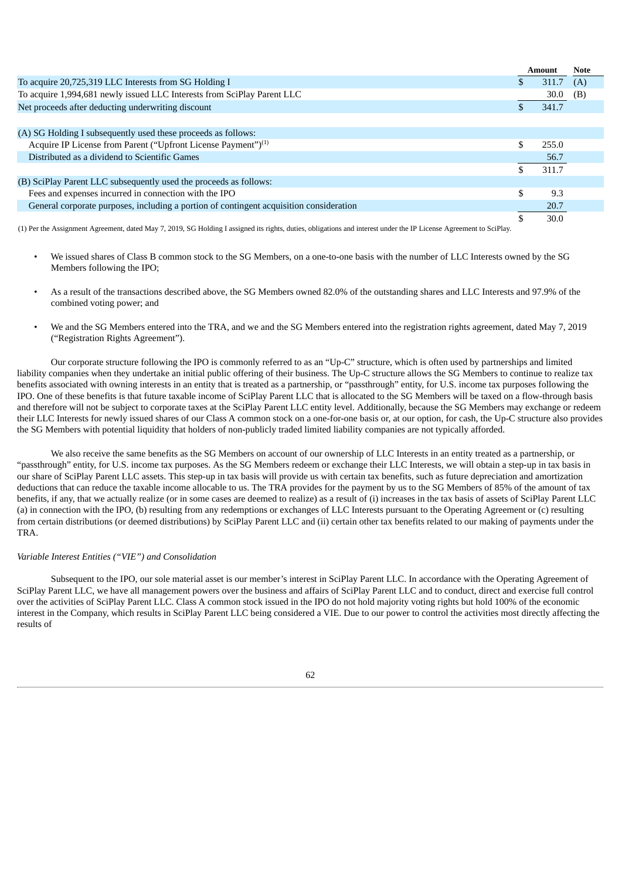| | Amount | Note |
|---|---|---|
| To acquire 20,725,319 LLC Interests from SG Holding I | $ 311.7 | (A) |
| To acquire 1,994,681 newly issued LLC Interests from SciPlay Parent LLC | 30.0 | (B) |
| Net proceeds after deducting underwriting discount | $ 341.7 | |
| | | |
| (A) SG Holding I subsequently used these proceeds as follows: | | |
| Acquire IP License from Parent ("Upfront License Payment")[(1)] | $ 255.0 | |
| Distributed as a dividend to Scientific Games | 56.7 | |
| | $ 311.7 | |
| (B) SciPlay Parent LLC subsequently used the proceeds as follows: | | |
| Fees and expenses incurred in connection with the IPO | $ 9.3 | |
| General corporate purposes, including a portion of contingent acquisition consideration | 20.7 | |
| | $ 30.0 | |

(1) Per the Assignment Agreement, dated May 7, 2019, SG Holding I assigned its rights, duties, obligations and interest under the IP License Agreement to SciPlay.

- We issued shares of Class B common stock to the SG Members, on a one-to-one basis with the number of LLC Interests owned by the SG Members following the IPO;

- As a result of the transactions described above, the SG Members owned 82.0% of the outstanding shares and LLC Interests and 97.9% of the combined voting power; and

- We and the SG Members entered into the TRA, and we and the SG Members entered into the registration rights agreement, dated May 7, 2019 ("Registration Rights Agreement").

Our corporate structure following the IPO is commonly referred to as an "Up-C" structure, which is often used by partnerships and limited liability companies when they undertake an initial public offering of their business. The Up-C structure allows the SG Members to continue to realize tax benefits associated with owning interests in an entity that is treated as a partnership, or "passthrough" entity, for U.S. income tax purposes following the IPO. One of these benefits is that future taxable income of SciPlay Parent LLC that is allocated to the SG Members will be taxed on a flow-through basis and therefore will not be subject to corporate taxes at the SciPlay Parent LLC entity level. Additionally, because the SG Members may exchange or redeem their LLC Interests for newly issued shares of our Class A common stock on a one-for-one basis or, at our option, for cash, the Up-C structure also provides the SG Members with potential liquidity that holders of non-publicly traded limited liability companies are not typically afforded.

We also receive the same benefits as the SG Members on account of our ownership of LLC Interests in an entity treated as a partnership, or "passthrough" entity, for U.S. income tax purposes. As the SG Members redeem or exchange their LLC Interests, we will obtain a step-up in tax basis in our share of SciPlay Parent LLC assets. This step-up in tax basis will provide us with certain tax benefits, such as future depreciation and amortization deductions that can reduce the taxable income allocable to us. The TRA provides for the payment by us to the SG Members of 85% of the amount of tax benefits, if any, that we actually realize (or in some cases are deemed to realize) as a result of (i) increases in the tax basis of assets of SciPlay Parent LLC (a) in connection with the IPO, (b) resulting from any redemptions or exchanges of LLC Interests pursuant to the Operating Agreement or (c) resulting from certain distributions (or deemed distributions) by SciPlay Parent LLC and (ii) certain other tax benefits related to our making of payments under the TRA.

*Variable Interest Entities ("VIE") and Consolidation*

Subsequent to the IPO, our sole material asset is our member's interest in SciPlay Parent LLC. In accordance with the Operating Agreement of SciPlay Parent LLC, we have all management powers over the business and affairs of SciPlay Parent LLC and to conduct, direct and exercise full control over the activities of SciPlay Parent LLC. Class A common stock issued in the IPO do not hold majority voting rights but hold 100% of the economic interest in the Company, which results in SciPlay Parent LLC being considered a VIE. Due to our power to control the activities most directly affecting the results of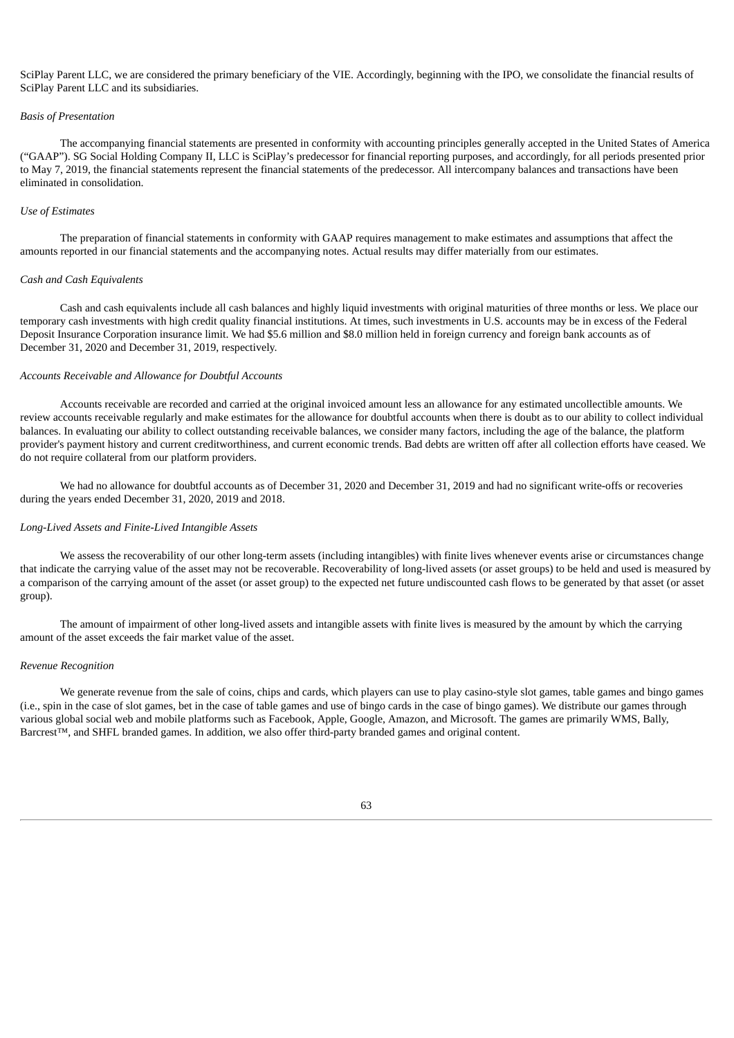SciPlay Parent LLC, we are considered the primary beneficiary of the VIE. Accordingly, beginning with the IPO, we consolidate the financial results of SciPlay Parent LLC and its subsidiaries.

*Basis of Presentation*

The accompanying financial statements are presented in conformity with accounting principles generally accepted in the United States of America ("GAAP"). SG Social Holding Company II, LLC is SciPlay's predecessor for financial reporting purposes, and accordingly, for all periods presented prior to May 7, 2019, the financial statements represent the financial statements of the predecessor. All intercompany balances and transactions have been eliminated in consolidation.

*Use of Estimates*

The preparation of financial statements in conformity with GAAP requires management to make estimates and assumptions that affect the amounts reported in our financial statements and the accompanying notes. Actual results may differ materially from our estimates.

*Cash and Cash Equivalents*

Cash and cash equivalents include all cash balances and highly liquid investments with original maturities of three months or less. We place our temporary cash investments with high credit quality financial institutions. At times, such investments in U.S. accounts may be in excess of the Federal Deposit Insurance Corporation insurance limit. We had $5.6 million and $8.0 million held in foreign currency and foreign bank accounts as of December 31, 2020 and December 31, 2019, respectively.

*Accounts Receivable and Allowance for Doubtful Accounts*

Accounts receivable are recorded and carried at the original invoiced amount less an allowance for any estimated uncollectible amounts. We review accounts receivable regularly and make estimates for the allowance for doubtful accounts when there is doubt as to our ability to collect individual balances. In evaluating our ability to collect outstanding receivable balances, we consider many factors, including the age of the balance, the platform provider's payment history and current creditworthiness, and current economic trends. Bad debts are written off after all collection efforts have ceased. We do not require collateral from our platform providers.

We had no allowance for doubtful accounts as of December 31, 2020 and December 31, 2019 and had no significant write-offs or recoveries during the years ended December 31, 2020, 2019 and 2018.

*Long-Lived Assets and Finite-Lived Intangible Assets*

We assess the recoverability of our other long-term assets (including intangibles) with finite lives whenever events arise or circumstances change that indicate the carrying value of the asset may not be recoverable. Recoverability of long-lived assets (or asset groups) to be held and used is measured by a comparison of the carrying amount of the asset (or asset group) to the expected net future undiscounted cash flows to be generated by that asset (or asset group).

The amount of impairment of other long-lived assets and intangible assets with finite lives is measured by the amount by which the carrying amount of the asset exceeds the fair market value of the asset.

*Revenue Recognition*

We generate revenue from the sale of coins, chips and cards, which players can use to play casino-style slot games, table games and bingo games (i.e., spin in the case of slot games, bet in the case of table games and use of bingo cards in the case of bingo games). We distribute our games through various global social web and mobile platforms such as Facebook, Apple, Google, Amazon, and Microsoft. The games are primarily WMS, Bally, Barcrest™, and SHFL branded games. In addition, we also offer third-party branded games and original content.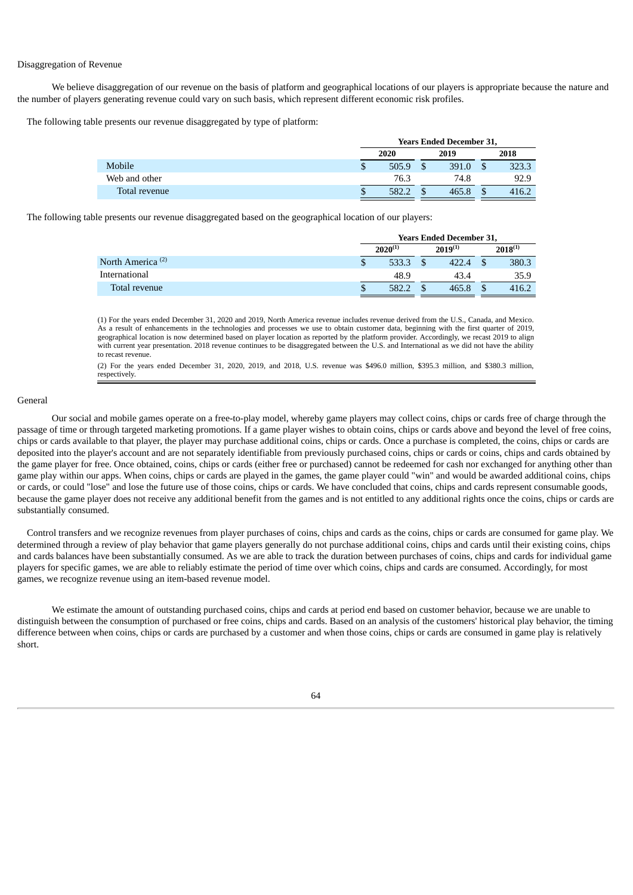Disaggregation of Revenue

We believe disaggregation of our revenue on the basis of platform and geographical locations of our players is appropriate because the nature and the number of players generating revenue could vary on such basis, which represent different economic risk profiles.

The following table presents our revenue disaggregated by type of platform:

| | Years Ended December 31, | | |
|---|---|---|---|
| | 2020 | 2019 | 2018 |
| Mobile | $ 505.9 | $ 391.0 | $ 323.3 |
| Web and other | 76.3 | 74.8 | 92.9 |
| Total revenue | $ 582.2 | $ 465.8 | $ 416.2 |

The following table presents our revenue disaggregated based on the geographical location of our players:

| | Years Ended December 31, | | |
|---|---|---|---|
| | 2020 (1) | 2019 (1) | 2018 (1) |
| North America (2) | $ 533.3 | $ 422.4 | $ 380.3 |
| International | 48.9 | 43.4 | 35.9 |
| Total revenue | $ 582.2 | $ 465.8 | $ 416.2 |

(1) For the years ended December 31, 2020 and 2019, North America revenue includes revenue derived from the U.S., Canada, and Mexico. As a result of enhancements in the technologies and processes we use to obtain customer data, beginning with the first quarter of 2019, geographical location is now determined based on player location as reported by the platform provider. Accordingly, we recast 2019 to align with current year presentation. 2018 revenue continues to be disaggregated between the U.S. and International as we did not have the ability to recast revenue.

(2) For the years ended December 31, 2020, 2019, and 2018, U.S. revenue was $496.0 million, $395.3 million, and $380.3 million, respectively.

General

Our social and mobile games operate on a free-to-play model, whereby game players may collect coins, chips or cards free of charge through the passage of time or through targeted marketing promotions. If a game player wishes to obtain coins, chips or cards above and beyond the level of free coins, chips or cards available to that player, the player may purchase additional coins, chips or cards. Once a purchase is completed, the coins, chips or cards are deposited into the player's account and are not separately identifiable from previously purchased coins, chips or cards or coins, chips and cards obtained by the game player for free. Once obtained, coins, chips or cards (either free or purchased) cannot be redeemed for cash nor exchanged for anything other than game play within our apps. When coins, chips or cards are played in the games, the game player could "win" and would be awarded additional coins, chips or cards, or could "lose" and lose the future use of those coins, chips or cards. We have concluded that coins, chips and cards represent consumable goods, because the game player does not receive any additional benefit from the games and is not entitled to any additional rights once the coins, chips or cards are substantially consumed.

Control transfers and we recognize revenues from player purchases of coins, chips and cards as the coins, chips or cards are consumed for game play. We determined through a review of play behavior that game players generally do not purchase additional coins, chips and cards until their existing coins, chips and cards balances have been substantially consumed. As we are able to track the duration between purchases of coins, chips and cards for individual game players for specific games, we are able to reliably estimate the period of time over which coins, chips and cards are consumed. Accordingly, for most games, we recognize revenue using an item-based revenue model.

We estimate the amount of outstanding purchased coins, chips and cards at period end based on customer behavior, because we are unable to distinguish between the consumption of purchased or free coins, chips and cards. Based on an analysis of the customers' historical play behavior, the timing difference between when coins, chips or cards are purchased by a customer and when those coins, chips or cards are consumed in game play is relatively short.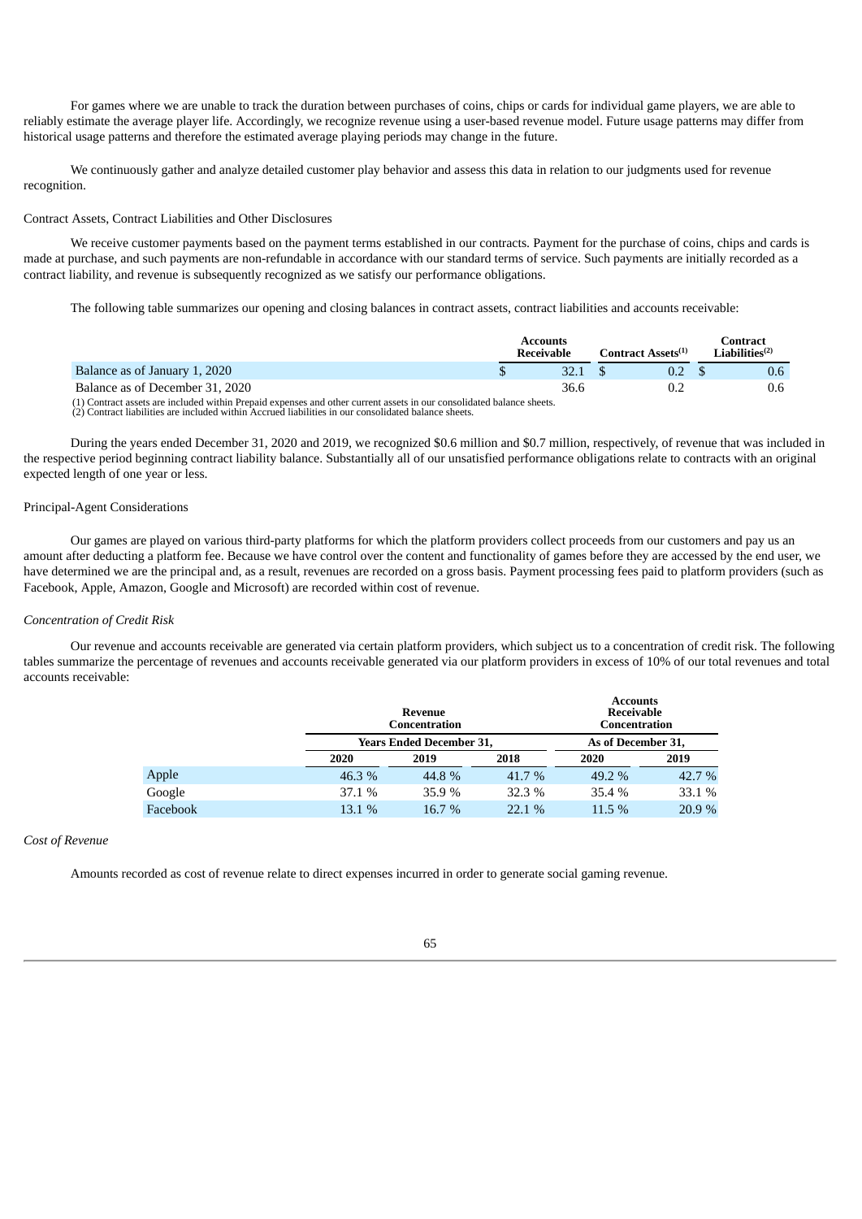For games where we are unable to track the duration between purchases of coins, chips or cards for individual game players, we are able to reliably estimate the average player life. Accordingly, we recognize revenue using a user-based revenue model. Future usage patterns may differ from historical usage patterns and therefore the estimated average playing periods may change in the future.

We continuously gather and analyze detailed customer play behavior and assess this data in relation to our judgments used for revenue recognition.

Contract Assets, Contract Liabilities and Other Disclosures

We receive customer payments based on the payment terms established in our contracts. Payment for the purchase of coins, chips and cards is made at purchase, and such payments are non-refundable in accordance with our standard terms of service. Such payments are initially recorded as a contract liability, and revenue is subsequently recognized as we satisfy our performance obligations.

The following table summarizes our opening and closing balances in contract assets, contract liabilities and accounts receivable:

| | Accounts Receivable | Contract Assets[(1)] | Contract Liabilities[(2)] |
|---|---|---|---|
| Balance as of January 1, 2020 | $ 32.1 | $ 0.2 | $ 0.6 |
| Balance as of December 31, 2020 | 36.6 | 0.2 | 0.6 |

(1) Contract assets are included within Prepaid expenses and other current assets in our consolidated balance sheets.
(2) Contract liabilities are included within Accrued liabilities in our consolidated balance sheets.

During the years ended December 31, 2020 and 2019, we recognized $0.6 million and $0.7 million, respectively, of revenue that was included in the respective period beginning contract liability balance. Substantially all of our unsatisfied performance obligations relate to contracts with an original expected length of one year or less.

Principal-Agent Considerations

Our games are played on various third-party platforms for which the platform providers collect proceeds from our customers and pay us an amount after deducting a platform fee. Because we have control over the content and functionality of games before they are accessed by the end user, we have determined we are the principal and, as a result, revenues are recorded on a gross basis. Payment processing fees paid to platform providers (such as Facebook, Apple, Amazon, Google and Microsoft) are recorded within cost of revenue.

*Concentration of Credit Risk*

Our revenue and accounts receivable are generated via certain platform providers, which subject us to a concentration of credit risk. The following tables summarize the percentage of revenues and accounts receivable generated via our platform providers in excess of 10% of our total revenues and total accounts receivable:

| | Revenue Concentration | | | Accounts Receivable Concentration | |
|---|---|---|---|---|---|
| | Years Ended December 31, | | | As of December 31, | |
| | 2020 | 2019 | 2018 | 2020 | 2019 |
| Apple | 46.3 % | 44.8 % | 41.7 % | 49.2 % | 42.7 % |
| Google | 37.1 % | 35.9 % | 32.3 % | 35.4 % | 33.1 % |
| Facebook | 13.1 % | 16.7 % | 22.1 % | 11.5 % | 20.9 % |

*Cost of Revenue*

Amounts recorded as cost of revenue relate to direct expenses incurred in order to generate social gaming revenue.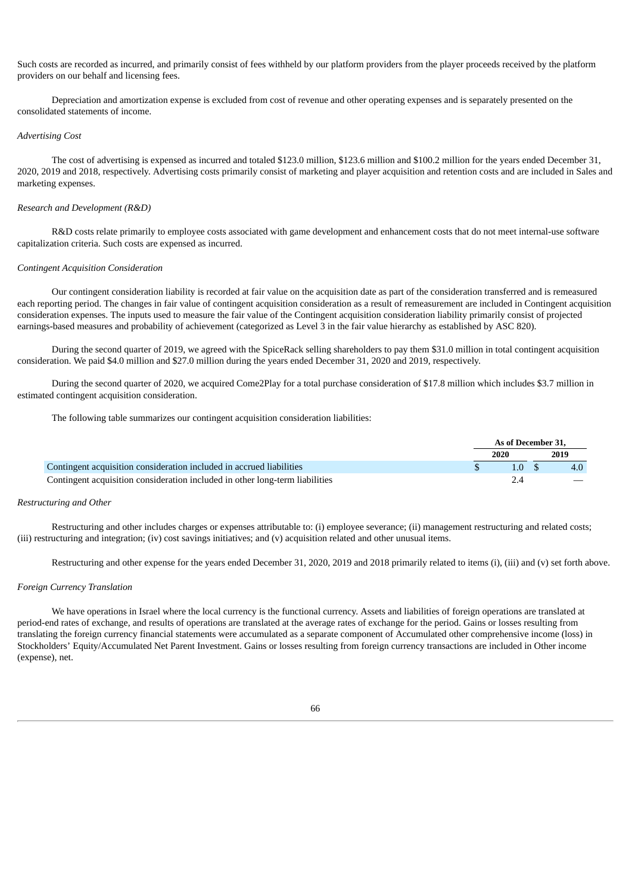Such costs are recorded as incurred, and primarily consist of fees withheld by our platform providers from the player proceeds received by the platform providers on our behalf and licensing fees.

Depreciation and amortization expense is excluded from cost of revenue and other operating expenses and is separately presented on the consolidated statements of income.

*Advertising Cost*

The cost of advertising is expensed as incurred and totaled $123.0 million, $123.6 million and $100.2 million for the years ended December 31, 2020, 2019 and 2018, respectively. Advertising costs primarily consist of marketing and player acquisition and retention costs and are included in Sales and marketing expenses.

*Research and Development (R&D)*

R&D costs relate primarily to employee costs associated with game development and enhancement costs that do not meet internal-use software capitalization criteria. Such costs are expensed as incurred.

*Contingent Acquisition Consideration*

Our contingent consideration liability is recorded at fair value on the acquisition date as part of the consideration transferred and is remeasured each reporting period. The changes in fair value of contingent acquisition consideration as a result of remeasurement are included in Contingent acquisition consideration expenses. The inputs used to measure the fair value of the Contingent acquisition consideration liability primarily consist of projected earnings-based measures and probability of achievement (categorized as Level 3 in the fair value hierarchy as established by ASC 820).

During the second quarter of 2019, we agreed with the SpiceRack selling shareholders to pay them $31.0 million in total contingent acquisition consideration. We paid $4.0 million and $27.0 million during the years ended December 31, 2020 and 2019, respectively.

During the second quarter of 2020, we acquired Come2Play for a total purchase consideration of $17.8 million which includes $3.7 million in estimated contingent acquisition consideration.

The following table summarizes our contingent acquisition consideration liabilities:

| | As of December 31, | |
|---|---|---|
| | 2020 | 2019 |
| Contingent acquisition consideration included in accrued liabilities | $ 1.0 | $ 4.0 |
| Contingent acquisition consideration included in other long-term liabilities | 2.4 | — |

*Restructuring and Other*

Restructuring and other includes charges or expenses attributable to: (i) employee severance; (ii) management restructuring and related costs; (iii) restructuring and integration; (iv) cost savings initiatives; and (v) acquisition related and other unusual items.

Restructuring and other expense for the years ended December 31, 2020, 2019 and 2018 primarily related to items (i), (iii) and (v) set forth above.

*Foreign Currency Translation*

We have operations in Israel where the local currency is the functional currency. Assets and liabilities of foreign operations are translated at period-end rates of exchange, and results of operations are translated at the average rates of exchange for the period. Gains or losses resulting from translating the foreign currency financial statements were accumulated as a separate component of Accumulated other comprehensive income (loss) in Stockholders' Equity/Accumulated Net Parent Investment. Gains or losses resulting from foreign currency transactions are included in Other income (expense), net.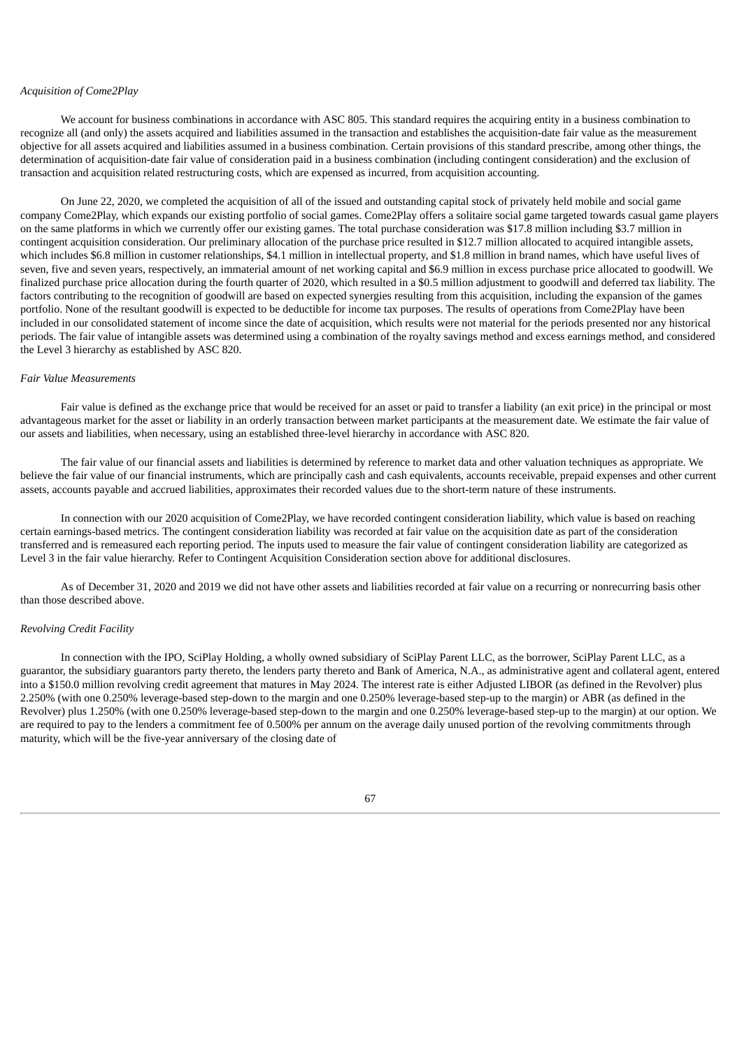*Acquisition of Come2Play*

We account for business combinations in accordance with ASC 805. This standard requires the acquiring entity in a business combination to recognize all (and only) the assets acquired and liabilities assumed in the transaction and establishes the acquisition-date fair value as the measurement objective for all assets acquired and liabilities assumed in a business combination. Certain provisions of this standard prescribe, among other things, the determination of acquisition-date fair value of consideration paid in a business combination (including contingent consideration) and the exclusion of transaction and acquisition related restructuring costs, which are expensed as incurred, from acquisition accounting.

On June 22, 2020, we completed the acquisition of all of the issued and outstanding capital stock of privately held mobile and social game company Come2Play, which expands our existing portfolio of social games. Come2Play offers a solitaire social game targeted towards casual game players on the same platforms in which we currently offer our existing games. The total purchase consideration was $17.8 million including $3.7 million in contingent acquisition consideration. Our preliminary allocation of the purchase price resulted in $12.7 million allocated to acquired intangible assets, which includes $6.8 million in customer relationships, $4.1 million in intellectual property, and $1.8 million in brand names, which have useful lives of seven, five and seven years, respectively, an immaterial amount of net working capital and $6.9 million in excess purchase price allocated to goodwill. We finalized purchase price allocation during the fourth quarter of 2020, which resulted in a $0.5 million adjustment to goodwill and deferred tax liability. The factors contributing to the recognition of goodwill are based on expected synergies resulting from this acquisition, including the expansion of the games portfolio. None of the resultant goodwill is expected to be deductible for income tax purposes. The results of operations from Come2Play have been included in our consolidated statement of income since the date of acquisition, which results were not material for the periods presented nor any historical periods. The fair value of intangible assets was determined using a combination of the royalty savings method and excess earnings method, and considered the Level 3 hierarchy as established by ASC 820.

*Fair Value Measurements*

Fair value is defined as the exchange price that would be received for an asset or paid to transfer a liability (an exit price) in the principal or most advantageous market for the asset or liability in an orderly transaction between market participants at the measurement date. We estimate the fair value of our assets and liabilities, when necessary, using an established three-level hierarchy in accordance with ASC 820.

The fair value of our financial assets and liabilities is determined by reference to market data and other valuation techniques as appropriate. We believe the fair value of our financial instruments, which are principally cash and cash equivalents, accounts receivable, prepaid expenses and other current assets, accounts payable and accrued liabilities, approximates their recorded values due to the short-term nature of these instruments.

In connection with our 2020 acquisition of Come2Play, we have recorded contingent consideration liability, which value is based on reaching certain earnings-based metrics. The contingent consideration liability was recorded at fair value on the acquisition date as part of the consideration transferred and is remeasured each reporting period. The inputs used to measure the fair value of contingent consideration liability are categorized as Level 3 in the fair value hierarchy. Refer to Contingent Acquisition Consideration section above for additional disclosures.

As of December 31, 2020 and 2019 we did not have other assets and liabilities recorded at fair value on a recurring or nonrecurring basis other than those described above.

*Revolving Credit Facility*

In connection with the IPO, SciPlay Holding, a wholly owned subsidiary of SciPlay Parent LLC, as the borrower, SciPlay Parent LLC, as a guarantor, the subsidiary guarantors party thereto, the lenders party thereto and Bank of America, N.A., as administrative agent and collateral agent, entered into a $150.0 million revolving credit agreement that matures in May 2024. The interest rate is either Adjusted LIBOR (as defined in the Revolver) plus 2.250% (with one 0.250% leverage-based step-down to the margin and one 0.250% leverage-based step-up to the margin) or ABR (as defined in the Revolver) plus 1.250% (with one 0.250% leverage-based step-down to the margin and one 0.250% leverage-based step-up to the margin) at our option. We are required to pay to the lenders a commitment fee of 0.500% per annum on the average daily unused portion of the revolving commitments through maturity, which will be the five-year anniversary of the closing date of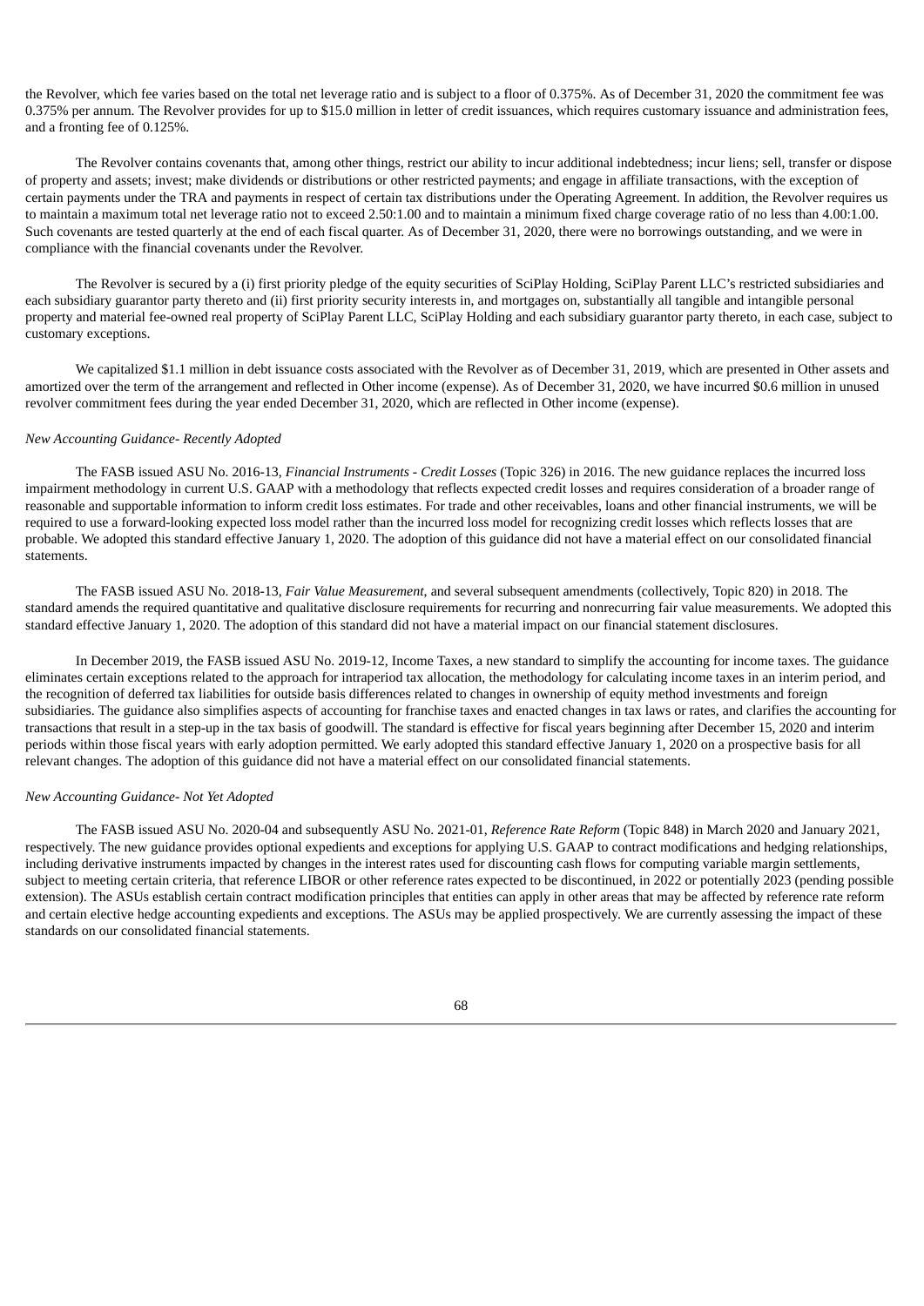the Revolver, which fee varies based on the total net leverage ratio and is subject to a floor of 0.375%. As of December 31, 2020 the commitment fee was 0.375% per annum. The Revolver provides for up to $15.0 million in letter of credit issuances, which requires customary issuance and administration fees, and a fronting fee of 0.125%.

The Revolver contains covenants that, among other things, restrict our ability to incur additional indebtedness; incur liens; sell, transfer or dispose of property and assets; invest; make dividends or distributions or other restricted payments; and engage in affiliate transactions, with the exception of certain payments under the TRA and payments in respect of certain tax distributions under the Operating Agreement. In addition, the Revolver requires us to maintain a maximum total net leverage ratio not to exceed 2.50:1.00 and to maintain a minimum fixed charge coverage ratio of no less than 4.00:1.00. Such covenants are tested quarterly at the end of each fiscal quarter. As of December 31, 2020, there were no borrowings outstanding, and we were in compliance with the financial covenants under the Revolver.

The Revolver is secured by a (i) first priority pledge of the equity securities of SciPlay Holding, SciPlay Parent LLC's restricted subsidiaries and each subsidiary guarantor party thereto and (ii) first priority security interests in, and mortgages on, substantially all tangible and intangible personal property and material fee-owned real property of SciPlay Parent LLC, SciPlay Holding and each subsidiary guarantor party thereto, in each case, subject to customary exceptions.

We capitalized $1.1 million in debt issuance costs associated with the Revolver as of December 31, 2019, which are presented in Other assets and amortized over the term of the arrangement and reflected in Other income (expense). As of December 31, 2020, we have incurred $0.6 million in unused revolver commitment fees during the year ended December 31, 2020, which are reflected in Other income (expense).

*New Accounting Guidance- Recently Adopted*

The FASB issued ASU No. 2016-13, *Financial Instruments - Credit Losses* (Topic 326) in 2016. The new guidance replaces the incurred loss impairment methodology in current U.S. GAAP with a methodology that reflects expected credit losses and requires consideration of a broader range of reasonable and supportable information to inform credit loss estimates. For trade and other receivables, loans and other financial instruments, we will be required to use a forward-looking expected loss model rather than the incurred loss model for recognizing credit losses which reflects losses that are probable. We adopted this standard effective January 1, 2020. The adoption of this guidance did not have a material effect on our consolidated financial statements.

The FASB issued ASU No. 2018-13, *Fair Value Measurement*, and several subsequent amendments (collectively, Topic 820) in 2018. The standard amends the required quantitative and qualitative disclosure requirements for recurring and nonrecurring fair value measurements. We adopted this standard effective January 1, 2020. The adoption of this standard did not have a material impact on our financial statement disclosures.

In December 2019, the FASB issued ASU No. 2019-12, Income Taxes, a new standard to simplify the accounting for income taxes. The guidance eliminates certain exceptions related to the approach for intraperiod tax allocation, the methodology for calculating income taxes in an interim period, and the recognition of deferred tax liabilities for outside basis differences related to changes in ownership of equity method investments and foreign subsidiaries. The guidance also simplifies aspects of accounting for franchise taxes and enacted changes in tax laws or rates, and clarifies the accounting for transactions that result in a step-up in the tax basis of goodwill. The standard is effective for fiscal years beginning after December 15, 2020 and interim periods within those fiscal years with early adoption permitted. We early adopted this standard effective January 1, 2020 on a prospective basis for all relevant changes. The adoption of this guidance did not have a material effect on our consolidated financial statements.

*New Accounting Guidance- Not Yet Adopted*

The FASB issued ASU No. 2020-04 and subsequently ASU No. 2021-01, *Reference Rate Reform* (Topic 848) in March 2020 and January 2021, respectively. The new guidance provides optional expedients and exceptions for applying U.S. GAAP to contract modifications and hedging relationships, including derivative instruments impacted by changes in the interest rates used for discounting cash flows for computing variable margin settlements, subject to meeting certain criteria, that reference LIBOR or other reference rates expected to be discontinued, in 2022 or potentially 2023 (pending possible extension). The ASUs establish certain contract modification principles that entities can apply in other areas that may be affected by reference rate reform and certain elective hedge accounting expedients and exceptions. The ASUs may be applied prospectively. We are currently assessing the impact of these standards on our consolidated financial statements.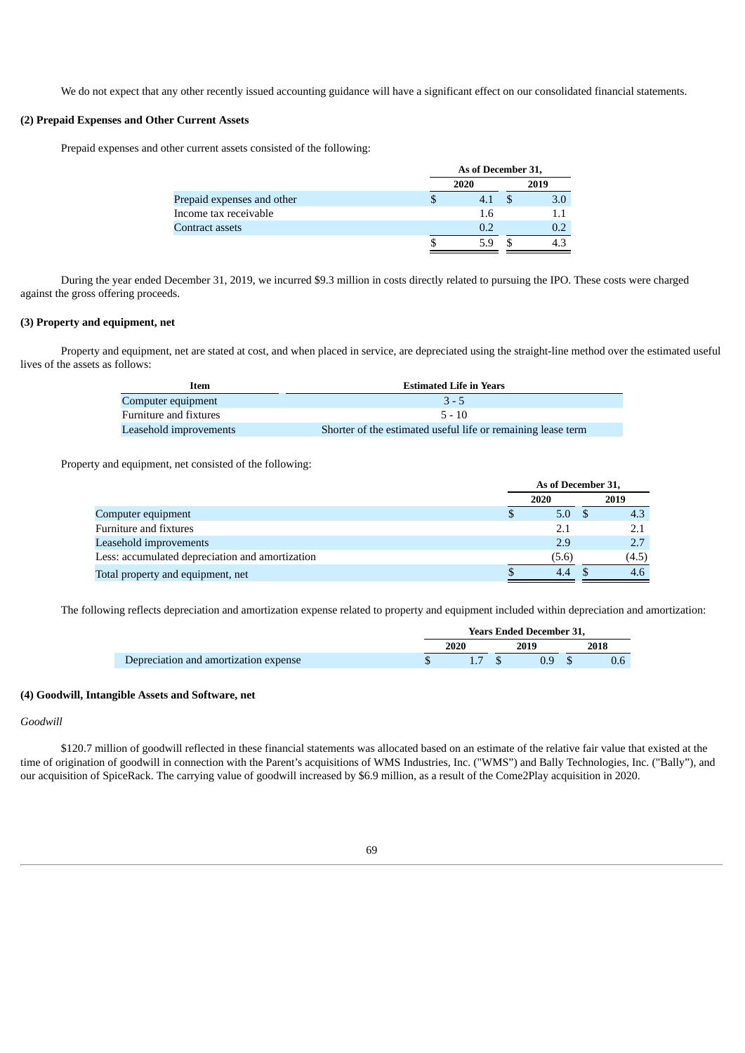We do not expect that any other recently issued accounting guidance will have a significant effect on our consolidated financial statements.

**(2) Prepaid Expenses and Other Current Assets**

Prepaid expenses and other current assets consisted of the following:

| | As of December 31, | |
|---|---|---|
| | 2020 | 2019 |
| Prepaid expenses and other | $ 4.1 | $ 3.0 |
| Income tax receivable | 1.6 | 1.1 |
| Contract assets | 0.2 | 0.2 |
| | $ 5.9 | $ 4.3 |

During the year ended December 31, 2019, we incurred $9.3 million in costs directly related to pursuing the IPO. These costs were charged against the gross offering proceeds.

**(3) Property and equipment, net**

Property and equipment, net are stated at cost, and when placed in service, are depreciated using the straight-line method over the estimated useful lives of the assets as follows:

| Item | Estimated Life in Years |
|---|---|
| Computer equipment | 3 - 5 |
| Furniture and fixtures | 5 - 10 |
| Leasehold improvements | Shorter of the estimated useful life or remaining lease term |

Property and equipment, net consisted of the following:

| | As of December 31, | |
|---|---|---|
| | 2020 | 2019 |
| Computer equipment | $ 5.0 | $ 4.3 |
| Furniture and fixtures | 2.1 | 2.1 |
| Leasehold improvements | 2.9 | 2.7 |
| Less: accumulated depreciation and amortization | (5.6) | (4.5) |
| Total property and equipment, net | $ 4.4 | $ 4.6 |

The following reflects depreciation and amortization expense related to property and equipment included within depreciation and amortization:

| | Years Ended December 31, | | |
|---|---|---|---|
| | 2020 | 2019 | 2018 |
| Depreciation and amortization expense | $ 1.7 | $ 0.9 | $ 0.6 |

**(4) Goodwill, Intangible Assets and Software, net**

*Goodwill*

$120.7 million of goodwill reflected in these financial statements was allocated based on an estimate of the relative fair value that existed at the time of origination of goodwill in connection with the Parent's acquisitions of WMS Industries, Inc. ("WMS") and Bally Technologies, Inc. ("Bally"), and our acquisition of SpiceRack. The carrying value of goodwill increased by $6.9 million, as a result of the Come2Play acquisition in 2020.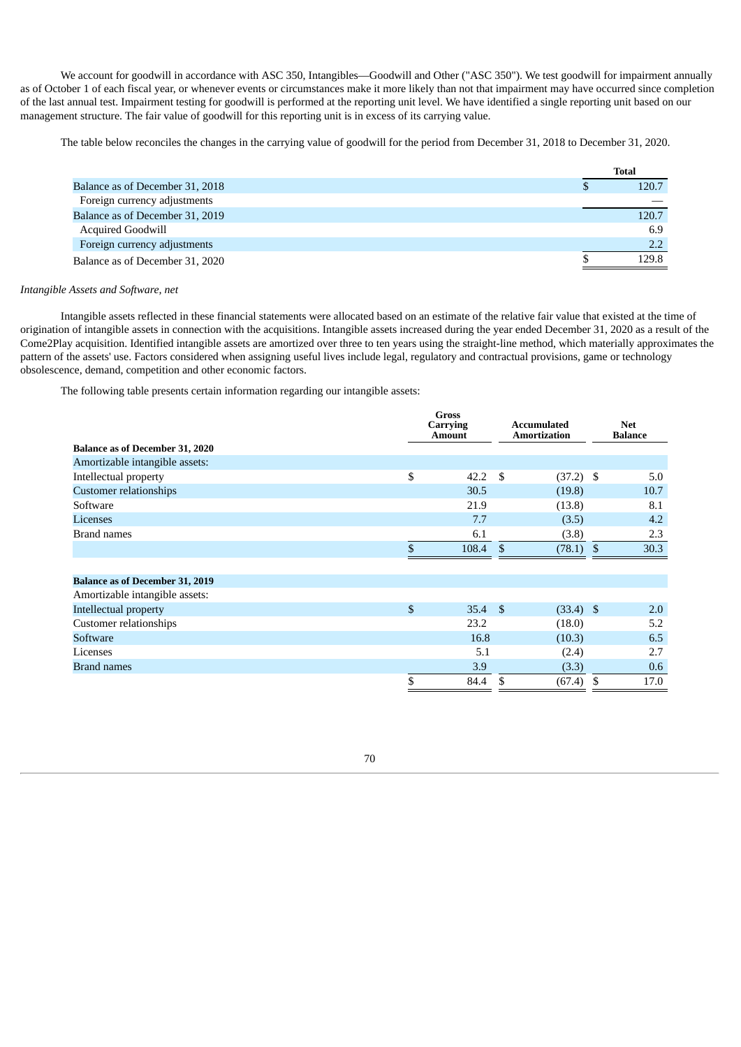We account for goodwill in accordance with ASC 350, Intangibles—Goodwill and Other ("ASC 350"). We test goodwill for impairment annually as of October 1 of each fiscal year, or whenever events or circumstances make it more likely than not that impairment may have occurred since completion of the last annual test. Impairment testing for goodwill is performed at the reporting unit level. We have identified a single reporting unit based on our management structure. The fair value of goodwill for this reporting unit is in excess of its carrying value.

The table below reconciles the changes in the carrying value of goodwill for the period from December 31, 2018 to December 31, 2020.

| | Total |
|---|---|
| Balance as of December 31, 2018 | $ 120.7 |
| Foreign currency adjustments | — |
| Balance as of December 31, 2019 | 120.7 |
| Acquired Goodwill | 6.9 |
| Foreign currency adjustments | 2.2 |
| Balance as of December 31, 2020 | $ 129.8 |

*Intangible Assets and Software, net*

Intangible assets reflected in these financial statements were allocated based on an estimate of the relative fair value that existed at the time of origination of intangible assets in connection with the acquisitions. Intangible assets increased during the year ended December 31, 2020 as a result of the Come2Play acquisition. Identified intangible assets are amortized over three to ten years using the straight-line method, which materially approximates the pattern of the assets' use. Factors considered when assigning useful lives include legal, regulatory and contractual provisions, game or technology obsolescence, demand, competition and other economic factors.

The following table presents certain information regarding our intangible assets:

| | Gross Carrying Amount | Accumulated Amortization | Net Balance |
|---|---|---|---|
| **Balance as of December 31, 2020** | | | |
| Amortizable intangible assets: | | | |
| Intellectual property | $ 42.2 | $ (37.2) | $ 5.0 |
| Customer relationships | 30.5 | (19.8) | 10.7 |
| Software | 21.9 | (13.8) | 8.1 |
| Licenses | 7.7 | (3.5) | 4.2 |
| Brand names | 6.1 | (3.8) | 2.3 |
| | $ 108.4 | $ (78.1) | $ 30.3 |
| | | | |
| **Balance as of December 31, 2019** | | | |
| Amortizable intangible assets: | | | |
| Intellectual property | $ 35.4 | $ (33.4) | $ 2.0 |
| Customer relationships | 23.2 | (18.0) | 5.2 |
| Software | 16.8 | (10.3) | 6.5 |
| Licenses | 5.1 | (2.4) | 2.7 |
| Brand names | 3.9 | (3.3) | 0.6 |
| | $ 84.4 | $ (67.4) | $ 17.0 |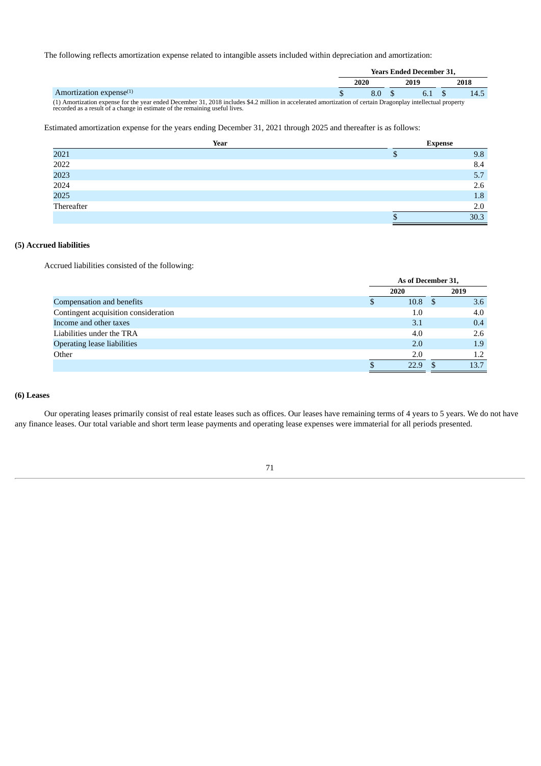The following reflects amortization expense related to intangible assets included within depreciation and amortization:

| | Years Ended December 31, | | |
|---|---|---|---|
| | 2020 | 2019 | 2018 |
| Amortization expense[(1)] | $ 8.0 | $ 6.1 | $ 14.5 |

(1) Amortization expense for the year ended December 31, 2018 includes $4.2 million in accelerated amortization of certain Dragonplay intellectual property recorded as a result of a change in estimate of the remaining useful lives.

Estimated amortization expense for the years ending December 31, 2021 through 2025 and thereafter is as follows:

| Year | Expense |
|---|---|
| 2021 | $ 9.8 |
| 2022 | 8.4 |
| 2023 | 5.7 |
| 2024 | 2.6 |
| 2025 | 1.8 |
| Thereafter | 2.0 |
| | $ 30.3 |

**(5) Accrued liabilities**

Accrued liabilities consisted of the following:

| | As of December 31, | |
|---|---|---|
| | 2020 | 2019 |
| Compensation and benefits | $ 10.8 | $ 3.6 |
| Contingent acquisition consideration | 1.0 | 4.0 |
| Income and other taxes | 3.1 | 0.4 |
| Liabilities under the TRA | 4.0 | 2.6 |
| Operating lease liabilities | 2.0 | 1.9 |
| Other | 2.0 | 1.2 |
| | $ 22.9 | $ 13.7 |

**(6) Leases**

Our operating leases primarily consist of real estate leases such as offices. Our leases have remaining terms of 4 years to 5 years. We do not have any finance leases. Our total variable and short term lease payments and operating lease expenses were immaterial for all periods presented.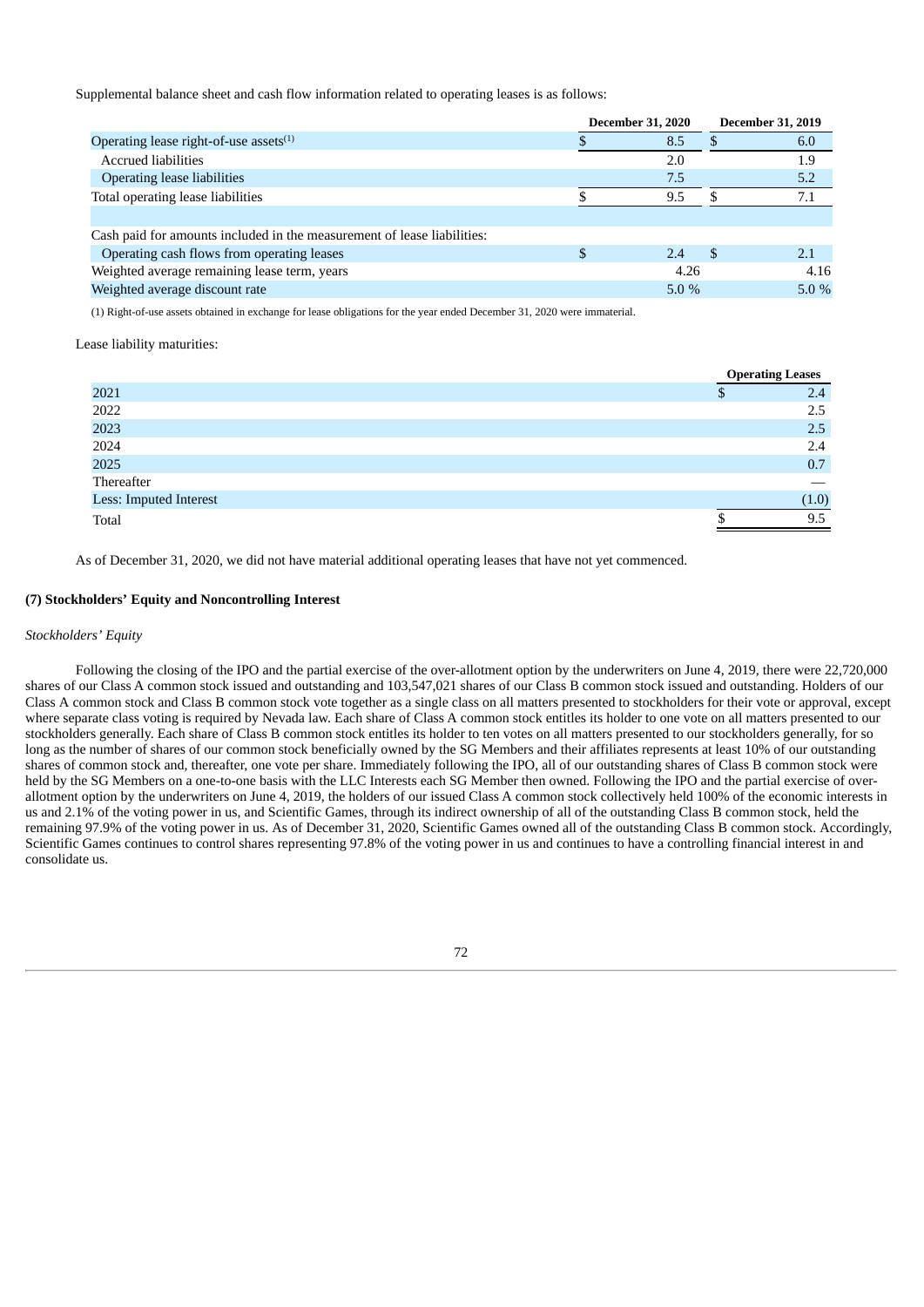Supplemental balance sheet and cash flow information related to operating leases is as follows:

| | December 31, 2020 | December 31, 2019 |
|---|---|---|
| Operating lease right-of-use assets[(1)] | $ 8.5 | $ 6.0 |
| Accrued liabilities | 2.0 | 1.9 |
| Operating lease liabilities | 7.5 | 5.2 |
| Total operating lease liabilities | $ 9.5 | $ 7.1 |
| | | |
| Cash paid for amounts included in the measurement of lease liabilities: | | |
| Operating cash flows from operating leases | $ 2.4 | $ 2.1 |
| Weighted average remaining lease term, years | 4.26 | 4.16 |
| Weighted average discount rate | 5.0 % | 5.0 % |

(1) Right-of-use assets obtained in exchange for lease obligations for the year ended December 31, 2020 were immaterial.

Lease liability maturities:

| | Operating Leases |
|---|---|
| 2021 | $ 2.4 |
| 2022 | 2.5 |
| 2023 | 2.5 |
| 2024 | 2.4 |
| 2025 | 0.7 |
| Thereafter | — |
| Less: Imputed Interest | (1.0) |
| Total | $ 9.5 |

As of December 31, 2020, we did not have material additional operating leases that have not yet commenced.

**(7) Stockholders' Equity and Noncontrolling Interest**

*Stockholders' Equity*

Following the closing of the IPO and the partial exercise of the over-allotment option by the underwriters on June 4, 2019, there were 22,720,000 shares of our Class A common stock issued and outstanding and 103,547,021 shares of our Class B common stock issued and outstanding. Holders of our Class A common stock and Class B common stock vote together as a single class on all matters presented to stockholders for their vote or approval, except where separate class voting is required by Nevada law. Each share of Class A common stock entitles its holder to one vote on all matters presented to our stockholders generally. Each share of Class B common stock entitles its holder to ten votes on all matters presented to our stockholders generally, for so long as the number of shares of our common stock beneficially owned by the SG Members and their affiliates represents at least 10% of our outstanding shares of common stock and, thereafter, one vote per share. Immediately following the IPO, all of our outstanding shares of Class B common stock were held by the SG Members on a one-to-one basis with the LLC Interests each SG Member then owned. Following the IPO and the partial exercise of over-allotment option by the underwriters on June 4, 2019, the holders of our issued Class A common stock collectively held 100% of the economic interests in us and 2.1% of the voting power in us, and Scientific Games, through its indirect ownership of all of the outstanding Class B common stock, held the remaining 97.9% of the voting power in us. As of December 31, 2020, Scientific Games owned all of the outstanding Class B common stock. Accordingly, Scientific Games continues to control shares representing 97.8% of the voting power in us and continues to have a controlling financial interest in and consolidate us.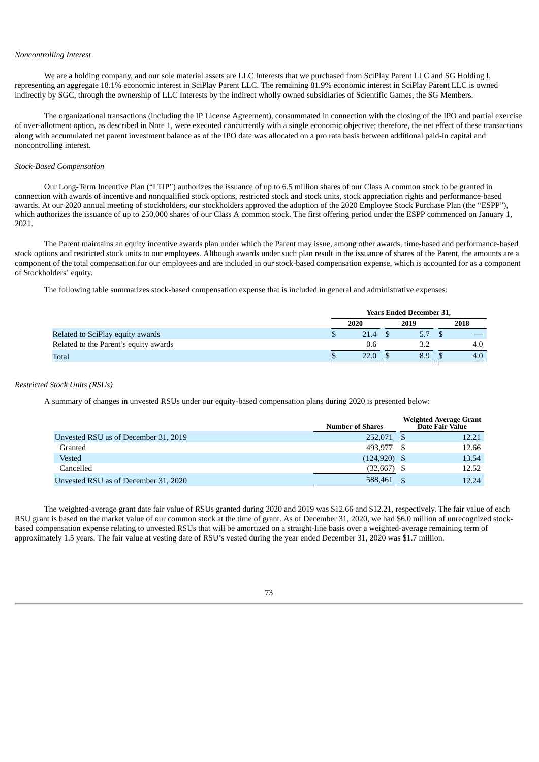*Noncontrolling Interest*

We are a holding company, and our sole material assets are LLC Interests that we purchased from SciPlay Parent LLC and SG Holding I, representing an aggregate 18.1% economic interest in SciPlay Parent LLC. The remaining 81.9% economic interest in SciPlay Parent LLC is owned indirectly by SGC, through the ownership of LLC Interests by the indirect wholly owned subsidiaries of Scientific Games, the SG Members.

The organizational transactions (including the IP License Agreement), consummated in connection with the closing of the IPO and partial exercise of over-allotment option, as described in Note 1, were executed concurrently with a single economic objective; therefore, the net effect of these transactions along with accumulated net parent investment balance as of the IPO date was allocated on a pro rata basis between additional paid-in capital and noncontrolling interest.

*Stock-Based Compensation*

Our Long-Term Incentive Plan ("LTIP") authorizes the issuance of up to 6.5 million shares of our Class A common stock to be granted in connection with awards of incentive and nonqualified stock options, restricted stock and stock units, stock appreciation rights and performance-based awards. At our 2020 annual meeting of stockholders, our stockholders approved the adoption of the 2020 Employee Stock Purchase Plan (the "ESPP"), which authorizes the issuance of up to 250,000 shares of our Class A common stock. The first offering period under the ESPP commenced on January 1, 2021.

The Parent maintains an equity incentive awards plan under which the Parent may issue, among other awards, time-based and performance-based stock options and restricted stock units to our employees. Although awards under such plan result in the issuance of shares of the Parent, the amounts are a component of the total compensation for our employees and are included in our stock-based compensation expense, which is accounted for as a component of Stockholders' equity.

The following table summarizes stock-based compensation expense that is included in general and administrative expenses:

| | Years Ended December 31, | | |
|---|---|---|---|
| | 2020 | 2019 | 2018 |
| Related to SciPlay equity awards | $ 21.4 | $ 5.7 | $ — |
| Related to the Parent's equity awards | 0.6 | 3.2 | 4.0 |
| Total | $ 22.0 | $ 8.9 | $ 4.0 |

*Restricted Stock Units (RSUs)*

A summary of changes in unvested RSUs under our equity-based compensation plans during 2020 is presented below:

| | Number of Shares | Weighted Average Grant Date Fair Value |
|---|---|---|
| Unvested RSU as of December 31, 2019 | 252,071 | $ 12.21 |
| Granted | 493,977 | $ 12.66 |
| Vested | (124,920) | $ 13.54 |
| Cancelled | (32,667) | $ 12.52 |
| Unvested RSU as of December 31, 2020 | 588,461 | $ 12.24 |

The weighted-average grant date fair value of RSUs granted during 2020 and 2019 was $12.66 and $12.21, respectively. The fair value of each RSU grant is based on the market value of our common stock at the time of grant. As of December 31, 2020, we had $6.0 million of unrecognized stock-based compensation expense relating to unvested RSUs that will be amortized on a straight-line basis over a weighted-average remaining term of approximately 1.5 years. The fair value at vesting date of RSU's vested during the year ended December 31, 2020 was $1.7 million.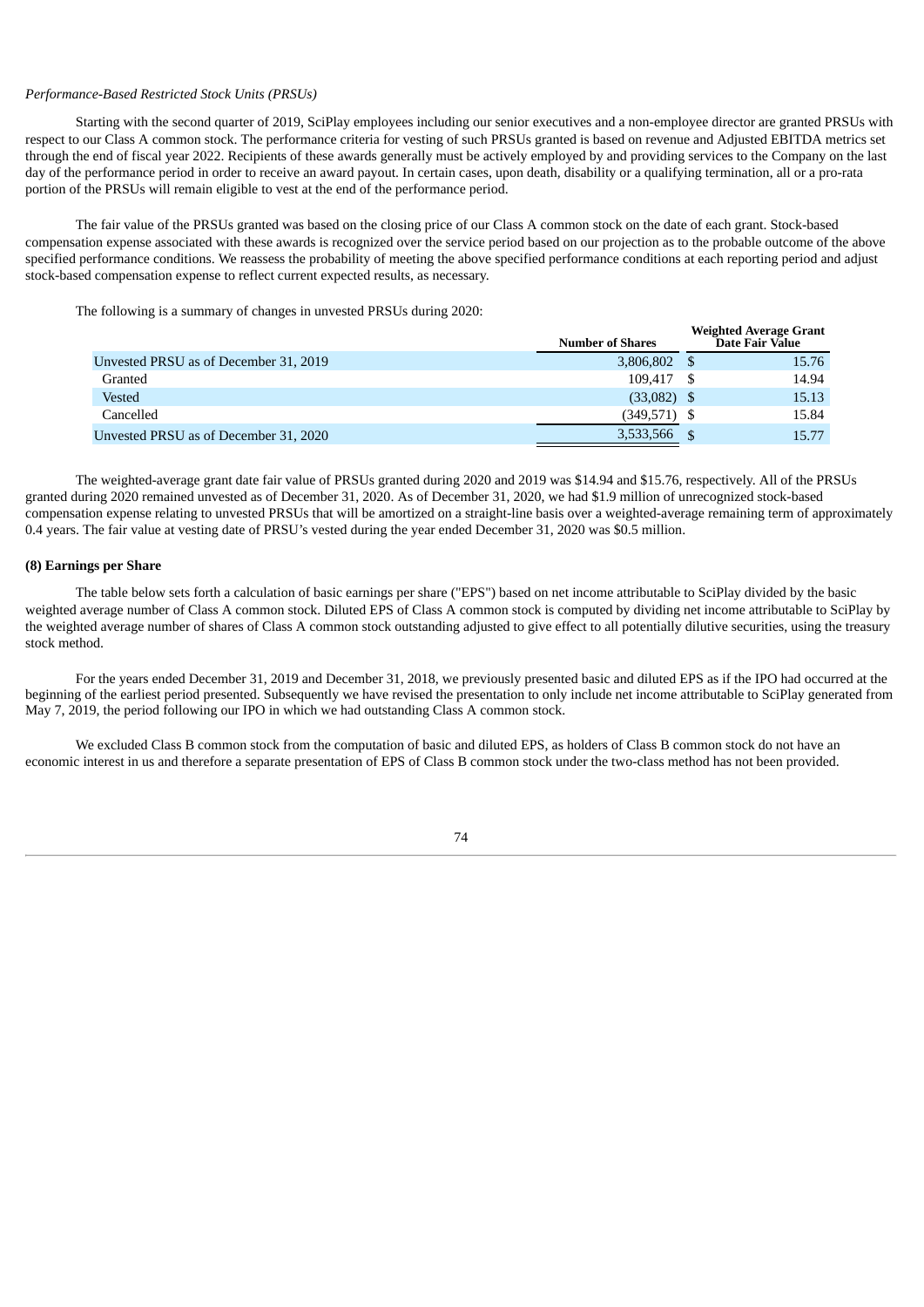*Performance-Based Restricted Stock Units (PRSUs)*

Starting with the second quarter of 2019, SciPlay employees including our senior executives and a non-employee director are granted PRSUs with respect to our Class A common stock. The performance criteria for vesting of such PRSUs granted is based on revenue and Adjusted EBITDA metrics set through the end of fiscal year 2022. Recipients of these awards generally must be actively employed by and providing services to the Company on the last day of the performance period in order to receive an award payout. In certain cases, upon death, disability or a qualifying termination, all or a pro-rata portion of the PRSUs will remain eligible to vest at the end of the performance period.

The fair value of the PRSUs granted was based on the closing price of our Class A common stock on the date of each grant. Stock-based compensation expense associated with these awards is recognized over the service period based on our projection as to the probable outcome of the above specified performance conditions. We reassess the probability of meeting the above specified performance conditions at each reporting period and adjust stock-based compensation expense to reflect current expected results, as necessary.

The following is a summary of changes in unvested PRSUs during 2020:

| | Number of Shares | Weighted Average Grant Date Fair Value |
|---|---|---|
| Unvested PRSU as of December 31, 2019 | 3,806,802 | $ 15.76 |
| Granted | 109,417 | $ 14.94 |
| Vested | (33,082) | $ 15.13 |
| Cancelled | (349,571) | $ 15.84 |
| Unvested PRSU as of December 31, 2020 | 3,533,566 | $ 15.77 |

The weighted-average grant date fair value of PRSUs granted during 2020 and 2019 was $14.94 and $15.76, respectively. All of the PRSUs granted during 2020 remained unvested as of December 31, 2020. As of December 31, 2020, we had $1.9 million of unrecognized stock-based compensation expense relating to unvested PRSUs that will be amortized on a straight-line basis over a weighted-average remaining term of approximately 0.4 years. The fair value at vesting date of PRSU's vested during the year ended December 31, 2020 was $0.5 million.

**(8) Earnings per Share**

The table below sets forth a calculation of basic earnings per share ("EPS") based on net income attributable to SciPlay divided by the basic weighted average number of Class A common stock. Diluted EPS of Class A common stock is computed by dividing net income attributable to SciPlay by the weighted average number of shares of Class A common stock outstanding adjusted to give effect to all potentially dilutive securities, using the treasury stock method.

For the years ended December 31, 2019 and December 31, 2018, we previously presented basic and diluted EPS as if the IPO had occurred at the beginning of the earliest period presented. Subsequently we have revised the presentation to only include net income attributable to SciPlay generated from May 7, 2019, the period following our IPO in which we had outstanding Class A common stock.

We excluded Class B common stock from the computation of basic and diluted EPS, as holders of Class B common stock do not have an economic interest in us and therefore a separate presentation of EPS of Class B common stock under the two-class method has not been provided.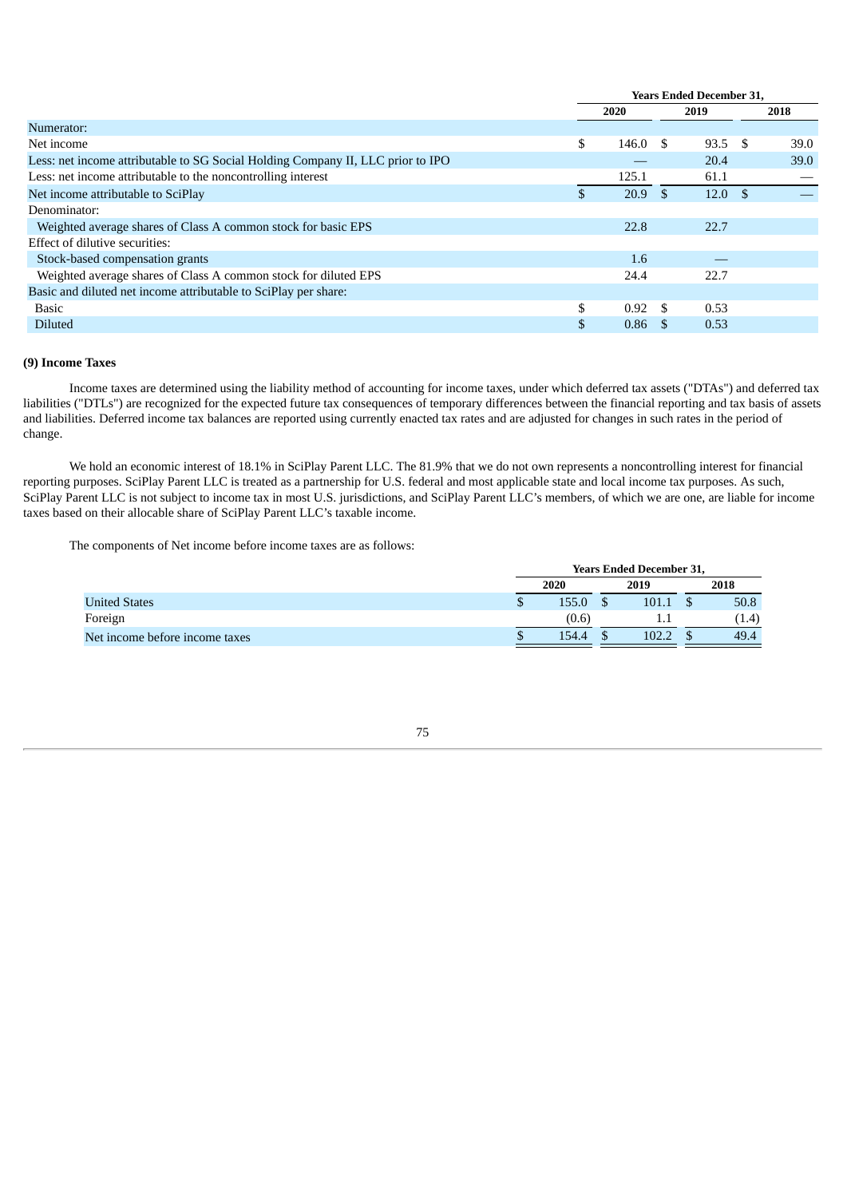| | Years Ended December 31, | | |
|---|---|---|---|
| | 2020 | 2019 | 2018 |
| Numerator: | | | |
| Net income | $ 146.0 | $ 93.5 | $ 39.0 |
| Less: net income attributable to SG Social Holding Company II, LLC prior to IPO | — | 20.4 | 39.0 |
| Less: net income attributable to the noncontrolling interest | 125.1 | 61.1 | — |
| Net income attributable to SciPlay | $ 20.9 | $ 12.0 | $ — |
| Denominator: | | | |
| Weighted average shares of Class A common stock for basic EPS | 22.8 | 22.7 | |
| Effect of dilutive securities: | | | |
| Stock-based compensation grants | 1.6 | — | |
| Weighted average shares of Class A common stock for diluted EPS | 24.4 | 22.7 | |
| Basic and diluted net income attributable to SciPlay per share: | | | |
| Basic | $ 0.92 | $ 0.53 | |
| Diluted | $ 0.86 | $ 0.53 | |

### (9) Income Taxes

Income taxes are determined using the liability method of accounting for income taxes, under which deferred tax assets ("DTAs") and deferred tax liabilities ("DTLs") are recognized for the expected future tax consequences of temporary differences between the financial reporting and tax basis of assets and liabilities. Deferred income tax balances are reported using currently enacted tax rates and are adjusted for changes in such rates in the period of change.

We hold an economic interest of 18.1% in SciPlay Parent LLC. The 81.9% that we do not own represents a noncontrolling interest for financial reporting purposes. SciPlay Parent LLC is treated as a partnership for U.S. federal and most applicable state and local income tax purposes. As such, SciPlay Parent LLC is not subject to income tax in most U.S. jurisdictions, and SciPlay Parent LLC's members, of which we are one, are liable for income taxes based on their allocable share of SciPlay Parent LLC's taxable income.

The components of Net income before income taxes are as follows:

| | Years Ended December 31, | | |
|---|---|---|---|
| | 2020 | 2019 | 2018 |
| United States | $ 155.0 | $ 101.1 | $ 50.8 |
| Foreign | (0.6) | 1.1 | (1.4) |
| Net income before income taxes | $ 154.4 | $ 102.2 | $ 49.4 |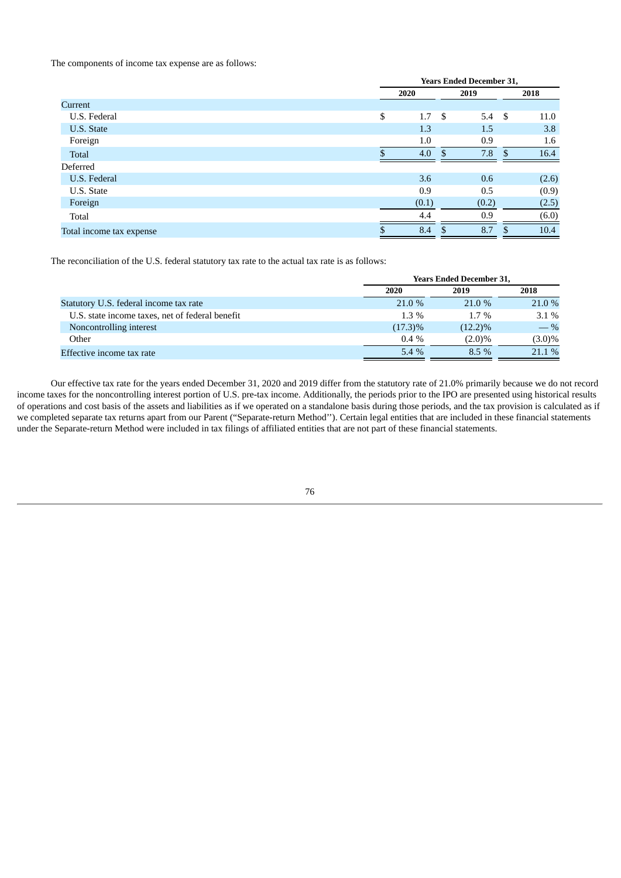The components of income tax expense are as follows:

| | Years Ended December 31, | | |
|---|---|---|---|
| | 2020 | 2019 | 2018 |
| Current | | | |
| U.S. Federal | $ 1.7 | $ 5.4 | $ 11.0 |
| U.S. State | 1.3 | 1.5 | 3.8 |
| Foreign | 1.0 | 0.9 | 1.6 |
| Total | $ 4.0 | $ 7.8 | $ 16.4 |
| Deferred | | | |
| U.S. Federal | 3.6 | 0.6 | (2.6) |
| U.S. State | 0.9 | 0.5 | (0.9) |
| Foreign | (0.1) | (0.2) | (2.5) |
| Total | 4.4 | 0.9 | (6.0) |
| Total income tax expense | $ 8.4 | $ 8.7 | $ 10.4 |

The reconciliation of the U.S. federal statutory tax rate to the actual tax rate is as follows:

| | Years Ended December 31, | | |
|---|---|---|---|
| | 2020 | 2019 | 2018 |
| Statutory U.S. federal income tax rate | 21.0 % | 21.0 % | 21.0 % |
| U.S. state income taxes, net of federal benefit | 1.3 % | 1.7 % | 3.1 % |
| Noncontrolling interest | (17.3)% | (12.2)% | — % |
| Other | 0.4 % | (2.0)% | (3.0)% |
| Effective income tax rate | 5.4 % | 8.5 % | 21.1 % |

Our effective tax rate for the years ended December 31, 2020 and 2019 differ from the statutory rate of 21.0% primarily because we do not record income taxes for the noncontrolling interest portion of U.S. pre-tax income. Additionally, the periods prior to the IPO are presented using historical results of operations and cost basis of the assets and liabilities as if we operated on a standalone basis during those periods, and the tax provision is calculated as if we completed separate tax returns apart from our Parent ("Separate-return Method"). Certain legal entities that are included in these financial statements under the Separate-return Method were included in tax filings of affiliated entities that are not part of these financial statements.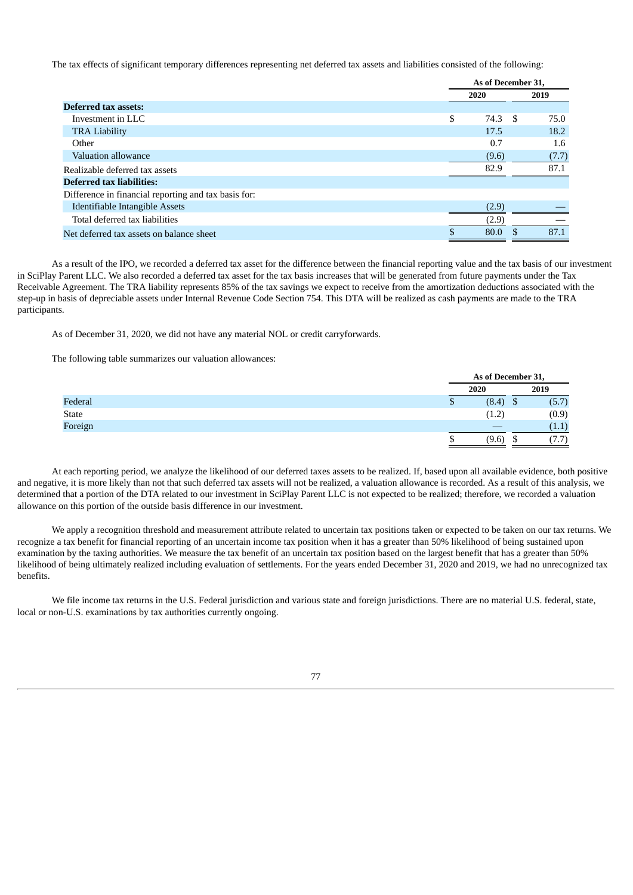The tax effects of significant temporary differences representing net deferred tax assets and liabilities consisted of the following:

| | As of December 31, | |
|---|---|---|
| | 2020 | 2019 |
| **Deferred tax assets:** | | |
| Investment in LLC | $ 74.3 | $ 75.0 |
| TRA Liability | 17.5 | 18.2 |
| Other | 0.7 | 1.6 |
| Valuation allowance | (9.6) | (7.7) |
| Realizable deferred tax assets | 82.9 | 87.1 |
| **Deferred tax liabilities:** | | |
| Difference in financial reporting and tax basis for: | | |
| Identifiable Intangible Assets | (2.9) | — |
| Total deferred tax liabilities | (2.9) | — |
| Net deferred tax assets on balance sheet | $ 80.0 | $ 87.1 |

As a result of the IPO, we recorded a deferred tax asset for the difference between the financial reporting value and the tax basis of our investment in SciPlay Parent LLC. We also recorded a deferred tax asset for the tax basis increases that will be generated from future payments under the Tax Receivable Agreement. The TRA liability represents 85% of the tax savings we expect to receive from the amortization deductions associated with the step-up in basis of depreciable assets under Internal Revenue Code Section 754. This DTA will be realized as cash payments are made to the TRA participants.

As of December 31, 2020, we did not have any material NOL or credit carryforwards.

The following table summarizes our valuation allowances:

| | As of December 31, | |
|---|---|---|
| | 2020 | 2019 |
| Federal | $ (8.4) | $ (5.7) |
| State | (1.2) | (0.9) |
| Foreign | — | (1.1) |
| | $ (9.6) | $ (7.7) |

At each reporting period, we analyze the likelihood of our deferred taxes assets to be realized. If, based upon all available evidence, both positive and negative, it is more likely than not that such deferred tax assets will not be realized, a valuation allowance is recorded. As a result of this analysis, we determined that a portion of the DTA related to our investment in SciPlay Parent LLC is not expected to be realized; therefore, we recorded a valuation allowance on this portion of the outside basis difference in our investment.

We apply a recognition threshold and measurement attribute related to uncertain tax positions taken or expected to be taken on our tax returns. We recognize a tax benefit for financial reporting of an uncertain income tax position when it has a greater than 50% likelihood of being sustained upon examination by the taxing authorities. We measure the tax benefit of an uncertain tax position based on the largest benefit that has a greater than 50% likelihood of being ultimately realized including evaluation of settlements. For the years ended December 31, 2020 and 2019, we had no unrecognized tax benefits.

We file income tax returns in the U.S. Federal jurisdiction and various state and foreign jurisdictions. There are no material U.S. federal, state, local or non-U.S. examinations by tax authorities currently ongoing.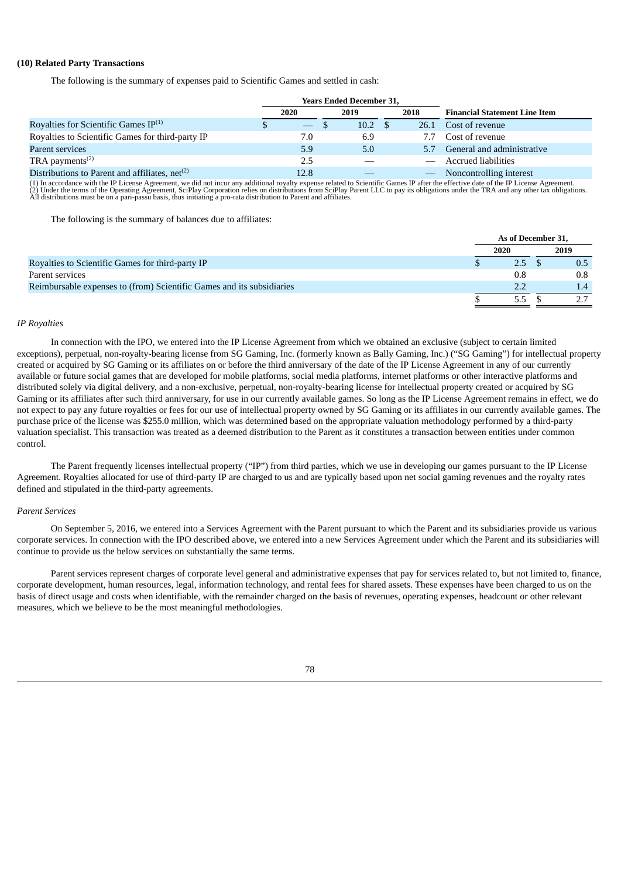**(10) Related Party Transactions**

The following is the summary of expenses paid to Scientific Games and settled in cash:

| | Years Ended December 31, | | | |
|---|---|---|---|---|
| | 2020 | 2019 | 2018 | Financial Statement Line Item |
| Royalties for Scientific Games IP[(1)] | $ — | $ 10.2 | $ 26.1 | Cost of revenue |
| Royalties to Scientific Games for third-party IP | 7.0 | 6.9 | 7.7 | Cost of revenue |
| Parent services | 5.9 | 5.0 | 5.7 | General and administrative |
| TRA payments[(2)] | 2.5 | — | — | Accrued liabilities |
| Distributions to Parent and affiliates, net[(2)] | 12.8 | — | — | Noncontrolling interest |

(1) In accordance with the IP License Agreement, we did not incur any additional royalty expense related to Scientific Games IP after the effective date of the IP License Agreement.
(2) Under the terms of the Operating Agreement, SciPlay Corporation relies on distributions from SciPlay Parent LLC to pay its obligations under the TRA and any other tax obligations. All distributions must be on a pari-passu basis, thus initiating a pro-rata distribution to Parent and affiliates.

The following is the summary of balances due to affiliates:

| | As of December 31, | |
|---|---|---|
| | 2020 | 2019 |
| Royalties to Scientific Games for third-party IP | $ 2.5 | $ 0.5 |
| Parent services | 0.8 | 0.8 |
| Reimbursable expenses to (from) Scientific Games and its subsidiaries | 2.2 | 1.4 |
| | $ 5.5 | $ 2.7 |

*IP Royalties*

In connection with the IPO, we entered into the IP License Agreement from which we obtained an exclusive (subject to certain limited exceptions), perpetual, non-royalty-bearing license from SG Gaming, Inc. (formerly known as Bally Gaming, Inc.) ("SG Gaming") for intellectual property created or acquired by SG Gaming or its affiliates on or before the third anniversary of the date of the IP License Agreement in any of our currently available or future social games that are developed for mobile platforms, social media platforms, internet platforms or other interactive platforms and distributed solely via digital delivery, and a non-exclusive, perpetual, non-royalty-bearing license for intellectual property created or acquired by SG Gaming or its affiliates after such third anniversary, for use in our currently available games. So long as the IP License Agreement remains in effect, we do not expect to pay any future royalties or fees for our use of intellectual property owned by SG Gaming or its affiliates in our currently available games. The purchase price of the license was $255.0 million, which was determined based on the appropriate valuation methodology performed by a third-party valuation specialist. This transaction was treated as a deemed distribution to the Parent as it constitutes a transaction between entities under common control.

The Parent frequently licenses intellectual property ("IP") from third parties, which we use in developing our games pursuant to the IP License Agreement. Royalties allocated for use of third-party IP are charged to us and are typically based upon net social gaming revenues and the royalty rates defined and stipulated in the third-party agreements.

*Parent Services*

On September 5, 2016, we entered into a Services Agreement with the Parent pursuant to which the Parent and its subsidiaries provide us various corporate services. In connection with the IPO described above, we entered into a new Services Agreement under which the Parent and its subsidiaries will continue to provide us the below services on substantially the same terms.

Parent services represent charges of corporate level general and administrative expenses that pay for services related to, but not limited to, finance, corporate development, human resources, legal, information technology, and rental fees for shared assets. These expenses have been charged to us on the basis of direct usage and costs when identifiable, with the remainder charged on the basis of revenues, operating expenses, headcount or other relevant measures, which we believe to be the most meaningful methodologies.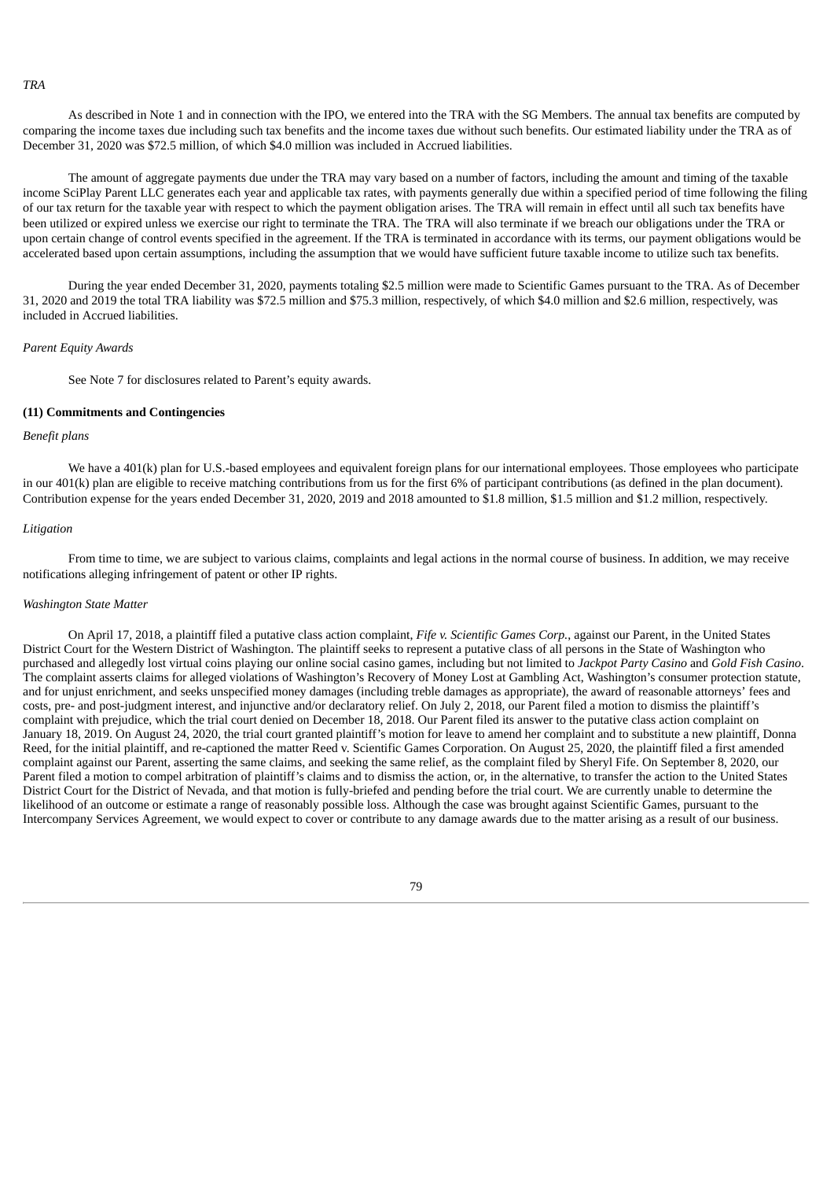*TRA*

As described in Note 1 and in connection with the IPO, we entered into the TRA with the SG Members. The annual tax benefits are computed by comparing the income taxes due including such tax benefits and the income taxes due without such benefits. Our estimated liability under the TRA as of December 31, 2020 was $72.5 million, of which $4.0 million was included in Accrued liabilities.

The amount of aggregate payments due under the TRA may vary based on a number of factors, including the amount and timing of the taxable income SciPlay Parent LLC generates each year and applicable tax rates, with payments generally due within a specified period of time following the filing of our tax return for the taxable year with respect to which the payment obligation arises. The TRA will remain in effect until all such tax benefits have been utilized or expired unless we exercise our right to terminate the TRA. The TRA will also terminate if we breach our obligations under the TRA or upon certain change of control events specified in the agreement. If the TRA is terminated in accordance with its terms, our payment obligations would be accelerated based upon certain assumptions, including the assumption that we would have sufficient future taxable income to utilize such tax benefits.

During the year ended December 31, 2020, payments totaling $2.5 million were made to Scientific Games pursuant to the TRA. As of December 31, 2020 and 2019 the total TRA liability was $72.5 million and $75.3 million, respectively, of which $4.0 million and $2.6 million, respectively, was included in Accrued liabilities.

*Parent Equity Awards*

See Note 7 for disclosures related to Parent's equity awards.

**(11) Commitments and Contingencies**

*Benefit plans*

We have a 401(k) plan for U.S.-based employees and equivalent foreign plans for our international employees. Those employees who participate in our 401(k) plan are eligible to receive matching contributions from us for the first 6% of participant contributions (as defined in the plan document). Contribution expense for the years ended December 31, 2020, 2019 and 2018 amounted to $1.8 million, $1.5 million and $1.2 million, respectively.

*Litigation*

From time to time, we are subject to various claims, complaints and legal actions in the normal course of business. In addition, we may receive notifications alleging infringement of patent or other IP rights.

*Washington State Matter*

On April 17, 2018, a plaintiff filed a putative class action complaint, *Fife v. Scientific Games Corp.*, against our Parent, in the United States District Court for the Western District of Washington. The plaintiff seeks to represent a putative class of all persons in the State of Washington who purchased and allegedly lost virtual coins playing our online social casino games, including but not limited to *Jackpot Party Casino* and *Gold Fish Casino*. The complaint asserts claims for alleged violations of Washington's Recovery of Money Lost at Gambling Act, Washington's consumer protection statute, and for unjust enrichment, and seeks unspecified money damages (including treble damages as appropriate), the award of reasonable attorneys' fees and costs, pre- and post-judgment interest, and injunctive and/or declaratory relief. On July 2, 2018, our Parent filed a motion to dismiss the plaintiff's complaint with prejudice, which the trial court denied on December 18, 2018. Our Parent filed its answer to the putative class action complaint on January 18, 2019. On August 24, 2020, the trial court granted plaintiff's motion for leave to amend her complaint and to substitute a new plaintiff, Donna Reed, for the initial plaintiff, and re-captioned the matter Reed v. Scientific Games Corporation. On August 25, 2020, the plaintiff filed a first amended complaint against our Parent, asserting the same claims, and seeking the same relief, as the complaint filed by Sheryl Fife. On September 8, 2020, our Parent filed a motion to compel arbitration of plaintiff's claims and to dismiss the action, or, in the alternative, to transfer the action to the United States District Court for the District of Nevada, and that motion is fully-briefed and pending before the trial court. We are currently unable to determine the likelihood of an outcome or estimate a range of reasonably possible loss. Although the case was brought against Scientific Games, pursuant to the Intercompany Services Agreement, we would expect to cover or contribute to any damage awards due to the matter arising as a result of our business.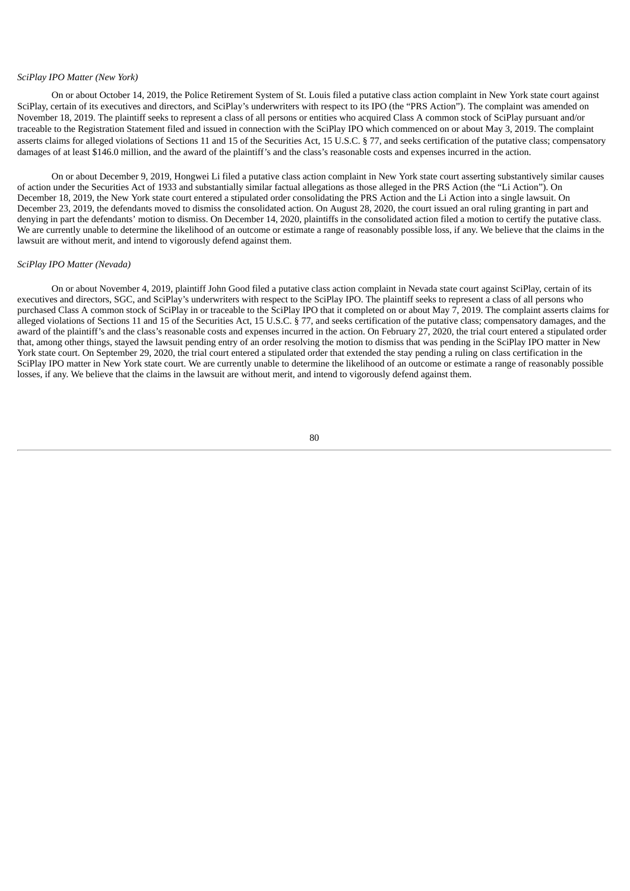*SciPlay IPO Matter (New York)*

On or about October 14, 2019, the Police Retirement System of St. Louis filed a putative class action complaint in New York state court against SciPlay, certain of its executives and directors, and SciPlay's underwriters with respect to its IPO (the "PRS Action"). The complaint was amended on November 18, 2019. The plaintiff seeks to represent a class of all persons or entities who acquired Class A common stock of SciPlay pursuant and/or traceable to the Registration Statement filed and issued in connection with the SciPlay IPO which commenced on or about May 3, 2019. The complaint asserts claims for alleged violations of Sections 11 and 15 of the Securities Act, 15 U.S.C. § 77, and seeks certification of the putative class; compensatory damages of at least $146.0 million, and the award of the plaintiff's and the class's reasonable costs and expenses incurred in the action.

On or about December 9, 2019, Hongwei Li filed a putative class action complaint in New York state court asserting substantively similar causes of action under the Securities Act of 1933 and substantially similar factual allegations as those alleged in the PRS Action (the "Li Action"). On December 18, 2019, the New York state court entered a stipulated order consolidating the PRS Action and the Li Action into a single lawsuit. On December 23, 2019, the defendants moved to dismiss the consolidated action. On August 28, 2020, the court issued an oral ruling granting in part and denying in part the defendants' motion to dismiss. On December 14, 2020, plaintiffs in the consolidated action filed a motion to certify the putative class. We are currently unable to determine the likelihood of an outcome or estimate a range of reasonably possible loss, if any. We believe that the claims in the lawsuit are without merit, and intend to vigorously defend against them.

*SciPlay IPO Matter (Nevada)*

On or about November 4, 2019, plaintiff John Good filed a putative class action complaint in Nevada state court against SciPlay, certain of its executives and directors, SGC, and SciPlay's underwriters with respect to the SciPlay IPO. The plaintiff seeks to represent a class of all persons who purchased Class A common stock of SciPlay in or traceable to the SciPlay IPO that it completed on or about May 7, 2019. The complaint asserts claims for alleged violations of Sections 11 and 15 of the Securities Act, 15 U.S.C. § 77, and seeks certification of the putative class; compensatory damages, and the award of the plaintiff's and the class's reasonable costs and expenses incurred in the action. On February 27, 2020, the trial court entered a stipulated order that, among other things, stayed the lawsuit pending entry of an order resolving the motion to dismiss that was pending in the SciPlay IPO matter in New York state court. On September 29, 2020, the trial court entered a stipulated order that extended the stay pending a ruling on class certification in the SciPlay IPO matter in New York state court. We are currently unable to determine the likelihood of an outcome or estimate a range of reasonably possible losses, if any. We believe that the claims in the lawsuit are without merit, and intend to vigorously defend against them.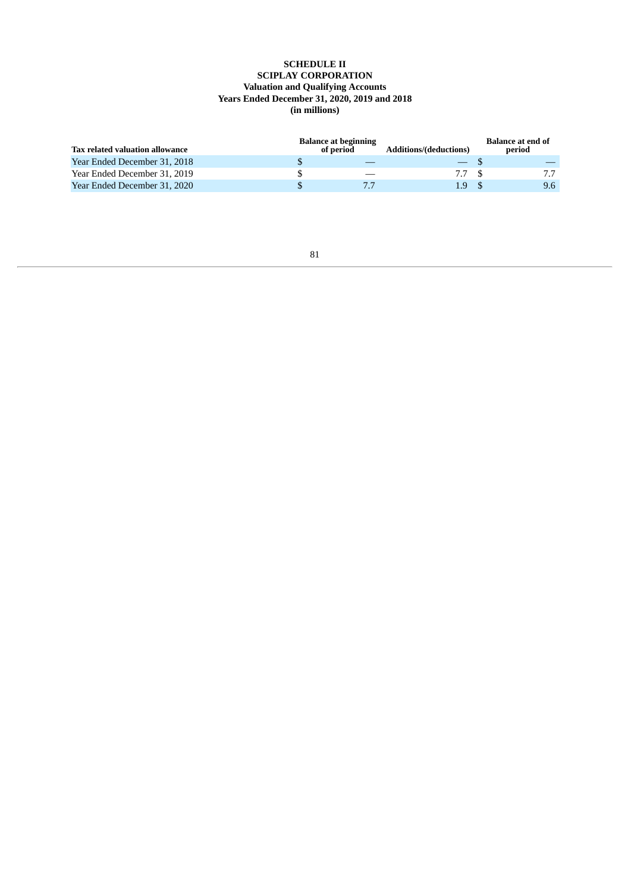**SCHEDULE II**
**SCIPLAY CORPORATION**
**Valuation and Qualifying Accounts**
**Years Ended December 31, 2020, 2019 and 2018**
**(in millions)**

| Tax related valuation allowance | Balance at beginning of period | Additions/(deductions) | Balance at end of period |
|---|---|---|---|
| Year Ended December 31, 2018 | $ — | — | $ — |
| Year Ended December 31, 2019 | $ — | 7.7 | $ 7.7 |
| Year Ended December 31, 2020 | $ 7.7 | 1.9 | $ 9.6 |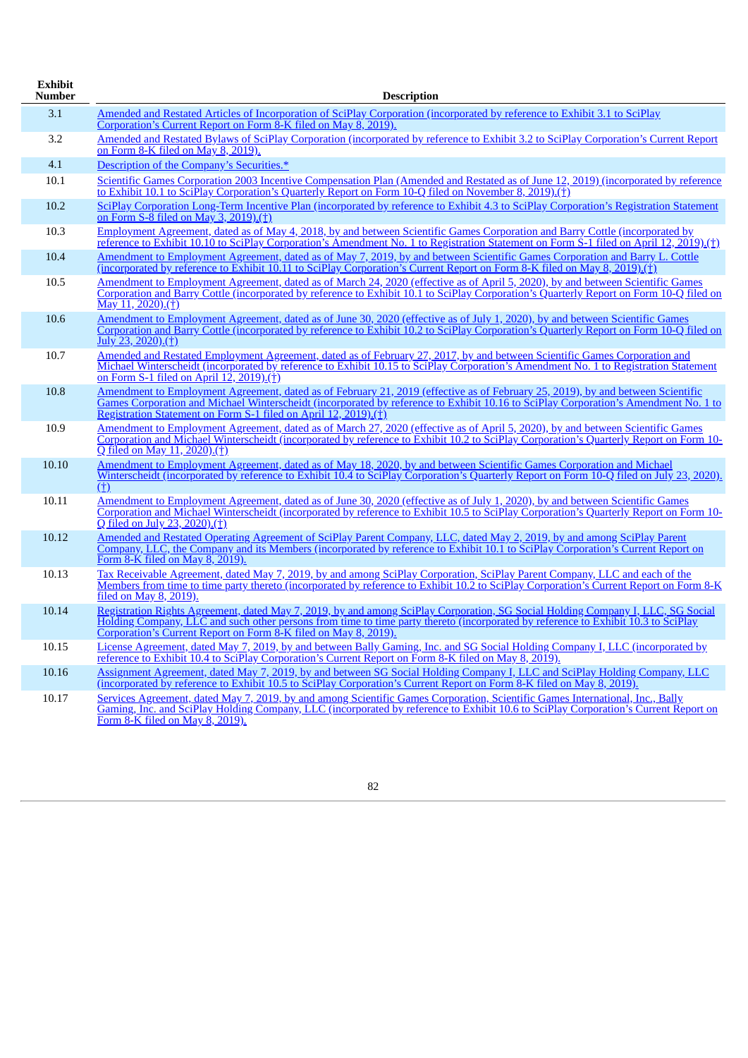| Exhibit Number | Description |
|---|---|
| 3.1 | Amended and Restated Articles of Incorporation of SciPlay Corporation (incorporated by reference to Exhibit 3.1 to SciPlay Corporation's Current Report on Form 8-K filed on May 8, 2019). |
| 3.2 | Amended and Restated Bylaws of SciPlay Corporation (incorporated by reference to Exhibit 3.2 to SciPlay Corporation's Current Report on Form 8-K filed on May 8, 2019). |
| 4.1 | Description of the Company's Securities.* |
| 10.1 | Scientific Games Corporation 2003 Incentive Compensation Plan (Amended and Restated as of June 12, 2019) (incorporated by reference to Exhibit 10.1 to SciPlay Corporation's Quarterly Report on Form 10-Q filed on November 8, 2019).(†) |
| 10.2 | SciPlay Corporation Long-Term Incentive Plan (incorporated by reference to Exhibit 4.3 to SciPlay Corporation's Registration Statement on Form S-8 filed on May 3, 2019).(†) |
| 10.3 | Employment Agreement, dated as of May 4, 2018, by and between Scientific Games Corporation and Barry Cottle (incorporated by reference to Exhibit 10.10 to SciPlay Corporation's Amendment No. 1 to Registration Statement on Form S-1 filed on April 12, 2019).(†) |
| 10.4 | Amendment to Employment Agreement, dated as of May 7, 2019, by and between Scientific Games Corporation and Barry L. Cottle (incorporated by reference to Exhibit 10.11 to SciPlay Corporation's Current Report on Form 8-K filed on May 8, 2019).(†) |
| 10.5 | Amendment to Employment Agreement, dated as of March 24, 2020 (effective as of April 5, 2020), by and between Scientific Games Corporation and Barry Cottle (incorporated by reference to Exhibit 10.1 to SciPlay Corporation's Quarterly Report on Form 10-Q filed on May 11, 2020).(†) |
| 10.6 | Amendment to Employment Agreement, dated as of June 30, 2020 (effective as of July 1, 2020), by and between Scientific Games Corporation and Barry Cottle (incorporated by reference to Exhibit 10.2 to SciPlay Corporation's Quarterly Report on Form 10-Q filed on July 23, 2020).(†) |
| 10.7 | Amended and Restated Employment Agreement, dated as of February 27, 2017, by and between Scientific Games Corporation and Michael Winterscheidt (incorporated by reference to Exhibit 10.15 to SciPlay Corporation's Amendment No. 1 to Registration Statement on Form S-1 filed on April 12, 2019).(†) |
| 10.8 | Amendment to Employment Agreement, dated as of February 21, 2019 (effective as of February 25, 2019), by and between Scientific Games Corporation and Michael Winterscheidt (incorporated by reference to Exhibit 10.16 to SciPlay Corporation's Amendment No. 1 to Registration Statement on Form S-1 filed on April 12, 2019).(†) |
| 10.9 | Amendment to Employment Agreement, dated as of March 27, 2020 (effective as of April 5, 2020), by and between Scientific Games Corporation and Michael Winterscheidt (incorporated by reference to Exhibit 10.2 to SciPlay Corporation's Quarterly Report on Form 10-Q filed on May 11, 2020).(†) |
| 10.10 | Amendment to Employment Agreement, dated as of May 18, 2020, by and between Scientific Games Corporation and Michael Winterscheidt (incorporated by reference to Exhibit 10.4 to SciPlay Corporation's Quarterly Report on Form 10-Q filed on July 23, 2020).(†) |
| 10.11 | Amendment to Employment Agreement, dated as of June 30, 2020 (effective as of July 1, 2020), by and between Scientific Games Corporation and Michael Winterscheidt (incorporated by reference to Exhibit 10.5 to SciPlay Corporation's Quarterly Report on Form 10-Q filed on July 23, 2020).(†) |
| 10.12 | Amended and Restated Operating Agreement of SciPlay Parent Company, LLC, dated May 2, 2019, by and among SciPlay Parent Company, LLC, the Company and its Members (incorporated by reference to Exhibit 10.1 to SciPlay Corporation's Current Report on Form 8-K filed on May 8, 2019). |
| 10.13 | Tax Receivable Agreement, dated May 7, 2019, by and among SciPlay Corporation, SciPlay Parent Company, LLC and each of the Members from time to time party thereto (incorporated by reference to Exhibit 10.2 to SciPlay Corporation's Current Report on Form 8-K filed on May 8, 2019). |
| 10.14 | Registration Rights Agreement, dated May 7, 2019, by and among SciPlay Corporation, SG Social Holding Company I, LLC, SG Social Holding Company, LLC and such other persons from time to time party thereto (incorporated by reference to Exhibit 10.3 to SciPlay Corporation's Current Report on Form 8-K filed on May 8, 2019). |
| 10.15 | License Agreement, dated May 7, 2019, by and between Bally Gaming, Inc. and SG Social Holding Company I, LLC (incorporated by reference to Exhibit 10.4 to SciPlay Corporation's Current Report on Form 8-K filed on May 8, 2019). |
| 10.16 | Assignment Agreement, dated May 7, 2019, by and between SG Social Holding Company I, LLC and SciPlay Holding Company, LLC (incorporated by reference to Exhibit 10.5 to SciPlay Corporation's Current Report on Form 8-K filed on May 8, 2019). |
| 10.17 | Services Agreement, dated May 7, 2019, by and among Scientific Games Corporation, Scientific Games International, Inc., Bally Gaming, Inc. and SciPlay Holding Company, LLC (incorporated by reference to Exhibit 10.6 to SciPlay Corporation's Current Report on Form 8-K filed on May 8, 2019). |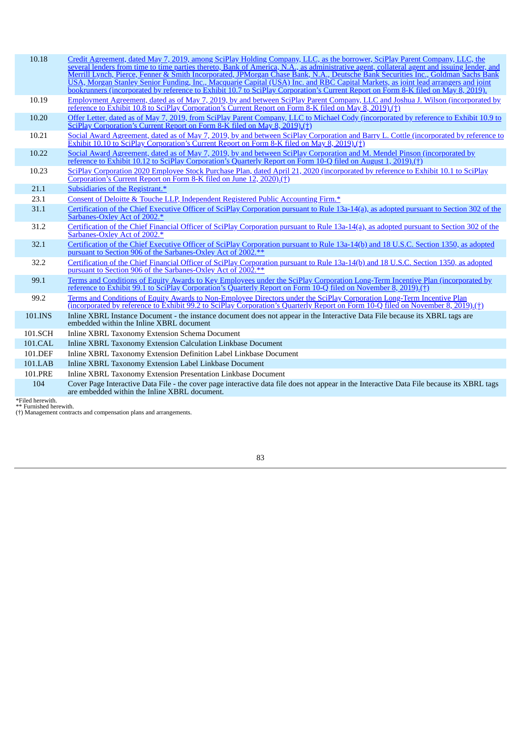| | |
|---|---|
| 10.18 | Credit Agreement, dated May 7, 2019, among SciPlay Holding Company, LLC, as the borrower, SciPlay Parent Company, LLC, the several lenders from time to time parties thereto, Bank of America, N.A., as administrative agent, collateral agent and issuing lender, and Merrill Lynch, Pierce, Fenner & Smith Incorporated, JPMorgan Chase Bank, N.A., Deutsche Bank Securities Inc., Goldman Sachs Bank USA, Morgan Stanley Senior Funding, Inc., Macquarie Capital (USA) Inc. and RBC Capital Markets, as joint lead arrangers and joint bookrunners (incorporated by reference to Exhibit 10.7 to SciPlay Corporation's Current Report on Form 8-K filed on May 8, 2019). |
| 10.19 | Employment Agreement, dated as of May 7, 2019, by and between SciPlay Parent Company, LLC and Joshua J. Wilson (incorporated by reference to Exhibit 10.8 to SciPlay Corporation's Current Report on Form 8-K filed on May 8, 2019).(†) |
| 10.20 | Offer Letter, dated as of May 7, 2019, from SciPlay Parent Company, LLC to Michael Cody (incorporated by reference to Exhibit 10.9 to SciPlay Corporation's Current Report on Form 8-K filed on May 8, 2019).(†) |
| 10.21 | Social Award Agreement, dated as of May 7, 2019, by and between SciPlay Corporation and Barry L. Cottle (incorporated by reference to Exhibit 10.10 to SciPlay Corporation's Current Report on Form 8-K filed on May 8, 2019).(†) |
| 10.22 | Social Award Agreement, dated as of May 7, 2019, by and between SciPlay Corporation and M. Mendel Pinson (incorporated by reference to Exhibit 10.12 to SciPlay Corporation's Quarterly Report on Form 10-Q filed on August 1, 2019).(†) |
| 10.23 | SciPlay Corporation 2020 Employee Stock Purchase Plan, dated April 21, 2020 (incorporated by reference to Exhibit 10.1 to SciPlay Corporation's Current Report on Form 8-K filed on June 12, 2020).(†) |
| 21.1 | Subsidiaries of the Registrant.* |
| 23.1 | Consent of Deloitte & Touche LLP, Independent Registered Public Accounting Firm.* |
| 31.1 | Certification of the Chief Executive Officer of SciPlay Corporation pursuant to Rule 13a-14(a), as adopted pursuant to Section 302 of the Sarbanes-Oxley Act of 2002.* |
| 31.2 | Certification of the Chief Financial Officer of SciPlay Corporation pursuant to Rule 13a-14(a), as adopted pursuant to Section 302 of the Sarbanes-Oxley Act of 2002.* |
| 32.1 | Certification of the Chief Executive Officer of SciPlay Corporation pursuant to Rule 13a-14(b) and 18 U.S.C. Section 1350, as adopted pursuant to Section 906 of the Sarbanes-Oxley Act of 2002.** |
| 32.2 | Certification of the Chief Financial Officer of SciPlay Corporation pursuant to Rule 13a-14(b) and 18 U.S.C. Section 1350, as adopted pursuant to Section 906 of the Sarbanes-Oxley Act of 2002.** |
| 99.1 | Terms and Conditions of Equity Awards to Key Employees under the SciPlay Corporation Long-Term Incentive Plan (incorporated by reference to Exhibit 99.1 to SciPlay Corporation's Quarterly Report on Form 10-Q filed on November 8, 2019).(†) |
| 99.2 | Terms and Conditions of Equity Awards to Non-Employee Directors under the SciPlay Corporation Long-Term Incentive Plan (incorporated by reference to Exhibit 99.2 to SciPlay Corporation's Quarterly Report on Form 10-Q filed on November 8, 2019).(†) |
| 101.INS | Inline XBRL Instance Document - the instance document does not appear in the Interactive Data File because its XBRL tags are embedded within the Inline XBRL document |
| 101.SCH | Inline XBRL Taxonomy Extension Schema Document |
| 101.CAL | Inline XBRL Taxonomy Extension Calculation Linkbase Document |
| 101.DEF | Inline XBRL Taxonomy Extension Definition Label Linkbase Document |
| 101.LAB | Inline XBRL Taxonomy Extension Label Linkbase Document |
| 101.PRE | Inline XBRL Taxonomy Extension Presentation Linkbase Document |
| 104 | Cover Page Interactive Data File - the cover page interactive data file does not appear in the Interactive Data File because its XBRL tags are embedded within the Inline XBRL document. |

*Filed herewith.
** Furnished herewith.
(†) Management contracts and compensation plans and arrangements.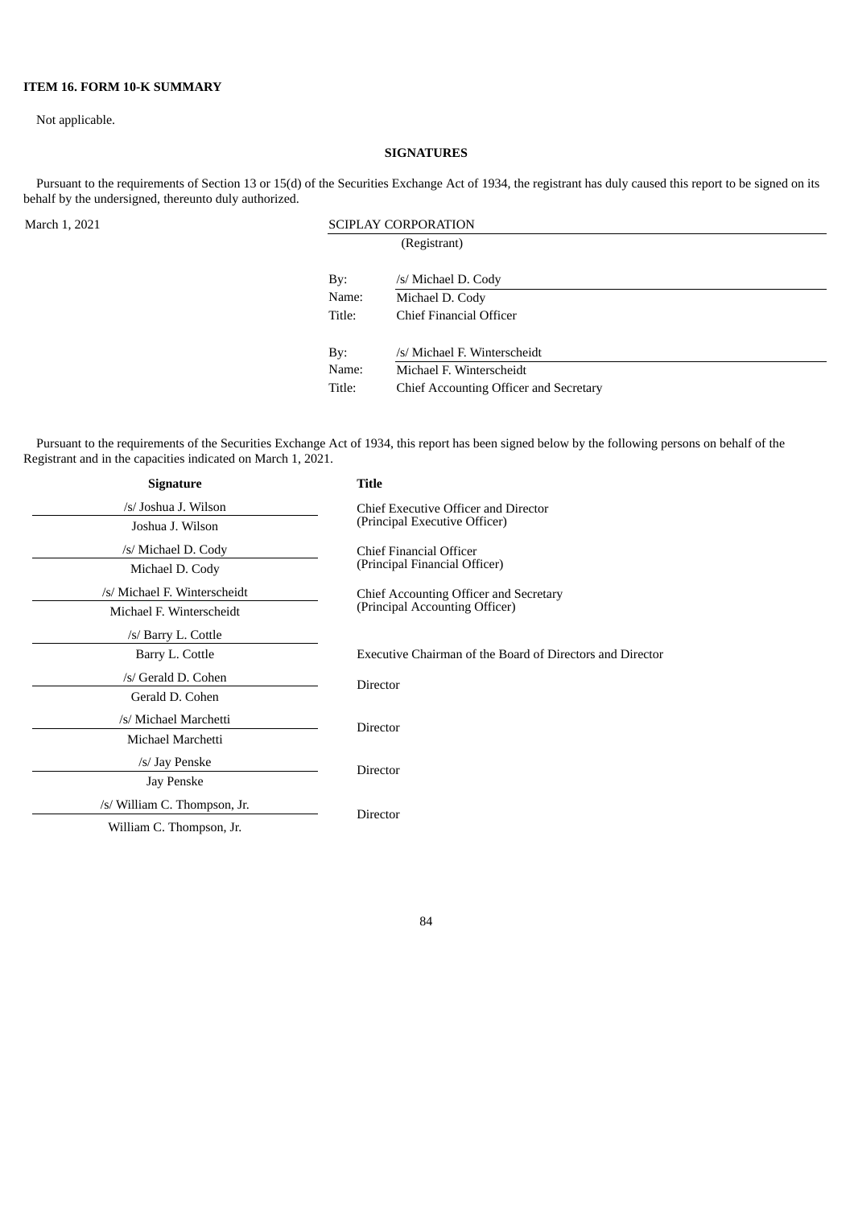**ITEM 16. FORM 10-K SUMMARY**

Not applicable.

**SIGNATURES**

Pursuant to the requirements of Section 13 or 15(d) of the Securities Exchange Act of 1934, the registrant has duly caused this report to be signed on its behalf by the undersigned, thereunto duly authorized.

March 1, 2021

SCIPLAY CORPORATION
(Registrant)

| | |
|---|---|
| By: | /s/ Michael D. Cody |
| Name: | Michael D. Cody |
| Title: | Chief Financial Officer |
| | |
| By: | /s/ Michael F. Winterscheidt |
| Name: | Michael F. Winterscheidt |
| Title: | Chief Accounting Officer and Secretary |

Pursuant to the requirements of the Securities Exchange Act of 1934, this report has been signed below by the following persons on behalf of the Registrant and in the capacities indicated on March 1, 2021.

| Signature | Title |
|---|---|
| /s/ Joshua J. Wilson<br>Joshua J. Wilson | Chief Executive Officer and Director<br>(Principal Executive Officer) |
| /s/ Michael D. Cody<br>Michael D. Cody | Chief Financial Officer<br>(Principal Financial Officer) |
| /s/ Michael F. Winterscheidt<br>Michael F. Winterscheidt | Chief Accounting Officer and Secretary<br>(Principal Accounting Officer) |
| /s/ Barry L. Cottle<br>Barry L. Cottle | Executive Chairman of the Board of Directors and Director |
| /s/ Gerald D. Cohen<br>Gerald D. Cohen | Director |
| /s/ Michael Marchetti<br>Michael Marchetti | Director |
| /s/ Jay Penske<br>Jay Penske | Director |
| /s/ William C. Thompson, Jr.<br>William C. Thompson, Jr. | Director |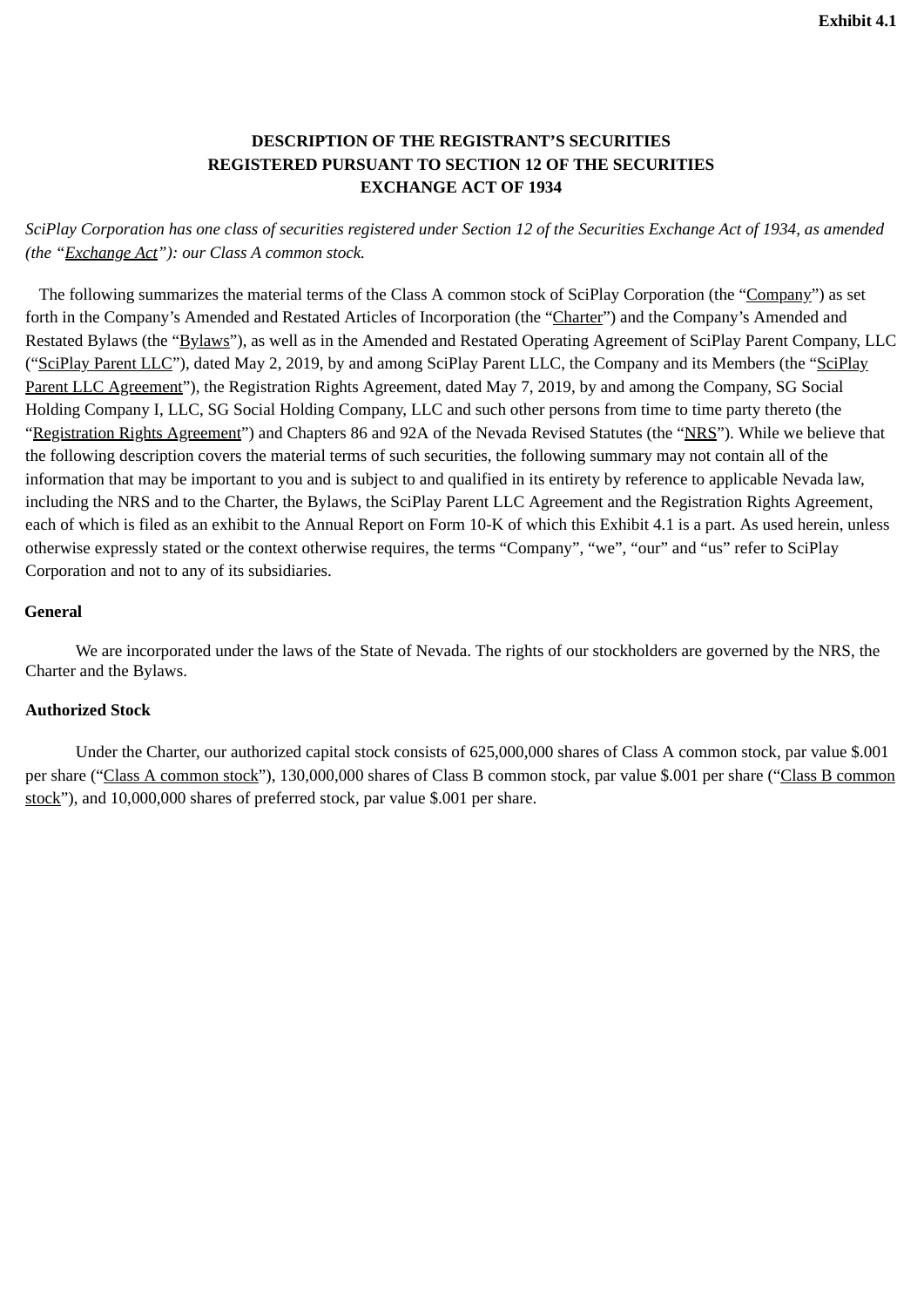**Exhibit 4.1**

**DESCRIPTION OF THE REGISTRANT'S SECURITIES REGISTERED PURSUANT TO SECTION 12 OF THE SECURITIES EXCHANGE ACT OF 1934**

*SciPlay Corporation has one class of securities registered under Section 12 of the Securities Exchange Act of 1934, as amended (the "Exchange Act"): our Class A common stock.*

The following summarizes the material terms of the Class A common stock of SciPlay Corporation (the "Company") as set forth in the Company's Amended and Restated Articles of Incorporation (the "Charter") and the Company's Amended and Restated Bylaws (the "Bylaws"), as well as in the Amended and Restated Operating Agreement of SciPlay Parent Company, LLC ("SciPlay Parent LLC"), dated May 2, 2019, by and among SciPlay Parent LLC, the Company and its Members (the "SciPlay Parent LLC Agreement"), the Registration Rights Agreement, dated May 7, 2019, by and among the Company, SG Social Holding Company I, LLC, SG Social Holding Company, LLC and such other persons from time to time party thereto (the "Registration Rights Agreement") and Chapters 86 and 92A of the Nevada Revised Statutes (the "NRS"). While we believe that the following description covers the material terms of such securities, the following summary may not contain all of the information that may be important to you and is subject to and qualified in its entirety by reference to applicable Nevada law, including the NRS and to the Charter, the Bylaws, the SciPlay Parent LLC Agreement and the Registration Rights Agreement, each of which is filed as an exhibit to the Annual Report on Form 10-K of which this Exhibit 4.1 is a part. As used herein, unless otherwise expressly stated or the context otherwise requires, the terms "Company", "we", "our" and "us" refer to SciPlay Corporation and not to any of its subsidiaries.

**General**

We are incorporated under the laws of the State of Nevada. The rights of our stockholders are governed by the NRS, the Charter and the Bylaws.

**Authorized Stock**

Under the Charter, our authorized capital stock consists of 625,000,000 shares of Class A common stock, par value $.001 per share ("Class A common stock"), 130,000,000 shares of Class B common stock, par value $.001 per share ("Class B common stock"), and 10,000,000 shares of preferred stock, par value $.001 per share.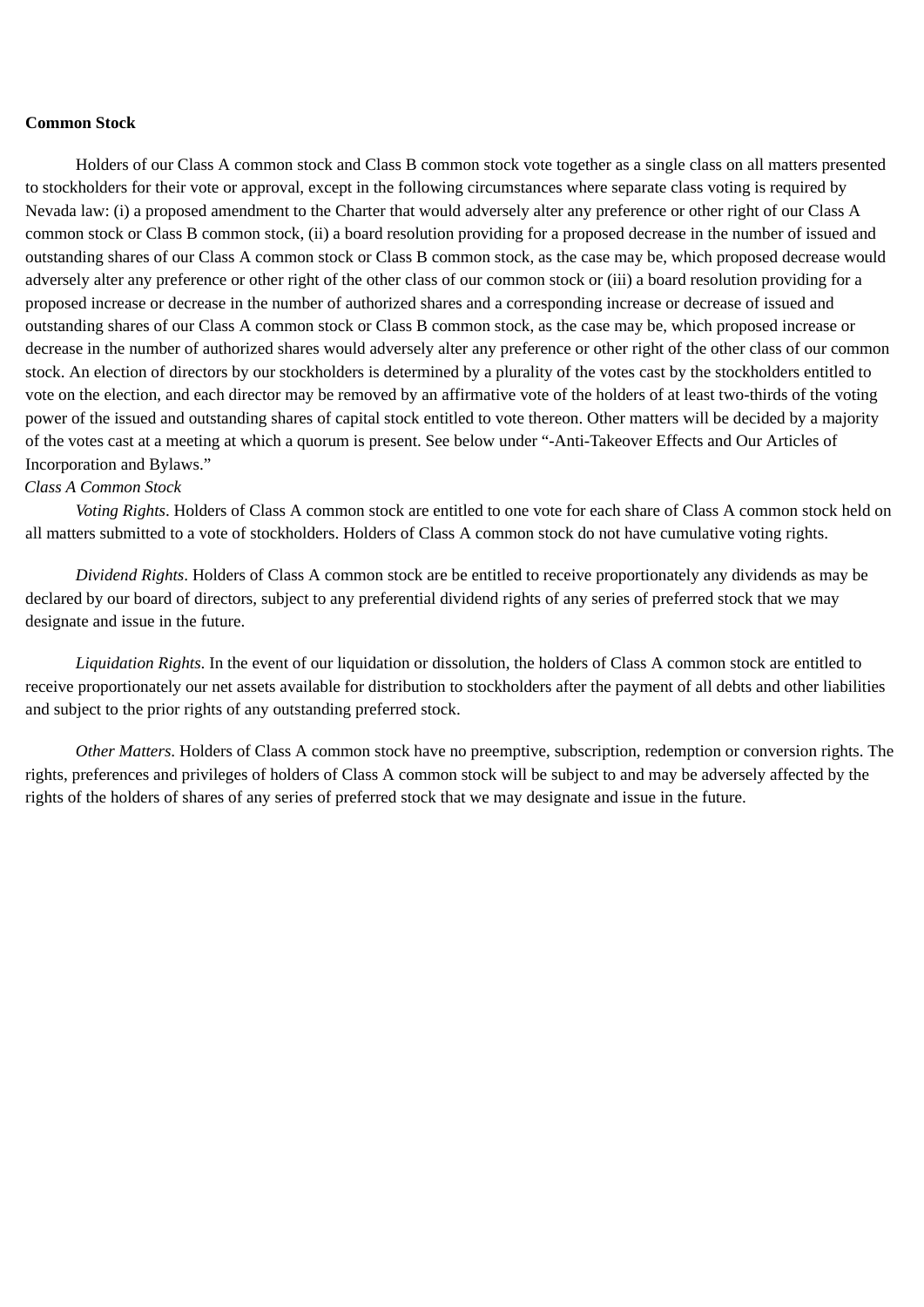**Common Stock**

Holders of our Class A common stock and Class B common stock vote together as a single class on all matters presented to stockholders for their vote or approval, except in the following circumstances where separate class voting is required by Nevada law: (i) a proposed amendment to the Charter that would adversely alter any preference or other right of our Class A common stock or Class B common stock, (ii) a board resolution providing for a proposed decrease in the number of issued and outstanding shares of our Class A common stock or Class B common stock, as the case may be, which proposed decrease would adversely alter any preference or other right of the other class of our common stock or (iii) a board resolution providing for a proposed increase or decrease in the number of authorized shares and a corresponding increase or decrease of issued and outstanding shares of our Class A common stock or Class B common stock, as the case may be, which proposed increase or decrease in the number of authorized shares would adversely alter any preference or other right of the other class of our common stock. An election of directors by our stockholders is determined by a plurality of the votes cast by the stockholders entitled to vote on the election, and each director may be removed by an affirmative vote of the holders of at least two-thirds of the voting power of the issued and outstanding shares of capital stock entitled to vote thereon. Other matters will be decided by a majority of the votes cast at a meeting at which a quorum is present. See below under "-Anti-Takeover Effects and Our Articles of Incorporation and Bylaws."

*Class A Common Stock*

*Voting Rights*. Holders of Class A common stock are entitled to one vote for each share of Class A common stock held on all matters submitted to a vote of stockholders. Holders of Class A common stock do not have cumulative voting rights.

*Dividend Rights*. Holders of Class A common stock are be entitled to receive proportionately any dividends as may be declared by our board of directors, subject to any preferential dividend rights of any series of preferred stock that we may designate and issue in the future.

*Liquidation Rights.* In the event of our liquidation or dissolution, the holders of Class A common stock are entitled to receive proportionately our net assets available for distribution to stockholders after the payment of all debts and other liabilities and subject to the prior rights of any outstanding preferred stock.

*Other Matters.* Holders of Class A common stock have no preemptive, subscription, redemption or conversion rights. The rights, preferences and privileges of holders of Class A common stock will be subject to and may be adversely affected by the rights of the holders of shares of any series of preferred stock that we may designate and issue in the future.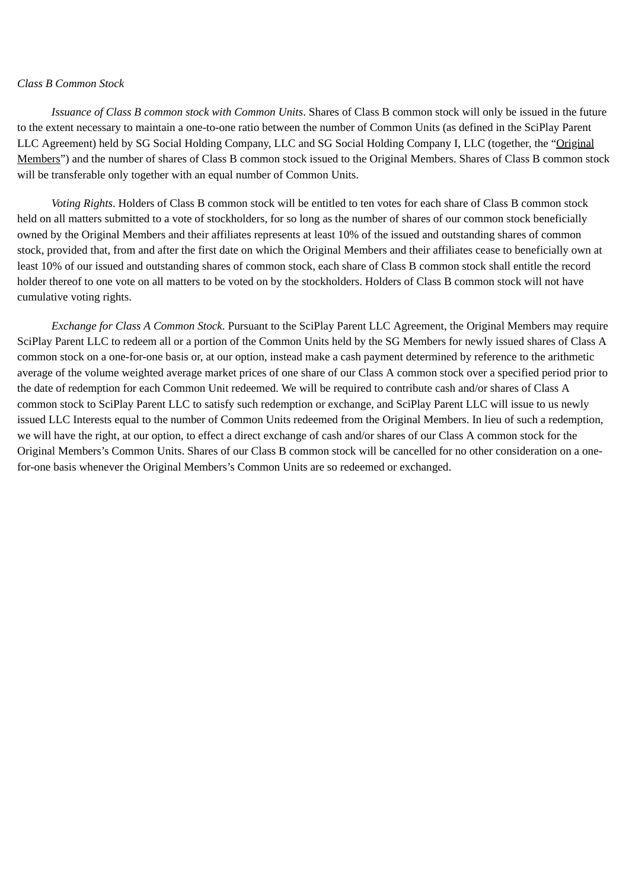*Class B Common Stock*

*Issuance of Class B common stock with Common Units*. Shares of Class B common stock will only be issued in the future to the extent necessary to maintain a one-to-one ratio between the number of Common Units (as defined in the SciPlay Parent LLC Agreement) held by SG Social Holding Company, LLC and SG Social Holding Company I, LLC (together, the "Original Members") and the number of shares of Class B common stock issued to the Original Members. Shares of Class B common stock will be transferable only together with an equal number of Common Units.

*Voting Rights*. Holders of Class B common stock will be entitled to ten votes for each share of Class B common stock held on all matters submitted to a vote of stockholders, for so long as the number of shares of our common stock beneficially owned by the Original Members and their affiliates represents at least 10% of the issued and outstanding shares of common stock, provided that, from and after the first date on which the Original Members and their affiliates cease to beneficially own at least 10% of our issued and outstanding shares of common stock, each share of Class B common stock shall entitle the record holder thereof to one vote on all matters to be voted on by the stockholders. Holders of Class B common stock will not have cumulative voting rights.

*Exchange for Class A Common Stock*. Pursuant to the SciPlay Parent LLC Agreement, the Original Members may require SciPlay Parent LLC to redeem all or a portion of the Common Units held by the SG Members for newly issued shares of Class A common stock on a one-for-one basis or, at our option, instead make a cash payment determined by reference to the arithmetic average of the volume weighted average market prices of one share of our Class A common stock over a specified period prior to the date of redemption for each Common Unit redeemed. We will be required to contribute cash and/or shares of Class A common stock to SciPlay Parent LLC to satisfy such redemption or exchange, and SciPlay Parent LLC will issue to us newly issued LLC Interests equal to the number of Common Units redeemed from the Original Members. In lieu of such a redemption, we will have the right, at our option, to effect a direct exchange of cash and/or shares of our Class A common stock for the Original Members's Common Units. Shares of our Class B common stock will be cancelled for no other consideration on a one-for-one basis whenever the Original Members's Common Units are so redeemed or exchanged.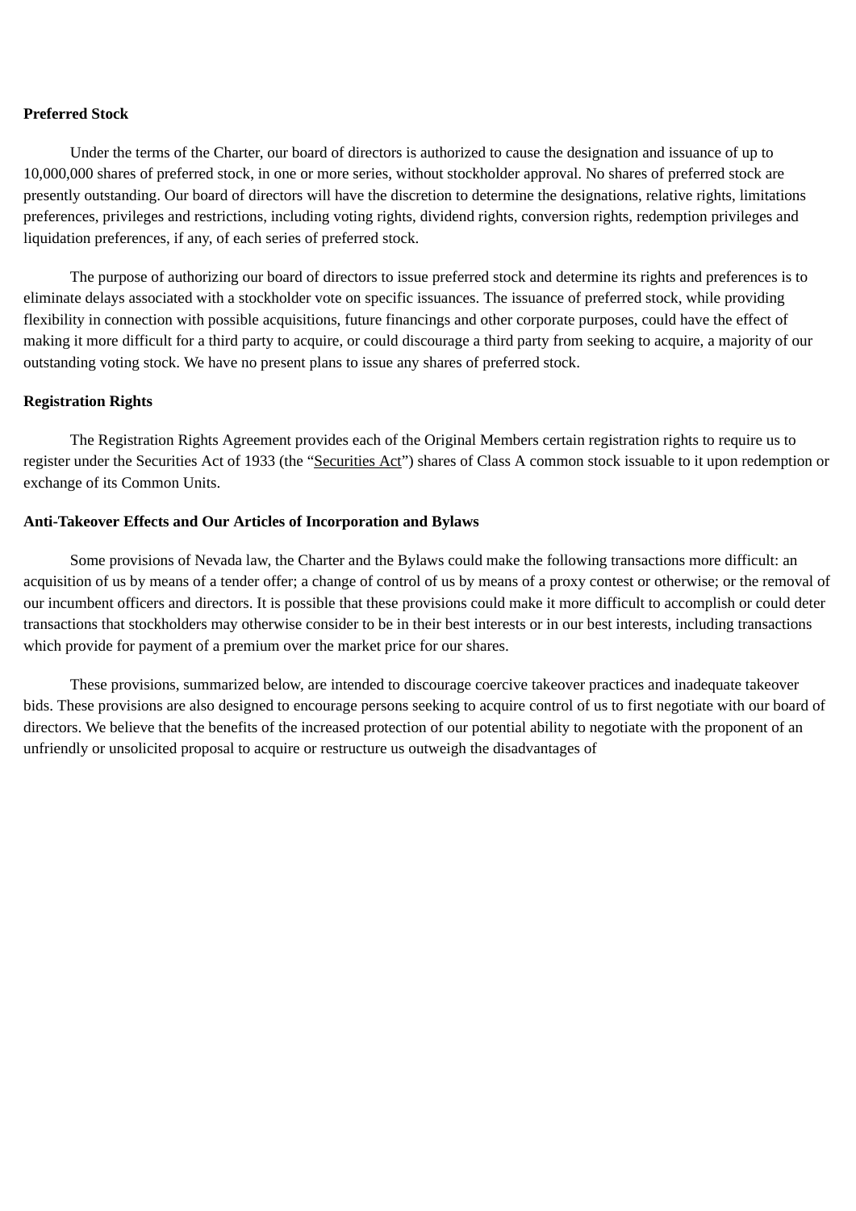**Preferred Stock**

Under the terms of the Charter, our board of directors is authorized to cause the designation and issuance of up to 10,000,000 shares of preferred stock, in one or more series, without stockholder approval. No shares of preferred stock are presently outstanding. Our board of directors will have the discretion to determine the designations, relative rights, limitations preferences, privileges and restrictions, including voting rights, dividend rights, conversion rights, redemption privileges and liquidation preferences, if any, of each series of preferred stock.

The purpose of authorizing our board of directors to issue preferred stock and determine its rights and preferences is to eliminate delays associated with a stockholder vote on specific issuances. The issuance of preferred stock, while providing flexibility in connection with possible acquisitions, future financings and other corporate purposes, could have the effect of making it more difficult for a third party to acquire, or could discourage a third party from seeking to acquire, a majority of our outstanding voting stock. We have no present plans to issue any shares of preferred stock.

**Registration Rights**

The Registration Rights Agreement provides each of the Original Members certain registration rights to require us to register under the Securities Act of 1933 (the "Securities Act") shares of Class A common stock issuable to it upon redemption or exchange of its Common Units.

**Anti-Takeover Effects and Our Articles of Incorporation and Bylaws**

Some provisions of Nevada law, the Charter and the Bylaws could make the following transactions more difficult: an acquisition of us by means of a tender offer; a change of control of us by means of a proxy contest or otherwise; or the removal of our incumbent officers and directors. It is possible that these provisions could make it more difficult to accomplish or could deter transactions that stockholders may otherwise consider to be in their best interests or in our best interests, including transactions which provide for payment of a premium over the market price for our shares.

These provisions, summarized below, are intended to discourage coercive takeover practices and inadequate takeover bids. These provisions are also designed to encourage persons seeking to acquire control of us to first negotiate with our board of directors. We believe that the benefits of the increased protection of our potential ability to negotiate with the proponent of an unfriendly or unsolicited proposal to acquire or restructure us outweigh the disadvantages of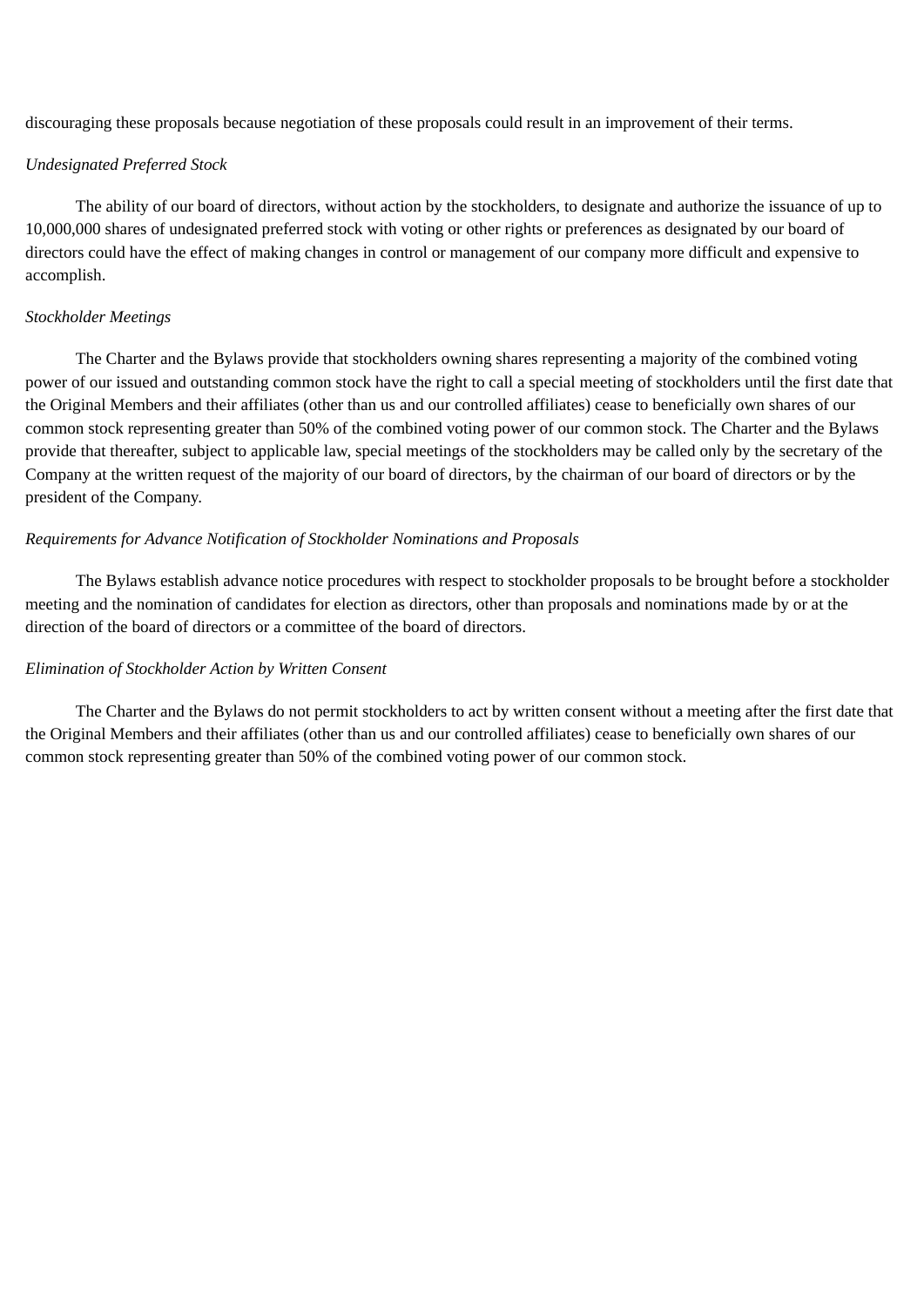discouraging these proposals because negotiation of these proposals could result in an improvement of their terms.

*Undesignated Preferred Stock*

The ability of our board of directors, without action by the stockholders, to designate and authorize the issuance of up to 10,000,000 shares of undesignated preferred stock with voting or other rights or preferences as designated by our board of directors could have the effect of making changes in control or management of our company more difficult and expensive to accomplish.

*Stockholder Meetings*

The Charter and the Bylaws provide that stockholders owning shares representing a majority of the combined voting power of our issued and outstanding common stock have the right to call a special meeting of stockholders until the first date that the Original Members and their affiliates (other than us and our controlled affiliates) cease to beneficially own shares of our common stock representing greater than 50% of the combined voting power of our common stock. The Charter and the Bylaws provide that thereafter, subject to applicable law, special meetings of the stockholders may be called only by the secretary of the Company at the written request of the majority of our board of directors, by the chairman of our board of directors or by the president of the Company.

*Requirements for Advance Notification of Stockholder Nominations and Proposals*

The Bylaws establish advance notice procedures with respect to stockholder proposals to be brought before a stockholder meeting and the nomination of candidates for election as directors, other than proposals and nominations made by or at the direction of the board of directors or a committee of the board of directors.

*Elimination of Stockholder Action by Written Consent*

The Charter and the Bylaws do not permit stockholders to act by written consent without a meeting after the first date that the Original Members and their affiliates (other than us and our controlled affiliates) cease to beneficially own shares of our common stock representing greater than 50% of the combined voting power of our common stock.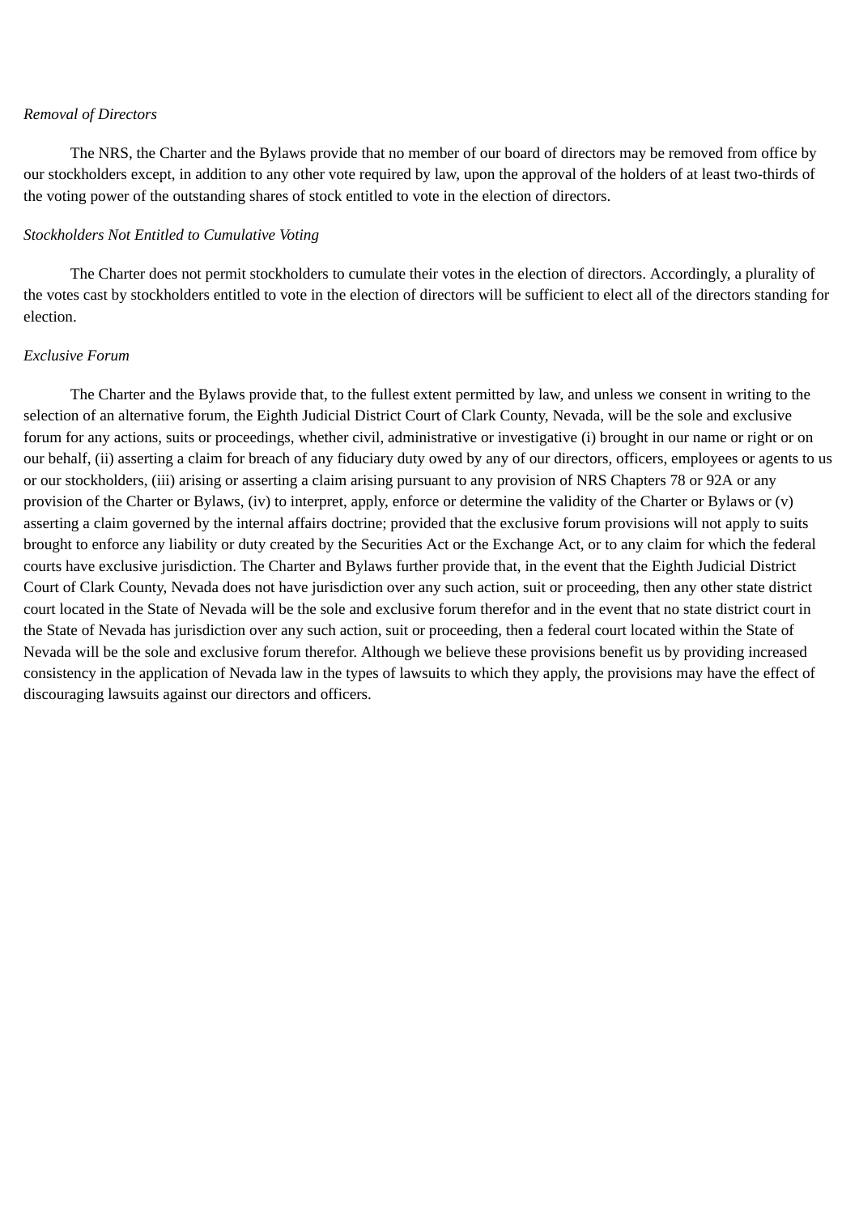*Removal of Directors*

The NRS, the Charter and the Bylaws provide that no member of our board of directors may be removed from office by our stockholders except, in addition to any other vote required by law, upon the approval of the holders of at least two-thirds of the voting power of the outstanding shares of stock entitled to vote in the election of directors.

*Stockholders Not Entitled to Cumulative Voting*

The Charter does not permit stockholders to cumulate their votes in the election of directors. Accordingly, a plurality of the votes cast by stockholders entitled to vote in the election of directors will be sufficient to elect all of the directors standing for election.

*Exclusive Forum*

The Charter and the Bylaws provide that, to the fullest extent permitted by law, and unless we consent in writing to the selection of an alternative forum, the Eighth Judicial District Court of Clark County, Nevada, will be the sole and exclusive forum for any actions, suits or proceedings, whether civil, administrative or investigative (i) brought in our name or right or on our behalf, (ii) asserting a claim for breach of any fiduciary duty owed by any of our directors, officers, employees or agents to us or our stockholders, (iii) arising or asserting a claim arising pursuant to any provision of NRS Chapters 78 or 92A or any provision of the Charter or Bylaws, (iv) to interpret, apply, enforce or determine the validity of the Charter or Bylaws or (v) asserting a claim governed by the internal affairs doctrine; provided that the exclusive forum provisions will not apply to suits brought to enforce any liability or duty created by the Securities Act or the Exchange Act, or to any claim for which the federal courts have exclusive jurisdiction. The Charter and Bylaws further provide that, in the event that the Eighth Judicial District Court of Clark County, Nevada does not have jurisdiction over any such action, suit or proceeding, then any other state district court located in the State of Nevada will be the sole and exclusive forum therefor and in the event that no state district court in the State of Nevada has jurisdiction over any such action, suit or proceeding, then a federal court located within the State of Nevada will be the sole and exclusive forum therefor. Although we believe these provisions benefit us by providing increased consistency in the application of Nevada law in the types of lawsuits to which they apply, the provisions may have the effect of discouraging lawsuits against our directors and officers.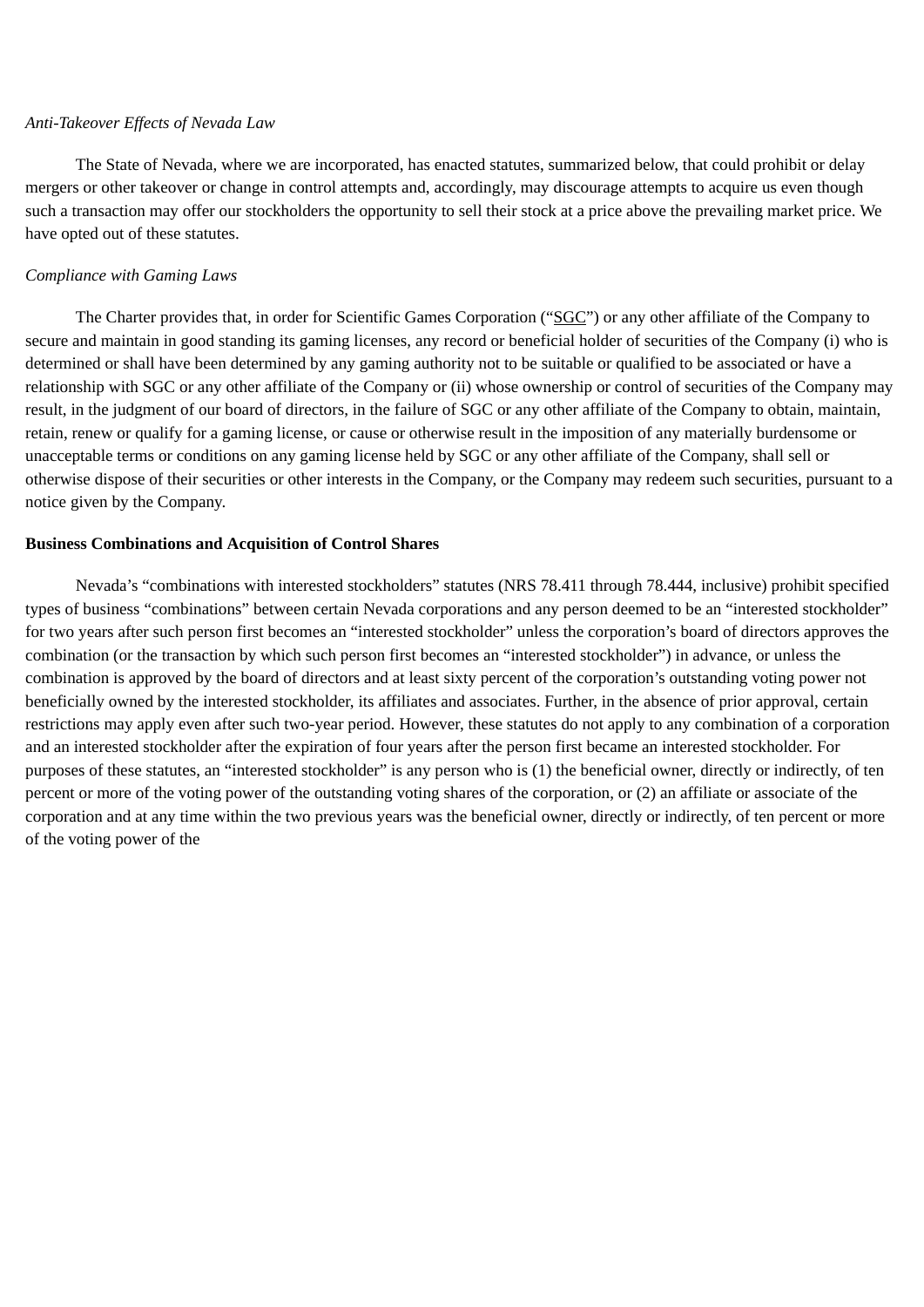*Anti-Takeover Effects of Nevada Law*

The State of Nevada, where we are incorporated, has enacted statutes, summarized below, that could prohibit or delay mergers or other takeover or change in control attempts and, accordingly, may discourage attempts to acquire us even though such a transaction may offer our stockholders the opportunity to sell their stock at a price above the prevailing market price. We have opted out of these statutes.

*Compliance with Gaming Laws*

The Charter provides that, in order for Scientific Games Corporation ("SGC") or any other affiliate of the Company to secure and maintain in good standing its gaming licenses, any record or beneficial holder of securities of the Company (i) who is determined or shall have been determined by any gaming authority not to be suitable or qualified to be associated or have a relationship with SGC or any other affiliate of the Company or (ii) whose ownership or control of securities of the Company may result, in the judgment of our board of directors, in the failure of SGC or any other affiliate of the Company to obtain, maintain, retain, renew or qualify for a gaming license, or cause or otherwise result in the imposition of any materially burdensome or unacceptable terms or conditions on any gaming license held by SGC or any other affiliate of the Company, shall sell or otherwise dispose of their securities or other interests in the Company, or the Company may redeem such securities, pursuant to a notice given by the Company.

**Business Combinations and Acquisition of Control Shares**

Nevada's "combinations with interested stockholders" statutes (NRS 78.411 through 78.444, inclusive) prohibit specified types of business "combinations" between certain Nevada corporations and any person deemed to be an "interested stockholder" for two years after such person first becomes an "interested stockholder" unless the corporation's board of directors approves the combination (or the transaction by which such person first becomes an "interested stockholder") in advance, or unless the combination is approved by the board of directors and at least sixty percent of the corporation's outstanding voting power not beneficially owned by the interested stockholder, its affiliates and associates. Further, in the absence of prior approval, certain restrictions may apply even after such two-year period. However, these statutes do not apply to any combination of a corporation and an interested stockholder after the expiration of four years after the person first became an interested stockholder. For purposes of these statutes, an "interested stockholder" is any person who is (1) the beneficial owner, directly or indirectly, of ten percent or more of the voting power of the outstanding voting shares of the corporation, or (2) an affiliate or associate of the corporation and at any time within the two previous years was the beneficial owner, directly or indirectly, of ten percent or more of the voting power of the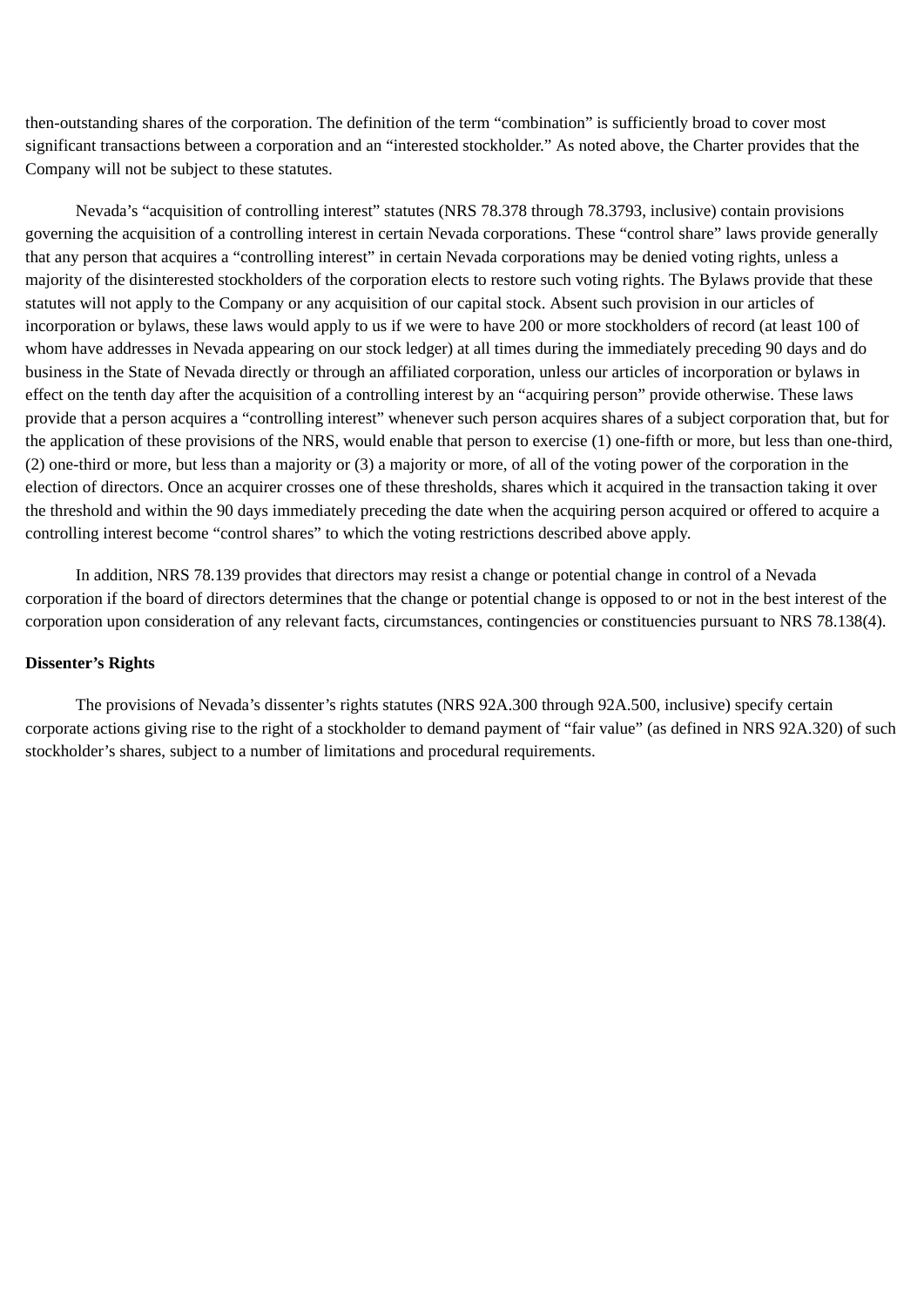then-outstanding shares of the corporation. The definition of the term "combination" is sufficiently broad to cover most significant transactions between a corporation and an "interested stockholder." As noted above, the Charter provides that the Company will not be subject to these statutes.

Nevada's "acquisition of controlling interest" statutes (NRS 78.378 through 78.3793, inclusive) contain provisions governing the acquisition of a controlling interest in certain Nevada corporations. These "control share" laws provide generally that any person that acquires a "controlling interest" in certain Nevada corporations may be denied voting rights, unless a majority of the disinterested stockholders of the corporation elects to restore such voting rights. The Bylaws provide that these statutes will not apply to the Company or any acquisition of our capital stock. Absent such provision in our articles of incorporation or bylaws, these laws would apply to us if we were to have 200 or more stockholders of record (at least 100 of whom have addresses in Nevada appearing on our stock ledger) at all times during the immediately preceding 90 days and do business in the State of Nevada directly or through an affiliated corporation, unless our articles of incorporation or bylaws in effect on the tenth day after the acquisition of a controlling interest by an "acquiring person" provide otherwise. These laws provide that a person acquires a "controlling interest" whenever such person acquires shares of a subject corporation that, but for the application of these provisions of the NRS, would enable that person to exercise (1) one-fifth or more, but less than one-third, (2) one-third or more, but less than a majority or (3) a majority or more, of all of the voting power of the corporation in the election of directors. Once an acquirer crosses one of these thresholds, shares which it acquired in the transaction taking it over the threshold and within the 90 days immediately preceding the date when the acquiring person acquired or offered to acquire a controlling interest become "control shares" to which the voting restrictions described above apply.

In addition, NRS 78.139 provides that directors may resist a change or potential change in control of a Nevada corporation if the board of directors determines that the change or potential change is opposed to or not in the best interest of the corporation upon consideration of any relevant facts, circumstances, contingencies or constituencies pursuant to NRS 78.138(4).

**Dissenter's Rights**

The provisions of Nevada's dissenter's rights statutes (NRS 92A.300 through 92A.500, inclusive) specify certain corporate actions giving rise to the right of a stockholder to demand payment of "fair value" (as defined in NRS 92A.320) of such stockholder's shares, subject to a number of limitations and procedural requirements.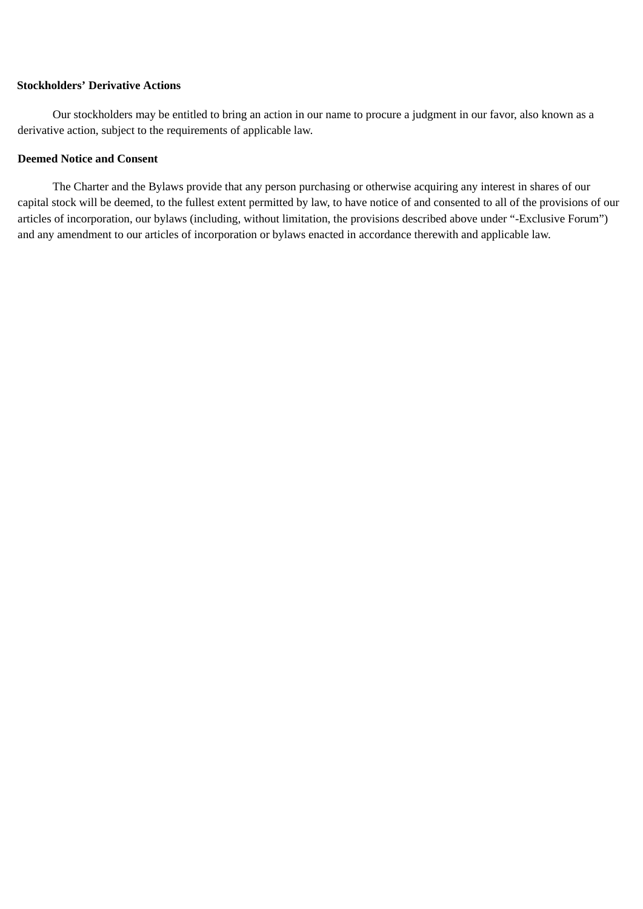**Stockholders' Derivative Actions**

Our stockholders may be entitled to bring an action in our name to procure a judgment in our favor, also known as a derivative action, subject to the requirements of applicable law.

**Deemed Notice and Consent**

The Charter and the Bylaws provide that any person purchasing or otherwise acquiring any interest in shares of our capital stock will be deemed, to the fullest extent permitted by law, to have notice of and consented to all of the provisions of our articles of incorporation, our bylaws (including, without limitation, the provisions described above under "-Exclusive Forum") and any amendment to our articles of incorporation or bylaws enacted in accordance therewith and applicable law.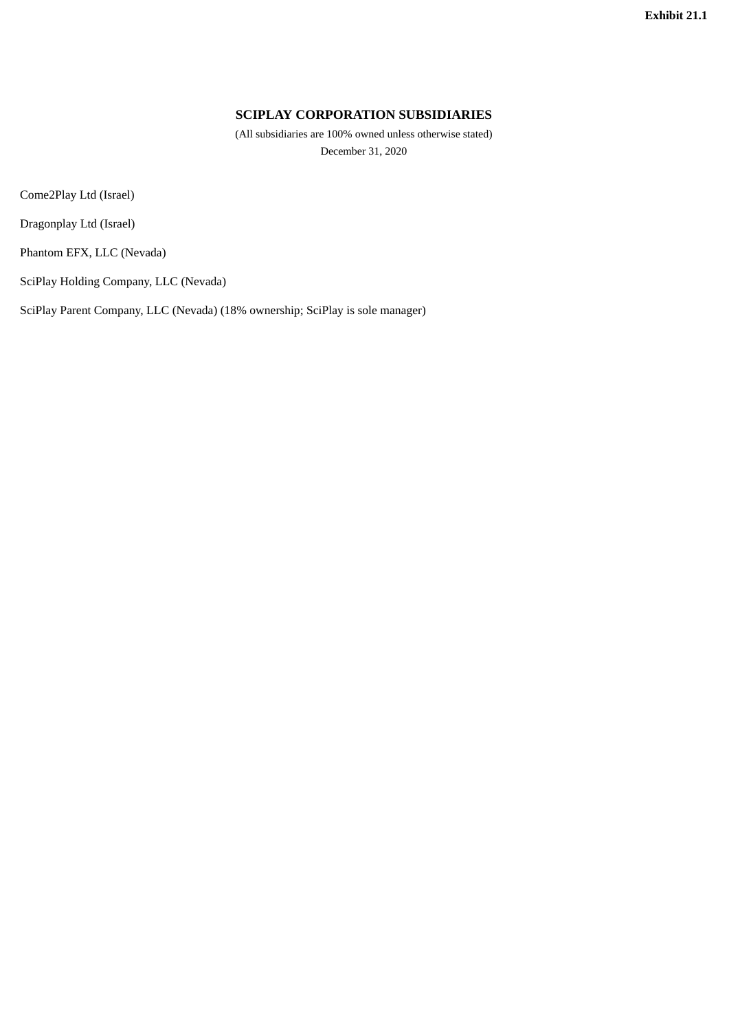**Exhibit 21.1**

# SCIPLAY CORPORATION SUBSIDIARIES

(All subsidiaries are 100% owned unless otherwise stated)

December 31, 2020

Come2Play Ltd (Israel)

Dragonplay Ltd (Israel)

Phantom EFX, LLC (Nevada)

SciPlay Holding Company, LLC (Nevada)

SciPlay Parent Company, LLC (Nevada) (18% ownership; SciPlay is sole manager)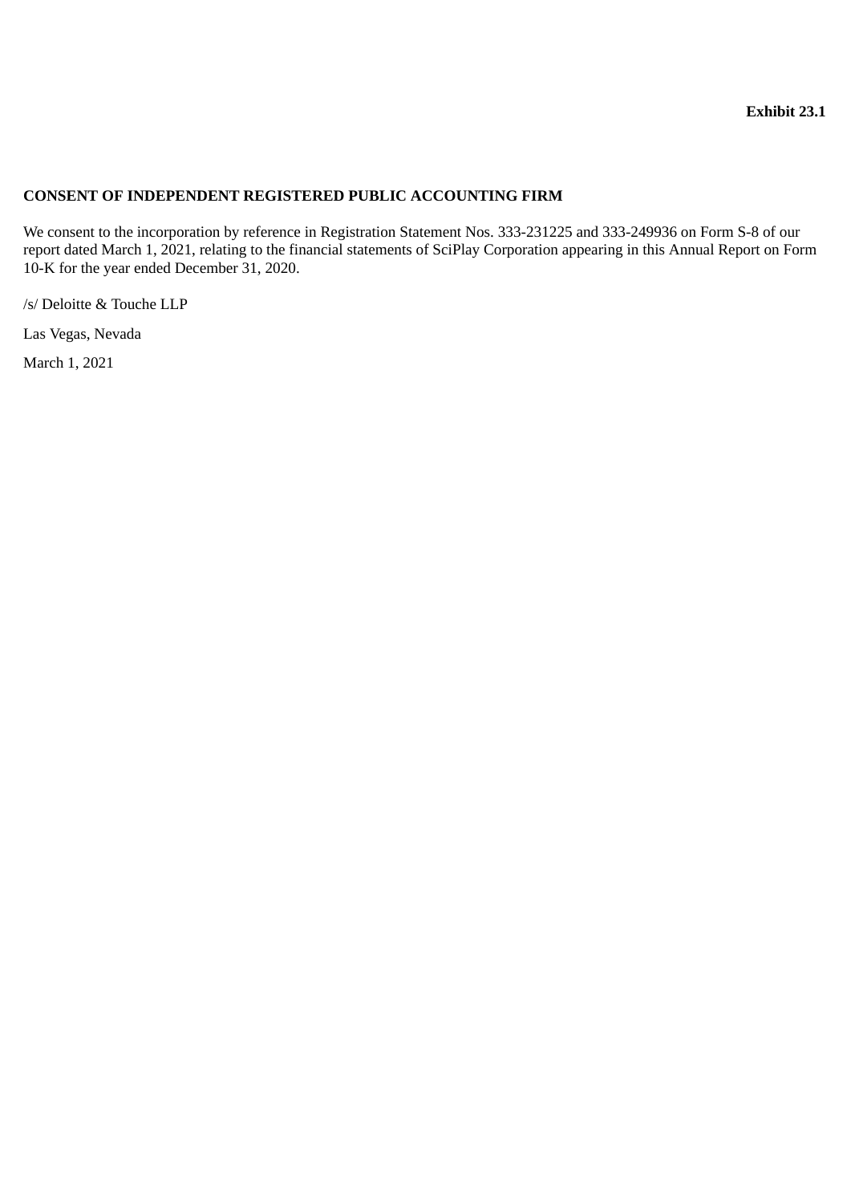**Exhibit 23.1**

**CONSENT OF INDEPENDENT REGISTERED PUBLIC ACCOUNTING FIRM**

We consent to the incorporation by reference in Registration Statement Nos. 333-231225 and 333-249936 on Form S-8 of our report dated March 1, 2021, relating to the financial statements of SciPlay Corporation appearing in this Annual Report on Form 10-K for the year ended December 31, 2020.

/s/ Deloitte & Touche LLP

Las Vegas, Nevada

March 1, 2021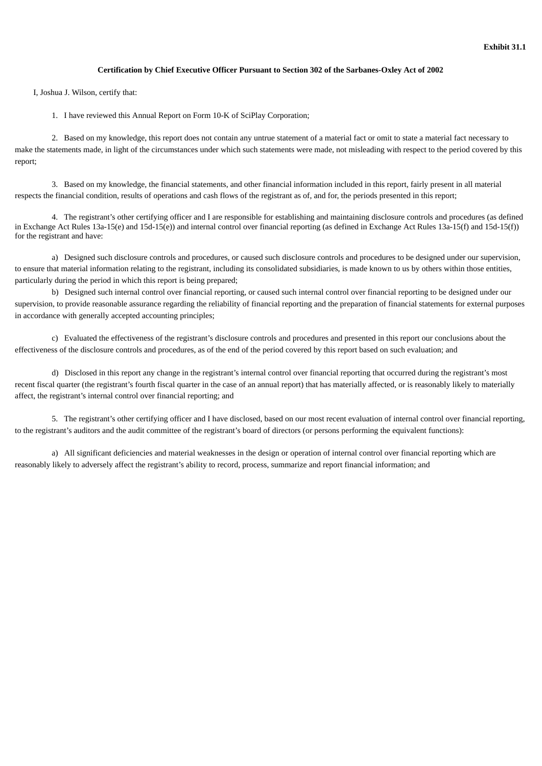**Exhibit 31.1**

**Certification by Chief Executive Officer Pursuant to Section 302 of the Sarbanes-Oxley Act of 2002**

I, Joshua J. Wilson, certify that:

1. I have reviewed this Annual Report on Form 10-K of SciPlay Corporation;

2. Based on my knowledge, this report does not contain any untrue statement of a material fact or omit to state a material fact necessary to make the statements made, in light of the circumstances under which such statements were made, not misleading with respect to the period covered by this report;

3. Based on my knowledge, the financial statements, and other financial information included in this report, fairly present in all material respects the financial condition, results of operations and cash flows of the registrant as of, and for, the periods presented in this report;

4. The registrant's other certifying officer and I are responsible for establishing and maintaining disclosure controls and procedures (as defined in Exchange Act Rules 13a-15(e) and 15d-15(e)) and internal control over financial reporting (as defined in Exchange Act Rules 13a-15(f) and 15d-15(f)) for the registrant and have:

a) Designed such disclosure controls and procedures, or caused such disclosure controls and procedures to be designed under our supervision, to ensure that material information relating to the registrant, including its consolidated subsidiaries, is made known to us by others within those entities, particularly during the period in which this report is being prepared;

b) Designed such internal control over financial reporting, or caused such internal control over financial reporting to be designed under our supervision, to provide reasonable assurance regarding the reliability of financial reporting and the preparation of financial statements for external purposes in accordance with generally accepted accounting principles;

c) Evaluated the effectiveness of the registrant's disclosure controls and procedures and presented in this report our conclusions about the effectiveness of the disclosure controls and procedures, as of the end of the period covered by this report based on such evaluation; and

d) Disclosed in this report any change in the registrant's internal control over financial reporting that occurred during the registrant's most recent fiscal quarter (the registrant's fourth fiscal quarter in the case of an annual report) that has materially affected, or is reasonably likely to materially affect, the registrant's internal control over financial reporting; and

5. The registrant's other certifying officer and I have disclosed, based on our most recent evaluation of internal control over financial reporting, to the registrant's auditors and the audit committee of the registrant's board of directors (or persons performing the equivalent functions):

a) All significant deficiencies and material weaknesses in the design or operation of internal control over financial reporting which are reasonably likely to adversely affect the registrant's ability to record, process, summarize and report financial information; and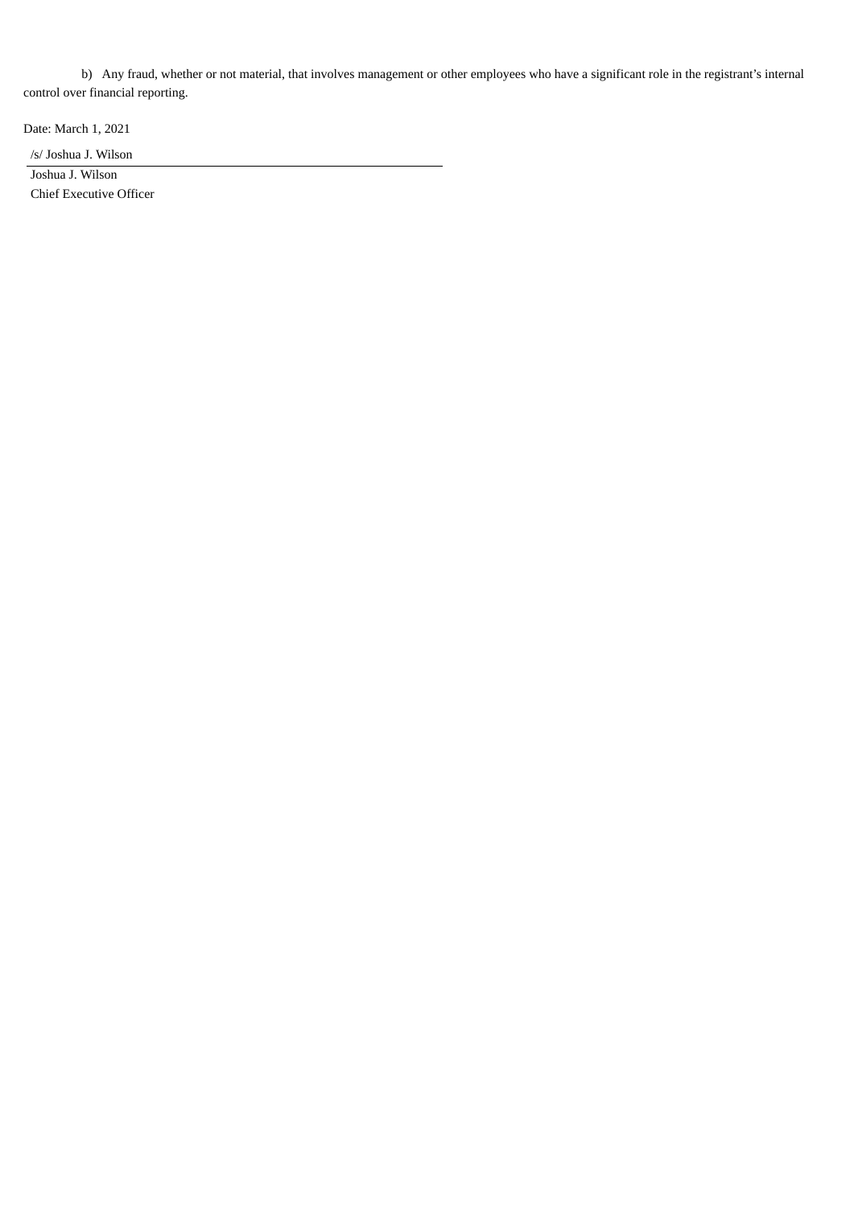b) Any fraud, whether or not material, that involves management or other employees who have a significant role in the registrant's internal control over financial reporting.

Date: March 1, 2021

/s/ Joshua J. Wilson

Joshua J. Wilson
Chief Executive Officer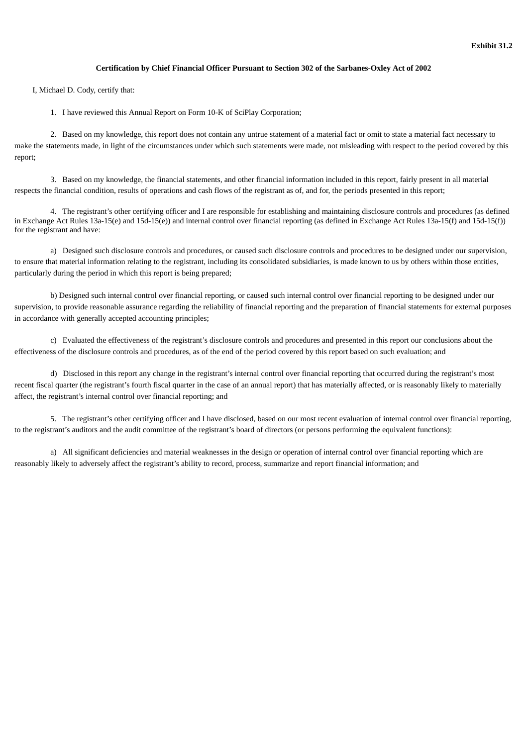**Exhibit 31.2**

**Certification by Chief Financial Officer Pursuant to Section 302 of the Sarbanes-Oxley Act of 2002**

I, Michael D. Cody, certify that:

1. I have reviewed this Annual Report on Form 10-K of SciPlay Corporation;

2. Based on my knowledge, this report does not contain any untrue statement of a material fact or omit to state a material fact necessary to make the statements made, in light of the circumstances under which such statements were made, not misleading with respect to the period covered by this report;

3. Based on my knowledge, the financial statements, and other financial information included in this report, fairly present in all material respects the financial condition, results of operations and cash flows of the registrant as of, and for, the periods presented in this report;

4. The registrant's other certifying officer and I are responsible for establishing and maintaining disclosure controls and procedures (as defined in Exchange Act Rules 13a-15(e) and 15d-15(e)) and internal control over financial reporting (as defined in Exchange Act Rules 13a-15(f) and 15d-15(f)) for the registrant and have:

a) Designed such disclosure controls and procedures, or caused such disclosure controls and procedures to be designed under our supervision, to ensure that material information relating to the registrant, including its consolidated subsidiaries, is made known to us by others within those entities, particularly during the period in which this report is being prepared;

b) Designed such internal control over financial reporting, or caused such internal control over financial reporting to be designed under our supervision, to provide reasonable assurance regarding the reliability of financial reporting and the preparation of financial statements for external purposes in accordance with generally accepted accounting principles;

c) Evaluated the effectiveness of the registrant's disclosure controls and procedures and presented in this report our conclusions about the effectiveness of the disclosure controls and procedures, as of the end of the period covered by this report based on such evaluation; and

d) Disclosed in this report any change in the registrant's internal control over financial reporting that occurred during the registrant's most recent fiscal quarter (the registrant's fourth fiscal quarter in the case of an annual report) that has materially affected, or is reasonably likely to materially affect, the registrant's internal control over financial reporting; and

5. The registrant's other certifying officer and I have disclosed, based on our most recent evaluation of internal control over financial reporting, to the registrant's auditors and the audit committee of the registrant's board of directors (or persons performing the equivalent functions):

a) All significant deficiencies and material weaknesses in the design or operation of internal control over financial reporting which are reasonably likely to adversely affect the registrant's ability to record, process, summarize and report financial information; and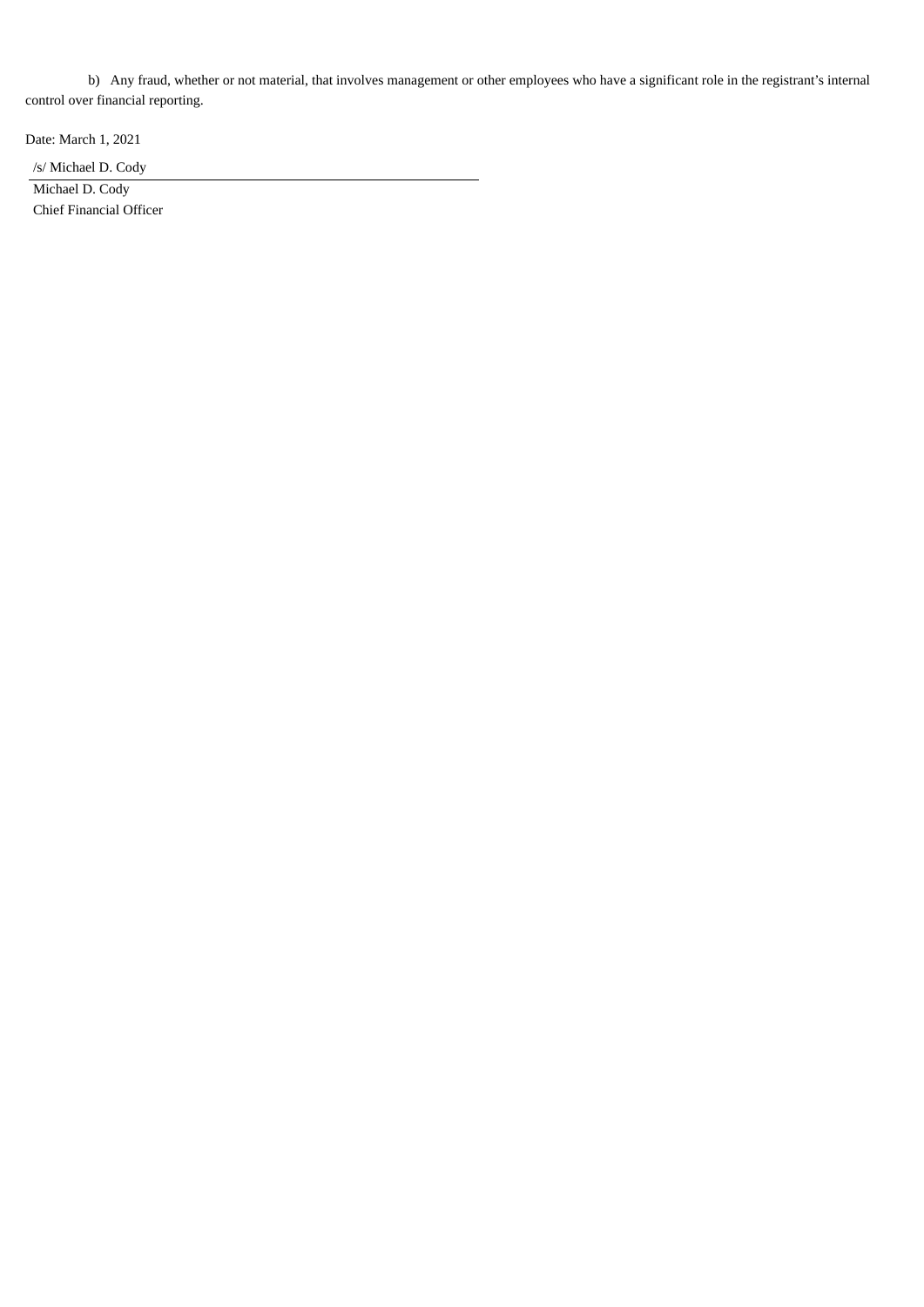b) Any fraud, whether or not material, that involves management or other employees who have a significant role in the registrant's internal control over financial reporting.

Date: March 1, 2021

/s/ Michael D. Cody

Michael D. Cody
Chief Financial Officer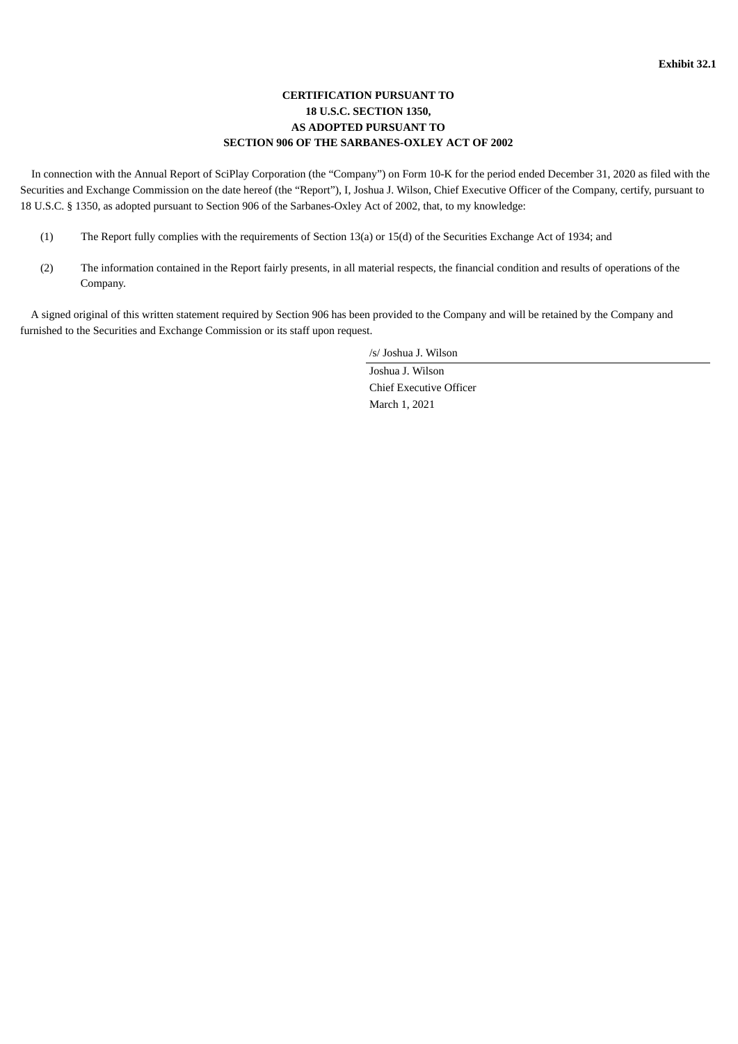**Exhibit 32.1**

**CERTIFICATION PURSUANT TO**
**18 U.S.C. SECTION 1350,**
**AS ADOPTED PURSUANT TO**
**SECTION 906 OF THE SARBANES-OXLEY ACT OF 2002**

In connection with the Annual Report of SciPlay Corporation (the "Company") on Form 10-K for the period ended December 31, 2020 as filed with the Securities and Exchange Commission on the date hereof (the "Report"), I, Joshua J. Wilson, Chief Executive Officer of the Company, certify, pursuant to 18 U.S.C. § 1350, as adopted pursuant to Section 906 of the Sarbanes-Oxley Act of 2002, that, to my knowledge:

(1) The Report fully complies with the requirements of Section 13(a) or 15(d) of the Securities Exchange Act of 1934; and

(2) The information contained in the Report fairly presents, in all material respects, the financial condition and results of operations of the Company.

A signed original of this written statement required by Section 906 has been provided to the Company and will be retained by the Company and furnished to the Securities and Exchange Commission or its staff upon request.

/s/ Joshua J. Wilson

Joshua J. Wilson
Chief Executive Officer
March 1, 2021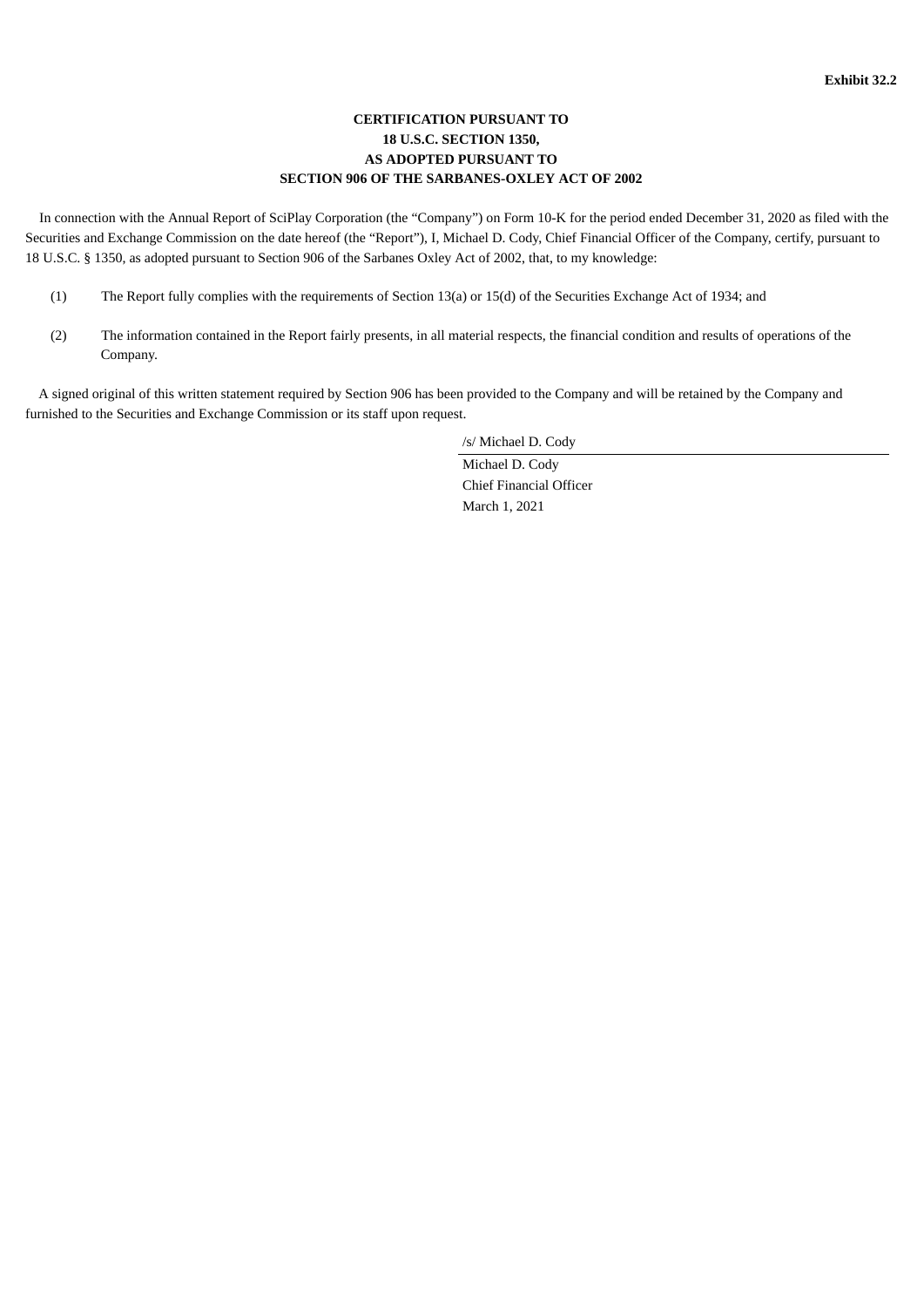**Exhibit 32.2**

**CERTIFICATION PURSUANT TO**
**18 U.S.C. SECTION 1350,**
**AS ADOPTED PURSUANT TO**
**SECTION 906 OF THE SARBANES-OXLEY ACT OF 2002**

In connection with the Annual Report of SciPlay Corporation (the "Company") on Form 10-K for the period ended December 31, 2020 as filed with the Securities and Exchange Commission on the date hereof (the "Report"), I, Michael D. Cody, Chief Financial Officer of the Company, certify, pursuant to 18 U.S.C. § 1350, as adopted pursuant to Section 906 of the Sarbanes Oxley Act of 2002, that, to my knowledge:

(1) The Report fully complies with the requirements of Section 13(a) or 15(d) of the Securities Exchange Act of 1934; and

(2) The information contained in the Report fairly presents, in all material respects, the financial condition and results of operations of the Company.

A signed original of this written statement required by Section 906 has been provided to the Company and will be retained by the Company and furnished to the Securities and Exchange Commission or its staff upon request.

/s/ Michael D. Cody

Michael D. Cody
Chief Financial Officer
March 1, 2021